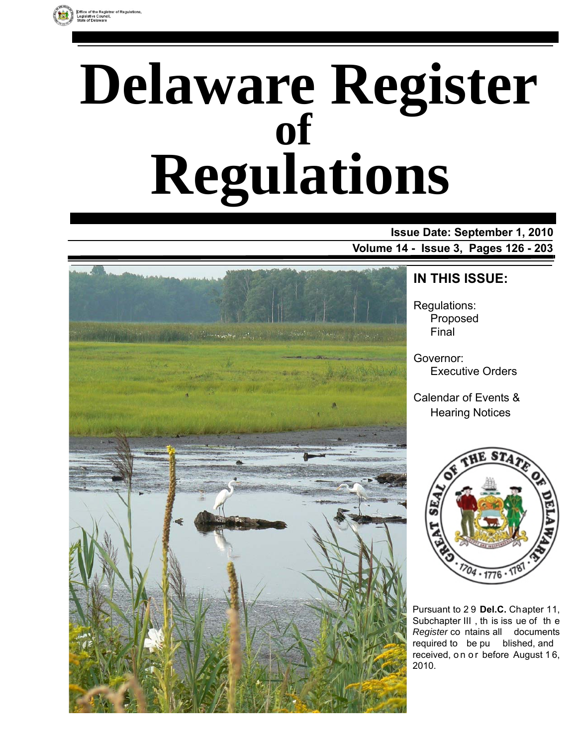Office of the Registrar of Regulations, Legislative Council, State of Delaware

# Delaware Register of Regulations

**Issue Date: September 1, 2010**

**Volume 14 - Issue 3, Pages 126 - 203**

## IN THIS ISSUE:

Regulations:
- Proposed
- Final

Governor:
- Executive Orders

Calendar of Events & Hearing Notices

Pursuant to 29 **Del.C.** Chapter 11, Subchapter III, this issue of the *Register* contains all documents required to be published, and received, on or before August 16, 2010.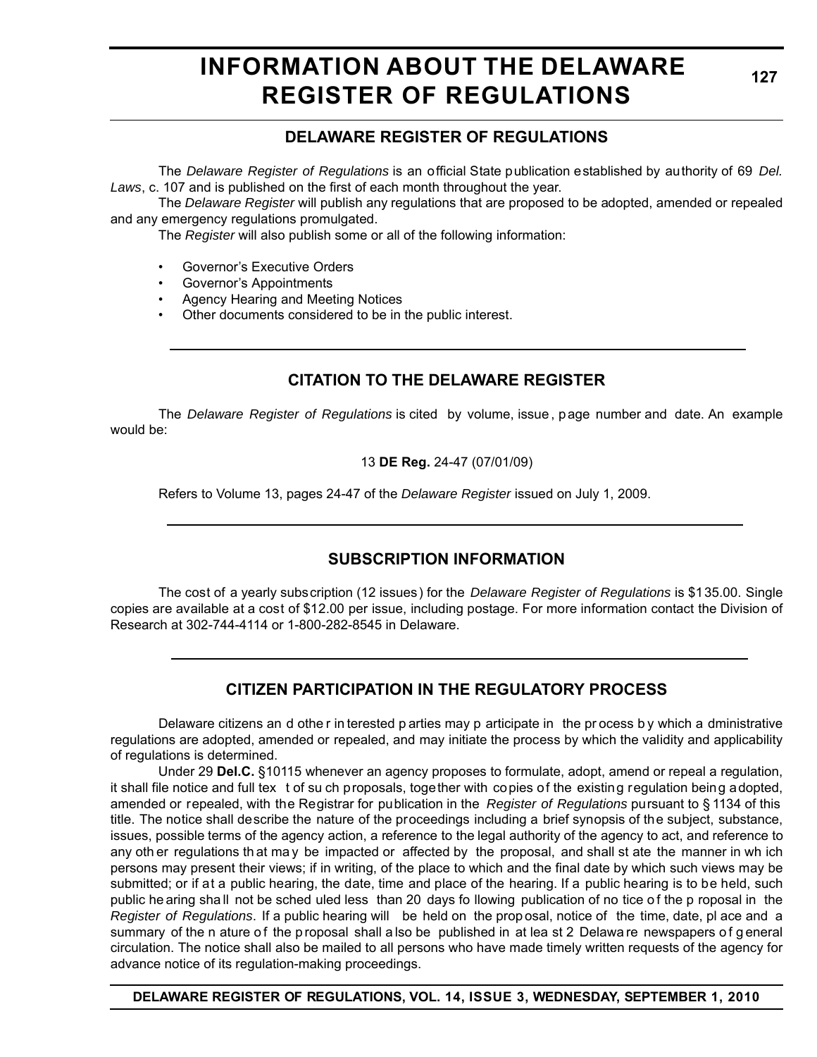# INFORMATION ABOUT THE DELAWARE REGISTER OF REGULATIONS

## DELAWARE REGISTER OF REGULATIONS

The *Delaware Register of Regulations* is an official State publication established by authority of 69 *Del. Laws*, c. 107 and is published on the first of each month throughout the year.

The *Delaware Register* will publish any regulations that are proposed to be adopted, amended or repealed and any emergency regulations promulgated.

The *Register* will also publish some or all of the following information:

- Governor's Executive Orders
- Governor's Appointments
- Agency Hearing and Meeting Notices
- Other documents considered to be in the public interest.

## CITATION TO THE DELAWARE REGISTER

The *Delaware Register of Regulations* is cited by volume, issue, page number and date. An example would be:

13 **DE Reg.** 24-47 (07/01/09)

Refers to Volume 13, pages 24-47 of the *Delaware Register* issued on July 1, 2009.

## SUBSCRIPTION INFORMATION

The cost of a yearly subscription (12 issues) for the *Delaware Register of Regulations* is $135.00. Single copies are available at a cost of $12.00 per issue, including postage. For more information contact the Division of Research at 302-744-4114 or 1-800-282-8545 in Delaware.

## CITIZEN PARTICIPATION IN THE REGULATORY PROCESS

Delaware citizens and other interested parties may participate in the process by which administrative regulations are adopted, amended or repealed, and may initiate the process by which the validity and applicability of regulations is determined.

Under 29 **Del.C.** §10115 whenever an agency proposes to formulate, adopt, amend or repeal a regulation, it shall file notice and full text of such proposals, together with copies of the existing regulation being adopted, amended or repealed, with the Registrar for publication in the *Register of Regulations* pursuant to § 1134 of this title. The notice shall describe the nature of the proceedings including a brief synopsis of the subject, substance, issues, possible terms of the agency action, a reference to the legal authority of the agency to act, and reference to any other regulations that may be impacted or affected by the proposal, and shall state the manner in which persons may present their views; if in writing, of the place to which and the final date by which such views may be submitted; or if at a public hearing, the date, time and place of the hearing. If a public hearing is to be held, such public hearing shall not be scheduled less than 20 days following publication of notice of the proposal in the *Register of Regulations*. If a public hearing will be held on the proposal, notice of the time, date, place and a summary of the nature of the proposal shall also be published in at least 2 Delaware newspapers of general circulation. The notice shall also be mailed to all persons who have made timely written requests of the agency for advance notice of its regulation-making proceedings.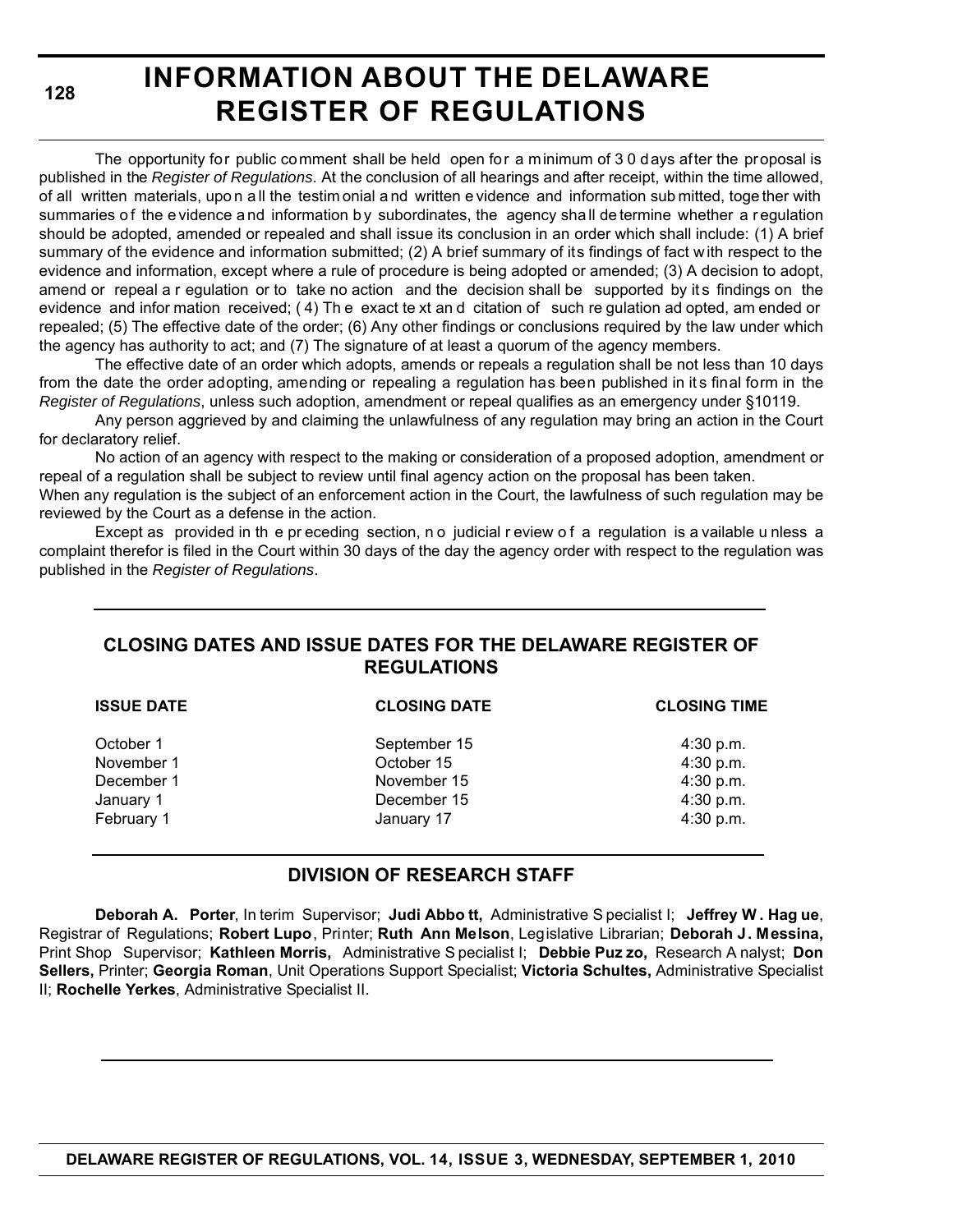# INFORMATION ABOUT THE DELAWARE REGISTER OF REGULATIONS

The opportunity for public comment shall be held open for a minimum of 30 days after the proposal is published in the *Register of Regulations*. At the conclusion of all hearings and after receipt, within the time allowed, of all written materials, upon all the testimonial and written evidence and information submitted, together with summaries of the evidence and information by subordinates, the agency shall determine whether a regulation should be adopted, amended or repealed and shall issue its conclusion in an order which shall include: (1) A brief summary of the evidence and information submitted; (2) A brief summary of its findings of fact with respect to the evidence and information, except where a rule of procedure is being adopted or amended; (3) A decision to adopt, amend or repeal a regulation or to take no action and the decision shall be supported by its findings on the evidence and information received; (4) The exact text and citation of such regulation adopted, amended or repealed; (5) The effective date of the order; (6) Any other findings or conclusions required by the law under which the agency has authority to act; and (7) The signature of at least a quorum of the agency members.

The effective date of an order which adopts, amends or repeals a regulation shall be not less than 10 days from the date the order adopting, amending or repealing a regulation has been published in its final form in the *Register of Regulations*, unless such adoption, amendment or repeal qualifies as an emergency under §10119.

Any person aggrieved by and claiming the unlawfulness of any regulation may bring an action in the Court for declaratory relief.

No action of an agency with respect to the making or consideration of a proposed adoption, amendment or repeal of a regulation shall be subject to review until final agency action on the proposal has been taken.

When any regulation is the subject of an enforcement action in the Court, the lawfulness of such regulation may be reviewed by the Court as a defense in the action.

Except as provided in the preceding section, no judicial review of a regulation is available unless a complaint therefor is filed in the Court within 30 days of the day the agency order with respect to the regulation was published in the *Register of Regulations*.

## CLOSING DATES AND ISSUE DATES FOR THE DELAWARE REGISTER OF REGULATIONS

| ISSUE DATE | CLOSING DATE | CLOSING TIME |
|---|---|---|
| October 1 | September 15 | 4:30 p.m. |
| November 1 | October 15 | 4:30 p.m. |
| December 1 | November 15 | 4:30 p.m. |
| January 1 | December 15 | 4:30 p.m. |
| February 1 | January 17 | 4:30 p.m. |

## DIVISION OF RESEARCH STAFF

**Deborah A. Porter**, Interim Supervisor; **Judi Abbott,** Administrative Specialist I; **Jeffrey W. Hague**, Registrar of Regulations; **Robert Lupo**, Printer; **Ruth Ann Melson**, Legislative Librarian; **Deborah J. Messina,** Print Shop Supervisor; **Kathleen Morris,** Administrative Specialist I; **Debbie Puzzo,** Research Analyst; **Don Sellers,** Printer; **Georgia Roman**, Unit Operations Support Specialist; **Victoria Schultes,** Administrative Specialist II; **Rochelle Yerkes**, Administrative Specialist II.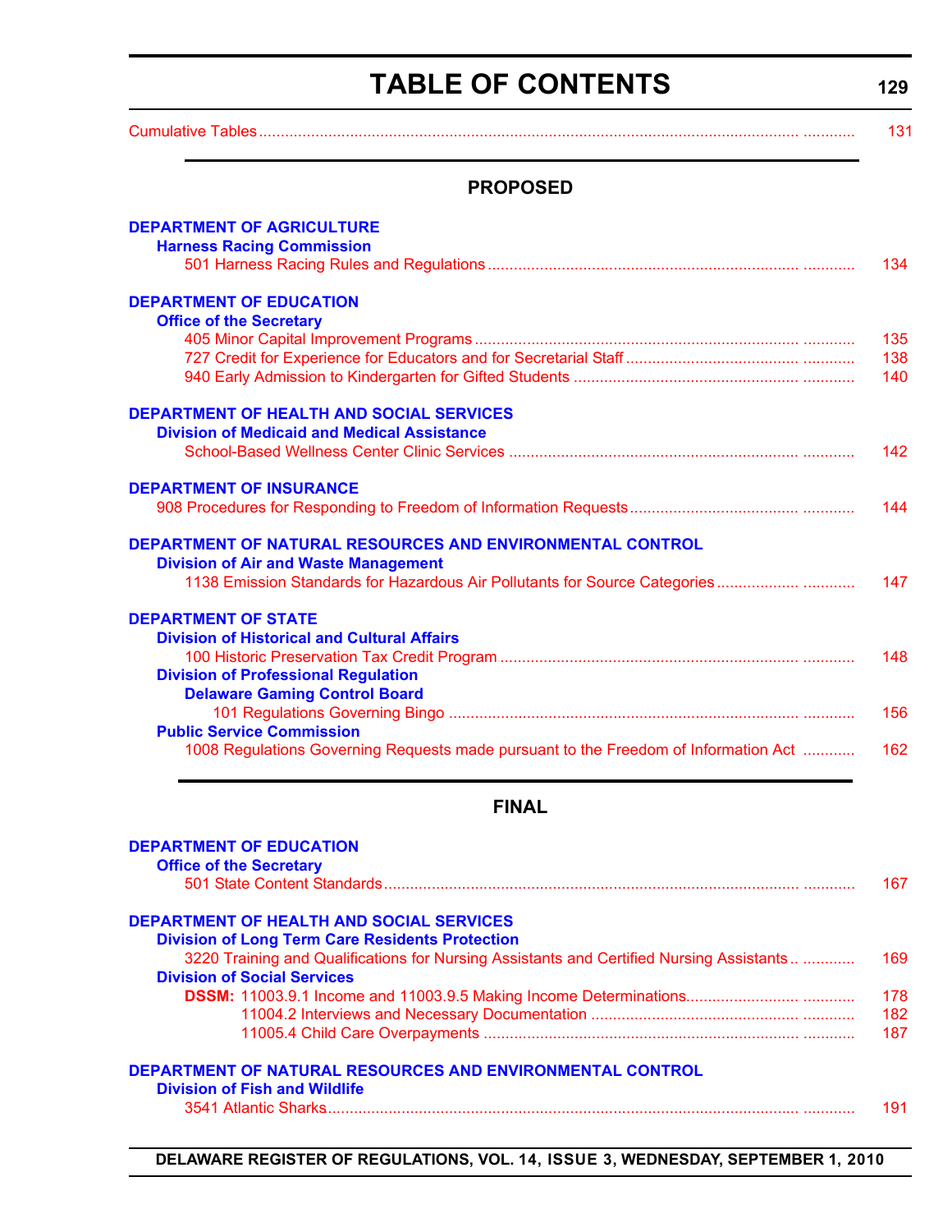# TABLE OF CONTENTS

Cumulative Tables ............ 131

## PROPOSED

**DEPARTMENT OF AGRICULTURE**

**Harness Racing Commission**

501 Harness Racing Rules and Regulations ............ 134

**DEPARTMENT OF EDUCATION**

**Office of the Secretary**

405 Minor Capital Improvement Programs ............ 135

727 Credit for Experience for Educators and for Secretarial Staff ............ 138

940 Early Admission to Kindergarten for Gifted Students ............ 140

**DEPARTMENT OF HEALTH AND SOCIAL SERVICES**

**Division of Medicaid and Medical Assistance**

School-Based Wellness Center Clinic Services ............ 142

**DEPARTMENT OF INSURANCE**

908 Procedures for Responding to Freedom of Information Requests ............ 144

**DEPARTMENT OF NATURAL RESOURCES AND ENVIRONMENTAL CONTROL**

**Division of Air and Waste Management**

1138 Emission Standards for Hazardous Air Pollutants for Source Categories ............ 147

**DEPARTMENT OF STATE**

**Division of Historical and Cultural Affairs**

100 Historic Preservation Tax Credit Program ............ 148

**Division of Professional Regulation**

**Delaware Gaming Control Board**

101 Regulations Governing Bingo ............ 156

**Public Service Commission**

1008 Regulations Governing Requests made pursuant to the Freedom of Information Act ............ 162

## FINAL

**DEPARTMENT OF EDUCATION**

**Office of the Secretary**

501 State Content Standards ............ 167

**DEPARTMENT OF HEALTH AND SOCIAL SERVICES**

**Division of Long Term Care Residents Protection**

3220 Training and Qualifications for Nursing Assistants and Certified Nursing Assistants ............ 169

**Division of Social Services**

**DSSM:** 11003.9.1 Income and 11003.9.5 Making Income Determinations ............ 178

11004.2 Interviews and Necessary Documentation ............ 182

11005.4 Child Care Overpayments ............ 187

**DEPARTMENT OF NATURAL RESOURCES AND ENVIRONMENTAL CONTROL**

**Division of Fish and Wildlife**

3541 Atlantic Sharks ............ 191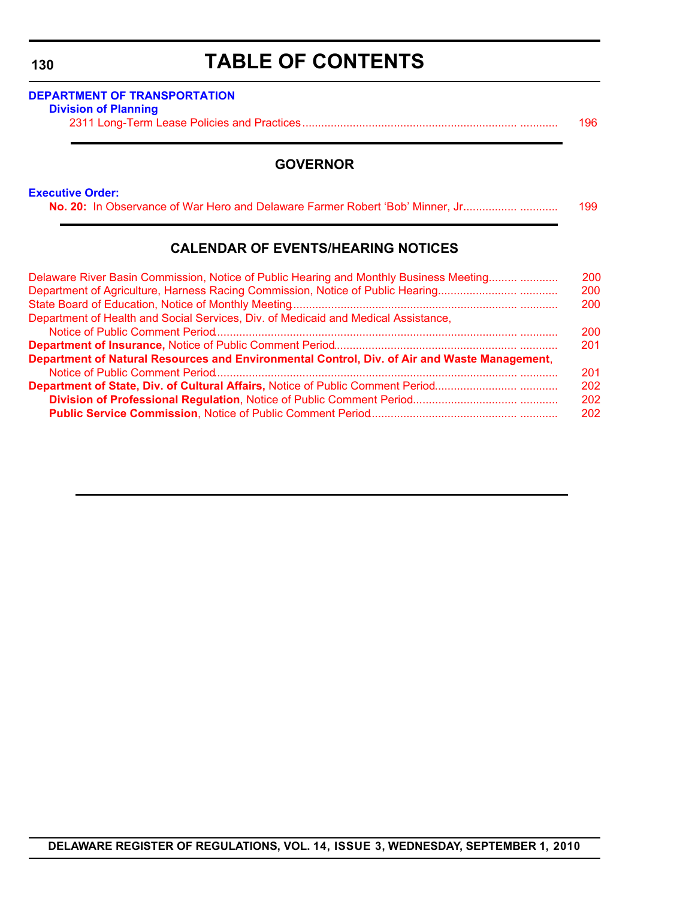# TABLE OF CONTENTS

**DEPARTMENT OF TRANSPORTATION**

**Division of Planning**

2311 Long-Term Lease Policies and Practices ........................................................................ ............ 196

## GOVERNOR

**Executive Order:**

**No. 20:** In Observance of War Hero and Delaware Farmer Robert 'Bob' Minner, Jr................. ............ 199

## CALENDAR OF EVENTS/HEARING NOTICES

Delaware River Basin Commission, Notice of Public Hearing and Monthly Business Meeting......... ............ 200

Department of Agriculture, Harness Racing Commission, Notice of Public Hearing........................ ............ 200

State Board of Education, Notice of Monthly Meeting...................................................................... ............ 200

Department of Health and Social Services, Div. of Medicaid and Medical Assistance,
Notice of Public Comment Period............................................................................................ ............ 200

**Department of Insurance,** Notice of Public Comment Period........................................................ ............ 201

**Department of Natural Resources and Environmental Control, Div. of Air and Waste Management**,
Notice of Public Comment Period............................................................................................ ............ 201

**Department of State, Div. of Cultural Affairs,** Notice of Public Comment Period......................... ............ 202

**Division of Professional Regulation**, Notice of Public Comment Period............................... ............ 202

**Public Service Commission**, Notice of Public Comment Period............................................ ............ 202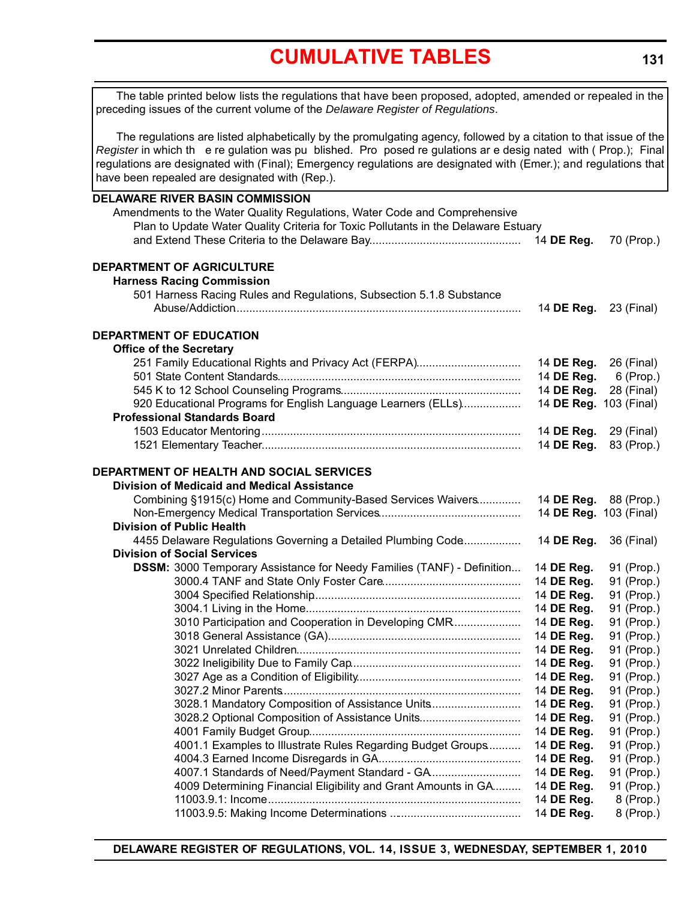# CUMULATIVE TABLES

The table printed below lists the regulations that have been proposed, adopted, amended or repealed in the preceding issues of the current volume of the *Delaware Register of Regulations*.

The regulations are listed alphabetically by the promulgating agency, followed by a citation to that issue of the *Register* in which the regulation was published. Proposed regulations are designated with (Prop.); Final regulations are designated with (Final); Emergency regulations are designated with (Emer.); and regulations that have been repealed are designated with (Rep.).

**DELAWARE RIVER BASIN COMMISSION**

Amendments to the Water Quality Regulations, Water Code and Comprehensive Plan to Update Water Quality Criteria for Toxic Pollutants in the Delaware Estuary and Extend These Criteria to the Delaware Bay....... 14 **DE Reg.** 70 (Prop.)

**DEPARTMENT OF AGRICULTURE**

**Harness Racing Commission**

501 Harness Racing Rules and Regulations, Subsection 5.1.8 Substance Abuse/Addiction....... 14 **DE Reg.** 23 (Final)

**DEPARTMENT OF EDUCATION**

**Office of the Secretary**

| Regulation | Citation | Page |
|---|---|---|
| 251 Family Educational Rights and Privacy Act (FERPA) | 14 **DE Reg.** | 26 (Final) |
| 501 State Content Standards | 14 **DE Reg.** | 6 (Prop.) |
| 545 K to 12 School Counseling Programs | 14 **DE Reg.** | 28 (Final) |
| 920 Educational Programs for English Language Learners (ELLs) | 14 **DE Reg.** | 103 (Final) |

**Professional Standards Board**

| Regulation | Citation | Page |
|---|---|---|
| 1503 Educator Mentoring | 14 **DE Reg.** | 29 (Final) |
| 1521 Elementary Teacher | 14 **DE Reg.** | 83 (Prop.) |

**DEPARTMENT OF HEALTH AND SOCIAL SERVICES**

**Division of Medicaid and Medical Assistance**

| Regulation | Citation | Page |
|---|---|---|
| Combining §1915(c) Home and Community-Based Services Waivers | 14 **DE Reg.** | 88 (Prop.) |
| Non-Emergency Medical Transportation Services | 14 **DE Reg.** | 103 (Final) |

**Division of Public Health**

| Regulation | Citation | Page |
|---|---|---|
| 4455 Delaware Regulations Governing a Detailed Plumbing Code | 14 **DE Reg.** | 36 (Final) |

**Division of Social Services**

| Regulation | Citation | Page |
|---|---|---|
| **DSSM:** 3000 Temporary Assistance for Needy Families (TANF) - Definition | 14 **DE Reg.** | 91 (Prop.) |
| 3000.4 TANF and State Only Foster Care | 14 **DE Reg.** | 91 (Prop.) |
| 3004 Specified Relationship | 14 **DE Reg.** | 91 (Prop.) |
| 3004.1 Living in the Home | 14 **DE Reg.** | 91 (Prop.) |
| 3010 Participation and Cooperation in Developing CMR | 14 **DE Reg.** | 91 (Prop.) |
| 3018 General Assistance (GA) | 14 **DE Reg.** | 91 (Prop.) |
| 3021 Unrelated Children | 14 **DE Reg.** | 91 (Prop.) |
| 3022 Ineligibility Due to Family Cap | 14 **DE Reg.** | 91 (Prop.) |
| 3027 Age as a Condition of Eligibility | 14 **DE Reg.** | 91 (Prop.) |
| 3027.2 Minor Parents | 14 **DE Reg.** | 91 (Prop.) |
| 3028.1 Mandatory Composition of Assistance Units | 14 **DE Reg.** | 91 (Prop.) |
| 3028.2 Optional Composition of Assistance Units | 14 **DE Reg.** | 91 (Prop.) |
| 4001 Family Budget Group | 14 **DE Reg.** | 91 (Prop.) |
| 4001.1 Examples to Illustrate Rules Regarding Budget Groups | 14 **DE Reg.** | 91 (Prop.) |
| 4004.3 Earned Income Disregards in GA | 14 **DE Reg.** | 91 (Prop.) |
| 4007.1 Standards of Need/Payment Standard - GA | 14 **DE Reg.** | 91 (Prop.) |
| 4009 Determining Financial Eligibility and Grant Amounts in GA | 14 **DE Reg.** | 91 (Prop.) |
| 11003.9.1: Income | 14 **DE Reg.** | 8 (Prop.) |
| 11003.9.5: Making Income Determinations | 14 **DE Reg.** | 8 (Prop.) |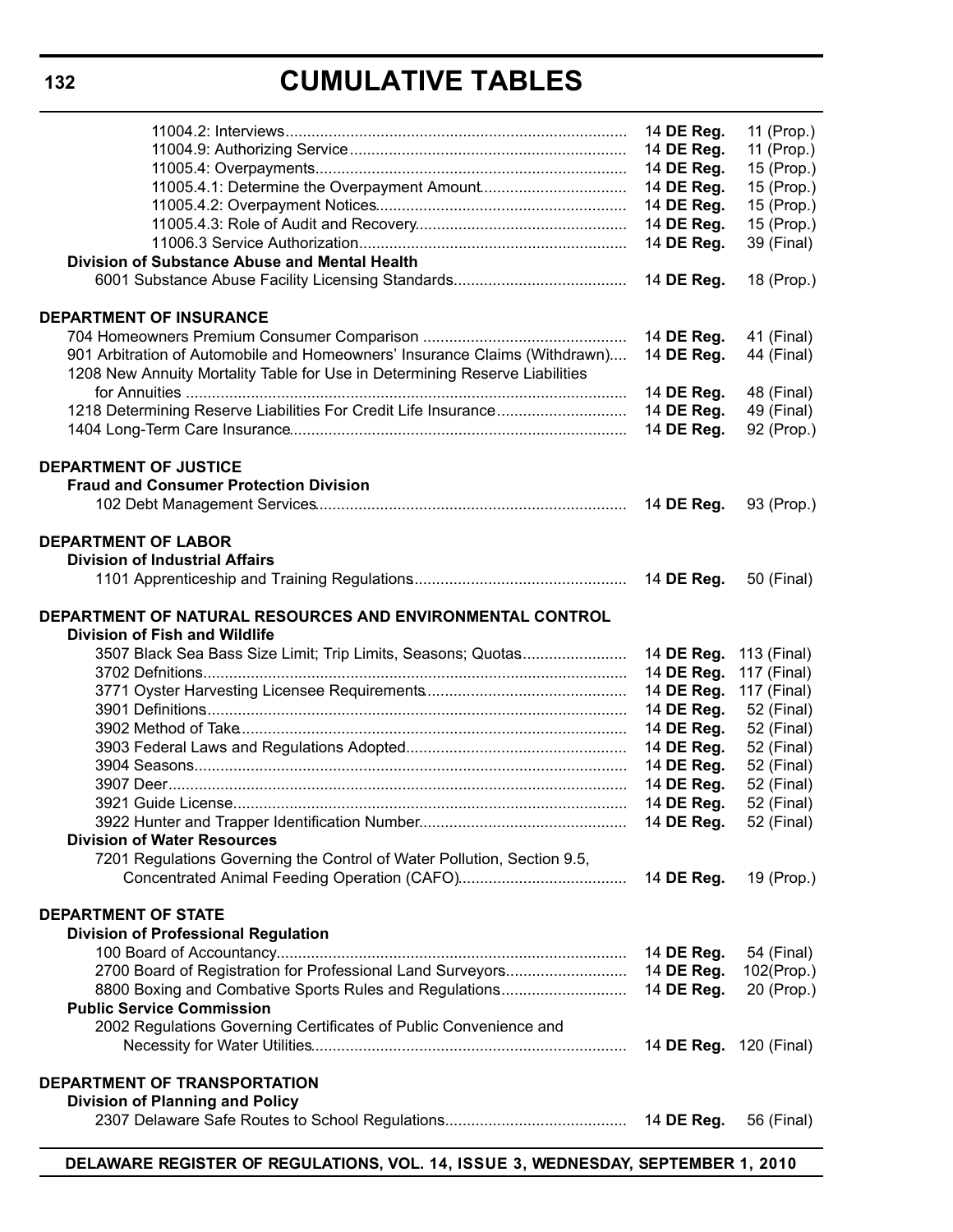# CUMULATIVE TABLES

| | | |
|---|---|---|
| 11004.2: Interviews | 14 **DE Reg.** | 11 (Prop.) |
| 11004.9: Authorizing Service | 14 **DE Reg.** | 11 (Prop.) |
| 11005.4: Overpayments | 14 **DE Reg.** | 15 (Prop.) |
| 11005.4.1: Determine the Overpayment Amount | 14 **DE Reg.** | 15 (Prop.) |
| 11005.4.2: Overpayment Notices | 14 **DE Reg.** | 15 (Prop.) |
| 11005.4.3: Role of Audit and Recovery | 14 **DE Reg.** | 15 (Prop.) |
| 11006.3 Service Authorization | 14 **DE Reg.** | 39 (Final) |
| **Division of Substance Abuse and Mental Health** | | |
| 6001 Substance Abuse Facility Licensing Standards | 14 **DE Reg.** | 18 (Prop.) |
| | | |
| **DEPARTMENT OF INSURANCE** | | |
| 704 Homeowners Premium Consumer Comparison | 14 **DE Reg.** | 41 (Final) |
| 901 Arbitration of Automobile and Homeowners' Insurance Claims (Withdrawn) | 14 **DE Reg.** | 44 (Final) |
| 1208 New Annuity Mortality Table for Use in Determining Reserve Liabilities for Annuities | 14 **DE Reg.** | 48 (Final) |
| 1218 Determining Reserve Liabilities For Credit Life Insurance | 14 **DE Reg.** | 49 (Final) |
| 1404 Long-Term Care Insurance | 14 **DE Reg.** | 92 (Prop.) |
| | | |
| **DEPARTMENT OF JUSTICE** | | |
| **Fraud and Consumer Protection Division** | | |
| 102 Debt Management Services | 14 **DE Reg.** | 93 (Prop.) |
| | | |
| **DEPARTMENT OF LABOR** | | |
| **Division of Industrial Affairs** | | |
| 1101 Apprenticeship and Training Regulations | 14 **DE Reg.** | 50 (Final) |
| | | |
| **DEPARTMENT OF NATURAL RESOURCES AND ENVIRONMENTAL CONTROL** | | |
| **Division of Fish and Wildlife** | | |
| 3507 Black Sea Bass Size Limit; Trip Limits, Seasons; Quotas | 14 **DE Reg.** | 113 (Final) |
| 3702 Defnitions | 14 **DE Reg.** | 117 (Final) |
| 3771 Oyster Harvesting Licensee Requirements | 14 **DE Reg.** | 117 (Final) |
| 3901 Definitions | 14 **DE Reg.** | 52 (Final) |
| 3902 Method of Take | 14 **DE Reg.** | 52 (Final) |
| 3903 Federal Laws and Regulations Adopted | 14 **DE Reg.** | 52 (Final) |
| 3904 Seasons | 14 **DE Reg.** | 52 (Final) |
| 3907 Deer | 14 **DE Reg.** | 52 (Final) |
| 3921 Guide License | 14 **DE Reg.** | 52 (Final) |
| 3922 Hunter and Trapper Identification Number | 14 **DE Reg.** | 52 (Final) |
| **Division of Water Resources** | | |
| 7201 Regulations Governing the Control of Water Pollution, Section 9.5, Concentrated Animal Feeding Operation (CAFO) | 14 **DE Reg.** | 19 (Prop.) |
| | | |
| **DEPARTMENT OF STATE** | | |
| **Division of Professional Regulation** | | |
| 100 Board of Accountancy | 14 **DE Reg.** | 54 (Final) |
| 2700 Board of Registration for Professional Land Surveyors | 14 **DE Reg.** | 102(Prop.) |
| 8800 Boxing and Combative Sports Rules and Regulations | 14 **DE Reg.** | 20 (Prop.) |
| **Public Service Commission** | | |
| 2002 Regulations Governing Certificates of Public Convenience and Necessity for Water Utilities | 14 **DE Reg.** | 120 (Final) |
| | | |
| **DEPARTMENT OF TRANSPORTATION** | | |
| **Division of Planning and Policy** | | |
| 2307 Delaware Safe Routes to School Regulations | 14 **DE Reg.** | 56 (Final) |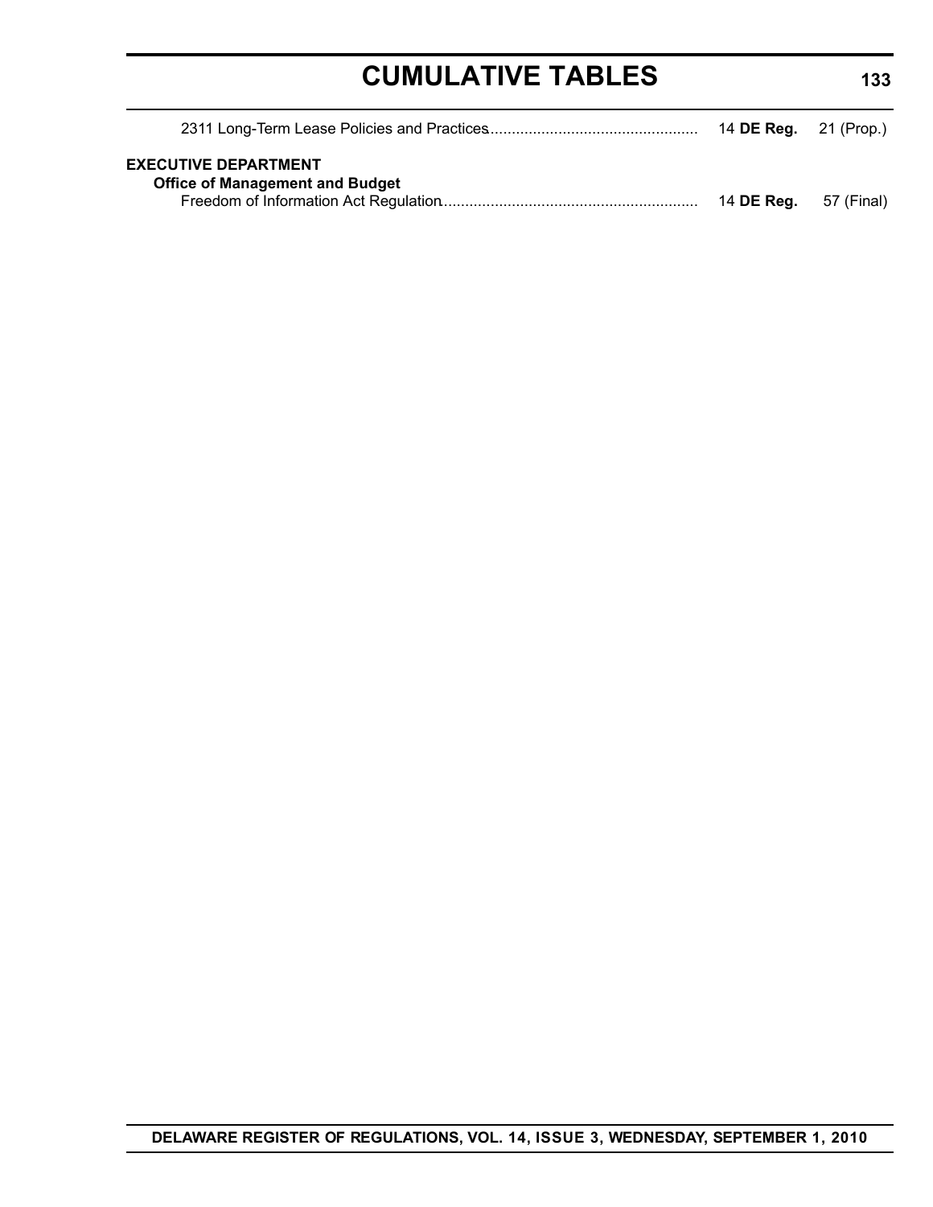| | | |
|---|---|---|
| 2311 Long-Term Lease Policies and Practices | 14 **DE Reg.** | 21 (Prop.) |

**EXECUTIVE DEPARTMENT**

**Office of Management and Budget**

| | | |
|---|---|---|
| Freedom of Information Act Regulation | 14 **DE Reg.** | 57 (Final) |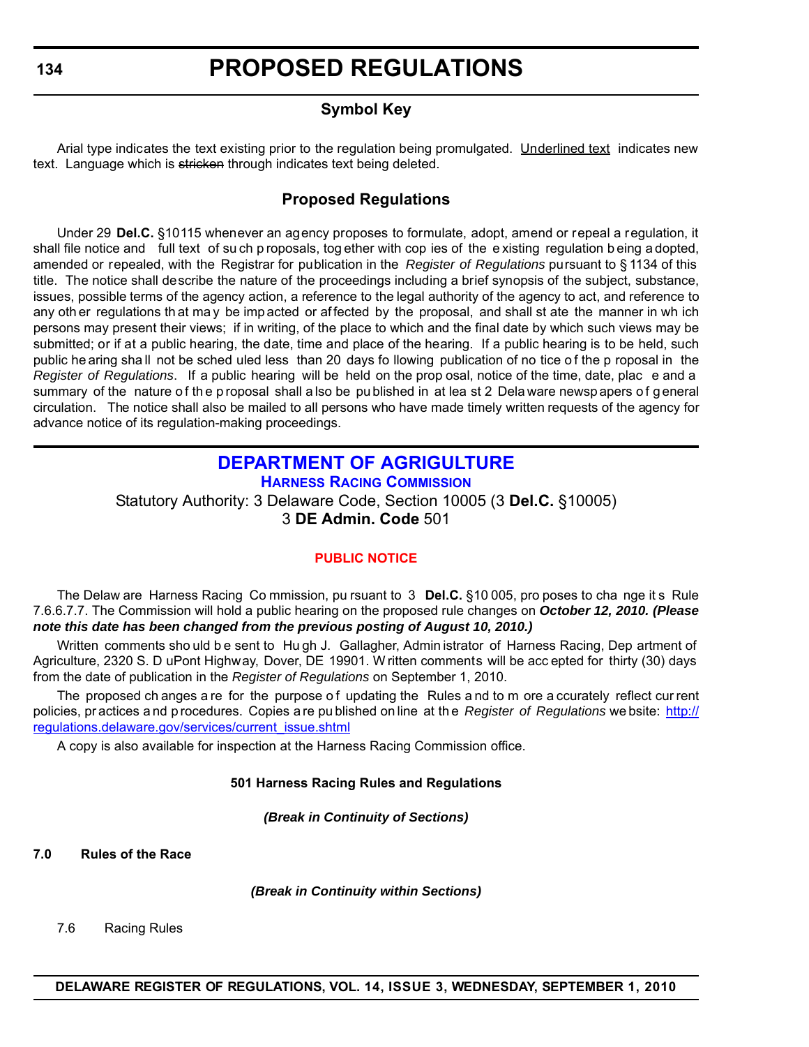# PROPOSED REGULATIONS

## Symbol Key

Arial type indicates the text existing prior to the regulation being promulgated. Underlined text indicates new text. Language which is ~~stricken~~ through indicates text being deleted.

## Proposed Regulations

Under 29 **Del.C.** §10115 whenever an agency proposes to formulate, adopt, amend or repeal a regulation, it shall file notice and full text of such proposals, together with copies of the existing regulation being adopted, amended or repealed, with the Registrar for publication in the *Register of Regulations* pursuant to § 1134 of this title. The notice shall describe the nature of the proceedings including a brief synopsis of the subject, substance, issues, possible terms of the agency action, a reference to the legal authority of the agency to act, and reference to any other regulations that may be impacted or affected by the proposal, and shall state the manner in which persons may present their views; if in writing, of the place to which and the final date by which such views may be submitted; or if at a public hearing, the date, time and place of the hearing. If a public hearing is to be held, such public hearing shall not be scheduled less than 20 days following publication of notice of the proposal in the *Register of Regulations*. If a public hearing will be held on the proposal, notice of the time, date, place and a summary of the nature of the proposal shall also be published in at least 2 Delaware newspapers of general circulation. The notice shall also be mailed to all persons who have made timely written requests of the agency for advance notice of its regulation-making proceedings.

## DEPARTMENT OF AGRICULTURE

### Harness Racing Commission

Statutory Authority: 3 Delaware Code, Section 10005 (3 **Del.C.** §10005)
3 **DE Admin. Code** 501

#### PUBLIC NOTICE

The Delaware Harness Racing Commission, pursuant to 3 **Del.C.** §10005, proposes to change its Rule 7.6.6.7.7. The Commission will hold a public hearing on the proposed rule changes on ***October 12, 2010. (Please note this date has been changed from the previous posting of August 10, 2010.)***

Written comments should be sent to Hugh J. Gallagher, Administrator of Harness Racing, Department of Agriculture, 2320 S. DuPont Highway, Dover, DE 19901. Written comments will be accepted for thirty (30) days from the date of publication in the *Register of Regulations* on September 1, 2010.

The proposed changes are for the purpose of updating the Rules and to more accurately reflect current policies, practices and procedures. Copies are published online at the *Register of Regulations* website: http://regulations.delaware.gov/services/current_issue.shtml

A copy is also available for inspection at the Harness Racing Commission office.

**501 Harness Racing Rules and Regulations**

***(Break in Continuity of Sections)***

**7.0 Rules of the Race**

***(Break in Continuity within Sections)***

7.6 Racing Rules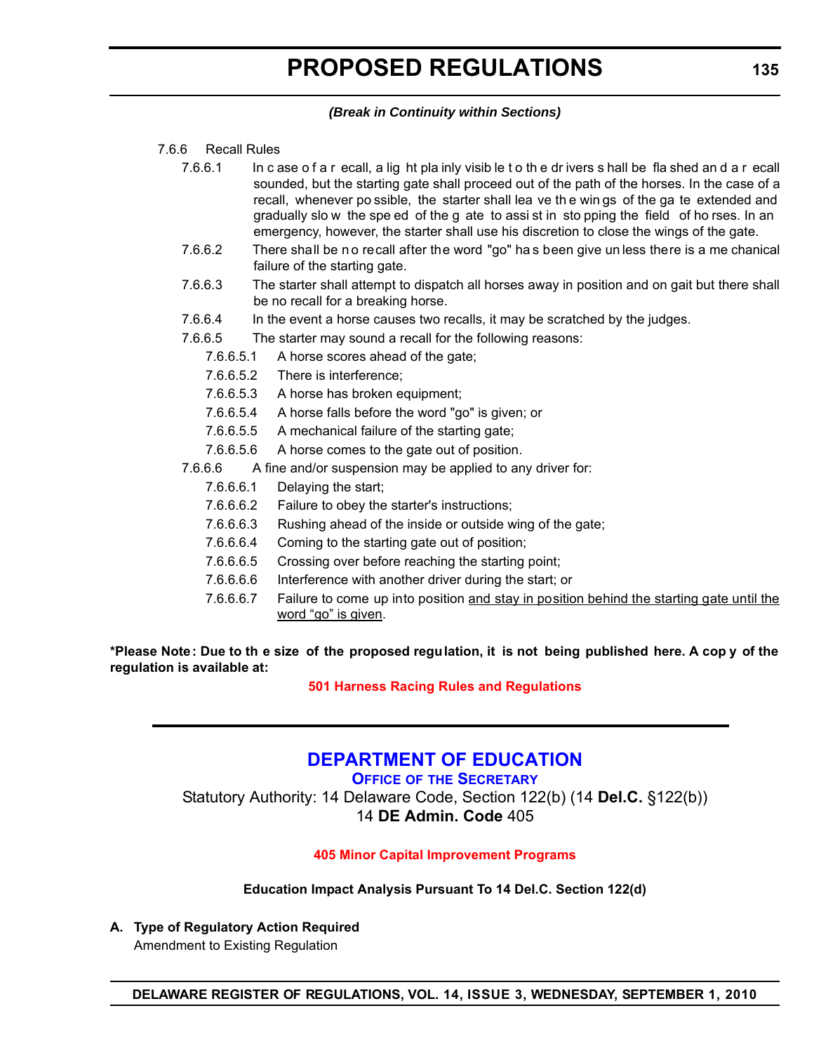*(Break in Continuity within Sections)*

7.6.6 Recall Rules

7.6.6.1 In case of a recall, a light plainly visible to the drivers shall be flashed and a recall sounded, but the starting gate shall proceed out of the path of the horses. In the case of a recall, whenever possible, the starter shall leave the wings of the gate extended and gradually slow the speed of the gate to assist in stopping the field of horses. In an emergency, however, the starter shall use his discretion to close the wings of the gate.

7.6.6.2 There shall be no recall after the word "go" has been give unless there is a mechanical failure of the starting gate.

7.6.6.3 The starter shall attempt to dispatch all horses away in position and on gait but there shall be no recall for a breaking horse.

7.6.6.4 In the event a horse causes two recalls, it may be scratched by the judges.

7.6.6.5 The starter may sound a recall for the following reasons:

7.6.6.5.1 A horse scores ahead of the gate;

7.6.6.5.2 There is interference;

7.6.6.5.3 A horse has broken equipment;

7.6.6.5.4 A horse falls before the word "go" is given; or

7.6.6.5.5 A mechanical failure of the starting gate;

7.6.6.5.6 A horse comes to the gate out of position.

7.6.6.6 A fine and/or suspension may be applied to any driver for:

7.6.6.6.1 Delaying the start;

7.6.6.6.2 Failure to obey the starter's instructions;

7.6.6.6.3 Rushing ahead of the inside or outside wing of the gate;

7.6.6.6.4 Coming to the starting gate out of position;

7.6.6.6.5 Crossing over before reaching the starting point;

7.6.6.6.6 Interference with another driver during the start; or

7.6.6.6.7 Failure to come up into position <u>and stay in position behind the starting gate until the word “go” is given</u>.

**\*Please Note: Due to the size of the proposed regulation, it is not being published here. A copy of the regulation is available at:**

**501 Harness Racing Rules and Regulations**

---

## DEPARTMENT OF EDUCATION

**OFFICE OF THE SECRETARY**

Statutory Authority: 14 Delaware Code, Section 122(b) (14 **Del.C.** §122(b))
14 **DE Admin. Code** 405

**405 Minor Capital Improvement Programs**

**Education Impact Analysis Pursuant To 14 Del.C. Section 122(d)**

**A. Type of Regulatory Action Required**

Amendment to Existing Regulation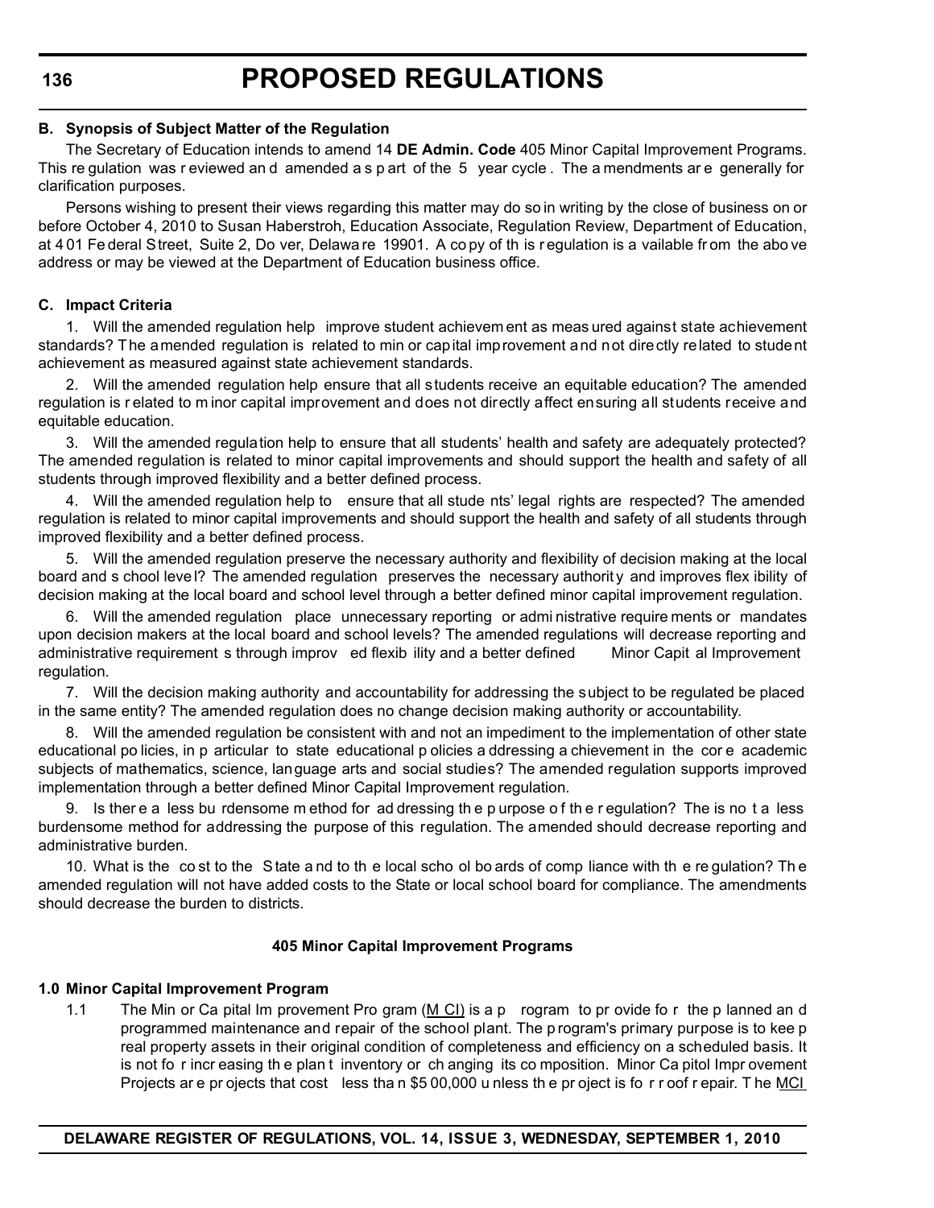**B. Synopsis of Subject Matter of the Regulation**

The Secretary of Education intends to amend 14 **DE Admin. Code** 405 Minor Capital Improvement Programs. This regulation was reviewed and amended as part of the 5 year cycle. The amendments are generally for clarification purposes.

Persons wishing to present their views regarding this matter may do so in writing by the close of business on or before October 4, 2010 to Susan Haberstroh, Education Associate, Regulation Review, Department of Education, at 401 Federal Street, Suite 2, Dover, Delaware 19901. A copy of this regulation is available from the above address or may be viewed at the Department of Education business office.

**C. Impact Criteria**

1. Will the amended regulation help improve student achievement as measured against state achievement standards? The amended regulation is related to minor capital improvement and not directly related to student achievement as measured against state achievement standards.

2. Will the amended regulation help ensure that all students receive an equitable education? The amended regulation is related to minor capital improvement and does not directly affect ensuring all students receive and equitable education.

3. Will the amended regulation help to ensure that all students' health and safety are adequately protected? The amended regulation is related to minor capital improvements and should support the health and safety of all students through improved flexibility and a better defined process.

4. Will the amended regulation help to ensure that all students' legal rights are respected? The amended regulation is related to minor capital improvements and should support the health and safety of all students through improved flexibility and a better defined process.

5. Will the amended regulation preserve the necessary authority and flexibility of decision making at the local board and school level? The amended regulation preserves the necessary authority and improves flexibility of decision making at the local board and school level through a better defined minor capital improvement regulation.

6. Will the amended regulation place unnecessary reporting or administrative requirements or mandates upon decision makers at the local board and school levels? The amended regulations will decrease reporting and administrative requirements through improved flexibility and a better defined Minor Capital Improvement regulation.

7. Will the decision making authority and accountability for addressing the subject to be regulated be placed in the same entity? The amended regulation does no change decision making authority or accountability.

8. Will the amended regulation be consistent with and not an impediment to the implementation of other state educational policies, in particular to state educational policies addressing achievement in the core academic subjects of mathematics, science, language arts and social studies? The amended regulation supports improved implementation through a better defined Minor Capital Improvement regulation.

9. Is there a less burdensome method for addressing the purpose of the regulation? The is not a less burdensome method for addressing the purpose of this regulation. The amended should decrease reporting and administrative burden.

10. What is the cost to the State and to the local school boards of compliance with the regulation? The amended regulation will not have added costs to the State or local school board for compliance. The amendments should decrease the burden to districts.

**405 Minor Capital Improvement Programs**

**1.0 Minor Capital Improvement Program**

1.1 The Minor Capital Improvement Program (MCI) is a program to provide for the planned and programmed maintenance and repair of the school plant. The program's primary purpose is to keep real property assets in their original condition of completeness and efficiency on a scheduled basis. It is not for increasing the plant inventory or changing its composition. Minor Capitol Improvement Projects are projects that cost less than $500,000 unless the project is for roof repair. The MCI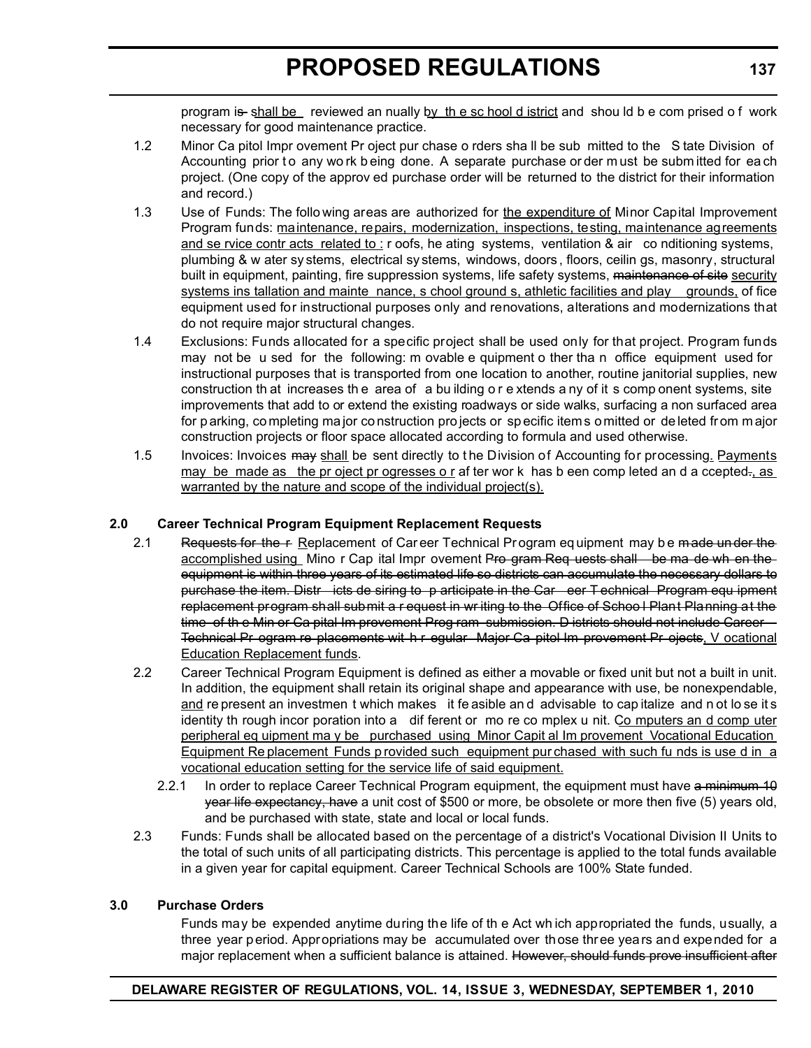program ~~is~~ shall be reviewed annually by the school district and should be comprised of work necessary for good maintenance practice.

1.2 Minor Capitol Improvement Project purchase orders shall be submitted to the State Division of Accounting prior to any work being done. A separate purchase order must be submitted for each project. (One copy of the approved purchase order will be returned to the district for their information and record.)

1.3 Use of Funds: The following areas are authorized for the expenditure of Minor Capital Improvement Program funds: maintenance, repairs, modernization, inspections, testing, maintenance agreements and service contracts related to : roofs, heating systems, ventilation & air conditioning systems, plumbing & water systems, electrical systems, windows, doors, floors, ceilings, masonry, structural built in equipment, painting, fire suppression systems, life safety systems, ~~maintenance of site~~ security systems installation and maintenance, school grounds, athletic facilities and play grounds, office equipment used for instructional purposes only and renovations, alterations and modernizations that do not require major structural changes.

1.4 Exclusions: Funds allocated for a specific project shall be used only for that project. Program funds may not be used for the following: movable equipment other than office equipment used for instructional purposes that is transported from one location to another, routine janitorial supplies, new construction that increases the area of a building or extends any of its component systems, site improvements that add to or extend the existing roadways or side walks, surfacing a non surfaced area for parking, completing major construction projects or specific items omitted or deleted from major construction projects or floor space allocated according to formula and used otherwise.

1.5 Invoices: Invoices ~~may~~ shall be sent directly to the Division of Accounting for processing. Payments may be made as the project progresses or after work has been completed and accepted~~.~~, as warranted by the nature and scope of the individual project(s).

**2.0 Career Technical Program Equipment Replacement Requests**

2.1 ~~Requests for the r~~ Replacement of Career Technical Program equipment may be ~~made under the~~ accomplished using Minor Capital Improvement ~~Program Requests shall be made when the equipment is within three years of its estimated life so districts can accumulate the necessary dollars to purchase the item. Districts desiring to participate in the Career Technical Program equipment replacement program shall submit a request in writing to the Office of School Plant Planning at the time of the Minor Capital Improvement Program submission. Districts should not include Career Technical Program replacements with regular Major Capitol Improvement Projects~~, Vocational Education Replacement funds.

2.2 Career Technical Program Equipment is defined as either a movable or fixed unit but not a built in unit. In addition, the equipment shall retain its original shape and appearance with use, be nonexpendable, and represent an investment which makes it feasible and advisable to capitalize and not lose its identity through incorporation into a different or more complex unit. Computers and computer peripheral equipment may be purchased using Minor Capital Improvement Vocational Education Equipment Replacement Funds provided such equipment purchased with such funds is used in a vocational education setting for the service life of said equipment.

2.2.1 In order to replace Career Technical Program equipment, the equipment must have ~~a minimum 10 year life expectancy, have~~ a unit cost of $500 or more, be obsolete or more then five (5) years old, and be purchased with state, state and local or local funds.

2.3 Funds: Funds shall be allocated based on the percentage of a district's Vocational Division II Units to the total of such units of all participating districts. This percentage is applied to the total funds available in a given year for capital equipment. Career Technical Schools are 100% State funded.

**3.0 Purchase Orders**

Funds may be expended anytime during the life of the Act which appropriated the funds, usually, a three year period. Appropriations may be accumulated over those three years and expended for a major replacement when a sufficient balance is attained. ~~However, should funds prove insufficient after~~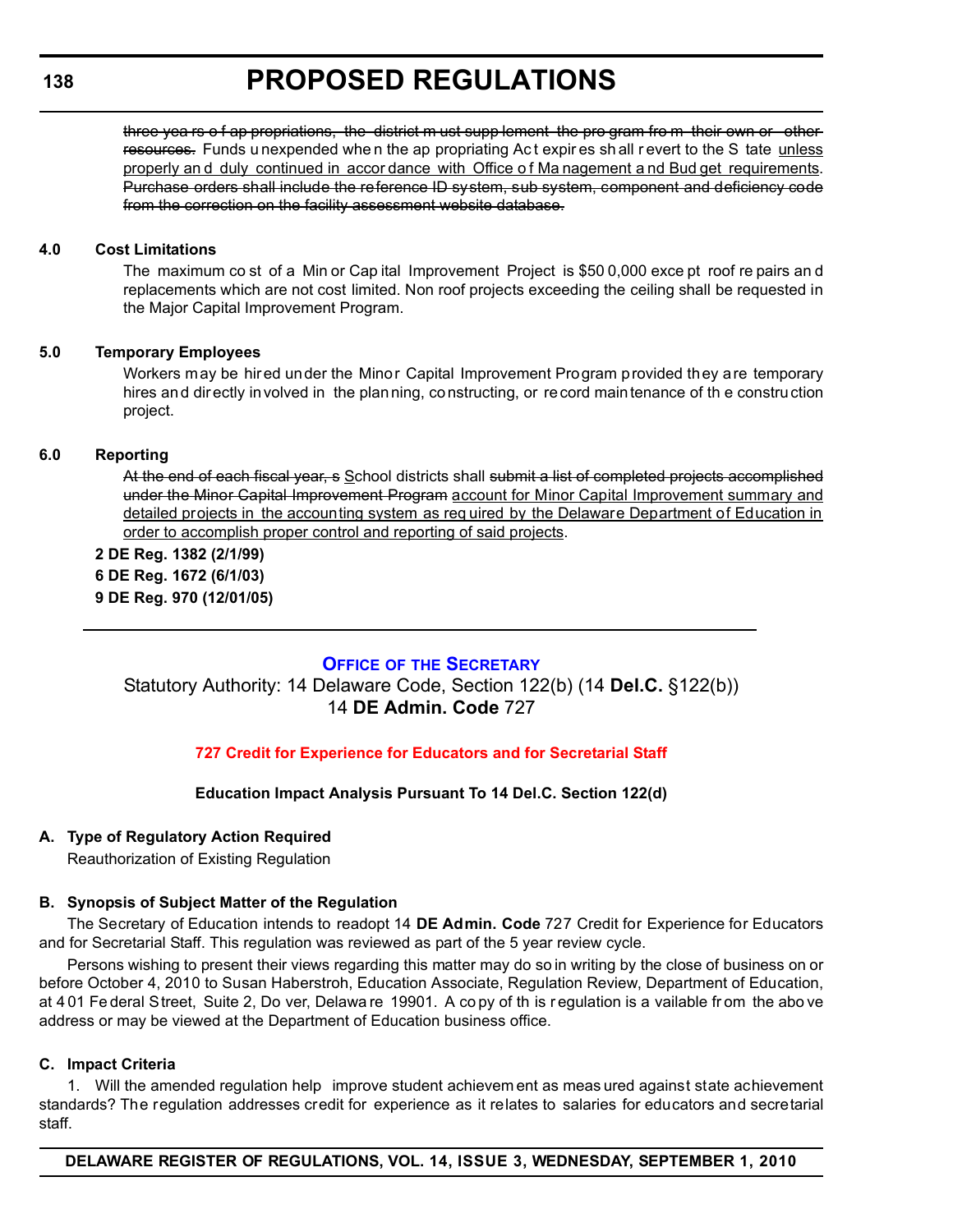~~three years of appropriations, the district must supplement the program from their own or other resources.~~ Funds unexpended when the appropriating Act expires shall revert to the State <u>unless properly and duly continued in accordance with Office of Management and Budget requirements</u>. ~~Purchase orders shall include the reference ID system, sub system, component and deficiency code from the correction on the facility assessment website database.~~

**4.0 Cost Limitations**

The maximum cost of a Minor Capital Improvement Project is $500,000 except roof repairs and replacements which are not cost limited. Non roof projects exceeding the ceiling shall be requested in the Major Capital Improvement Program.

**5.0 Temporary Employees**

Workers may be hired under the Minor Capital Improvement Program provided they are temporary hires and directly involved in the planning, constructing, or record maintenance of the construction project.

**6.0 Reporting**

~~At the end of each fiscal year, s~~ <u>S</u>chool districts shall ~~submit a list of completed projects accomplished under the Minor Capital Improvement Program~~ <u>account for Minor Capital Improvement summary and detailed projects in the accounting system as required by the Delaware Department of Education in order to accomplish proper control and reporting of said projects</u>.

**2 DE Reg. 1382 (2/1/99)**
**6 DE Reg. 1672 (6/1/03)**
**9 DE Reg. 970 (12/01/05)**

---

## OFFICE OF THE SECRETARY

Statutory Authority: 14 Delaware Code, Section 122(b) (14 **Del.C.** §122(b))
14 **DE Admin. Code** 727

### 727 Credit for Experience for Educators and for Secretarial Staff

**Education Impact Analysis Pursuant To 14 Del.C. Section 122(d)**

**A. Type of Regulatory Action Required**

Reauthorization of Existing Regulation

**B. Synopsis of Subject Matter of the Regulation**

The Secretary of Education intends to readopt 14 **DE Admin. Code** 727 Credit for Experience for Educators and for Secretarial Staff. This regulation was reviewed as part of the 5 year review cycle.

Persons wishing to present their views regarding this matter may do so in writing by the close of business on or before October 4, 2010 to Susan Haberstroh, Education Associate, Regulation Review, Department of Education, at 401 Federal Street, Suite 2, Dover, Delaware 19901. A copy of this regulation is available from the above address or may be viewed at the Department of Education business office.

**C. Impact Criteria**

1. Will the amended regulation help improve student achievement as measured against state achievement standards? The regulation addresses credit for experience as it relates to salaries for educators and secretarial staff.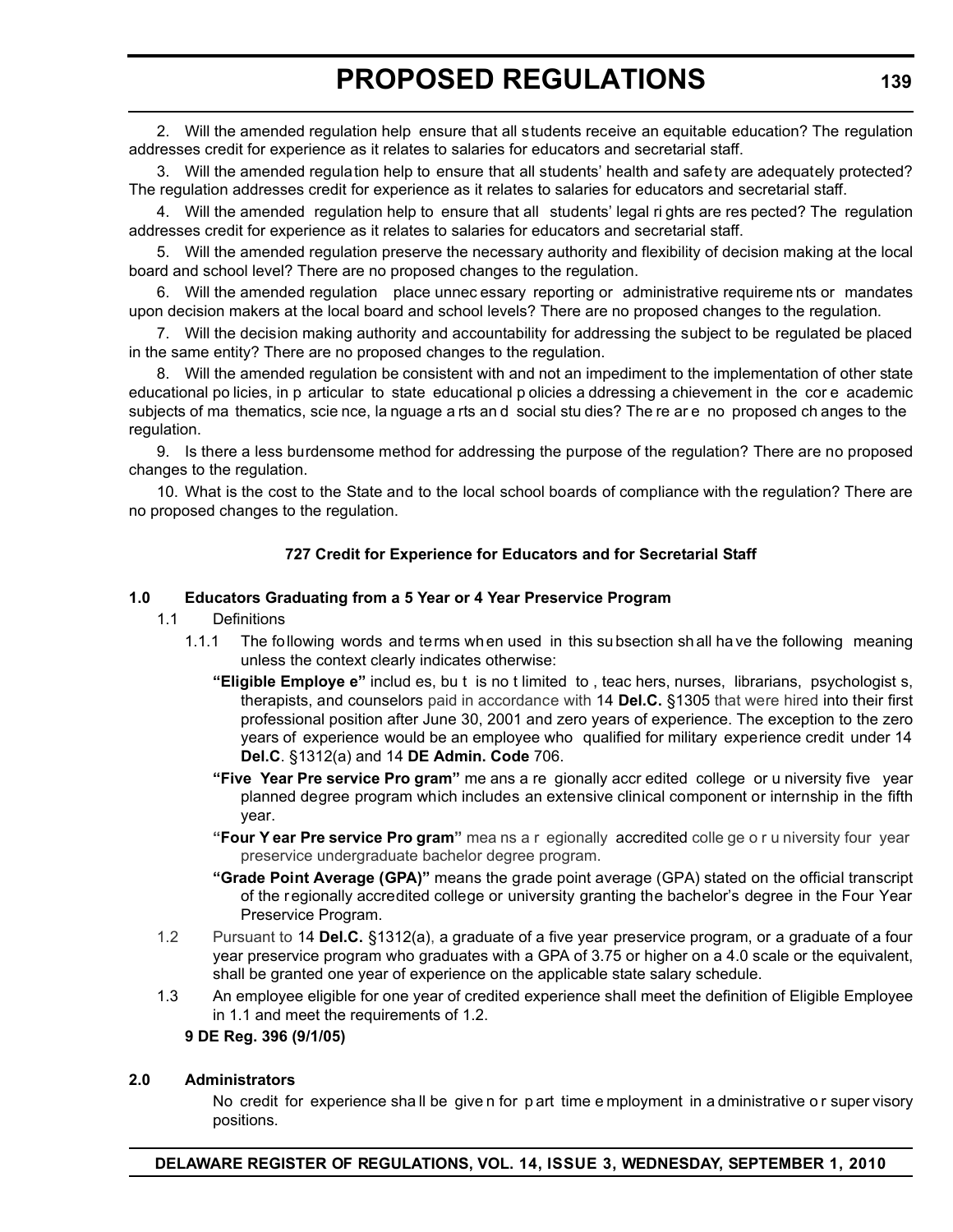2. Will the amended regulation help ensure that all students receive an equitable education? The regulation addresses credit for experience as it relates to salaries for educators and secretarial staff.

3. Will the amended regulation help to ensure that all students' health and safety are adequately protected? The regulation addresses credit for experience as it relates to salaries for educators and secretarial staff.

4. Will the amended regulation help to ensure that all students' legal rights are respected? The regulation addresses credit for experience as it relates to salaries for educators and secretarial staff.

5. Will the amended regulation preserve the necessary authority and flexibility of decision making at the local board and school level? There are no proposed changes to the regulation.

6. Will the amended regulation place unnecessary reporting or administrative requirements or mandates upon decision makers at the local board and school levels? There are no proposed changes to the regulation.

7. Will the decision making authority and accountability for addressing the subject to be regulated be placed in the same entity? There are no proposed changes to the regulation.

8. Will the amended regulation be consistent with and not an impediment to the implementation of other state educational policies, in particular to state educational policies addressing achievement in the core academic subjects of mathematics, science, language arts and social studies? There are no proposed changes to the regulation.

9. Is there a less burdensome method for addressing the purpose of the regulation? There are no proposed changes to the regulation.

10. What is the cost to the State and to the local school boards of compliance with the regulation? There are no proposed changes to the regulation.

### 727 Credit for Experience for Educators and for Secretarial Staff

**1.0 Educators Graduating from a 5 Year or 4 Year Preservice Program**

1.1 Definitions

1.1.1 The following words and terms when used in this subsection shall have the following meaning unless the context clearly indicates otherwise:

**"Eligible Employee"** includes, but is not limited to, teachers, nurses, librarians, psychologists, therapists, and counselors paid in accordance with 14 **Del.C.** §1305 that were hired into their first professional position after June 30, 2001 and zero years of experience. The exception to the zero years of experience would be an employee who qualified for military experience credit under 14 **Del.C**. §1312(a) and 14 **DE Admin. Code** 706.

**"Five Year Preservice Program"** means a regionally accredited college or university five year planned degree program which includes an extensive clinical component or internship in the fifth year.

**"Four Year Preservice Program"** means a regionally accredited college or university four year preservice undergraduate bachelor degree program.

**"Grade Point Average (GPA)"** means the grade point average (GPA) stated on the official transcript of the regionally accredited college or university granting the bachelor's degree in the Four Year Preservice Program.

1.2 Pursuant to 14 **Del.C.** §1312(a), a graduate of a five year preservice program, or a graduate of a four year preservice program who graduates with a GPA of 3.75 or higher on a 4.0 scale or the equivalent, shall be granted one year of experience on the applicable state salary schedule.

1.3 An employee eligible for one year of credited experience shall meet the definition of Eligible Employee in 1.1 and meet the requirements of 1.2.

**9 DE Reg. 396 (9/1/05)**

**2.0 Administrators**

No credit for experience shall be given for part time employment in administrative or supervisory positions.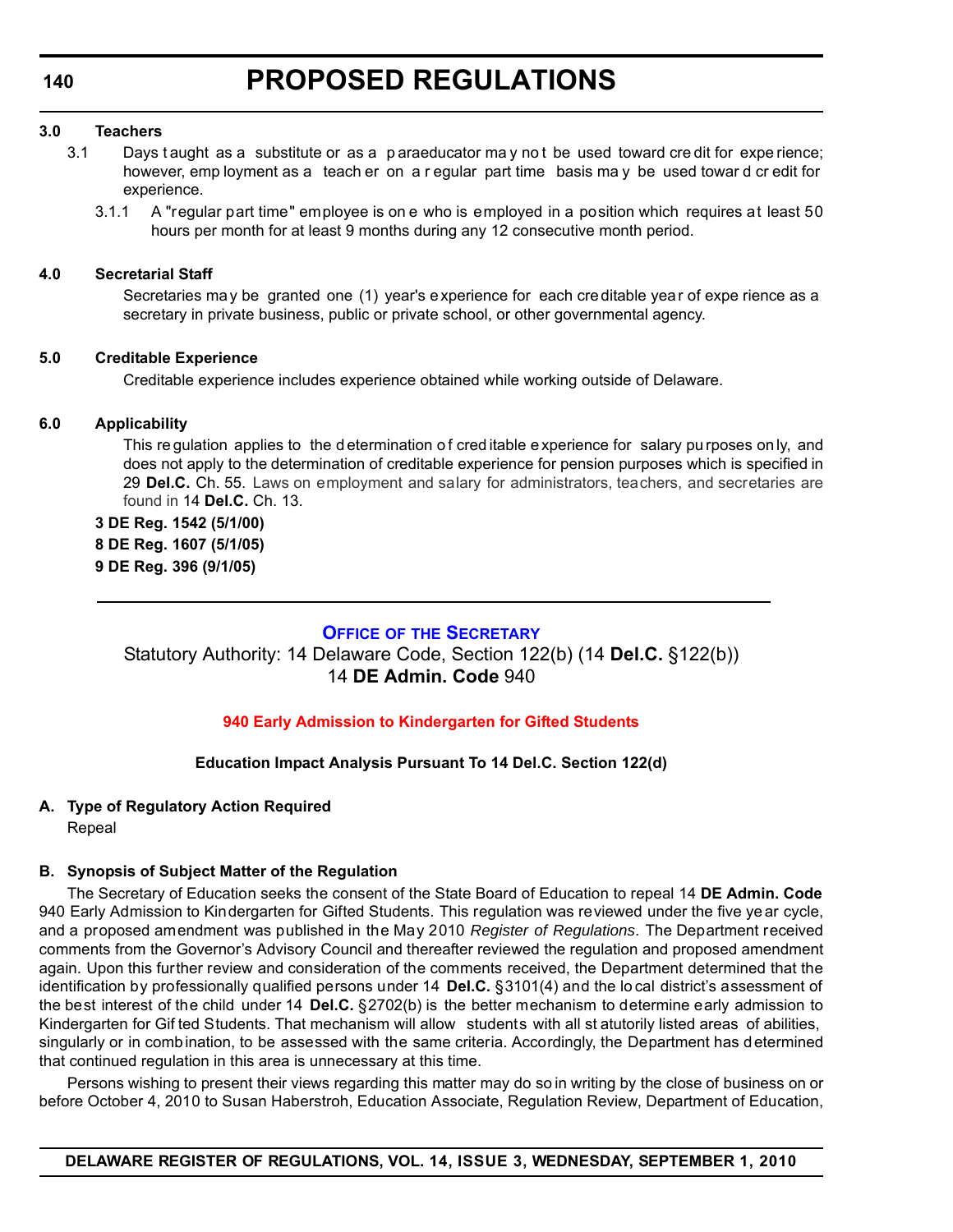**3.0 Teachers**

3.1 Days taught as a substitute or as a paraeducator may not be used toward credit for experience; however, employment as a teacher on a regular part time basis may be used toward credit for experience.

3.1.1 A "regular part time" employee is one who is employed in a position which requires at least 50 hours per month for at least 9 months during any 12 consecutive month period.

**4.0 Secretarial Staff**

Secretaries may be granted one (1) year's experience for each creditable year of experience as a secretary in private business, public or private school, or other governmental agency.

**5.0 Creditable Experience**

Creditable experience includes experience obtained while working outside of Delaware.

**6.0 Applicability**

This regulation applies to the determination of creditable experience for salary purposes only, and does not apply to the determination of creditable experience for pension purposes which is specified in 29 **Del.C.** Ch. 55. Laws on employment and salary for administrators, teachers, and secretaries are found in 14 **Del.C.** Ch. 13.

**3 DE Reg. 1542 (5/1/00)**

**8 DE Reg. 1607 (5/1/05)**

**9 DE Reg. 396 (9/1/05)**

---

## OFFICE OF THE SECRETARY

Statutory Authority: 14 Delaware Code, Section 122(b) (14 **Del.C.** §122(b))
14 **DE Admin. Code** 940

### 940 Early Admission to Kindergarten for Gifted Students

**Education Impact Analysis Pursuant To 14 Del.C. Section 122(d)**

**A. Type of Regulatory Action Required**

Repeal

**B. Synopsis of Subject Matter of the Regulation**

The Secretary of Education seeks the consent of the State Board of Education to repeal 14 **DE Admin. Code** 940 Early Admission to Kindergarten for Gifted Students. This regulation was reviewed under the five year cycle, and a proposed amendment was published in the May 2010 *Register of Regulations*. The Department received comments from the Governor's Advisory Council and thereafter reviewed the regulation and proposed amendment again. Upon this further review and consideration of the comments received, the Department determined that the identification by professionally qualified persons under 14 **Del.C.** §3101(4) and the local district's assessment of the best interest of the child under 14 **Del.C.** §2702(b) is the better mechanism to determine early admission to Kindergarten for Gifted Students. That mechanism will allow students with all statutorily listed areas of abilities, singularly or in combination, to be assessed with the same criteria. Accordingly, the Department has determined that continued regulation in this area is unnecessary at this time.

Persons wishing to present their views regarding this matter may do so in writing by the close of business on or before October 4, 2010 to Susan Haberstroh, Education Associate, Regulation Review, Department of Education,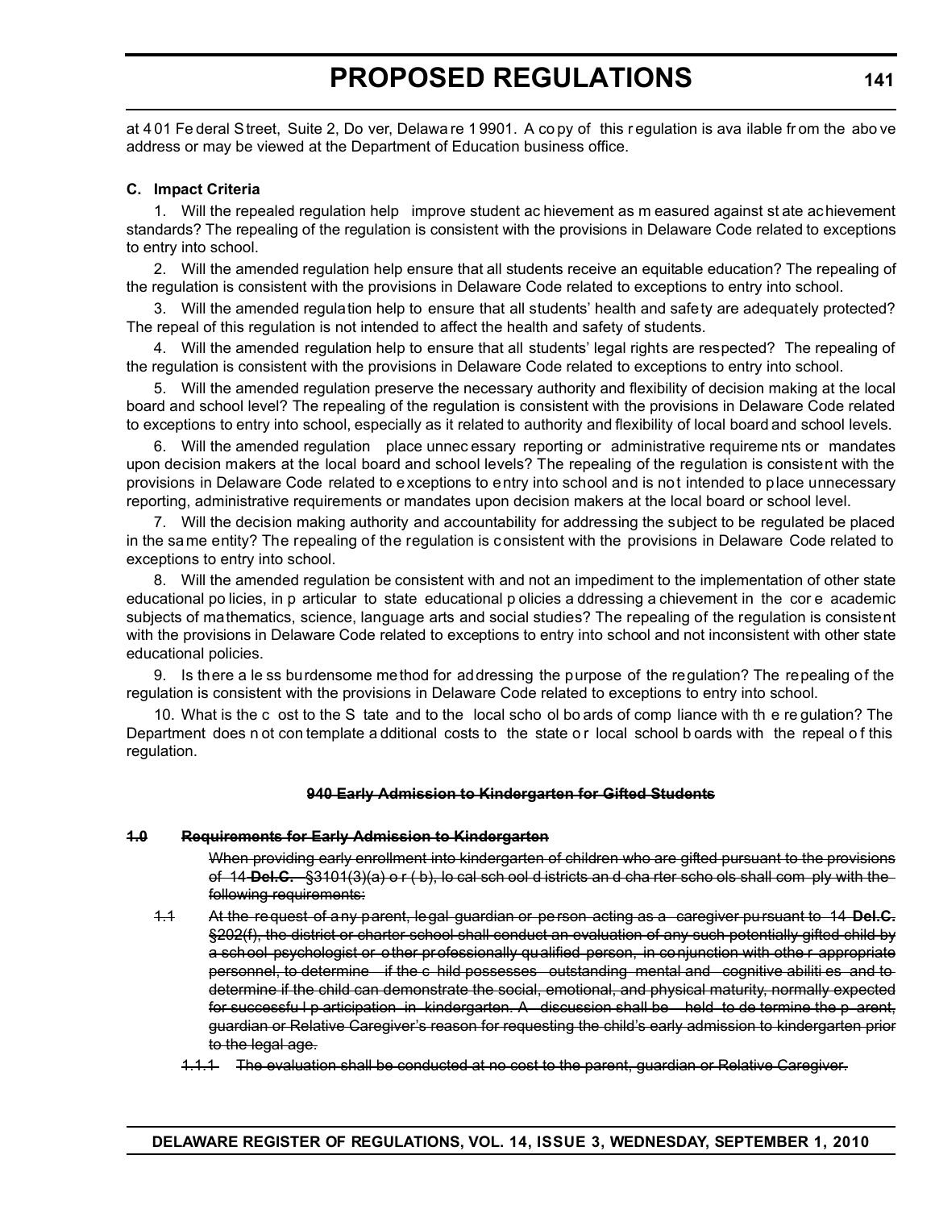at 401 Federal Street, Suite 2, Dover, Delaware 19901. A copy of this regulation is available from the above address or may be viewed at the Department of Education business office.

**C. Impact Criteria**

1. Will the repealed regulation help improve student achievement as measured against state achievement standards? The repealing of the regulation is consistent with the provisions in Delaware Code related to exceptions to entry into school.

2. Will the amended regulation help ensure that all students receive an equitable education? The repealing of the regulation is consistent with the provisions in Delaware Code related to exceptions to entry into school.

3. Will the amended regulation help to ensure that all students' health and safety are adequately protected? The repeal of this regulation is not intended to affect the health and safety of students.

4. Will the amended regulation help to ensure that all students' legal rights are respected? The repealing of the regulation is consistent with the provisions in Delaware Code related to exceptions to entry into school.

5. Will the amended regulation preserve the necessary authority and flexibility of decision making at the local board and school level? The repealing of the regulation is consistent with the provisions in Delaware Code related to exceptions to entry into school, especially as it related to authority and flexibility of local board and school levels.

6. Will the amended regulation place unnecessary reporting or administrative requirements or mandates upon decision makers at the local board and school levels? The repealing of the regulation is consistent with the provisions in Delaware Code related to exceptions to entry into school and is not intended to place unnecessary reporting, administrative requirements or mandates upon decision makers at the local board or school level.

7. Will the decision making authority and accountability for addressing the subject to be regulated be placed in the same entity? The repealing of the regulation is consistent with the provisions in Delaware Code related to exceptions to entry into school.

8. Will the amended regulation be consistent with and not an impediment to the implementation of other state educational policies, in particular to state educational policies addressing achievement in the core academic subjects of mathematics, science, language arts and social studies? The repealing of the regulation is consistent with the provisions in Delaware Code related to exceptions to entry into school and not inconsistent with other state educational policies.

9. Is there a less burdensome method for addressing the purpose of the regulation? The repealing of the regulation is consistent with the provisions in Delaware Code related to exceptions to entry into school.

10. What is the cost to the State and to the local school boards of compliance with the regulation? The Department does not contemplate additional costs to the state or local school boards with the repeal of this regulation.

**~~940 Early Admission to Kindergarten for Gifted Students~~**

**~~1.0 Requirements for Early Admission to Kindergarten~~**

~~When providing early enrollment into kindergarten of children who are gifted pursuant to the provisions of 14 **Del.C.** §3101(3)(a) or (b), local school districts and charter schools shall comply with the following requirements:~~

~~1.1 At the request of any parent, legal guardian or person acting as a caregiver pursuant to 14 **Del.C.** §202(f), the district or charter school shall conduct an evaluation of any such potentially gifted child by a school psychologist or other professionally qualified person, in conjunction with other appropriate personnel, to determine if the child possesses outstanding mental and cognitive abilities and to determine if the child can demonstrate the social, emotional, and physical maturity, normally expected for successful participation in kindergarten. A discussion shall be held to determine the parent, guardian or Relative Caregiver's reason for requesting the child's early admission to kindergarten prior to the legal age.~~

~~1.1.1 The evaluation shall be conducted at no cost to the parent, guardian or Relative Caregiver.~~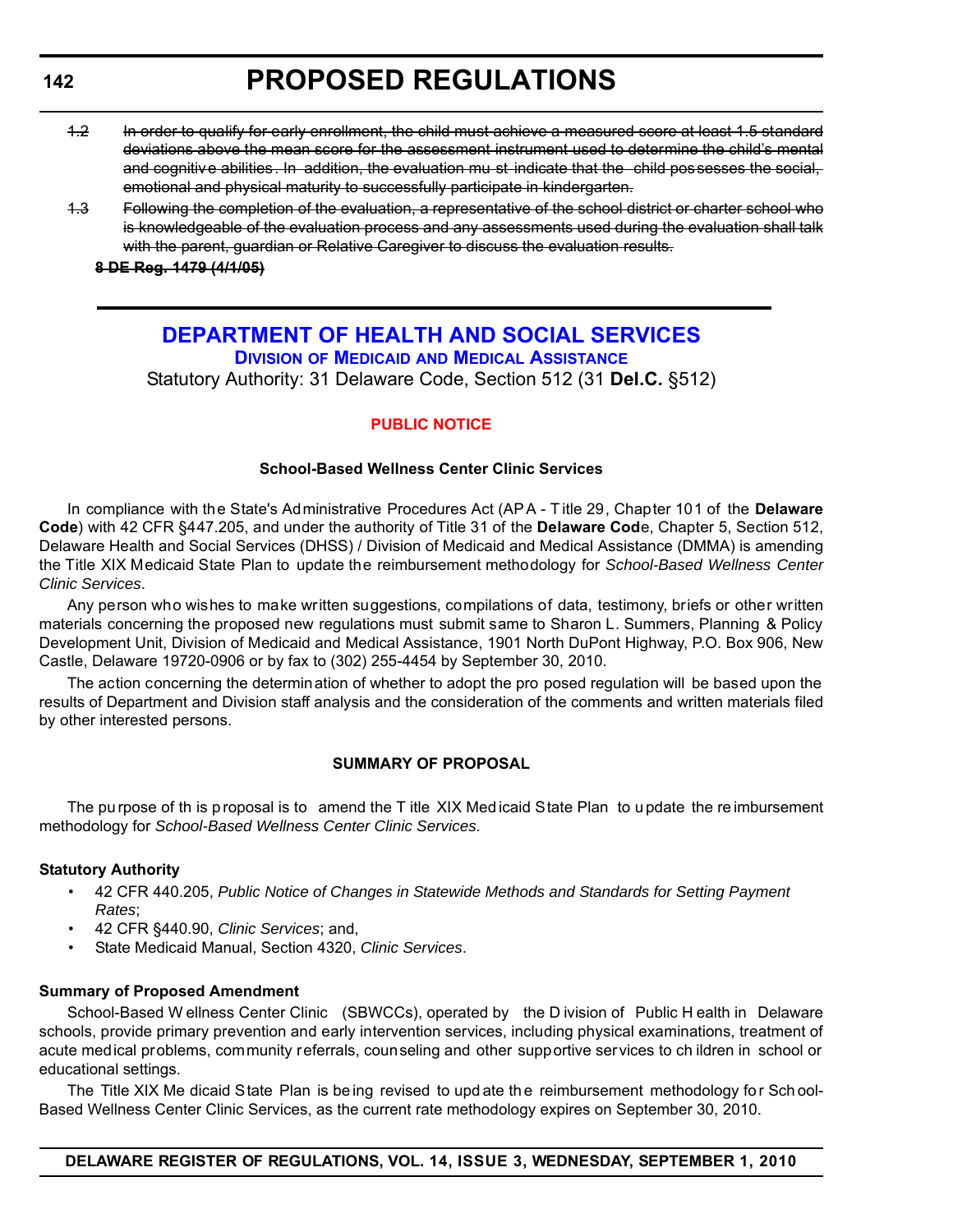~~1.2 In order to qualify for early enrollment, the child must achieve a measured score at least 1.5 standard deviations above the mean score for the assessment instrument used to determine the child's mental and cognitive abilities. In addition, the evaluation must indicate that the child possesses the social, emotional and physical maturity to successfully participate in kindergarten.~~

~~1.3 Following the completion of the evaluation, a representative of the school district or charter school who is knowledgeable of the evaluation process and any assessments used during the evaluation shall talk with the parent, guardian or Relative Caregiver to discuss the evaluation results.~~

~~**8 DE Reg. 1479 (4/1/05)**~~

---

# DEPARTMENT OF HEALTH AND SOCIAL SERVICES

## DIVISION OF MEDICAID AND MEDICAL ASSISTANCE

Statutory Authority: 31 Delaware Code, Section 512 (31 **Del.C.** §512)

### PUBLIC NOTICE

**School-Based Wellness Center Clinic Services**

In compliance with the State's Administrative Procedures Act (APA - Title 29, Chapter 101 of the **Delaware Code**) with 42 CFR §447.205, and under the authority of Title 31 of the **Delaware Cod**e, Chapter 5, Section 512, Delaware Health and Social Services (DHSS) / Division of Medicaid and Medical Assistance (DMMA) is amending the Title XIX Medicaid State Plan to update the reimbursement methodology for *School-Based Wellness Center Clinic Services*.

Any person who wishes to make written suggestions, compilations of data, testimony, briefs or other written materials concerning the proposed new regulations must submit same to Sharon L. Summers, Planning & Policy Development Unit, Division of Medicaid and Medical Assistance, 1901 North DuPont Highway, P.O. Box 906, New Castle, Delaware 19720-0906 or by fax to (302) 255-4454 by September 30, 2010.

The action concerning the determination of whether to adopt the proposed regulation will be based upon the results of Department and Division staff analysis and the consideration of the comments and written materials filed by other interested persons.

**SUMMARY OF PROPOSAL**

The purpose of this proposal is to amend the Title XIX Medicaid State Plan to update the reimbursement methodology for *School-Based Wellness Center Clinic Services*.

**Statutory Authority**

- 42 CFR 440.205, *Public Notice of Changes in Statewide Methods and Standards for Setting Payment Rates*;
- 42 CFR §440.90, *Clinic Services*; and,
- State Medicaid Manual, Section 4320, *Clinic Services*.

**Summary of Proposed Amendment**

School-Based Wellness Center Clinic (SBWCCs), operated by the Division of Public Health in Delaware schools, provide primary prevention and early intervention services, including physical examinations, treatment of acute medical problems, community referrals, counseling and other supportive services to children in school or educational settings.

The Title XIX Medicaid State Plan is being revised to update the reimbursement methodology for School-Based Wellness Center Clinic Services, as the current rate methodology expires on September 30, 2010.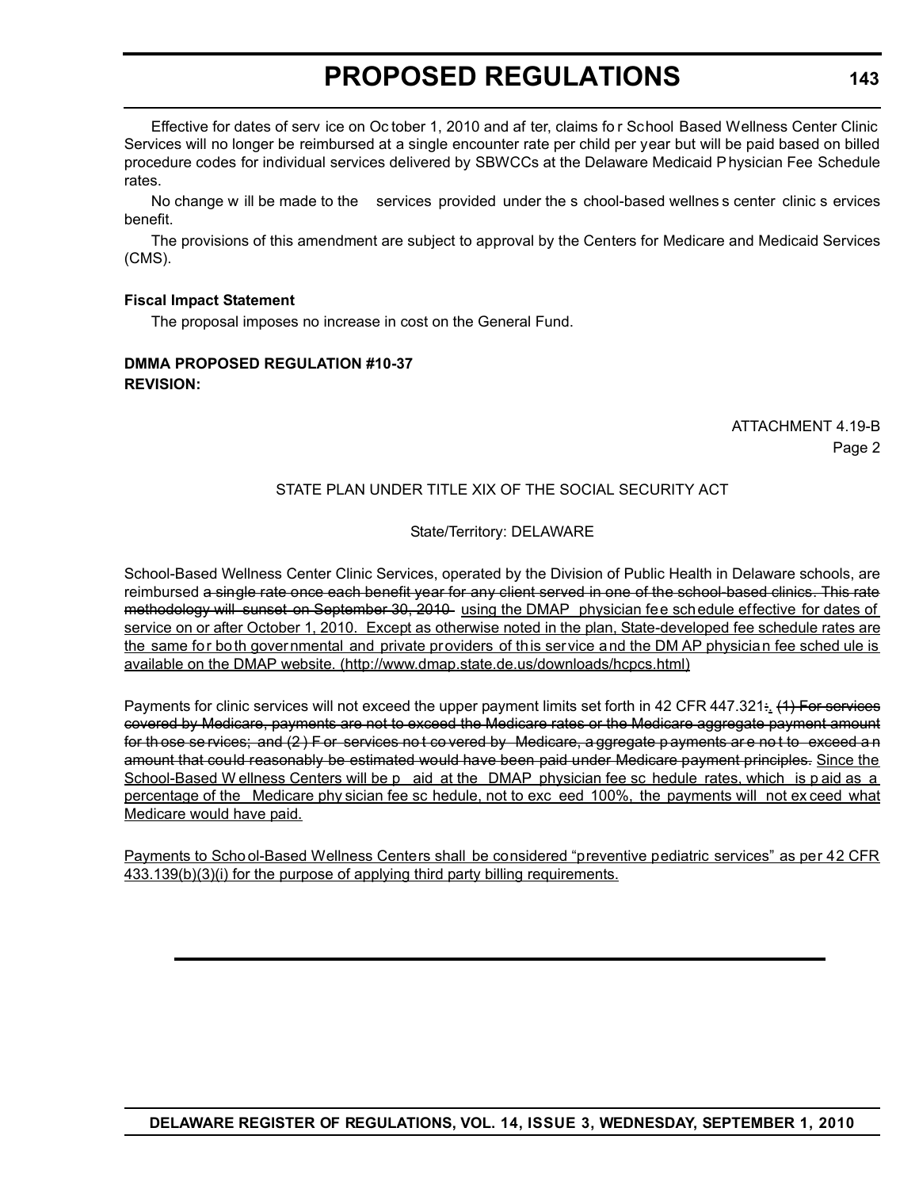Effective for dates of service on October 1, 2010 and after, claims for School Based Wellness Center Clinic Services will no longer be reimbursed at a single encounter rate per child per year but will be paid based on billed procedure codes for individual services delivered by SBWCCs at the Delaware Medicaid Physician Fee Schedule rates.

No change will be made to the services provided under the school-based wellness center clinic services benefit.

The provisions of this amendment are subject to approval by the Centers for Medicare and Medicaid Services (CMS).

**Fiscal Impact Statement**

The proposal imposes no increase in cost on the General Fund.

**DMMA PROPOSED REGULATION #10-37**
**REVISION:**

ATTACHMENT 4.19-B
Page 2

STATE PLAN UNDER TITLE XIX OF THE SOCIAL SECURITY ACT

State/Territory: DELAWARE

School-Based Wellness Center Clinic Services, operated by the Division of Public Health in Delaware schools, are reimbursed ~~a single rate once each benefit year for any client served in one of the school-based clinics. This rate methodology will sunset on September 30, 2010~~ using the DMAP physician fee schedule effective for dates of service on or after October 1, 2010. Except as otherwise noted in the plan, State-developed fee schedule rates are the same for both governmental and private providers of this service and the DMAP physician fee schedule is available on the DMAP website. (http://www.dmap.state.de.us/downloads/hcpcs.html)

Payments for clinic services will not exceed the upper payment limits set forth in 42 CFR 447.321~~:~~. ~~(1) For services covered by Medicare, payments are not to exceed the Medicare rates or the Medicare aggregate payment amount for those services; and (2) For services not covered by Medicare, aggregate payments are not to exceed an amount that could reasonably be estimated would have been paid under Medicare payment principles.~~ Since the School-Based Wellness Centers will be paid at the DMAP physician fee schedule rates, which is paid as a percentage of the Medicare physician fee schedule, not to exceed 100%, the payments will not exceed what Medicare would have paid.

Payments to School-Based Wellness Centers shall be considered "preventive pediatric services" as per 42 CFR 433.139(b)(3)(i) for the purpose of applying third party billing requirements.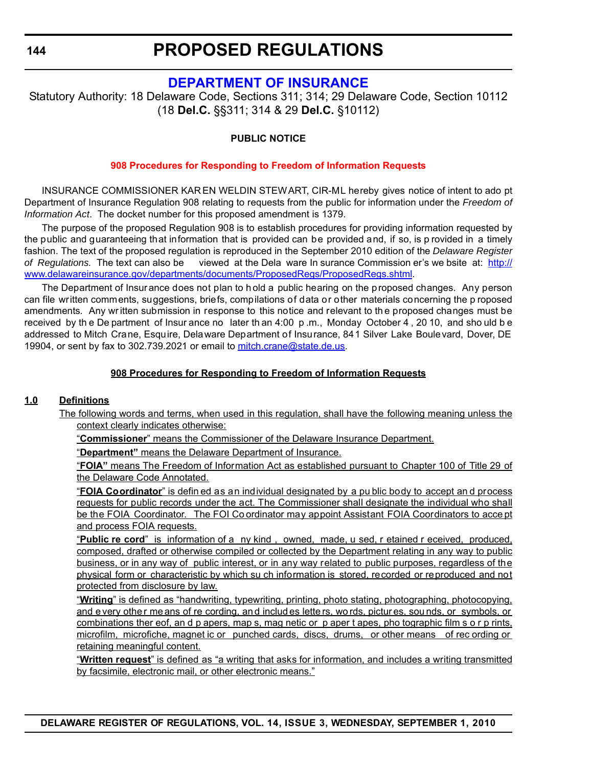# PROPOSED REGULATIONS

## DEPARTMENT OF INSURANCE

Statutory Authority: 18 Delaware Code, Sections 311; 314; 29 Delaware Code, Section 10112 (18 **Del.C.** §§311; 314 & 29 **Del.C.** §10112)

**PUBLIC NOTICE**

**908 Procedures for Responding to Freedom of Information Requests**

INSURANCE COMMISSIONER KAREN WELDIN STEWART, CIR-ML hereby gives notice of intent to adopt Department of Insurance Regulation 908 relating to requests from the public for information under the *Freedom of Information Act*. The docket number for this proposed amendment is 1379.

The purpose of the proposed Regulation 908 is to establish procedures for providing information requested by the public and guaranteeing that information that is provided can be provided and, if so, is provided in a timely fashion. The text of the proposed regulation is reproduced in the September 2010 edition of the *Delaware Register of Regulations.* The text can also be viewed at the Delaware Insurance Commissioner's website at: http://www.delawareinsurance.gov/departments/documents/ProposedRegs/ProposedRegs.shtml.

The Department of Insurance does not plan to hold a public hearing on the proposed changes. Any person can file written comments, suggestions, briefs, compilations of data or other materials concerning the proposed amendments. Any written submission in response to this notice and relevant to the proposed changes must be received by the Department of Insurance no later than 4:00 p.m., Monday October 4, 2010, and should be addressed to Mitch Crane, Esquire, Delaware Department of Insurance, 841 Silver Lake Boulevard, Dover, DE 19904, or sent by fax to 302.739.2021 or email to mitch.crane@state.de.us.

**908 Procedures for Responding to Freedom of Information Requests**

**1.0 Definitions**

The following words and terms, when used in this regulation, shall have the following meaning unless the context clearly indicates otherwise:

"**Commissioner**" means the Commissioner of the Delaware Insurance Department.

"**Department"** means the Delaware Department of Insurance.

"**FOIA"** means The Freedom of Information Act as established pursuant to Chapter 100 of Title 29 of the Delaware Code Annotated.

"**FOIA Coordinator**" is defined as an individual designated by a public body to accept and process requests for public records under the act. The Commissioner shall designate the individual who shall be the FOIA Coordinator. The FOI Coordinator may appoint Assistant FOIA Coordinators to accept and process FOIA requests.

"**Public record**" is information of any kind, owned, made, used, retained received, produced, composed, drafted or otherwise compiled or collected by the Department relating in any way to public business, or in any way of public interest, or in any way related to public purposes, regardless of the physical form or characteristic by which such information is stored, recorded or reproduced and not protected from disclosure by law.

"**Writing**" is defined as "handwriting, typewriting, printing, photo stating, photographing, photocopying, and every other means of recording, and includes letters, words, pictures, sounds, or symbols, or combinations thereof, and papers, maps, magnetic or paper tapes, photographic films or prints, microfilm, microfiche, magnetic or punched cards, discs, drums, or other means of recording or retaining meaningful content.

"**Written request**" is defined as "a writing that asks for information, and includes a writing transmitted by facsimile, electronic mail, or other electronic means."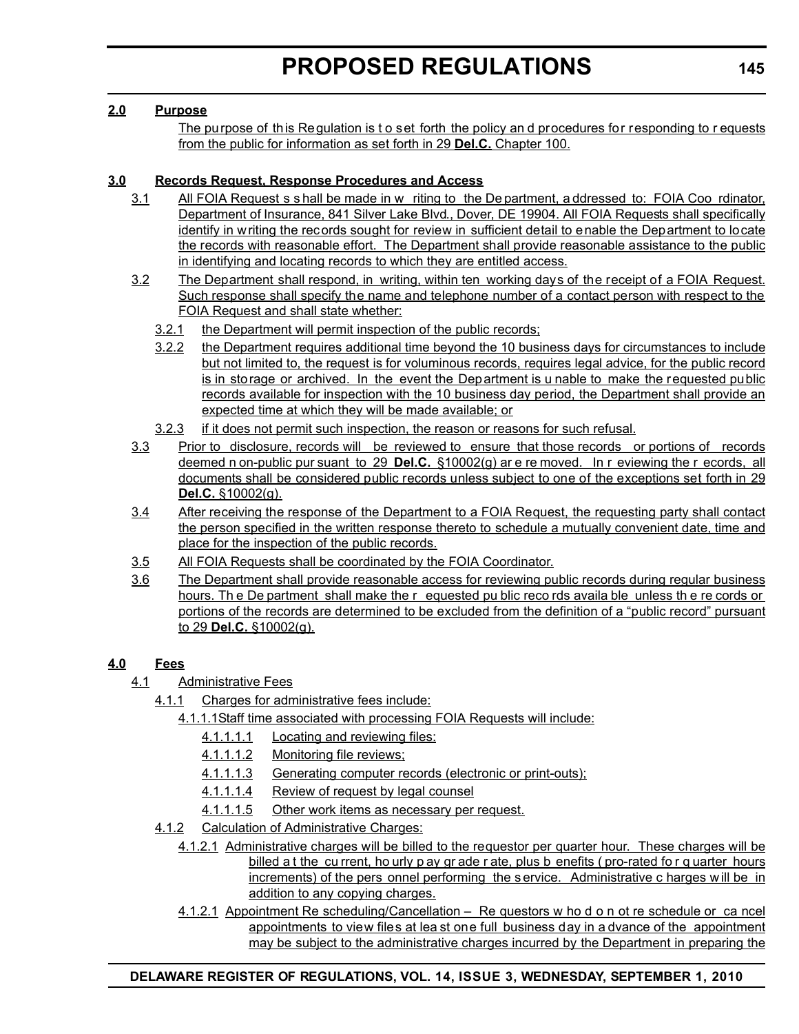**2.0 Purpose**

The purpose of this Regulation is to set forth the policy and procedures for responding to requests from the public for information as set forth in 29 **Del.C.** Chapter 100.

**3.0 Records Request, Response Procedures and Access**

3.1 All FOIA Requests shall be made in writing to the Department, addressed to: FOIA Coordinator, Department of Insurance, 841 Silver Lake Blvd., Dover, DE 19904. All FOIA Requests shall specifically identify in writing the records sought for review in sufficient detail to enable the Department to locate the records with reasonable effort. The Department shall provide reasonable assistance to the public in identifying and locating records to which they are entitled access.

3.2 The Department shall respond, in writing, within ten working days of the receipt of a FOIA Request. Such response shall specify the name and telephone number of a contact person with respect to the FOIA Request and shall state whether:

3.2.1 the Department will permit inspection of the public records;

3.2.2 the Department requires additional time beyond the 10 business days for circumstances to include but not limited to, the request is for voluminous records, requires legal advice, for the public record is in storage or archived. In the event the Department is unable to make the requested public records available for inspection with the 10 business day period, the Department shall provide an expected time at which they will be made available; or

3.2.3 if it does not permit such inspection, the reason or reasons for such refusal.

3.3 Prior to disclosure, records will be reviewed to ensure that those records or portions of records deemed non-public pursuant to 29 **Del.C.** §10002(g) are removed. In reviewing the records, all documents shall be considered public records unless subject to one of the exceptions set forth in 29 **Del.C.** §10002(g).

3.4 After receiving the response of the Department to a FOIA Request, the requesting party shall contact the person specified in the written response thereto to schedule a mutually convenient date, time and place for the inspection of the public records.

3.5 All FOIA Requests shall be coordinated by the FOIA Coordinator.

3.6 The Department shall provide reasonable access for reviewing public records during regular business hours. The Department shall make the requested public records available unless the records or portions of the records are determined to be excluded from the definition of a "public record" pursuant to 29 **Del.C.** §10002(g).

**4.0 Fees**

4.1 Administrative Fees

4.1.1 Charges for administrative fees include:

4.1.1.1 Staff time associated with processing FOIA Requests will include:

4.1.1.1.1 Locating and reviewing files:

4.1.1.1.2 Monitoring file reviews;

4.1.1.1.3 Generating computer records (electronic or print-outs);

4.1.1.1.4 Review of request by legal counsel

4.1.1.1.5 Other work items as necessary per request.

4.1.2 Calculation of Administrative Charges:

4.1.2.1 Administrative charges will be billed to the requestor per quarter hour. These charges will be billed at the current, hourly pay grade rate, plus benefits (pro-rated for quarter hours increments) of the personnel performing the service. Administrative charges will be in addition to any copying charges.

4.1.2.1 Appointment Rescheduling/Cancellation – Requestors who do not reschedule or cancel appointments to view files at least one full business day in advance of the appointment may be subject to the administrative charges incurred by the Department in preparing the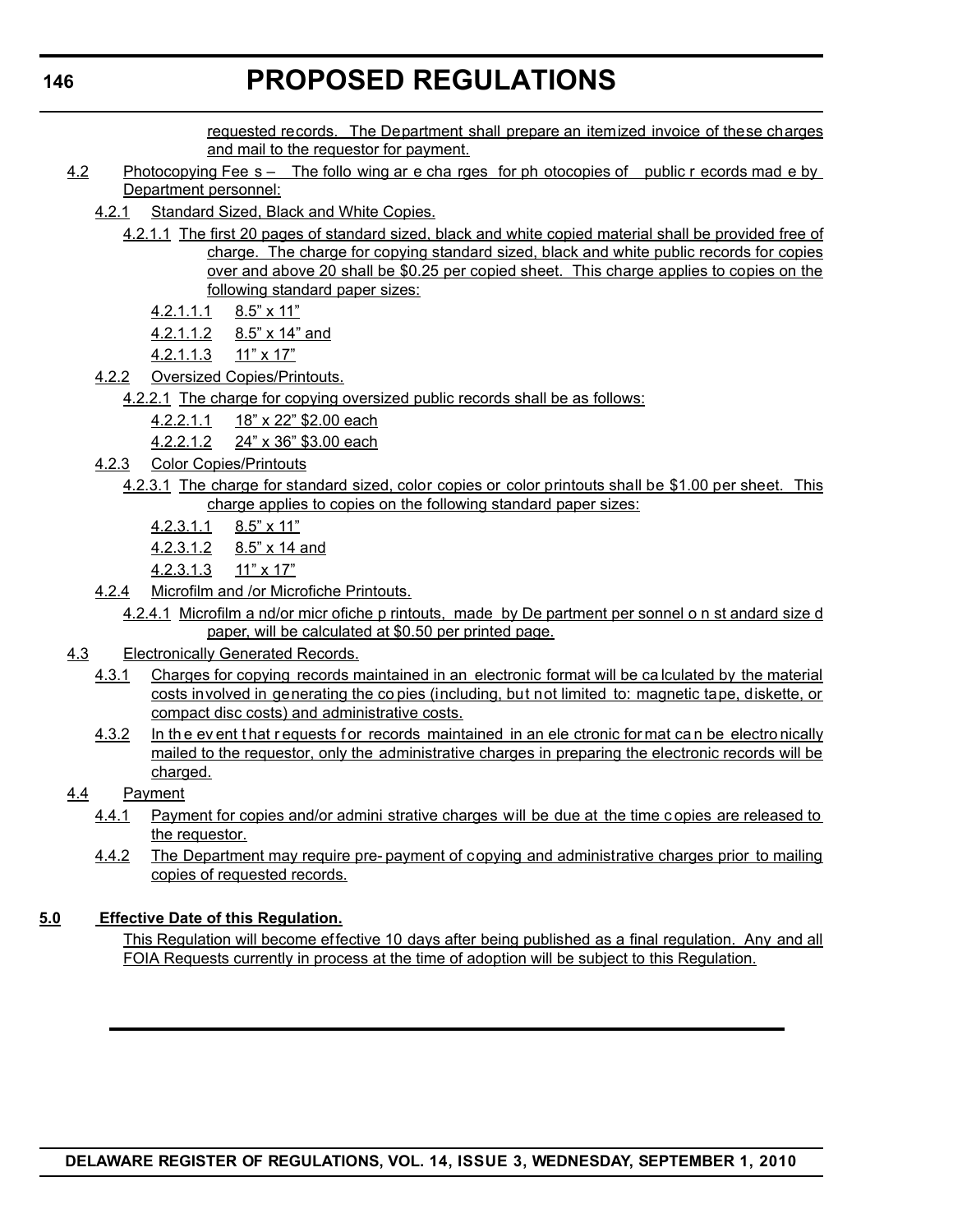requested records. The Department shall prepare an itemized invoice of these charges and mail to the requestor for payment.

4.2 Photocopying Fees – The following are charges for photocopies of public records made by Department personnel:

4.2.1 Standard Sized, Black and White Copies.

4.2.1.1 The first 20 pages of standard sized, black and white copied material shall be provided free of charge. The charge for copying standard sized, black and white public records for copies over and above 20 shall be $0.25 per copied sheet. This charge applies to copies on the following standard paper sizes:

4.2.1.1.1 8.5" x 11"

4.2.1.1.2 8.5" x 14" and

4.2.1.1.3 11" x 17"

4.2.2 Oversized Copies/Printouts.

4.2.2.1 The charge for copying oversized public records shall be as follows:

4.2.2.1.1 18" x 22" $2.00 each

4.2.2.1.2 24" x 36" $3.00 each

4.2.3 Color Copies/Printouts

4.2.3.1 The charge for standard sized, color copies or color printouts shall be $1.00 per sheet. This charge applies to copies on the following standard paper sizes:

4.2.3.1.1 8.5" x 11"

4.2.3.1.2 8.5" x 14 and

4.2.3.1.3 11" x 17"

4.2.4 Microfilm and /or Microfiche Printouts.

4.2.4.1 Microfilm and/or microfiche printouts, made by Department personnel on standard sized paper, will be calculated at $0.50 per printed page.

4.3 Electronically Generated Records.

4.3.1 Charges for copying records maintained in an electronic format will be calculated by the material costs involved in generating the copies (including, but not limited to: magnetic tape, diskette, or compact disc costs) and administrative costs.

4.3.2 In the event that requests for records maintained in an electronic format can be electronically mailed to the requestor, only the administrative charges in preparing the electronic records will be charged.

4.4 Payment

4.4.1 Payment for copies and/or administrative charges will be due at the time copies are released to the requestor.

4.4.2 The Department may require pre-payment of copying and administrative charges prior to mailing copies of requested records.

**5.0 Effective Date of this Regulation.**

This Regulation will become effective 10 days after being published as a final regulation. Any and all FOIA Requests currently in process at the time of adoption will be subject to this Regulation.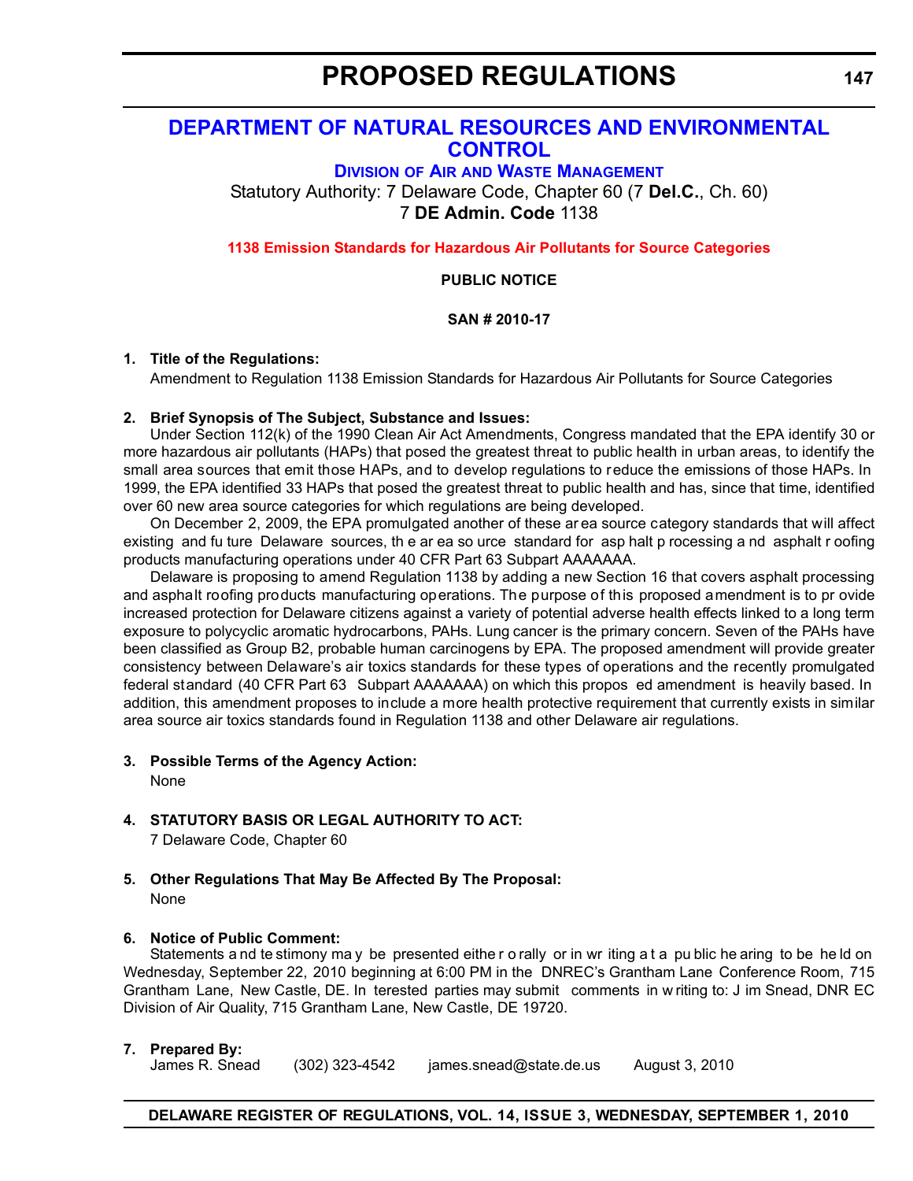# DEPARTMENT OF NATURAL RESOURCES AND ENVIRONMENTAL CONTROL

## DIVISION OF AIR AND WASTE MANAGEMENT

Statutory Authority: 7 Delaware Code, Chapter 60 (7 **Del.C.**, Ch. 60)
7 **DE Admin. Code** 1138

### 1138 Emission Standards for Hazardous Air Pollutants for Source Categories

**PUBLIC NOTICE**

**SAN # 2010-17**

1. **Title of the Regulations:**
   Amendment to Regulation 1138 Emission Standards for Hazardous Air Pollutants for Source Categories

2. **Brief Synopsis of The Subject, Substance and Issues:**

Under Section 112(k) of the 1990 Clean Air Act Amendments, Congress mandated that the EPA identify 30 or more hazardous air pollutants (HAPs) that posed the greatest threat to public health in urban areas, to identify the small area sources that emit those HAPs, and to develop regulations to reduce the emissions of those HAPs. In 1999, the EPA identified 33 HAPs that posed the greatest threat to public health and has, since that time, identified over 60 new area source categories for which regulations are being developed.

On December 2, 2009, the EPA promulgated another of these area source category standards that will affect existing and future Delaware sources, the area source standard for asphalt processing and asphalt roofing products manufacturing operations under 40 CFR Part 63 Subpart AAAAAAA.

Delaware is proposing to amend Regulation 1138 by adding a new Section 16 that covers asphalt processing and asphalt roofing products manufacturing operations. The purpose of this proposed amendment is to provide increased protection for Delaware citizens against a variety of potential adverse health effects linked to a long term exposure to polycyclic aromatic hydrocarbons, PAHs. Lung cancer is the primary concern. Seven of the PAHs have been classified as Group B2, probable human carcinogens by EPA. The proposed amendment will provide greater consistency between Delaware's air toxics standards for these types of operations and the recently promulgated federal standard (40 CFR Part 63 Subpart AAAAAAA) on which this proposed amendment is heavily based. In addition, this amendment proposes to include a more health protective requirement that currently exists in similar area source air toxics standards found in Regulation 1138 and other Delaware air regulations.

3. **Possible Terms of the Agency Action:**
   None

4. **STATUTORY BASIS OR LEGAL AUTHORITY TO ACT:**
   7 Delaware Code, Chapter 60

5. **Other Regulations That May Be Affected By The Proposal:**
   None

6. **Notice of Public Comment:**

Statements and testimony may be presented either orally or in writing at a public hearing to be held on Wednesday, September 22, 2010 beginning at 6:00 PM in the DNREC's Grantham Lane Conference Room, 715 Grantham Lane, New Castle, DE. Interested parties may submit comments in writing to: Jim Snead, DNREC Division of Air Quality, 715 Grantham Lane, New Castle, DE 19720.

7. **Prepared By:**
   James R. Snead (302) 323-4542 james.snead@state.de.us August 3, 2010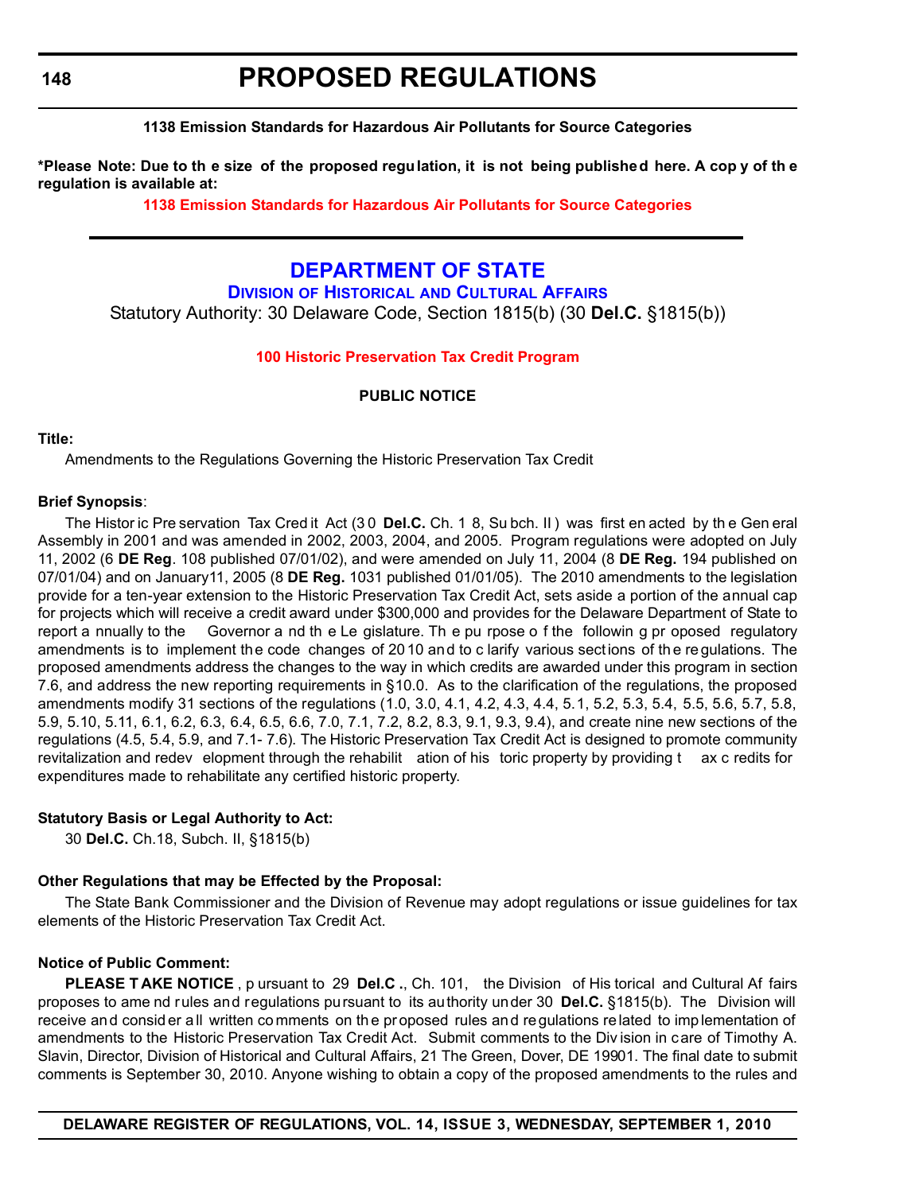**1138 Emission Standards for Hazardous Air Pollutants for Source Categories**

**\*Please Note: Due to the size of the proposed regulation, it is not being published here. A copy of the regulation is available at:**

**1138 Emission Standards for Hazardous Air Pollutants for Source Categories**

---

# DEPARTMENT OF STATE

## Division of Historical and Cultural Affairs

Statutory Authority: 30 Delaware Code, Section 1815(b) (30 **Del.C.** §1815(b))

**100 Historic Preservation Tax Credit Program**

**PUBLIC NOTICE**

**Title:**

Amendments to the Regulations Governing the Historic Preservation Tax Credit

**Brief Synopsis**:

The Historic Preservation Tax Credit Act (30 **Del.C.** Ch. 18, Subch. II) was first enacted by the General Assembly in 2001 and was amended in 2002, 2003, 2004, and 2005. Program regulations were adopted on July 11, 2002 (6 **DE Reg**. 108 published 07/01/02), and were amended on July 11, 2004 (8 **DE Reg.** 194 published on 07/01/04) and on January11, 2005 (8 **DE Reg.** 1031 published 01/01/05). The 2010 amendments to the legislation provide for a ten-year extension to the Historic Preservation Tax Credit Act, sets aside a portion of the annual cap for projects which will receive a credit award under $300,000 and provides for the Delaware Department of State to report annually to the Governor and the Legislature. The purpose of the following proposed regulatory amendments is to implement the code changes of 2010 and to clarify various sections of the regulations. The proposed amendments address the changes to the way in which credits are awarded under this program in section 7.6, and address the new reporting requirements in §10.0. As to the clarification of the regulations, the proposed amendments modify 31 sections of the regulations (1.0, 3.0, 4.1, 4.2, 4.3, 4.4, 5.1, 5.2, 5.3, 5.4, 5.5, 5.6, 5.7, 5.8, 5.9, 5.10, 5.11, 6.1, 6.2, 6.3, 6.4, 6.5, 6.6, 7.0, 7.1, 7.2, 8.2, 8.3, 9.1, 9.3, 9.4), and create nine new sections of the regulations (4.5, 5.4, 5.9, and 7.1- 7.6). The Historic Preservation Tax Credit Act is designed to promote community revitalization and redevelopment through the rehabilitation of historic property by providing tax credits for expenditures made to rehabilitate any certified historic property.

**Statutory Basis or Legal Authority to Act:**

30 **Del.C.** Ch.18, Subch. II, §1815(b)

**Other Regulations that may be Effected by the Proposal:**

The State Bank Commissioner and the Division of Revenue may adopt regulations or issue guidelines for tax elements of the Historic Preservation Tax Credit Act.

**Notice of Public Comment:**

**PLEASE TAKE NOTICE**, pursuant to 29 **Del.C.**, Ch. 101, the Division of Historical and Cultural Affairs proposes to amend rules and regulations pursuant to its authority under 30 **Del.C.** §1815(b). The Division will receive and consider all written comments on the proposed rules and regulations related to implementation of amendments to the Historic Preservation Tax Credit Act. Submit comments to the Division in care of Timothy A. Slavin, Director, Division of Historical and Cultural Affairs, 21 The Green, Dover, DE 19901. The final date to submit comments is September 30, 2010. Anyone wishing to obtain a copy of the proposed amendments to the rules and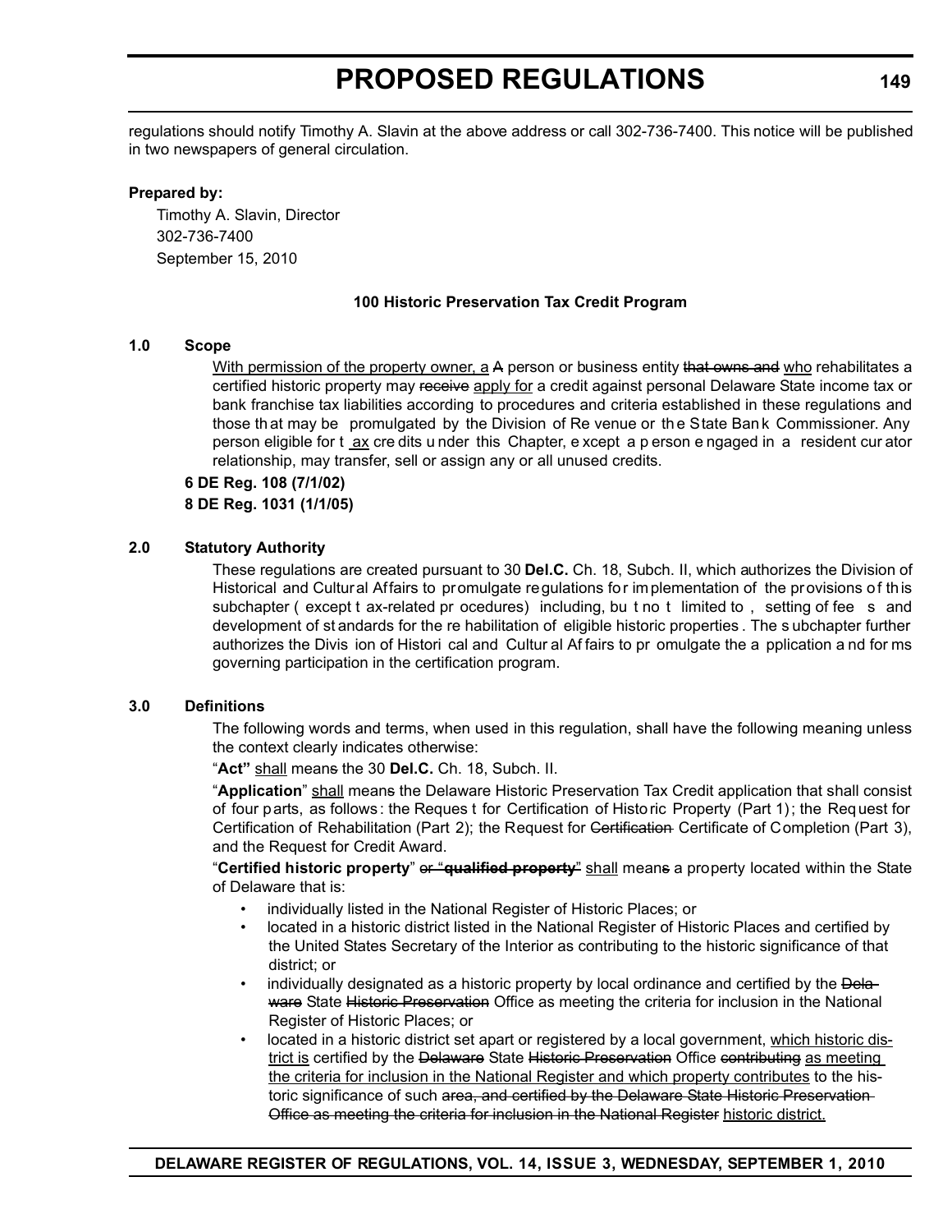regulations should notify Timothy A. Slavin at the above address or call 302-736-7400. This notice will be published in two newspapers of general circulation.

**Prepared by:**

Timothy A. Slavin, Director
302-736-7400
September 15, 2010

### 100 Historic Preservation Tax Credit Program

**1.0 Scope**

With permission of the property owner, a ~~A~~ person or business entity ~~that owns and~~ who rehabilitates a certified historic property may ~~receive~~ apply for a credit against personal Delaware State income tax or bank franchise tax liabilities according to procedures and criteria established in these regulations and those that may be promulgated by the Division of Revenue or the State Bank Commissioner. Any person eligible for tax credits under this Chapter, except a person engaged in a resident curator relationship, may transfer, sell or assign any or all unused credits.

**6 DE Reg. 108 (7/1/02)**
**8 DE Reg. 1031 (1/1/05)**

**2.0 Statutory Authority**

These regulations are created pursuant to 30 **Del.C.** Ch. 18, Subch. II, which authorizes the Division of Historical and Cultural Affairs to promulgate regulations for implementation of the provisions of this subchapter (except tax-related procedures) including, but not limited to, setting of fees and development of standards for the rehabilitation of eligible historic properties. The subchapter further authorizes the Division of Historical and Cultural Affairs to promulgate the application and forms governing participation in the certification program.

**3.0 Definitions**

The following words and terms, when used in this regulation, shall have the following meaning unless the context clearly indicates otherwise:

"**Act"** shall mean~~s~~ the 30 **Del.C.** Ch. 18, Subch. II.

"**Application**" shall mean~~s~~ the Delaware Historic Preservation Tax Credit application that shall consist of four parts, as follows: the Request for Certification of Historic Property (Part 1); the Request for Certification of Rehabilitation (Part 2); the Request for ~~Certification~~ Certificate of Completion (Part 3), and the Request for Credit Award.

"**Certified historic property**" ~~or "**qualified property**"~~ shall mean~~s~~ a property located within the State of Delaware that is:

- individually listed in the National Register of Historic Places; or
- located in a historic district listed in the National Register of Historic Places and certified by the United States Secretary of the Interior as contributing to the historic significance of that district; or
- individually designated as a historic property by local ordinance and certified by the ~~Delaware~~ State ~~Historic Preservation~~ Office as meeting the criteria for inclusion in the National Register of Historic Places; or
- located in a historic district set apart or registered by a local government, which historic district is certified by the ~~Delaware~~ State ~~Historic Preservation~~ Office ~~contributing~~ as meeting the criteria for inclusion in the National Register and which property contributes to the historic significance of such ~~area, and certified by the Delaware State Historic Preservation Office as meeting the criteria for inclusion in the National Register~~ historic district.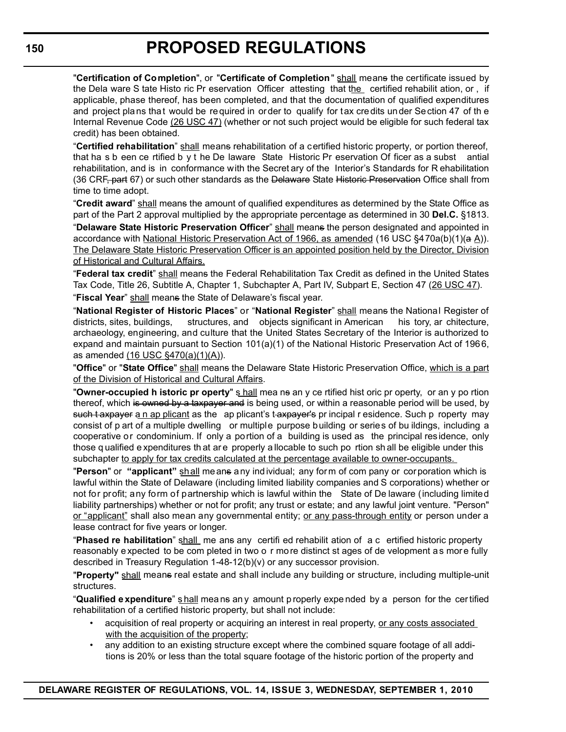"**Certification of Completion**", or "**Certificate of Completion**" shall means the certificate issued by the Delaware State Historic Preservation Officer attesting that the certified rehabilitation, or , if applicable, phase thereof, has been completed, and that the documentation of qualified expenditures and project plans that would be required in order to qualify for tax credits under Section 47 of the Internal Revenue Code (26 USC 47) (whether or not such project would be eligible for such federal tax credit) has been obtained.

"**Certified rehabilitation**" shall means rehabilitation of a certified historic property, or portion thereof, that has been certified by the Delaware State Historic Preservation Officer as a substantial rehabilitation, and is in conformance with the Secretary of the Interior's Standards for Rehabilitation (36 CRF, part 67) or such other standards as the Delaware State Historic Preservation Office shall from time to time adopt.

"**Credit award**" shall means the amount of qualified expenditures as determined by the State Office as part of the Part 2 approval multiplied by the appropriate percentage as determined in 30 **Del.C.** §1813.

"**Delaware State Historic Preservation Officer**" shall means the person designated and appointed in accordance with National Historic Preservation Act of 1966, as amended (16 USC §470a(b)(1)(a A)). The Delaware State Historic Preservation Officer is an appointed position held by the Director, Division of Historical and Cultural Affairs.

"**Federal tax credit**" shall means the Federal Rehabilitation Tax Credit as defined in the United States Tax Code, Title 26, Subtitle A, Chapter 1, Subchapter A, Part IV, Subpart E, Section 47 (26 USC 47).

"**Fiscal Year**" shall means the State of Delaware's fiscal year.

"**National Register of Historic Places**" or "**National Register**" shall means the National Register of districts, sites, buildings, structures, and objects significant in American history, architecture, archaeology, engineering, and culture that the United States Secretary of the Interior is authorized to expand and maintain pursuant to Section 101(a)(1) of the National Historic Preservation Act of 1966, as amended (16 USC §470(a)(1)(A)).

"**Office**" or "**State Office**" shall means the Delaware State Historic Preservation Office, which is a part of the Division of Historical and Cultural Affairs.

"**Owner-occupied historic property**" shall means any certified historic property, or any portion thereof, which is owned by a taxpayer and is being used, or within a reasonable period will be used, by such taxpayer an applicant as the applicant's taxpayer's principal residence. Such property may consist of part of a multiple dwelling or multiple purpose building or series of buildings, including a cooperative or condominium. If only a portion of a building is used as the principal residence, only those qualified expenditures that are properly allocable to such portion shall be eligible under this subchapter to apply for tax credits calculated at the percentage available to owner-occupants.

"**Person**" or "**applicant**" shall means any individual; any form of company or corporation which is lawful within the State of Delaware (including limited liability companies and S corporations) whether or not for profit; any form of partnership which is lawful within the State of Delaware (including limited liability partnerships) whether or not for profit; any trust or estate; and any lawful joint venture. "Person" or "applicant" shall also mean any governmental entity; or any pass-through entity or person under a lease contract for five years or longer.

"**Phased rehabilitation**" shall means any certified rehabilitation of a certified historic property reasonably expected to be completed in two or more distinct stages of development as more fully described in Treasury Regulation 1-48-12(b)(v) or any successor provision.

"**Property**" shall means real estate and shall include any building or structure, including multiple-unit structures.

"**Qualified expenditure**" shall means any amount properly expended by a person for the certified rehabilitation of a certified historic property, but shall not include:

- acquisition of real property or acquiring an interest in real property, or any costs associated with the acquisition of the property;
- any addition to an existing structure except where the combined square footage of all additions is 20% or less than the total square footage of the historic portion of the property and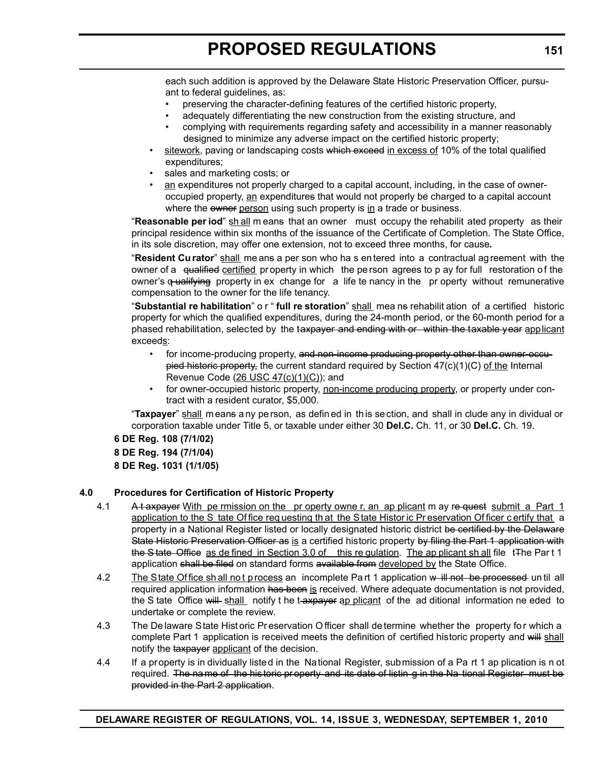each such addition is approved by the Delaware State Historic Preservation Officer, pursuant to federal guidelines, as:

- preserving the character-defining features of the certified historic property,
- adequately differentiating the new construction from the existing structure, and
- complying with requirements regarding safety and accessibility in a manner reasonably designed to minimize any adverse impact on the certified historic property;

- sitework, paving or landscaping costs ~~which exceed~~ in excess of 10% of the total qualified expenditures;
- sales and marketing costs; or
- an expenditure~~s~~ not properly charged to a capital account, including, in the case of owner-occupied property, an expenditure~~s~~ that would not properly be charged to a capital account where the ~~owner~~ person using such property is in a trade or business.

"**Reasonable period**" shall means that an owner must occupy the rehabilitated property as their principal residence within six months of the issuance of the Certificate of Completion. The State Office, in its sole discretion, may offer one extension, not to exceed three months, for cause*.*

"**Resident Curator**" shall mean~~s~~ a person who has entered into a contractual agreement with the owner of a ~~qualified~~ certified property in which the person agrees to pay for full restoration of the owner's ~~qualifying~~ property in exchange for a life tenancy in the property without remunerative compensation to the owner for the life tenancy.

"**Substantial rehabilitation**" or "**full restoration**" shall mean~~s~~ rehabilitation of a certified historic property for which the qualified expenditures, during the 24-month period, or the 60-month period for a phased rehabilitation, selected by the ~~taxpayer and ending with or within the taxable year~~ applicant exceeds:

- for income-producing property, ~~and non-income producing property other than owner-occupied historic property,~~ the current standard required by Section 47(c)(1)(C) of the Internal Revenue Code (26 USC 47(c)(1)(C)); and
- for owner-occupied historic property, non-income producing property, or property under contract with a resident curator, $5,000.

"**Taxpayer**" shall means any person, as defined in this section, and shall include any individual or corporation taxable under Title 5, or taxable under either 30 **Del.C.** Ch. 11, or 30 **Del.C.** Ch. 19.

**6 DE Reg. 108 (7/1/02)**

**8 DE Reg. 194 (7/1/04)**

**8 DE Reg. 1031 (1/1/05)**

## 4.0 Procedures for Certification of Historic Property

4.1 ~~A taxpayer~~ With permission on the property owner, an applicant may ~~request~~ submit a Part 1 application to the State Office requesting that the State Historic Preservation Officer certify that a property in a National Register listed or locally designated historic district ~~be certified by the Delaware State Historic Preservation Officer as~~ is a certified historic property ~~by filing the Part 1 application with the State Office~~ as defined in Section 3.0 of this regulation. The applicant shall file ~~tT~~he Part 1 application ~~shall be filed~~ on standard forms ~~available from~~ developed by the State Office.

4.2 The State Office shall not process an incomplete Part 1 application ~~will not be processed~~ until all required application information ~~has been~~ is received. Where adequate documentation is not provided, the State Office ~~will~~ shall notify the ~~taxpayer~~ applicant of the additional information needed to undertake or complete the review.

4.3 The Delaware State Historic Preservation Officer shall determine whether the property for which a complete Part 1 application is received meets the definition of certified historic property and ~~will~~ shall notify the ~~taxpayer~~ applicant of the decision.

4.4 If a property is individually listed in the National Register, submission of a Part 1 application is not required. ~~The name of the historic property and its date of listing in the National Register must be provided in the Part 2 application.~~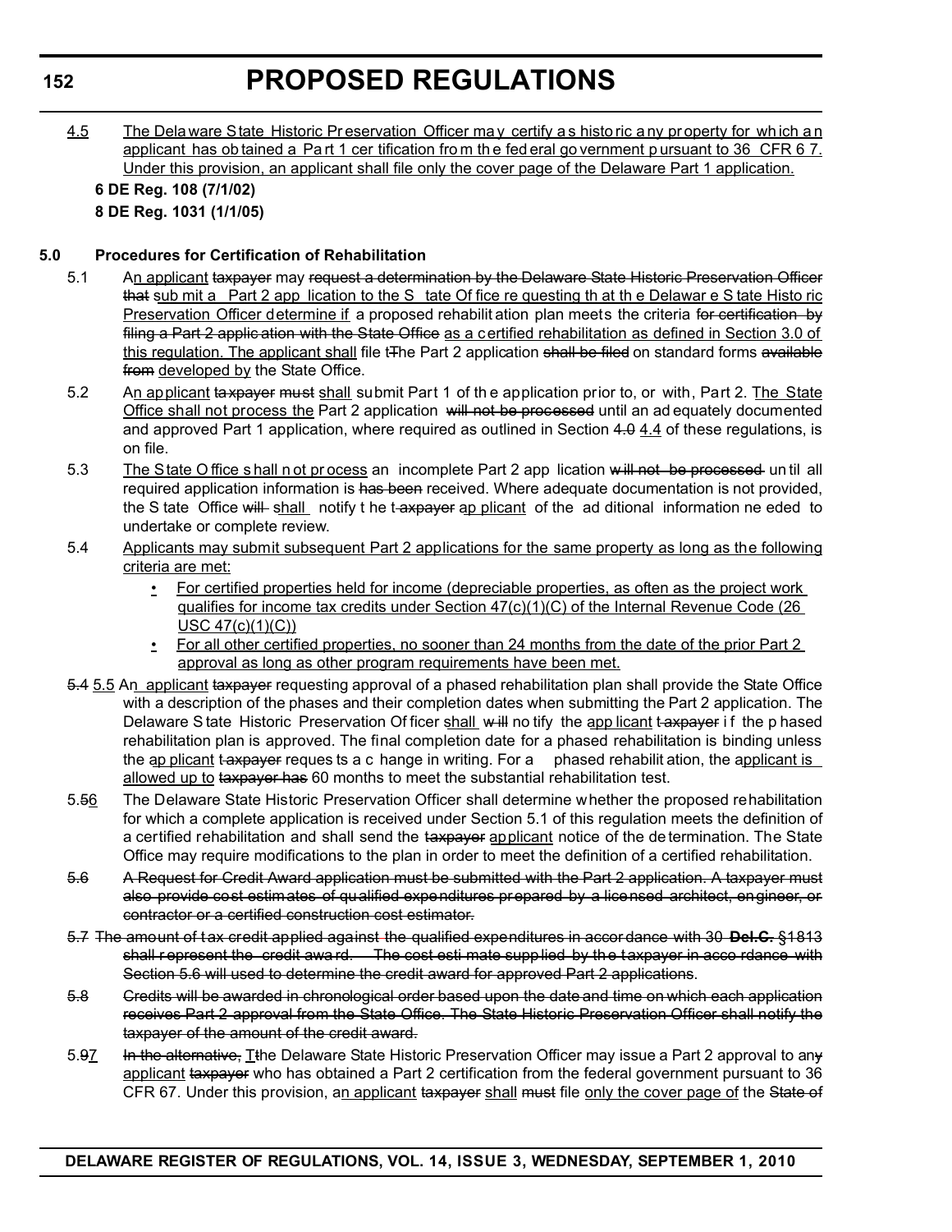4.5 The Delaware State Historic Preservation Officer may certify as historic any property for which an applicant has obtained a Part 1 certification from the federal government pursuant to 36 CFR 67. Under this provision, an applicant shall file only the cover page of the Delaware Part 1 application.

**6 DE Reg. 108 (7/1/02)**

**8 DE Reg. 1031 (1/1/05)**

**5.0 Procedures for Certification of Rehabilitation**

5.1 An applicant ~~taxpayer~~ may ~~request a determination by the Delaware State Historic Preservation Officer that~~ submit a Part 2 application to the State Office requesting that the Delaware State Historic Preservation Officer determine if a proposed rehabilitation plan meets the criteria ~~for certification by filing a Part 2 application with the State Office~~ as a certified rehabilitation as defined in Section 3.0 of this regulation. The applicant shall file t~~T~~he Part 2 application ~~shall be filed~~ on standard forms ~~available from~~ developed by the State Office.

5.2 An applicant ~~taxpayer~~ ~~must~~ shall submit Part 1 of the application prior to, or with, Part 2. The State Office shall not process the Part 2 application ~~will not be processed~~ until an adequately documented and approved Part 1 application, where required as outlined in Section ~~4.0~~ 4.4 of these regulations, is on file.

5.3 The State Office shall not process an incomplete Part 2 application ~~will not be processed~~ until all required application information is ~~has been~~ received. Where adequate documentation is not provided, the State Office ~~will~~ shall notify the ~~taxpayer~~ applicant of the additional information needed to undertake or complete review.

5.4 Applicants may submit subsequent Part 2 applications for the same property as long as the following criteria are met:

- For certified properties held for income (depreciable properties, as often as the project work qualifies for income tax credits under Section 47(c)(1)(C) of the Internal Revenue Code (26 USC 47(c)(1)(C))
- For all other certified properties, no sooner than 24 months from the date of the prior Part 2 approval as long as other program requirements have been met.

~~5.4~~ 5.5 An applicant ~~taxpayer~~ requesting approval of a phased rehabilitation plan shall provide the State Office with a description of the phases and their completion dates when submitting the Part 2 application. The Delaware State Historic Preservation Officer shall ~~will~~ notify the applicant ~~taxpayer~~ if the phased rehabilitation plan is approved. The final completion date for a phased rehabilitation is binding unless the applicant ~~taxpayer~~ requests a change in writing. For a phased rehabilitation, the applicant is allowed up to ~~taxpayer has~~ 60 months to meet the substantial rehabilitation test.

5.~~5~~6 The Delaware State Historic Preservation Officer shall determine whether the proposed rehabilitation for which a complete application is received under Section 5.1 of this regulation meets the definition of a certified rehabilitation and shall send the ~~taxpayer~~ applicant notice of the determination. The State Office may require modifications to the plan in order to meet the definition of a certified rehabilitation.

~~5.6 A Request for Credit Award application must be submitted with the Part 2 application. A taxpayer must also provide cost estimates of qualified expenditures prepared by a licensed architect, engineer, or contractor or a certified construction cost estimator.~~

~~5.7 The amount of tax credit applied against the qualified expenditures in accordance with 30 **Del.C.** §1813 shall represent the credit award. The cost estimate supplied by the taxpayer in accordance with Section 5.6 will used to determine the credit award for approved Part 2 applications.~~

~~5.8 Credits will be awarded in chronological order based upon the date and time on which each application receives Part 2 approval from the State Office. The State Historic Preservation Officer shall notify the taxpayer of the amount of the credit award.~~

5.~~9~~7 ~~In the alternative,~~ T~~t~~he Delaware State Historic Preservation Officer may issue a Part 2 approval to an~~y~~ applicant ~~taxpayer~~ who has obtained a Part 2 certification from the federal government pursuant to 36 CFR 67. Under this provision, an applicant ~~taxpayer~~ shall ~~must~~ file only the cover page of the ~~State of~~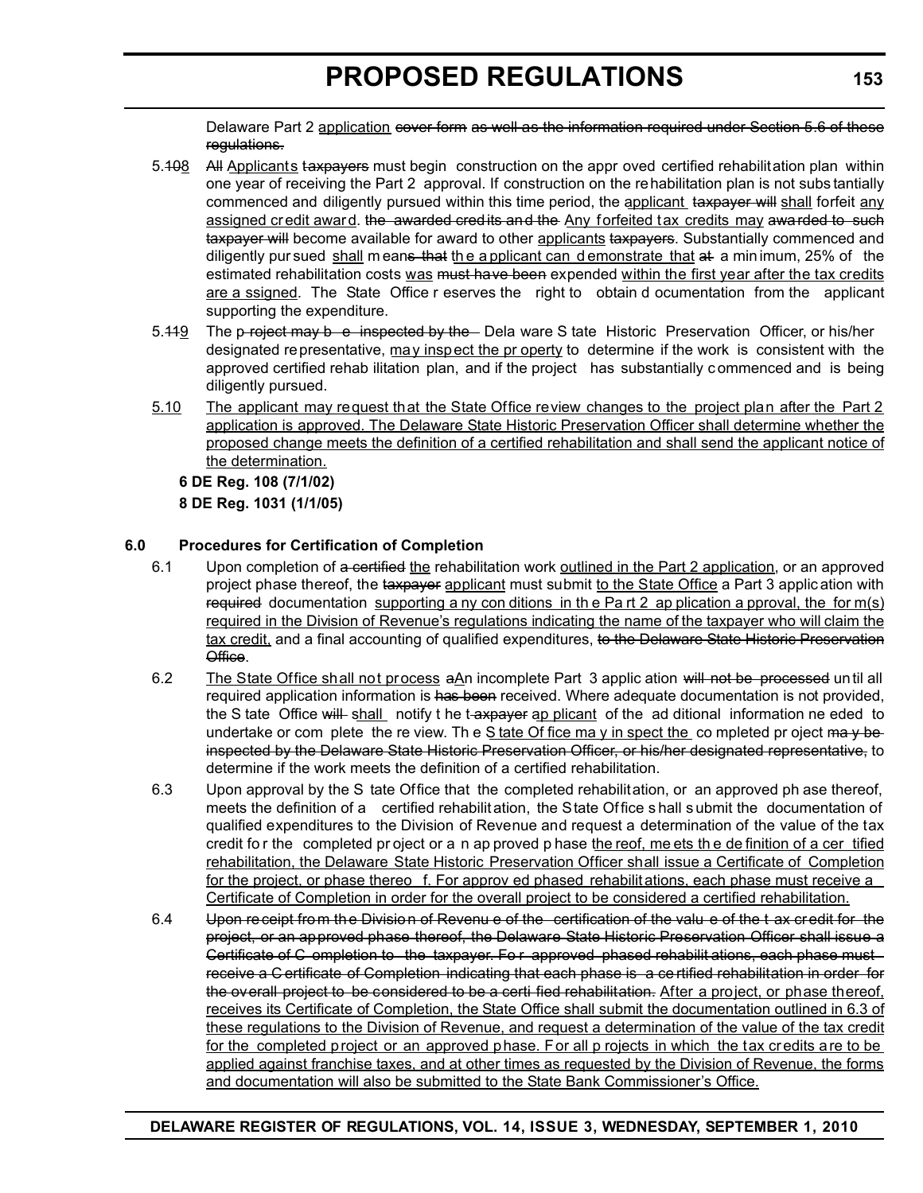Delaware Part 2 application ~~cover form as well as the information required under Section 5.6 of these regulations.~~

5.~~10~~8 ~~All~~ Applicants ~~taxpayers~~ must begin construction on the approved certified rehabilitation plan within one year of receiving the Part 2 approval. If construction on the rehabilitation plan is not substantially commenced and diligently pursued within this time period, the applicant ~~taxpayer will~~ shall forfeit any assigned credit award. ~~the awarded credits and the~~ Any forfeited tax credits may ~~awarded to such taxpayer will~~ become available for award to other applicants ~~taxpayers~~. Substantially commenced and diligently pursued shall mean~~s that~~ the applicant can demonstrate that ~~at~~ a minimum, 25% of the estimated rehabilitation costs was ~~must have been~~ expended within the first year after the tax credits are assigned. The State Office reserves the right to obtain documentation from the applicant supporting the expenditure.

5.~~11~~9 The ~~project may be inspected by the~~ Delaware State Historic Preservation Officer, or his/her designated representative, may inspect the property to determine if the work is consistent with the approved certified rehabilitation plan, and if the project has substantially commenced and is being diligently pursued.

5.10 The applicant may request that the State Office review changes to the project plan after the Part 2 application is approved. The Delaware State Historic Preservation Officer shall determine whether the proposed change meets the definition of a certified rehabilitation and shall send the applicant notice of the determination.

**6 DE Reg. 108 (7/1/02)**

**8 DE Reg. 1031 (1/1/05)**

**6.0 Procedures for Certification of Completion**

6.1 Upon completion of ~~a certified~~ the rehabilitation work outlined in the Part 2 application, or an approved project phase thereof, the ~~taxpayer~~ applicant must submit to the State Office a Part 3 application with ~~required~~ documentation supporting any conditions in the Part 2 application approval, the form(s) required in the Division of Revenue's regulations indicating the name of the taxpayer who will claim the tax credit, and a final accounting of qualified expenditures, ~~to the Delaware State Historic Preservation Office~~.

6.2 The State Office shall not process ~~a~~An incomplete Part 3 application ~~will not be processed~~ until all required application information is ~~has been~~ received. Where adequate documentation is not provided, the State Office ~~will~~ shall notify the ~~taxpayer~~ applicant of the additional information needed to undertake or complete the review. The State Office may inspect the completed project ~~may be inspected by the Delaware State Historic Preservation Officer, or his/her designated representative,~~ to determine if the work meets the definition of a certified rehabilitation.

6.3 Upon approval by the State Office that the completed rehabilitation, or an approved phase thereof, meets the definition of a certified rehabilitation, the State Office shall submit the documentation of qualified expenditures to the Division of Revenue and request a determination of the value of the tax credit for the completed project or an approved phase thereof, meets the definition of a certified rehabilitation, the Delaware State Historic Preservation Officer shall issue a Certificate of Completion for the project, or phase thereof. For approved phased rehabilitations, each phase must receive a Certificate of Completion in order for the overall project to be considered a certified rehabilitation.

6.4 ~~Upon receipt from the Division of Revenue of the certification of the value of the tax credit for the project, or an approved phase thereof, the Delaware State Historic Preservation Officer shall issue a Certificate of Completion to the taxpayer. For approved phased rehabilitations, each phase must receive a Certificate of Completion indicating that each phase is a certified rehabilitation in order for the overall project to be considered to be a certified rehabilitation.~~ After a project, or phase thereof, receives its Certificate of Completion, the State Office shall submit the documentation outlined in 6.3 of these regulations to the Division of Revenue, and request a determination of the value of the tax credit for the completed project or an approved phase. For all projects in which the tax credits are to be applied against franchise taxes, and at other times as requested by the Division of Revenue, the forms and documentation will also be submitted to the State Bank Commissioner's Office.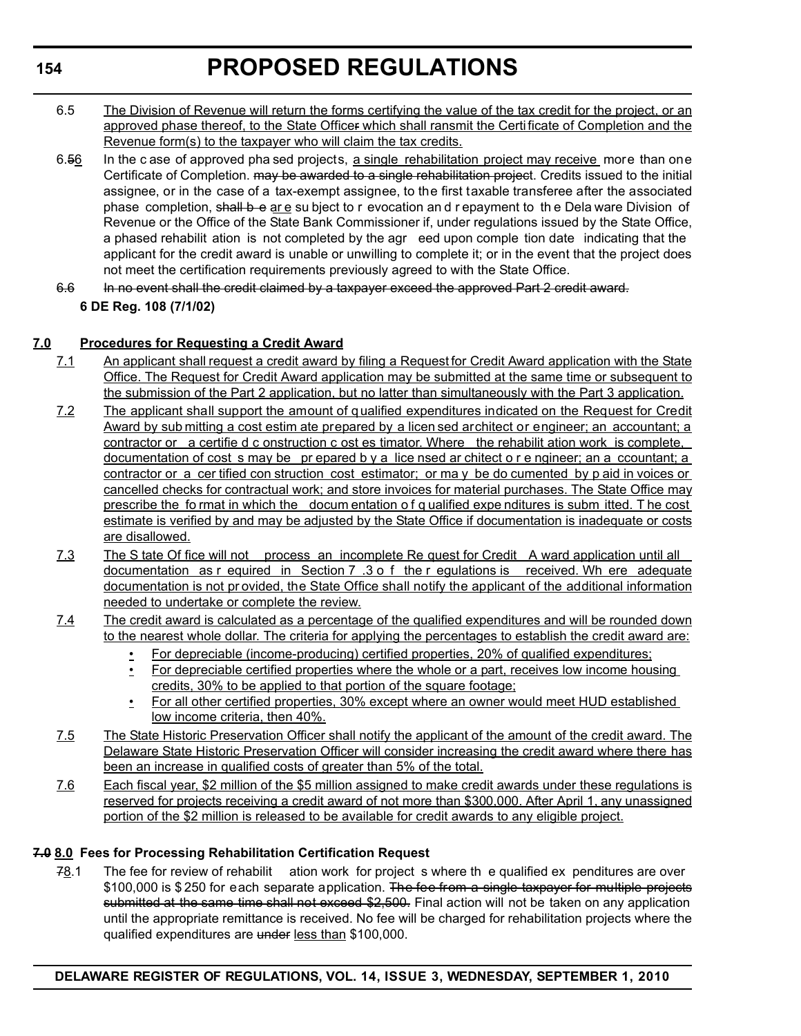6.5 The Division of Revenue will return the forms certifying the value of the tax credit for the project, or an approved phase thereof, to the State Officer which shall ransmit the Certificate of Completion and the Revenue form(s) to the taxpayer who will claim the tax credits.

6.56 In the case of approved phased projects, a single rehabilitation project may receive more than one Certificate of Completion. may be awarded to a single rehabilitation project. Credits issued to the initial assignee, or in the case of a tax-exempt assignee, to the first taxable transferee after the associated phase completion, shall be are subject to revocation and repayment to the Delaware Division of Revenue or the Office of the State Bank Commissioner if, under regulations issued by the State Office, a phased rehabilitation is not completed by the agreed upon completion date indicating that the applicant for the credit award is unable or unwilling to complete it; or in the event that the project does not meet the certification requirements previously agreed to with the State Office.

6.6 In no event shall the credit claimed by a taxpayer exceed the approved Part 2 credit award.

**6 DE Reg. 108 (7/1/02)**

**7.0 Procedures for Requesting a Credit Award**

7.1 An applicant shall request a credit award by filing a Request for Credit Award application with the State Office. The Request for Credit Award application may be submitted at the same time or subsequent to the submission of the Part 2 application, but no latter than simultaneously with the Part 3 application.

7.2 The applicant shall support the amount of qualified expenditures indicated on the Request for Credit Award by submitting a cost estimate prepared by a licensed architect or engineer; an accountant; a contractor or a certified construction cost estimator. Where the rehabilitation work is complete, documentation of costs may be prepared by a licensed architect or engineer; an accountant; a contractor or a certified construction cost estimator; or may be documented by paid invoices or cancelled checks for contractual work; and store invoices for material purchases. The State Office may prescribe the format in which the documentation of qualified expenditures is submitted. The cost estimate is verified by and may be adjusted by the State Office if documentation is inadequate or costs are disallowed.

7.3 The State Office will not process an incomplete Request for Credit Award application until all documentation as required in Section 7.3 of the regulations is received. Where adequate documentation is not provided, the State Office shall notify the applicant of the additional information needed to undertake or complete the review.

7.4 The credit award is calculated as a percentage of the qualified expenditures and will be rounded down to the nearest whole dollar. The criteria for applying the percentages to establish the credit award are:

- For depreciable (income-producing) certified properties, 20% of qualified expenditures;
- For depreciable certified properties where the whole or a part, receives low income housing credits, 30% to be applied to that portion of the square footage;
- For all other certified properties, 30% except where an owner would meet HUD established low income criteria, then 40%.

7.5 The State Historic Preservation Officer shall notify the applicant of the amount of the credit award. The Delaware State Historic Preservation Officer will consider increasing the credit award where there has been an increase in qualified costs of greater than 5% of the total.

7.6 Each fiscal year, $2 million of the $5 million assigned to make credit awards under these regulations is reserved for projects receiving a credit award of not more than $300,000. After April 1, any unassigned portion of the $2 million is released to be available for credit awards to any eligible project.

**7.0 8.0 Fees for Processing Rehabilitation Certification Request**

78.1 The fee for review of rehabilitation work for projects where the qualified expenditures are over $100,000 is $250 for each separate application. The fee from a single taxpayer for multiple projects submitted at the same time shall not exceed $2,500. Final action will not be taken on any application until the appropriate remittance is received. No fee will be charged for rehabilitation projects where the qualified expenditures are under less than $100,000.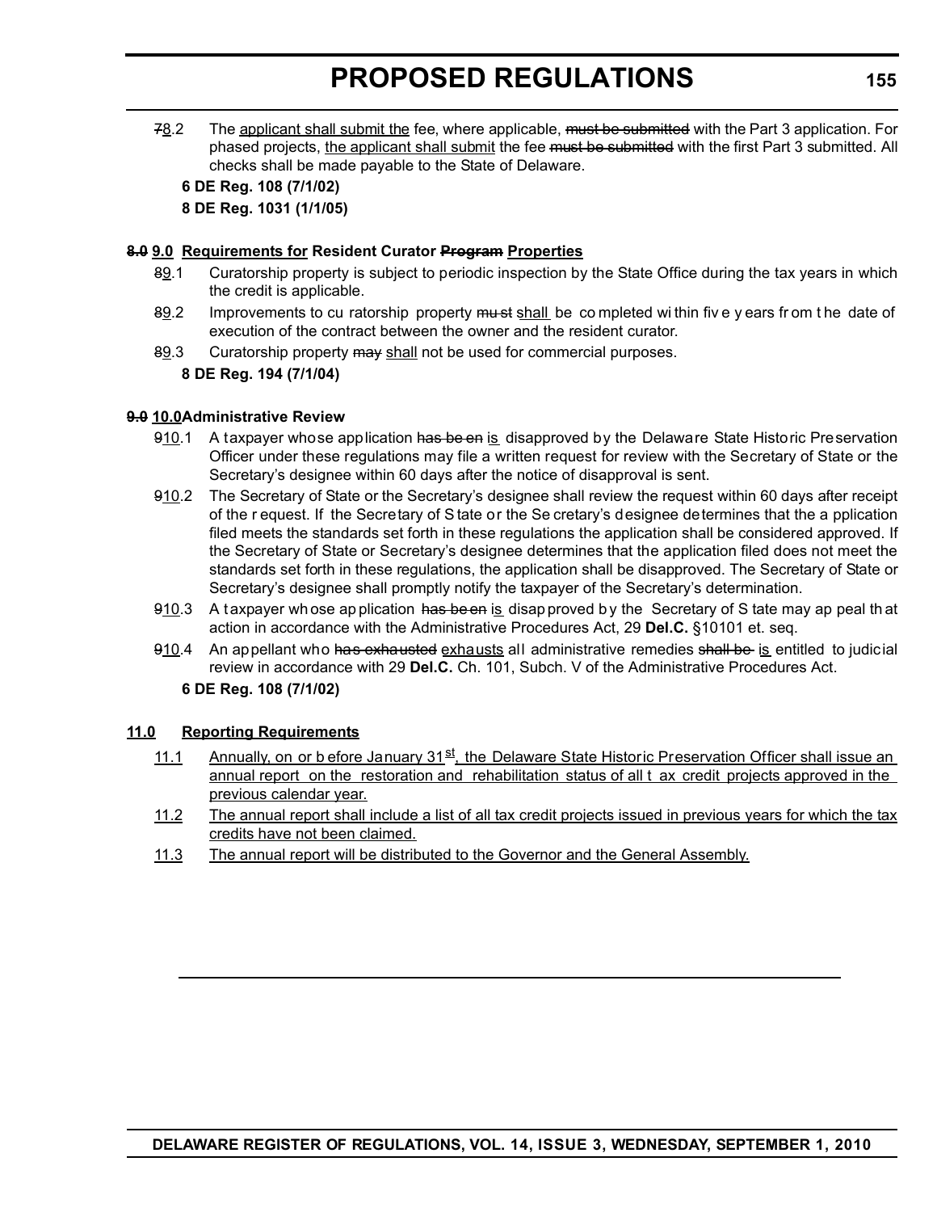78.2 The applicant shall submit the fee, where applicable, must be submitted with the Part 3 application. For phased projects, the applicant shall submit the fee must be submitted with the first Part 3 submitted. All checks shall be made payable to the State of Delaware.

**6 DE Reg. 108 (7/1/02)**

**8 DE Reg. 1031 (1/1/05)**

**8.0 9.0 Requirements for Resident Curator Program Properties**

89.1 Curatorship property is subject to periodic inspection by the State Office during the tax years in which the credit is applicable.

89.2 Improvements to curatorship property must shall be completed within five years from the date of execution of the contract between the owner and the resident curator.

89.3 Curatorship property may shall not be used for commercial purposes.

**8 DE Reg. 194 (7/1/04)**

**9.0 10.0 Administrative Review**

910.1 A taxpayer whose application has been is disapproved by the Delaware State Historic Preservation Officer under these regulations may file a written request for review with the Secretary of State or the Secretary's designee within 60 days after the notice of disapproval is sent.

910.2 The Secretary of State or the Secretary's designee shall review the request within 60 days after receipt of the request. If the Secretary of State or the Secretary's designee determines that the application filed meets the standards set forth in these regulations the application shall be considered approved. If the Secretary of State or Secretary's designee determines that the application filed does not meet the standards set forth in these regulations, the application shall be disapproved. The Secretary of State or Secretary's designee shall promptly notify the taxpayer of the Secretary's determination.

910.3 A taxpayer whose application has been is disapproved by the Secretary of State may appeal that action in accordance with the Administrative Procedures Act, 29 **Del.C.** §10101 et. seq.

910.4 An appellant who has exhausted exhausts all administrative remedies shall be is entitled to judicial review in accordance with 29 **Del.C.** Ch. 101, Subch. V of the Administrative Procedures Act.

**6 DE Reg. 108 (7/1/02)**

**11.0 Reporting Requirements**

11.1 Annually, on or before January 31st, the Delaware State Historic Preservation Officer shall issue an annual report on the restoration and rehabilitation status of all tax credit projects approved in the previous calendar year.

11.2 The annual report shall include a list of all tax credit projects issued in previous years for which the tax credits have not been claimed.

11.3 The annual report will be distributed to the Governor and the General Assembly.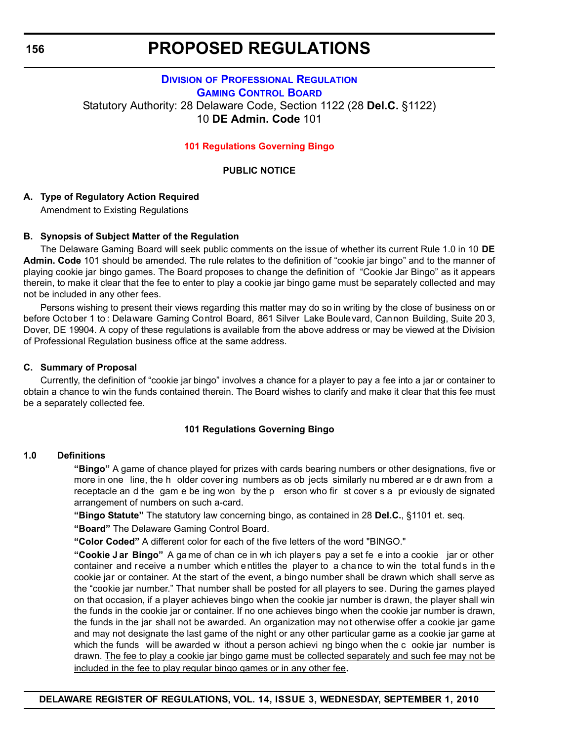# PROPOSED REGULATIONS

## DIVISION OF PROFESSIONAL REGULATION
## GAMING CONTROL BOARD

Statutory Authority: 28 Delaware Code, Section 1122 (28 **Del.C.** §1122)
10 **DE Admin. Code** 101

### 101 Regulations Governing Bingo

**PUBLIC NOTICE**

**A. Type of Regulatory Action Required**

Amendment to Existing Regulations

**B. Synopsis of Subject Matter of the Regulation**

The Delaware Gaming Board will seek public comments on the issue of whether its current Rule 1.0 in 10 **DE Admin. Code** 101 should be amended. The rule relates to the definition of "cookie jar bingo" and to the manner of playing cookie jar bingo games. The Board proposes to change the definition of "Cookie Jar Bingo" as it appears therein, to make it clear that the fee to enter to play a cookie jar bingo game must be separately collected and may not be included in any other fees.

Persons wishing to present their views regarding this matter may do so in writing by the close of business on or before October 1 to: Delaware Gaming Control Board, 861 Silver Lake Boulevard, Cannon Building, Suite 203, Dover, DE 19904. A copy of these regulations is available from the above address or may be viewed at the Division of Professional Regulation business office at the same address.

**C. Summary of Proposal**

Currently, the definition of "cookie jar bingo" involves a chance for a player to pay a fee into a jar or container to obtain a chance to win the funds contained therein. The Board wishes to clarify and make it clear that this fee must be a separately collected fee.

**101 Regulations Governing Bingo**

**1.0 Definitions**

**"Bingo"** A game of chance played for prizes with cards bearing numbers or other designations, five or more in one line, the holder covering numbers as objects similarly numbered are drawn from a receptacle and the game being won by the person who first covers a previously designated arrangement of numbers on such a-card.

**"Bingo Statute"** The statutory law concerning bingo, as contained in 28 **Del.C.**, §1101 et. seq.

**"Board"** The Delaware Gaming Control Board.

**"Color Coded"** A different color for each of the five letters of the word "BINGO."

**"Cookie Jar Bingo"** A game of chance in which players pay a set fee into a cookie jar or other container and receive a number which entitles the player to a chance to win the total funds in the cookie jar or container. At the start of the event, a bingo number shall be drawn which shall serve as the "cookie jar number." That number shall be posted for all players to see. During the games played on that occasion, if a player achieves bingo when the cookie jar number is drawn, the player shall win the funds in the cookie jar or container. If no one achieves bingo when the cookie jar number is drawn, the funds in the jar shall not be awarded. An organization may not otherwise offer a cookie jar game and may not designate the last game of the night or any other particular game as a cookie jar game at which the funds will be awarded without a person achieving bingo when the cookie jar number is drawn. <u>The fee to play a cookie jar bingo game must be collected separately and such fee may not be included in the fee to play regular bingo games or in any other fee.</u>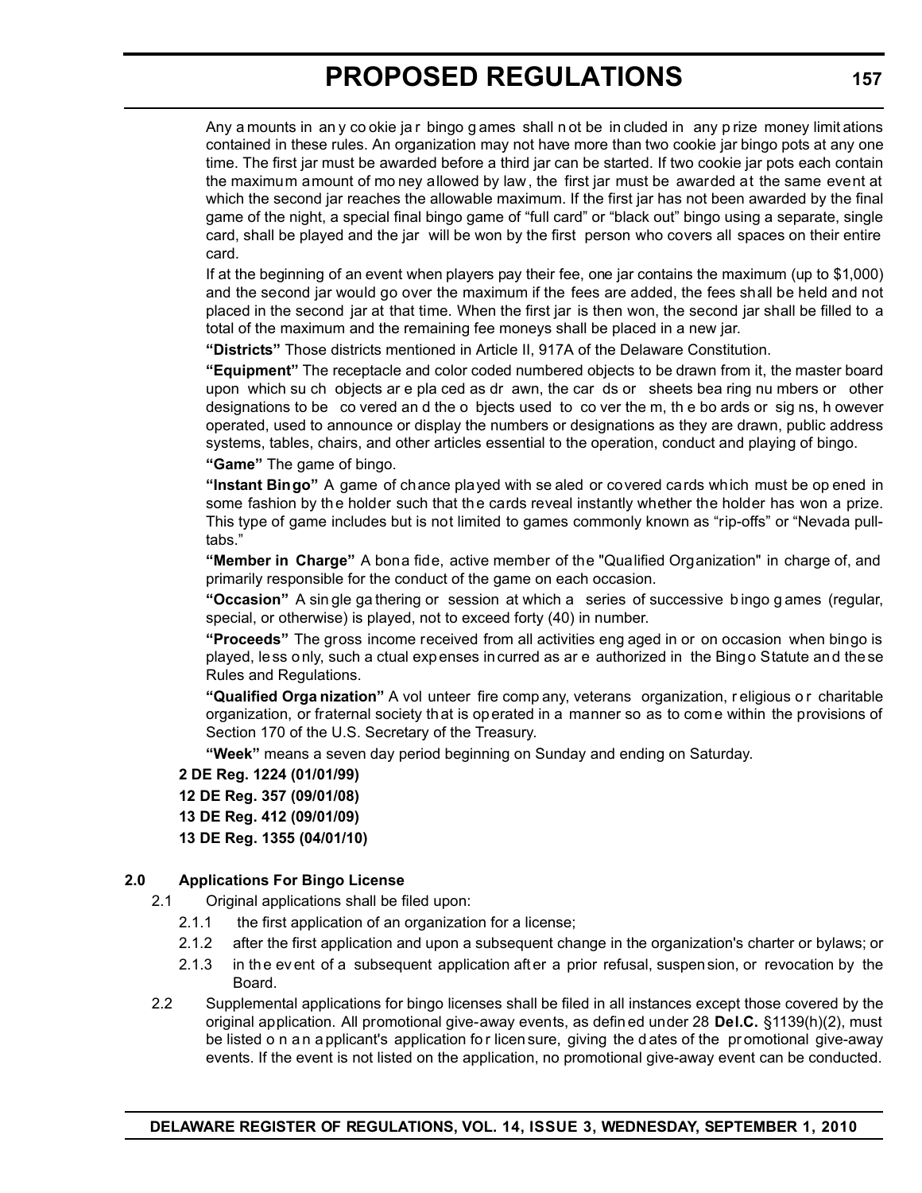Any amounts in any cookie jar bingo games shall not be included in any prize money limitations contained in these rules. An organization may not have more than two cookie jar bingo pots at any one time. The first jar must be awarded before a third jar can be started. If two cookie jar pots each contain the maximum amount of money allowed by law, the first jar must be awarded at the same event at which the second jar reaches the allowable maximum. If the first jar has not been awarded by the final game of the night, a special final bingo game of "full card" or "black out" bingo using a separate, single card, shall be played and the jar will be won by the first person who covers all spaces on their entire card.

If at the beginning of an event when players pay their fee, one jar contains the maximum (up to $1,000) and the second jar would go over the maximum if the fees are added, the fees shall be held and not placed in the second jar at that time. When the first jar is then won, the second jar shall be filled to a total of the maximum and the remaining fee moneys shall be placed in a new jar.

**"Districts"** Those districts mentioned in Article II, 917A of the Delaware Constitution.

**"Equipment"** The receptacle and color coded numbered objects to be drawn from it, the master board upon which such objects are placed as drawn, the cards or sheets bearing numbers or other designations to be covered and the objects used to cover them, the boards or signs, however operated, used to announce or display the numbers or designations as they are drawn, public address systems, tables, chairs, and other articles essential to the operation, conduct and playing of bingo.

**"Game"** The game of bingo.

**"Instant Bingo"** A game of chance played with sealed or covered cards which must be opened in some fashion by the holder such that the cards reveal instantly whether the holder has won a prize. This type of game includes but is not limited to games commonly known as "rip-offs" or "Nevada pull-tabs."

**"Member in Charge"** A bona fide, active member of the "Qualified Organization" in charge of, and primarily responsible for the conduct of the game on each occasion.

**"Occasion"** A single gathering or session at which a series of successive bingo games (regular, special, or otherwise) is played, not to exceed forty (40) in number.

**"Proceeds"** The gross income received from all activities engaged in or on occasion when bingo is played, less only, such actual expenses incurred as are authorized in the Bingo Statute and these Rules and Regulations.

**"Qualified Organization"** A volunteer fire company, veterans organization, religious or charitable organization, or fraternal society that is operated in a manner so as to come within the provisions of Section 170 of the U.S. Secretary of the Treasury.

**"Week"** means a seven day period beginning on Sunday and ending on Saturday.

**2 DE Reg. 1224 (01/01/99)**
**12 DE Reg. 357 (09/01/08)**
**13 DE Reg. 412 (09/01/09)**
**13 DE Reg. 1355 (04/01/10)**

**2.0 Applications For Bingo License**

2.1 Original applications shall be filed upon:

2.1.1 the first application of an organization for a license;

2.1.2 after the first application and upon a subsequent change in the organization's charter or bylaws; or

2.1.3 in the event of a subsequent application after a prior refusal, suspension, or revocation by the Board.

2.2 Supplemental applications for bingo licenses shall be filed in all instances except those covered by the original application. All promotional give-away events, as defined under 28 **Del.C.** §1139(h)(2), must be listed on an applicant's application for licensure, giving the dates of the promotional give-away events. If the event is not listed on the application, no promotional give-away event can be conducted.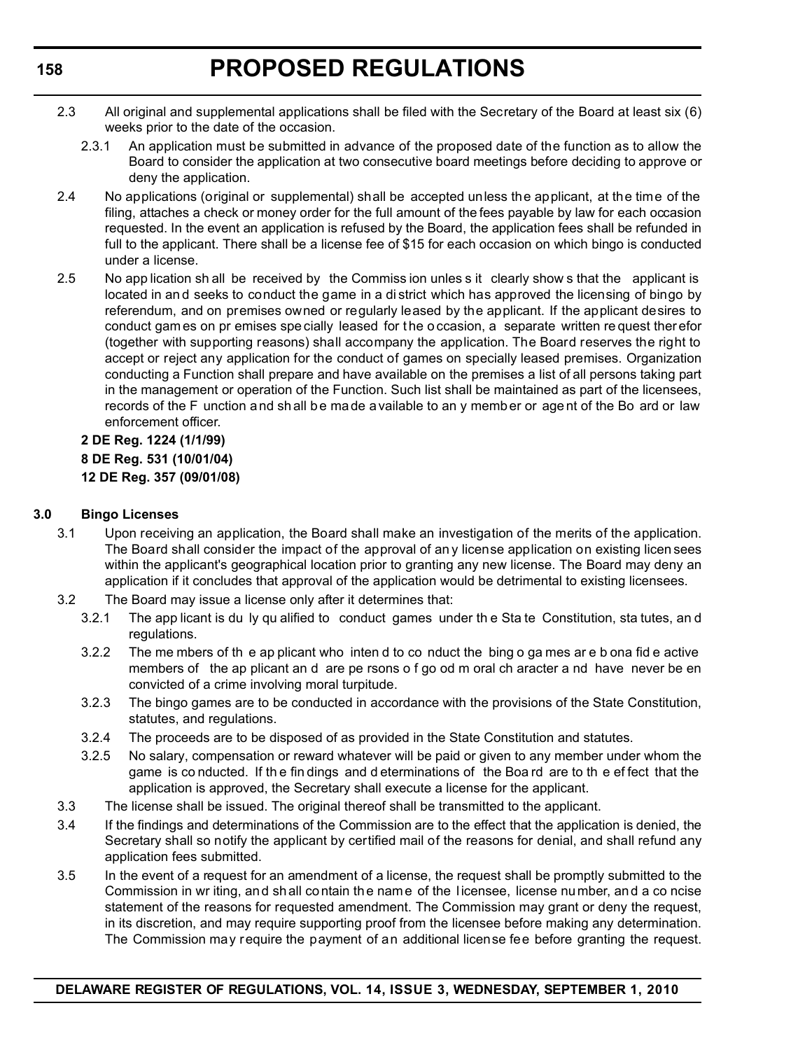2.3 All original and supplemental applications shall be filed with the Secretary of the Board at least six (6) weeks prior to the date of the occasion.

2.3.1 An application must be submitted in advance of the proposed date of the function as to allow the Board to consider the application at two consecutive board meetings before deciding to approve or deny the application.

2.4 No applications (original or supplemental) shall be accepted unless the applicant, at the time of the filing, attaches a check or money order for the full amount of the fees payable by law for each occasion requested. In the event an application is refused by the Board, the application fees shall be refunded in full to the applicant. There shall be a license fee of $15 for each occasion on which bingo is conducted under a license.

2.5 No application shall be received by the Commission unless it clearly shows that the applicant is located in and seeks to conduct the game in a district which has approved the licensing of bingo by referendum, and on premises owned or regularly leased by the applicant. If the applicant desires to conduct games on premises specially leased for the occasion, a separate written request therefor (together with supporting reasons) shall accompany the application. The Board reserves the right to accept or reject any application for the conduct of games on specially leased premises. Organization conducting a Function shall prepare and have available on the premises a list of all persons taking part in the management or operation of the Function. Such list shall be maintained as part of the licensees, records of the Function and shall be made available to any member or agent of the Board or law enforcement officer.

**2 DE Reg. 1224 (1/1/99)**
**8 DE Reg. 531 (10/01/04)**
**12 DE Reg. 357 (09/01/08)**

**3.0 Bingo Licenses**

3.1 Upon receiving an application, the Board shall make an investigation of the merits of the application. The Board shall consider the impact of the approval of any license application on existing licensees within the applicant's geographical location prior to granting any new license. The Board may deny an application if it concludes that approval of the application would be detrimental to existing licensees.

3.2 The Board may issue a license only after it determines that:

3.2.1 The applicant is duly qualified to conduct games under the State Constitution, statutes, and regulations.

3.2.2 The members of the applicant who intend to conduct the bingo games are bona fide active members of the applicant and are persons of good moral character and have never been convicted of a crime involving moral turpitude.

3.2.3 The bingo games are to be conducted in accordance with the provisions of the State Constitution, statutes, and regulations.

3.2.4 The proceeds are to be disposed of as provided in the State Constitution and statutes.

3.2.5 No salary, compensation or reward whatever will be paid or given to any member under whom the game is conducted. If the findings and determinations of the Board are to the effect that the application is approved, the Secretary shall execute a license for the applicant.

3.3 The license shall be issued. The original thereof shall be transmitted to the applicant.

3.4 If the findings and determinations of the Commission are to the effect that the application is denied, the Secretary shall so notify the applicant by certified mail of the reasons for denial, and shall refund any application fees submitted.

3.5 In the event of a request for an amendment of a license, the request shall be promptly submitted to the Commission in writing, and shall contain the name of the licensee, license number, and a concise statement of the reasons for requested amendment. The Commission may grant or deny the request, in its discretion, and may require supporting proof from the licensee before making any determination. The Commission may require the payment of an additional license fee before granting the request.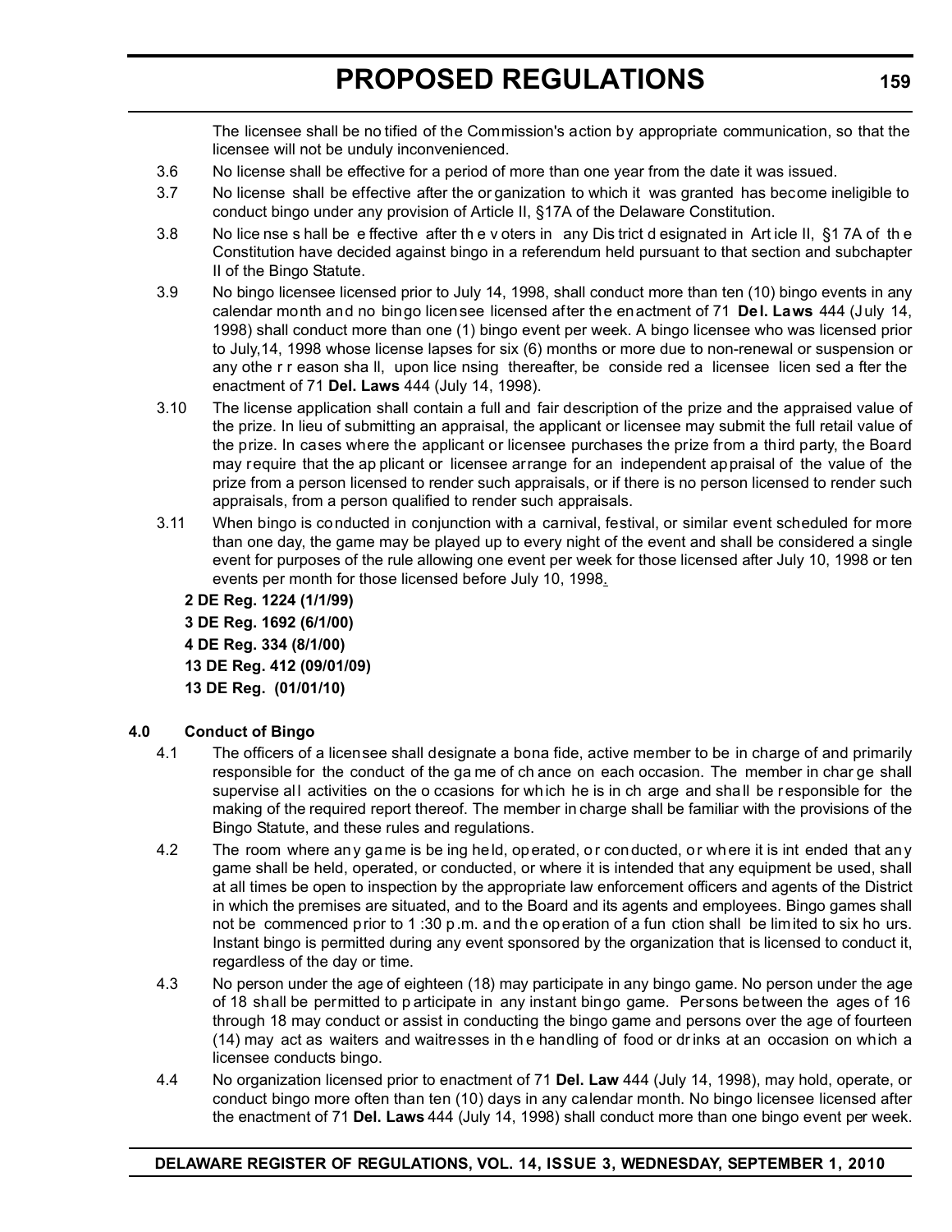The licensee shall be notified of the Commission's action by appropriate communication, so that the licensee will not be unduly inconvenienced.

3.6 No license shall be effective for a period of more than one year from the date it was issued.

3.7 No license shall be effective after the organization to which it was granted has become ineligible to conduct bingo under any provision of Article II, §17A of the Delaware Constitution.

3.8 No license shall be effective after the voters in any District designated in Article II, §17A of the Constitution have decided against bingo in a referendum held pursuant to that section and subchapter II of the Bingo Statute.

3.9 No bingo licensee licensed prior to July 14, 1998, shall conduct more than ten (10) bingo events in any calendar month and no bingo licensee licensed after the enactment of 71 **Del. Laws** 444 (July 14, 1998) shall conduct more than one (1) bingo event per week. A bingo licensee who was licensed prior to July,14, 1998 whose license lapses for six (6) months or more due to non-renewal or suspension or any other reason shall, upon licensing thereafter, be considered a licensee licensed after the enactment of 71 **Del. Laws** 444 (July 14, 1998).

3.10 The license application shall contain a full and fair description of the prize and the appraised value of the prize. In lieu of submitting an appraisal, the applicant or licensee may submit the full retail value of the prize. In cases where the applicant or licensee purchases the prize from a third party, the Board may require that the applicant or licensee arrange for an independent appraisal of the value of the prize from a person licensed to render such appraisals, or if there is no person licensed to render such appraisals, from a person qualified to render such appraisals.

3.11 When bingo is conducted in conjunction with a carnival, festival, or similar event scheduled for more than one day, the game may be played up to every night of the event and shall be considered a single event for purposes of the rule allowing one event per week for those licensed after July 10, 1998 or ten events per month for those licensed before July 10, 1998.

**2 DE Reg. 1224 (1/1/99)**
**3 DE Reg. 1692 (6/1/00)**
**4 DE Reg. 334 (8/1/00)**
**13 DE Reg. 412 (09/01/09)**
**13 DE Reg. (01/01/10)**

## 4.0 Conduct of Bingo

4.1 The officers of a licensee shall designate a bona fide, active member to be in charge of and primarily responsible for the conduct of the game of chance on each occasion. The member in charge shall supervise all activities on the occasions for which he is in charge and shall be responsible for the making of the required report thereof. The member in charge shall be familiar with the provisions of the Bingo Statute, and these rules and regulations.

4.2 The room where any game is being held, operated, or conducted, or where it is intended that any game shall be held, operated, or conducted, or where it is intended that any equipment be used, shall at all times be open to inspection by the appropriate law enforcement officers and agents of the District in which the premises are situated, and to the Board and its agents and employees. Bingo games shall not be commenced prior to 1:30 p.m. and the operation of a function shall be limited to six hours. Instant bingo is permitted during any event sponsored by the organization that is licensed to conduct it, regardless of the day or time.

4.3 No person under the age of eighteen (18) may participate in any bingo game. No person under the age of 18 shall be permitted to participate in any instant bingo game. Persons between the ages of 16 through 18 may conduct or assist in conducting the bingo game and persons over the age of fourteen (14) may act as waiters and waitresses in the handling of food or drinks at an occasion on which a licensee conducts bingo.

4.4 No organization licensed prior to enactment of 71 **Del. Law** 444 (July 14, 1998), may hold, operate, or conduct bingo more often than ten (10) days in any calendar month. No bingo licensee licensed after the enactment of 71 **Del. Laws** 444 (July 14, 1998) shall conduct more than one bingo event per week.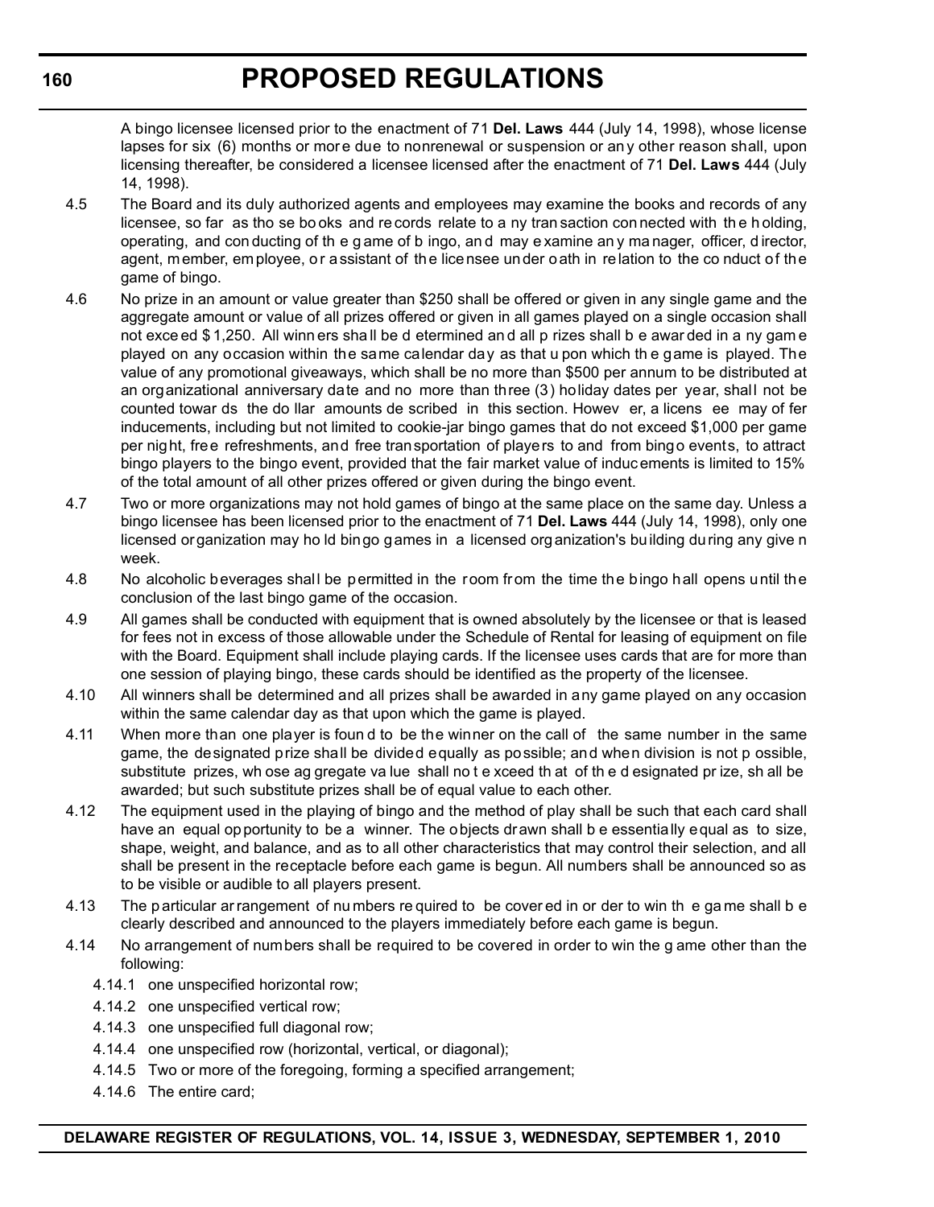A bingo licensee licensed prior to the enactment of 71 **Del. Laws** 444 (July 14, 1998), whose license lapses for six (6) months or more due to nonrenewal or suspension or any other reason shall, upon licensing thereafter, be considered a licensee licensed after the enactment of 71 **Del. Laws** 444 (July 14, 1998).

4.5 The Board and its duly authorized agents and employees may examine the books and records of any licensee, so far as those books and records relate to any transaction connected with the holding, operating, and conducting of the game of bingo, and may examine any manager, officer, director, agent, member, employee, or assistant of the licensee under oath in relation to the conduct of the game of bingo.

4.6 No prize in an amount or value greater than $250 shall be offered or given in any single game and the aggregate amount or value of all prizes offered or given in all games played on a single occasion shall not exceed $1,250. All winners shall be determined and all prizes shall be awarded in any game played on any occasion within the same calendar day as that upon which the game is played. The value of any promotional giveaways, which shall be no more than $500 per annum to be distributed at an organizational anniversary date and no more than three (3) holiday dates per year, shall not be counted towards the dollar amounts described in this section. However, a licensee may offer inducements, including but not limited to cookie-jar bingo games that do not exceed $1,000 per game per night, free refreshments, and free transportation of players to and from bingo events, to attract bingo players to the bingo event, provided that the fair market value of inducements is limited to 15% of the total amount of all other prizes offered or given during the bingo event.

4.7 Two or more organizations may not hold games of bingo at the same place on the same day. Unless a bingo licensee has been licensed prior to the enactment of 71 **Del. Laws** 444 (July 14, 1998), only one licensed organization may hold bingo games in a licensed organization's building during any given week.

4.8 No alcoholic beverages shall be permitted in the room from the time the bingo hall opens until the conclusion of the last bingo game of the occasion.

4.9 All games shall be conducted with equipment that is owned absolutely by the licensee or that is leased for fees not in excess of those allowable under the Schedule of Rental for leasing of equipment on file with the Board. Equipment shall include playing cards. If the licensee uses cards that are for more than one session of playing bingo, these cards should be identified as the property of the licensee.

4.10 All winners shall be determined and all prizes shall be awarded in any game played on any occasion within the same calendar day as that upon which the game is played.

4.11 When more than one player is found to be the winner on the call of the same number in the same game, the designated prize shall be divided equally as possible; and when division is not possible, substitute prizes, whose aggregate value shall not exceed that of the designated prize, shall be awarded; but such substitute prizes shall be of equal value to each other.

4.12 The equipment used in the playing of bingo and the method of play shall be such that each card shall have an equal opportunity to be a winner. The objects drawn shall be essentially equal as to size, shape, weight, and balance, and as to all other characteristics that may control their selection, and all shall be present in the receptacle before each game is begun. All numbers shall be announced so as to be visible or audible to all players present.

4.13 The particular arrangement of numbers required to be covered in order to win the game shall be clearly described and announced to the players immediately before each game is begun.

4.14 No arrangement of numbers shall be required to be covered in order to win the game other than the following:

- 4.14.1 one unspecified horizontal row;
- 4.14.2 one unspecified vertical row;
- 4.14.3 one unspecified full diagonal row;
- 4.14.4 one unspecified row (horizontal, vertical, or diagonal);
- 4.14.5 Two or more of the foregoing, forming a specified arrangement;
- 4.14.6 The entire card;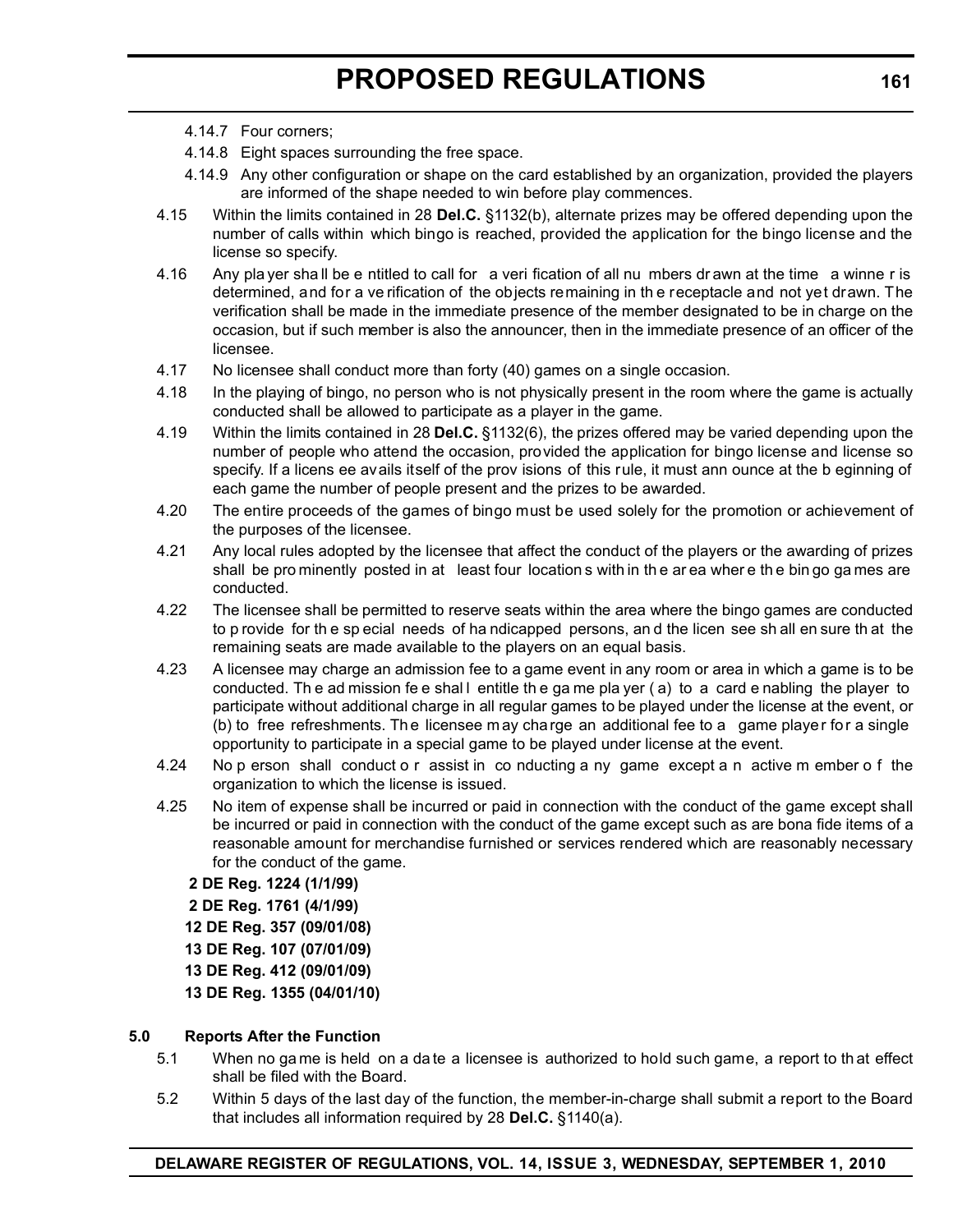4.14.7 Four corners;

4.14.8 Eight spaces surrounding the free space.

4.14.9 Any other configuration or shape on the card established by an organization, provided the players are informed of the shape needed to win before play commences.

4.15 Within the limits contained in 28 **Del.C.** §1132(b), alternate prizes may be offered depending upon the number of calls within which bingo is reached, provided the application for the bingo license and the license so specify.

4.16 Any player shall be entitled to call for a verification of all numbers drawn at the time a winner is determined, and for a verification of the objects remaining in the receptacle and not yet drawn. The verification shall be made in the immediate presence of the member designated to be in charge on the occasion, but if such member is also the announcer, then in the immediate presence of an officer of the licensee.

4.17 No licensee shall conduct more than forty (40) games on a single occasion.

4.18 In the playing of bingo, no person who is not physically present in the room where the game is actually conducted shall be allowed to participate as a player in the game.

4.19 Within the limits contained in 28 **Del.C.** §1132(6), the prizes offered may be varied depending upon the number of people who attend the occasion, provided the application for bingo license and license so specify. If a licensee avails itself of the provisions of this rule, it must announce at the beginning of each game the number of people present and the prizes to be awarded.

4.20 The entire proceeds of the games of bingo must be used solely for the promotion or achievement of the purposes of the licensee.

4.21 Any local rules adopted by the licensee that affect the conduct of the players or the awarding of prizes shall be prominently posted in at least four locations within the area where the bingo games are conducted.

4.22 The licensee shall be permitted to reserve seats within the area where the bingo games are conducted to provide for the special needs of handicapped persons, and the licensee shall ensure that the remaining seats are made available to the players on an equal basis.

4.23 A licensee may charge an admission fee to a game event in any room or area in which a game is to be conducted. The admission fee shall entitle the game player (a) to a card enabling the player to participate without additional charge in all regular games to be played under the license at the event, or (b) to free refreshments. The licensee may charge an additional fee to a game player for a single opportunity to participate in a special game to be played under license at the event.

4.24 No person shall conduct or assist in conducting any game except an active member of the organization to which the license is issued.

4.25 No item of expense shall be incurred or paid in connection with the conduct of the game except shall be incurred or paid in connection with the conduct of the game except such as are bona fide items of a reasonable amount for merchandise furnished or services rendered which are reasonably necessary for the conduct of the game.

**2 DE Reg. 1224 (1/1/99)**
**2 DE Reg. 1761 (4/1/99)**
**12 DE Reg. 357 (09/01/08)**
**13 DE Reg. 107 (07/01/09)**
**13 DE Reg. 412 (09/01/09)**
**13 DE Reg. 1355 (04/01/10)**

## 5.0 Reports After the Function

5.1 When no game is held on a date a licensee is authorized to hold such game, a report to that effect shall be filed with the Board.

5.2 Within 5 days of the last day of the function, the member-in-charge shall submit a report to the Board that includes all information required by 28 **Del.C.** §1140(a).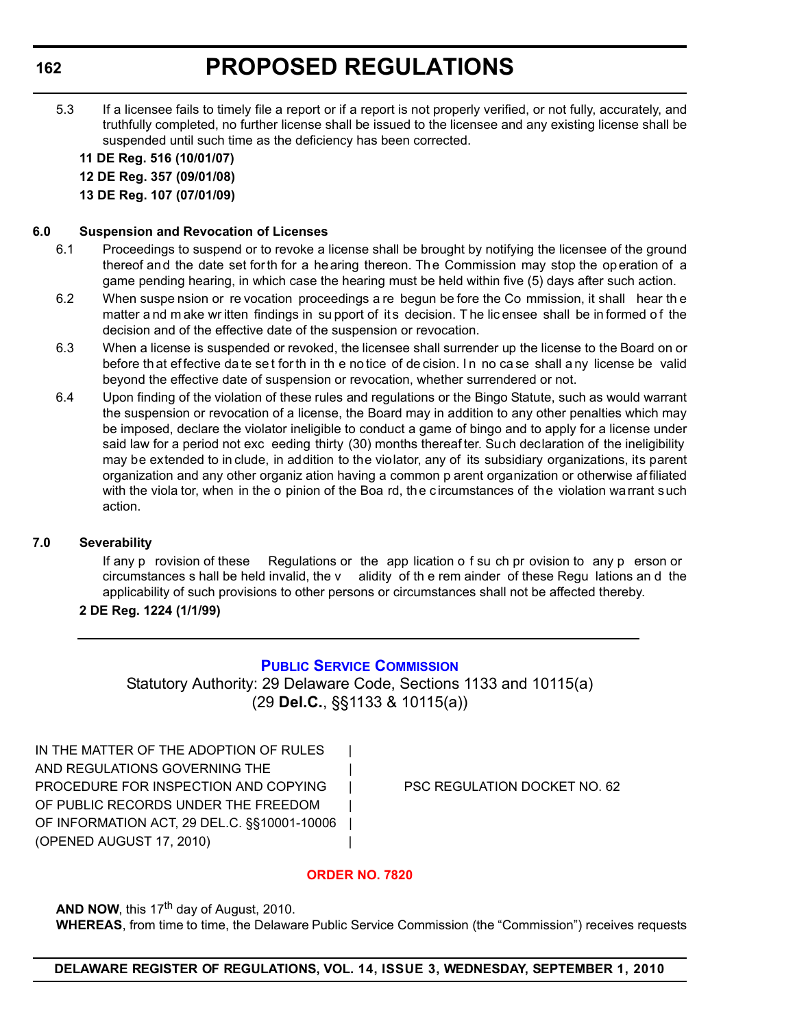5.3 If a licensee fails to timely file a report or if a report is not properly verified, or not fully, accurately, and truthfully completed, no further license shall be issued to the licensee and any existing license shall be suspended until such time as the deficiency has been corrected.

**11 DE Reg. 516 (10/01/07)**

**12 DE Reg. 357 (09/01/08)**

**13 DE Reg. 107 (07/01/09)**

**6.0 Suspension and Revocation of Licenses**

6.1 Proceedings to suspend or to revoke a license shall be brought by notifying the licensee of the ground thereof and the date set forth for a hearing thereon. The Commission may stop the operation of a game pending hearing, in which case the hearing must be held within five (5) days after such action.

6.2 When suspension or revocation proceedings are begun before the Commission, it shall hear the matter and make written findings in support of its decision. The licensee shall be informed of the decision and of the effective date of the suspension or revocation.

6.3 When a license is suspended or revoked, the licensee shall surrender up the license to the Board on or before that effective date set forth in the notice of decision. In no case shall any license be valid beyond the effective date of suspension or revocation, whether surrendered or not.

6.4 Upon finding of the violation of these rules and regulations or the Bingo Statute, such as would warrant the suspension or revocation of a license, the Board may in addition to any other penalties which may be imposed, declare the violator ineligible to conduct a game of bingo and to apply for a license under said law for a period not exceeding thirty (30) months thereafter. Such declaration of the ineligibility may be extended to include, in addition to the violator, any of its subsidiary organizations, its parent organization and any other organization having a common parent organization or otherwise affiliated with the violator, when in the opinion of the Board, the circumstances of the violation warrant such action.

**7.0 Severability**

If any provision of these Regulations or the application of such provision to any person or circumstances shall be held invalid, the validity of the remainder of these Regulations and the applicability of such provisions to other persons or circumstances shall not be affected thereby.

**2 DE Reg. 1224 (1/1/99)**

---

## PUBLIC SERVICE COMMISSION

Statutory Authority: 29 Delaware Code, Sections 1133 and 10115(a)
(29 **Del.C.**, §§1133 & 10115(a))

IN THE MATTER OF THE ADOPTION OF RULES AND REGULATIONS GOVERNING THE PROCEDURE FOR INSPECTION AND COPYING OF PUBLIC RECORDS UNDER THE FREEDOM OF INFORMATION ACT, 29 DEL.C. §§10001-10006 (OPENED AUGUST 17, 2010) | PSC REGULATION DOCKET NO. 62

### ORDER NO. 7820

**AND NOW**, this 17th day of August, 2010.

**WHEREAS**, from time to time, the Delaware Public Service Commission (the "Commission") receives requests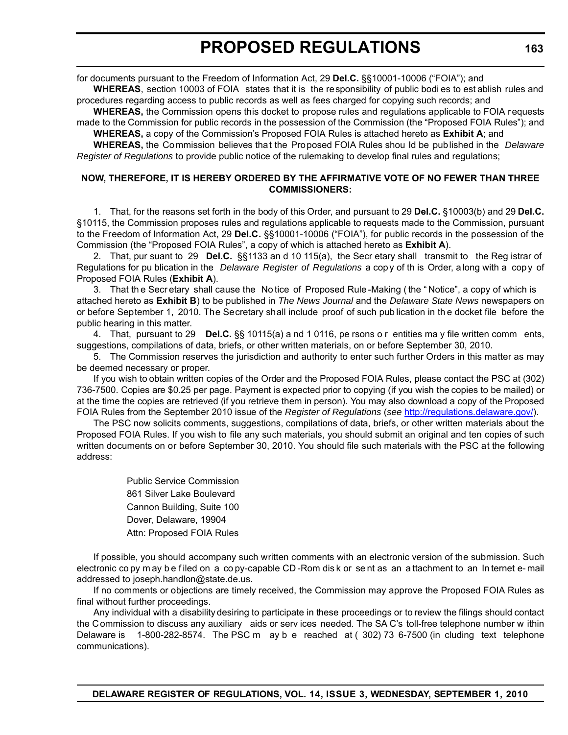for documents pursuant to the Freedom of Information Act, 29 **Del.C.** §§10001-10006 ("FOIA"); and

**WHEREAS**, section 10003 of FOIA states that it is the responsibility of public bodies to establish rules and procedures regarding access to public records as well as fees charged for copying such records; and

**WHEREAS,** the Commission opens this docket to propose rules and regulations applicable to FOIA requests made to the Commission for public records in the possession of the Commission (the "Proposed FOIA Rules"); and

**WHEREAS,** a copy of the Commission's Proposed FOIA Rules is attached hereto as **Exhibit A**; and

**WHEREAS,** the Commission believes that the Proposed FOIA Rules should be published in the *Delaware Register of Regulations* to provide public notice of the rulemaking to develop final rules and regulations;

**NOW, THEREFORE, IT IS HEREBY ORDERED BY THE AFFIRMATIVE VOTE OF NO FEWER THAN THREE COMMISSIONERS:**

1. That, for the reasons set forth in the body of this Order, and pursuant to 29 **Del.C.** §10003(b) and 29 **Del.C.** §10115, the Commission proposes rules and regulations applicable to requests made to the Commission, pursuant to the Freedom of Information Act, 29 **Del.C.** §§10001-10006 ("FOIA"), for public records in the possession of the Commission (the "Proposed FOIA Rules", a copy of which is attached hereto as **Exhibit A**).

2. That, pursuant to 29 **Del.C.** §§1133 and 10115(a), the Secretary shall transmit to the Registrar of Regulations for publication in the *Delaware Register of Regulations* a copy of this Order, along with a copy of Proposed FOIA Rules (**Exhibit A**).

3. That the Secretary shall cause the Notice of Proposed Rule-Making (the "Notice", a copy of which is attached hereto as **Exhibit B**) to be published in *The News Journal* and the *Delaware State News* newspapers on or before September 1, 2010. The Secretary shall include proof of such publication in the docket file before the public hearing in this matter.

4. That, pursuant to 29 **Del.C.** §§ 10115(a) and 10116, persons or entities may file written comments, suggestions, compilations of data, briefs, or other written materials, on or before September 30, 2010.

5. The Commission reserves the jurisdiction and authority to enter such further Orders in this matter as may be deemed necessary or proper.

If you wish to obtain written copies of the Order and the Proposed FOIA Rules, please contact the PSC at (302) 736-7500. Copies are $0.25 per page. Payment is expected prior to copying (if you wish the copies to be mailed) or at the time the copies are retrieved (if you retrieve them in person). You may also download a copy of the Proposed FOIA Rules from the September 2010 issue of the *Register of Regulations* (*see* http://regulations.delaware.gov/).

The PSC now solicits comments, suggestions, compilations of data, briefs, or other written materials about the Proposed FOIA Rules. If you wish to file any such materials, you should submit an original and ten copies of such written documents on or before September 30, 2010. You should file such materials with the PSC at the following address:

Public Service Commission
861 Silver Lake Boulevard
Cannon Building, Suite 100
Dover, Delaware, 19904
Attn: Proposed FOIA Rules

If possible, you should accompany such written comments with an electronic version of the submission. Such electronic copy may be filed on a copy-capable CD-Rom disk or sent as an attachment to an Internet e-mail addressed to joseph.handlon@state.de.us.

If no comments or objections are timely received, the Commission may approve the Proposed FOIA Rules as final without further proceedings.

Any individual with a disability desiring to participate in these proceedings or to review the filings should contact the Commission to discuss any auxiliary aids or services needed. The SAC's toll-free telephone number within Delaware is 1-800-282-8574. The PSC may be reached at (302) 736-7500 (including text telephone communications).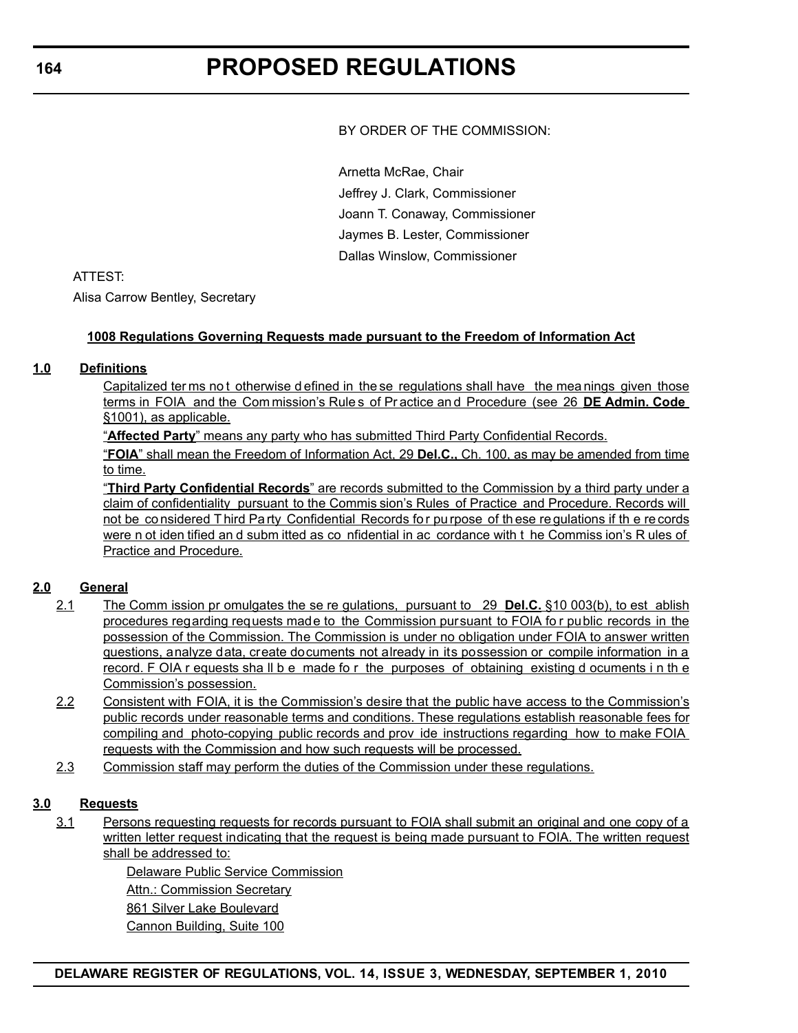BY ORDER OF THE COMMISSION:

Arnetta McRae, Chair
Jeffrey J. Clark, Commissioner
Joann T. Conaway, Commissioner
Jaymes B. Lester, Commissioner
Dallas Winslow, Commissioner

ATTEST:

Alisa Carrow Bentley, Secretary

**1008 Regulations Governing Requests made pursuant to the Freedom of Information Act**

**1.0 Definitions**

Capitalized terms not otherwise defined in these regulations shall have the meanings given those terms in FOIA and the Commission's Rules of Practice and Procedure (see 26 **DE Admin. Code** §1001), as applicable.

"**Affected Party**" means any party who has submitted Third Party Confidential Records.

"**FOIA**" shall mean the Freedom of Information Act, 29 **Del.C.**, Ch. 100, as may be amended from time to time.

"**Third Party Confidential Records**" are records submitted to the Commission by a third party under a claim of confidentiality pursuant to the Commission's Rules of Practice and Procedure. Records will not be considered Third Party Confidential Records for purpose of these regulations if the records were not identified and submitted as confidential in accordance with the Commission's Rules of Practice and Procedure.

**2.0 General**

2.1 The Commission promulgates these regulations, pursuant to 29 **Del.C.** §10 003(b), to establish procedures regarding requests made to the Commission pursuant to FOIA for public records in the possession of the Commission. The Commission is under no obligation under FOIA to answer written questions, analyze data, create documents not already in its possession or compile information in a record. FOIA requests shall be made for the purposes of obtaining existing documents in the Commission's possession.

2.2 Consistent with FOIA, it is the Commission's desire that the public have access to the Commission's public records under reasonable terms and conditions. These regulations establish reasonable fees for compiling and photo-copying public records and provide instructions regarding how to make FOIA requests with the Commission and how such requests will be processed.

2.3 Commission staff may perform the duties of the Commission under these regulations.

**3.0 Requests**

3.1 Persons requesting requests for records pursuant to FOIA shall submit an original and one copy of a written letter request indicating that the request is being made pursuant to FOIA. The written request shall be addressed to:

Delaware Public Service Commission
Attn.: Commission Secretary
861 Silver Lake Boulevard
Cannon Building, Suite 100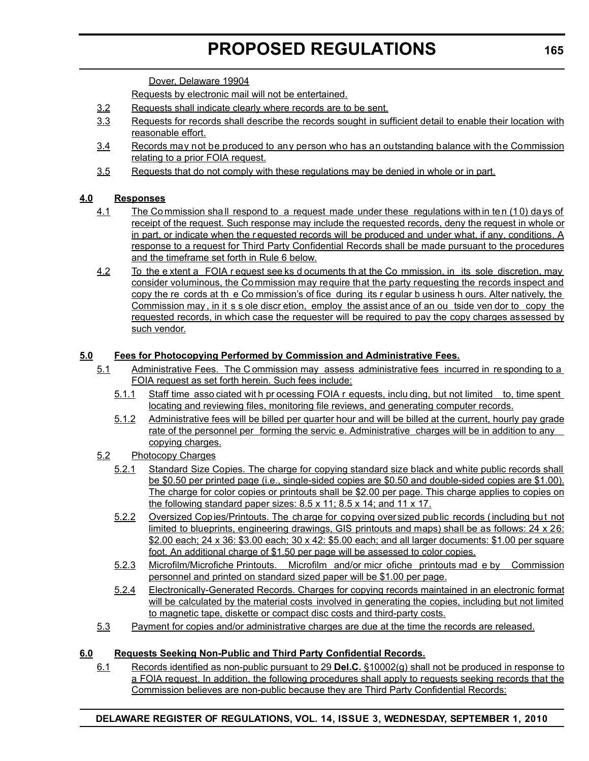Dover, Delaware 19904

Requests by electronic mail will not be entertained.

3.2 Requests shall indicate clearly where records are to be sent.

3.3 Requests for records shall describe the records sought in sufficient detail to enable their location with reasonable effort.

3.4 Records may not be produced to any person who has an outstanding balance with the Commission relating to a prior FOIA request.

3.5 Requests that do not comply with these regulations may be denied in whole or in part.

**4.0 Responses**

4.1 The Commission shall respond to a request made under these regulations within ten (10) days of receipt of the request. Such response may include the requested records, deny the request in whole or in part, or indicate when the requested records will be produced and under what, if any, conditions. A response to a request for Third Party Confidential Records shall be made pursuant to the procedures and the timeframe set forth in Rule 6 below.

4.2 To the extent a FOIA request seeks documents that the Commission, in its sole discretion, may consider voluminous, the Commission may require that the party requesting the records inspect and copy the records at the Commission's office during its regular business hours. Alternatively, the Commission may, in its sole discretion, employ the assistance of an outside vendor to copy the requested records, in which case the requester will be required to pay the copy charges assessed by such vendor.

**5.0 Fees for Photocopying Performed by Commission and Administrative Fees.**

5.1 Administrative Fees. The Commission may assess administrative fees incurred in responding to a FOIA request as set forth herein. Such fees include:

5.1.1 Staff time associated with processing FOIA requests, including, but not limited to, time spent locating and reviewing files, monitoring file reviews, and generating computer records.

5.1.2 Administrative fees will be billed per quarter hour and will be billed at the current, hourly pay grade rate of the personnel performing the service. Administrative charges will be in addition to any copying charges.

5.2 Photocopy Charges

5.2.1 Standard Size Copies. The charge for copying standard size black and white public records shall be $0.50 per printed page (i.e., single-sided copies are $0.50 and double-sided copies are $1.00). The charge for color copies or printouts shall be $2.00 per page. This charge applies to copies on the following standard paper sizes: 8.5 x 11; 8.5 x 14; and 11 x 17.

5.2.2 Oversized Copies/Printouts. The charge for copying oversized public records (including but not limited to blueprints, engineering drawings, GIS printouts and maps) shall be as follows: 24 x 26: $2.00 each; 24 x 36: $3.00 each; 30 x 42: $5.00 each; and all larger documents: $1.00 per square foot. An additional charge of $1.50 per page will be assessed to color copies.

5.2.3 Microfilm/Microfiche Printouts. Microfilm and/or microfiche printouts made by Commission personnel and printed on standard sized paper will be $1.00 per page.

5.2.4 Electronically-Generated Records. Charges for copying records maintained in an electronic format will be calculated by the material costs involved in generating the copies, including but not limited to magnetic tape, diskette or compact disc costs and third-party costs.

5.3 Payment for copies and/or administrative charges are due at the time the records are released.

**6.0 Requests Seeking Non-Public and Third Party Confidential Records.**

6.1 Records identified as non-public pursuant to 29 **Del.C.** §10002(g) shall not be produced in response to a FOIA request. In addition, the following procedures shall apply to requests seeking records that the Commission believes are non-public because they are Third Party Confidential Records: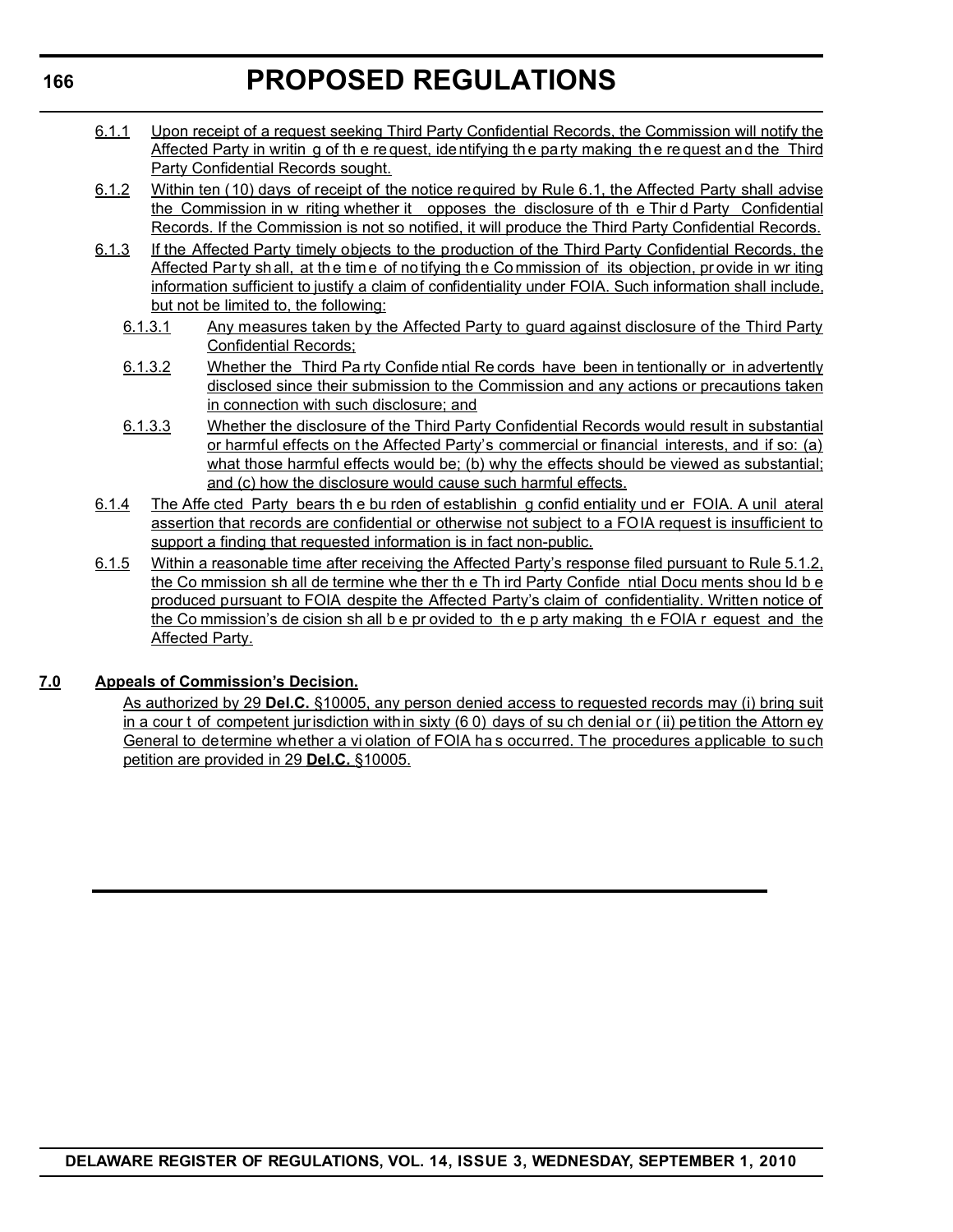6.1.1 Upon receipt of a request seeking Third Party Confidential Records, the Commission will notify the Affected Party in writing of the request, identifying the party making the request and the Third Party Confidential Records sought.

6.1.2 Within ten (10) days of receipt of the notice required by Rule 6.1, the Affected Party shall advise the Commission in writing whether it opposes the disclosure of the Third Party Confidential Records. If the Commission is not so notified, it will produce the Third Party Confidential Records.

6.1.3 If the Affected Party timely objects to the production of the Third Party Confidential Records, the Affected Party shall, at the time of notifying the Commission of its objection, provide in writing information sufficient to justify a claim of confidentiality under FOIA. Such information shall include, but not be limited to, the following:

6.1.3.1 Any measures taken by the Affected Party to guard against disclosure of the Third Party Confidential Records;

6.1.3.2 Whether the Third Party Confidential Records have been intentionally or inadvertently disclosed since their submission to the Commission and any actions or precautions taken in connection with such disclosure; and

6.1.3.3 Whether the disclosure of the Third Party Confidential Records would result in substantial or harmful effects on the Affected Party's commercial or financial interests, and if so: (a) what those harmful effects would be; (b) why the effects should be viewed as substantial; and (c) how the disclosure would cause such harmful effects.

6.1.4 The Affected Party bears the burden of establishing confidentiality under FOIA. A unilateral assertion that records are confidential or otherwise not subject to a FOIA request is insufficient to support a finding that requested information is in fact non-public.

6.1.5 Within a reasonable time after receiving the Affected Party's response filed pursuant to Rule 5.1.2, the Commission shall determine whether the Third Party Confidential Documents should be produced pursuant to FOIA despite the Affected Party's claim of confidentiality. Written notice of the Commission's decision shall be provided to the party making the FOIA request and the Affected Party.

**7.0 Appeals of Commission's Decision.**

As authorized by 29 **Del.C.** §10005, any person denied access to requested records may (i) bring suit in a court of competent jurisdiction within sixty (60) days of such denial or (ii) petition the Attorney General to determine whether a violation of FOIA has occurred. The procedures applicable to such petition are provided in 29 **Del.C.** §10005.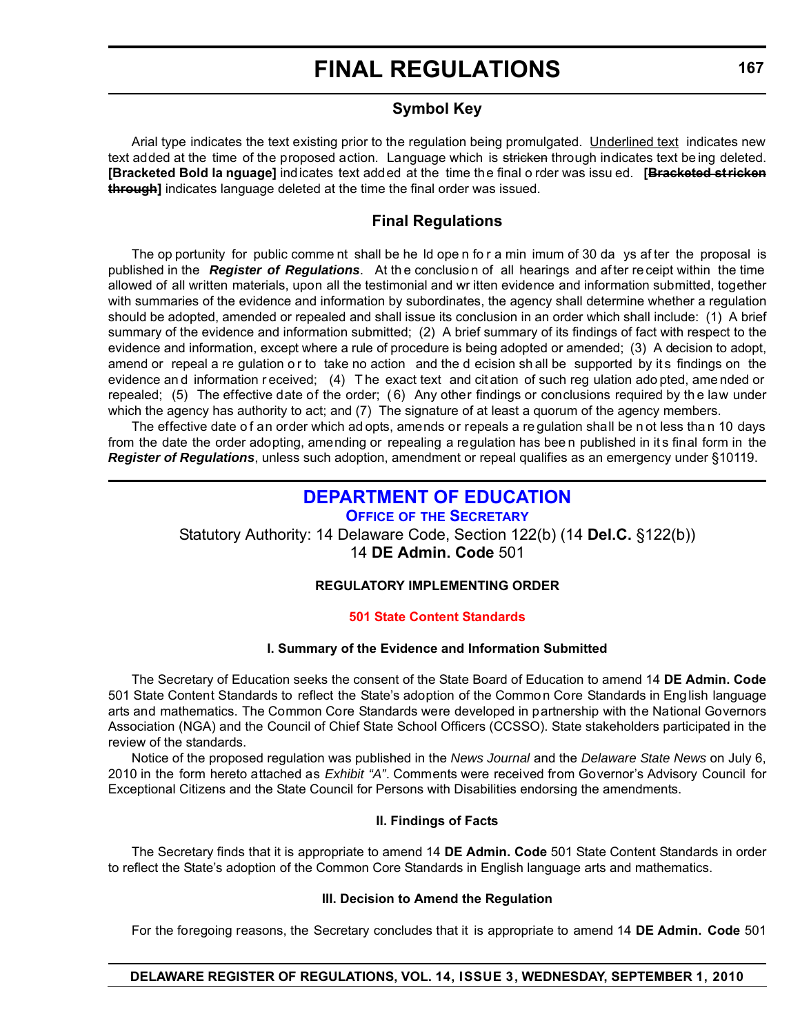# FINAL REGULATIONS

## Symbol Key

Arial type indicates the text existing prior to the regulation being promulgated. <u>Underlined text</u> indicates new text added at the time of the proposed action. Language which is ~~stricken~~ through indicates text being deleted. **[Bracketed Bold language]** indicates text added at the time the final order was issued. **[~~Bracketed stricken through~~]** indicates language deleted at the time the final order was issued.

## Final Regulations

The opportunity for public comment shall be held open for a minimum of 30 days after the proposal is published in the ***Register of Regulations***. At the conclusion of all hearings and after receipt within the time allowed of all written materials, upon all the testimonial and written evidence and information submitted, together with summaries of the evidence and information by subordinates, the agency shall determine whether a regulation should be adopted, amended or repealed and shall issue its conclusion in an order which shall include: (1) A brief summary of the evidence and information submitted; (2) A brief summary of its findings of fact with respect to the evidence and information, except where a rule of procedure is being adopted or amended; (3) A decision to adopt, amend or repeal a regulation or to take no action and the decision shall be supported by its findings on the evidence and information received; (4) The exact text and citation of such regulation adopted, amended or repealed; (5) The effective date of the order; (6) Any other findings or conclusions required by the law under which the agency has authority to act; and (7) The signature of at least a quorum of the agency members.

The effective date of an order which adopts, amends or repeals a regulation shall be not less than 10 days from the date the order adopting, amending or repealing a regulation has been published in its final form in the ***Register of Regulations***, unless such adoption, amendment or repeal qualifies as an emergency under §10119.

## DEPARTMENT OF EDUCATION

### OFFICE OF THE SECRETARY

Statutory Authority: 14 Delaware Code, Section 122(b) (14 **Del.C.** §122(b))
14 **DE Admin. Code** 501

**REGULATORY IMPLEMENTING ORDER**

**501 State Content Standards**

**I. Summary of the Evidence and Information Submitted**

The Secretary of Education seeks the consent of the State Board of Education to amend 14 **DE Admin. Code** 501 State Content Standards to reflect the State's adoption of the Common Core Standards in English language arts and mathematics. The Common Core Standards were developed in partnership with the National Governors Association (NGA) and the Council of Chief State School Officers (CCSSO). State stakeholders participated in the review of the standards.

Notice of the proposed regulation was published in the *News Journal* and the *Delaware State News* on July 6, 2010 in the form hereto attached as *Exhibit "A"*. Comments were received from Governor's Advisory Council for Exceptional Citizens and the State Council for Persons with Disabilities endorsing the amendments.

**II. Findings of Facts**

The Secretary finds that it is appropriate to amend 14 **DE Admin. Code** 501 State Content Standards in order to reflect the State's adoption of the Common Core Standards in English language arts and mathematics.

**III. Decision to Amend the Regulation**

For the foregoing reasons, the Secretary concludes that it is appropriate to amend 14 **DE Admin. Code** 501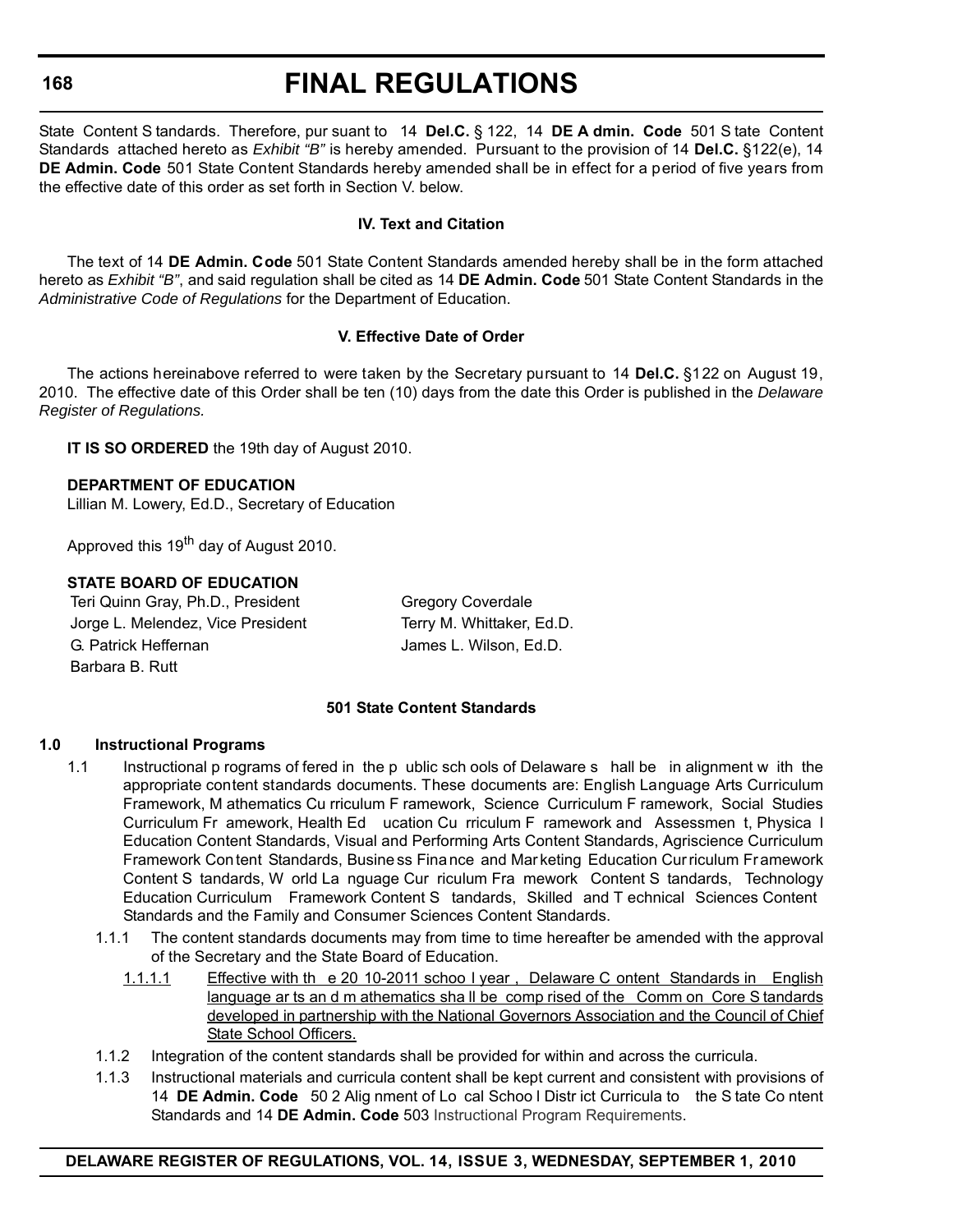State Content Standards. Therefore, pursuant to 14 **Del.C.** § 122, 14 **DE Admin. Code** 501 State Content Standards attached hereto as *Exhibit "B"* is hereby amended. Pursuant to the provision of 14 **Del.C.** §122(e), 14 **DE Admin. Code** 501 State Content Standards hereby amended shall be in effect for a period of five years from the effective date of this order as set forth in Section V. below.

#### IV. Text and Citation

The text of 14 **DE Admin. Code** 501 State Content Standards amended hereby shall be in the form attached hereto as *Exhibit "B"*, and said regulation shall be cited as 14 **DE Admin. Code** 501 State Content Standards in the *Administrative Code of Regulations* for the Department of Education.

#### V. Effective Date of Order

The actions hereinabove referred to were taken by the Secretary pursuant to 14 **Del.C.** §122 on August 19, 2010. The effective date of this Order shall be ten (10) days from the date this Order is published in the *Delaware Register of Regulations.*

**IT IS SO ORDERED** the 19th day of August 2010.

**DEPARTMENT OF EDUCATION**
Lillian M. Lowery, Ed.D., Secretary of Education

Approved this 19th day of August 2010.

**STATE BOARD OF EDUCATION**

Teri Quinn Gray, Ph.D., President
Jorge L. Melendez, Vice President
G. Patrick Heffernan
Barbara B. Rutt
Gregory Coverdale
Terry M. Whittaker, Ed.D.
James L. Wilson, Ed.D.

#### 501 State Content Standards

**1.0 Instructional Programs**

1.1 Instructional programs offered in the public schools of Delaware shall be in alignment with the appropriate content standards documents. These documents are: English Language Arts Curriculum Framework, Mathematics Curriculum Framework, Science Curriculum Framework, Social Studies Curriculum Framework, Health Education Curriculum Framework and Assessment, Physical Education Content Standards, Visual and Performing Arts Content Standards, Agriscience Curriculum Framework Content Standards, Business Finance and Marketing Education Curriculum Framework Content Standards, World Language Curriculum Framework Content Standards, Technology Education Curriculum Framework Content Standards, Skilled and Technical Sciences Content Standards and the Family and Consumer Sciences Content Standards.

1.1.1 The content standards documents may from time to time hereafter be amended with the approval of the Secretary and the State Board of Education.

<u>1.1.1.1 Effective with the 2010-2011 school year, Delaware Content Standards in English language arts and mathematics shall be comprised of the Common Core Standards developed in partnership with the National Governors Association and the Council of Chief State School Officers.</u>

1.1.2 Integration of the content standards shall be provided for within and across the curricula.

1.1.3 Instructional materials and curricula content shall be kept current and consistent with provisions of 14 **DE Admin. Code** 502 Alignment of Local School District Curricula to the State Content Standards and 14 **DE Admin. Code** 503 Instructional Program Requirements.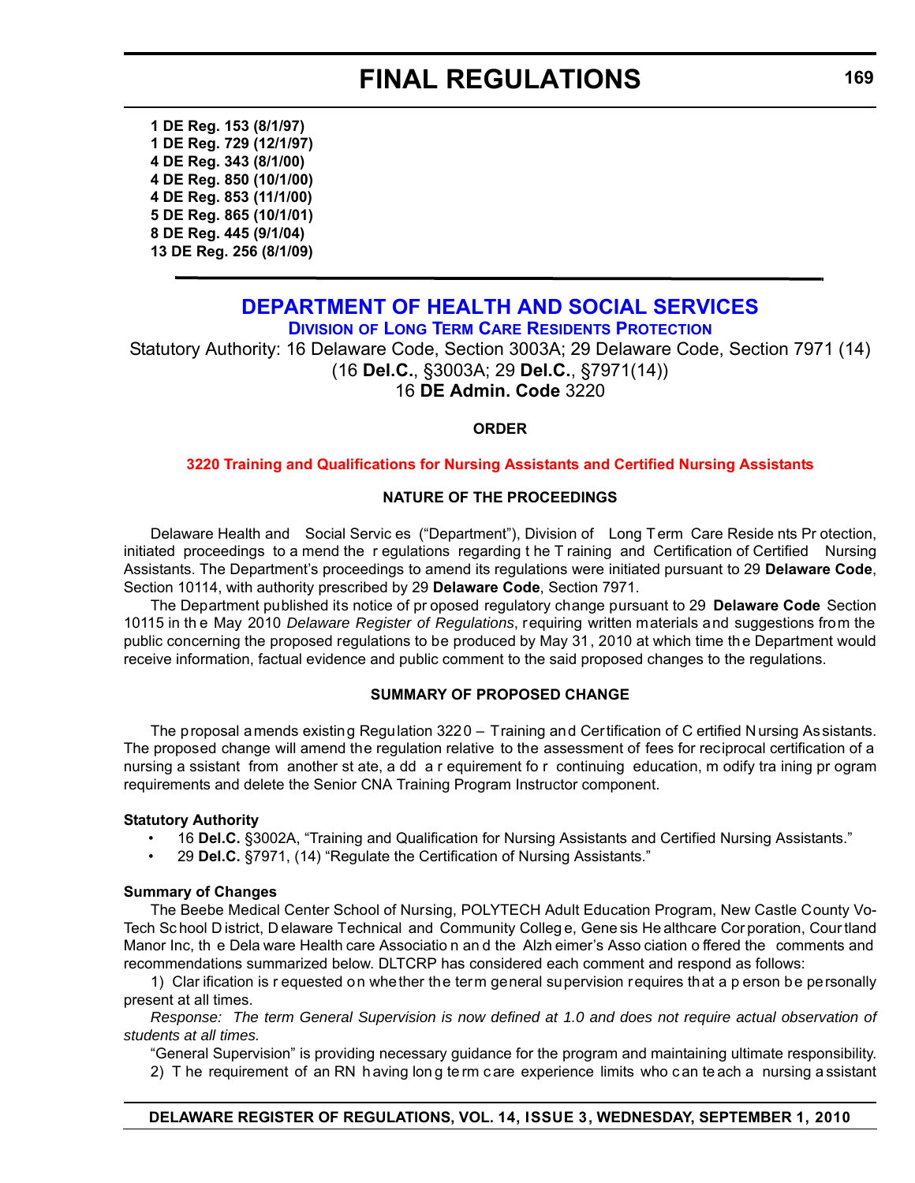**1 DE Reg. 153 (8/1/97)**
**1 DE Reg. 729 (12/1/97)**
**4 DE Reg. 343 (8/1/00)**
**4 DE Reg. 850 (10/1/00)**
**4 DE Reg. 853 (11/1/00)**
**5 DE Reg. 865 (10/1/01)**
**8 DE Reg. 445 (9/1/04)**
**13 DE Reg. 256 (8/1/09)**

---

# DEPARTMENT OF HEALTH AND SOCIAL SERVICES

## DIVISION OF LONG TERM CARE RESIDENTS PROTECTION

Statutory Authority: 16 Delaware Code, Section 3003A; 29 Delaware Code, Section 7971 (14)
(16 **Del.C.**, §3003A; 29 **Del.C.**, §7971(14))
16 **DE Admin. Code** 3220

**ORDER**

**3220 Training and Qualifications for Nursing Assistants and Certified Nursing Assistants**

**NATURE OF THE PROCEEDINGS**

Delaware Health and Social Services ("Department"), Division of Long Term Care Residents Protection, initiated proceedings to amend the regulations regarding the Training and Certification of Certified Nursing Assistants. The Department's proceedings to amend its regulations were initiated pursuant to 29 **Delaware Code**, Section 10114, with authority prescribed by 29 **Delaware Code**, Section 7971.

The Department published its notice of proposed regulatory change pursuant to 29 **Delaware Code** Section 10115 in the May 2010 *Delaware Register of Regulations*, requiring written materials and suggestions from the public concerning the proposed regulations to be produced by May 31, 2010 at which time the Department would receive information, factual evidence and public comment to the said proposed changes to the regulations.

**SUMMARY OF PROPOSED CHANGE**

The proposal amends existing Regulation 3220 – Training and Certification of Certified Nursing Assistants. The proposed change will amend the regulation relative to the assessment of fees for reciprocal certification of a nursing assistant from another state, add a requirement for continuing education, modify training program requirements and delete the Senior CNA Training Program Instructor component.

**Statutory Authority**

- 16 **Del.C.** §3002A, "Training and Qualification for Nursing Assistants and Certified Nursing Assistants."
- 29 **Del.C.** §7971, (14) "Regulate the Certification of Nursing Assistants."

**Summary of Changes**

The Beebe Medical Center School of Nursing, POLYTECH Adult Education Program, New Castle County Vo-Tech School District, Delaware Technical and Community College, Genesis Healthcare Corporation, Courtland Manor Inc, the Delaware Healthcare Association and the Alzheimer's Association offered the comments and recommendations summarized below. DLTCRP has considered each comment and respond as follows:

1) Clarification is requested on whether the term general supervision requires that a person be personally present at all times.

*Response: The term General Supervision is now defined at 1.0 and does not require actual observation of students at all times.*

"General Supervision" is providing necessary guidance for the program and maintaining ultimate responsibility.

2) The requirement of an RN having long term care experience limits who can teach a nursing assistant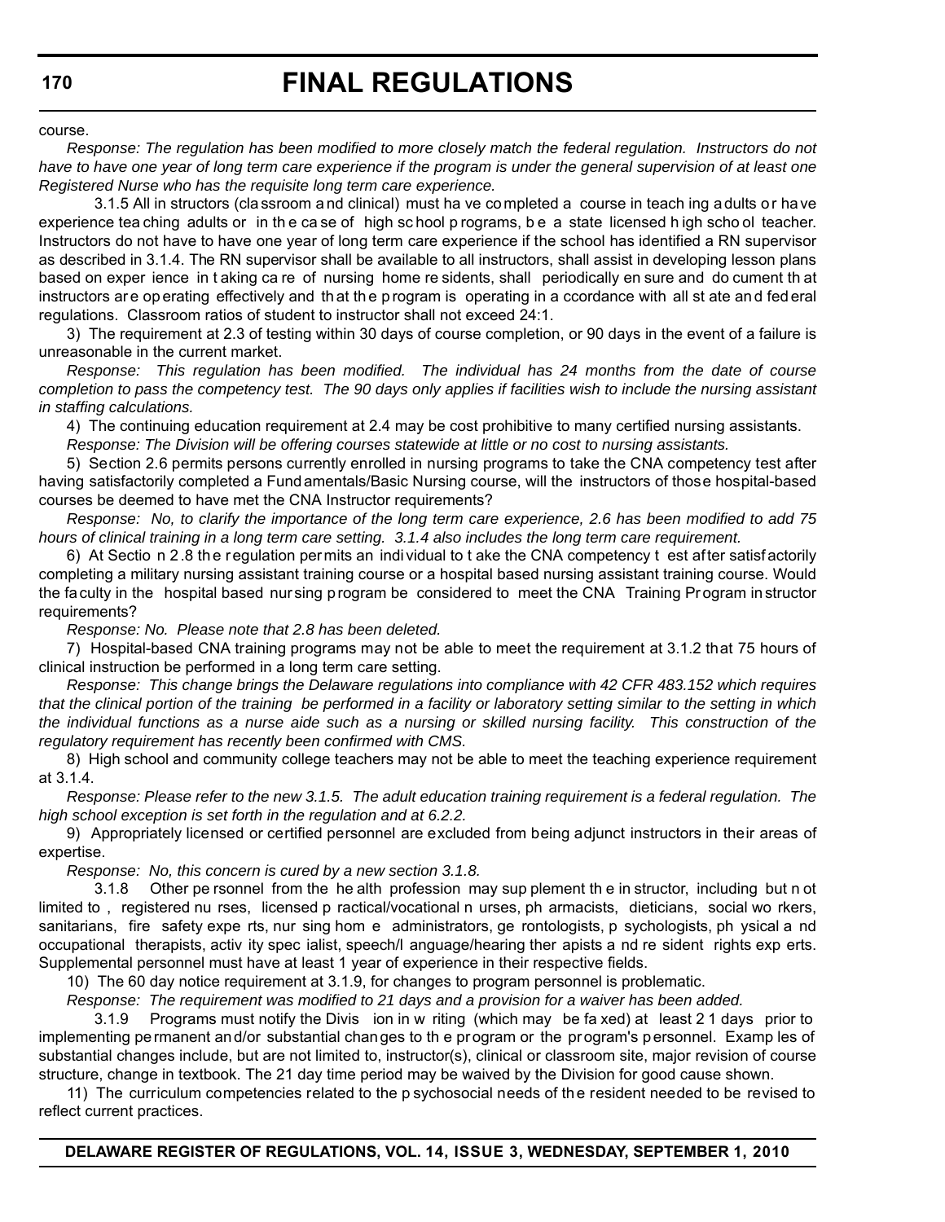course.

*Response: The regulation has been modified to more closely match the federal regulation. Instructors do not have to have one year of long term care experience if the program is under the general supervision of at least one Registered Nurse who has the requisite long term care experience.*

3.1.5 All instructors (classroom and clinical) must have completed a course in teaching adults or have experience teaching adults or in the case of high school programs, be a state licensed high school teacher. Instructors do not have to have one year of long term care experience if the school has identified a RN supervisor as described in 3.1.4. The RN supervisor shall be available to all instructors, shall assist in developing lesson plans based on experience in taking care of nursing home residents, shall periodically ensure and document that instructors are operating effectively and that the program is operating in accordance with all state and federal regulations. Classroom ratios of student to instructor shall not exceed 24:1.

3) The requirement at 2.3 of testing within 30 days of course completion, or 90 days in the event of a failure is unreasonable in the current market.

*Response: This regulation has been modified. The individual has 24 months from the date of course completion to pass the competency test. The 90 days only applies if facilities wish to include the nursing assistant in staffing calculations.*

4) The continuing education requirement at 2.4 may be cost prohibitive to many certified nursing assistants.

*Response: The Division will be offering courses statewide at little or no cost to nursing assistants.*

5) Section 2.6 permits persons currently enrolled in nursing programs to take the CNA competency test after having satisfactorily completed a Fundamentals/Basic Nursing course, will the instructors of those hospital-based courses be deemed to have met the CNA Instructor requirements?

*Response: No, to clarify the importance of the long term care experience, 2.6 has been modified to add 75 hours of clinical training in a long term care setting. 3.1.4 also includes the long term care requirement.*

6) At Section 2.8 the regulation permits an individual to take the CNA competency test after satisfactorily completing a military nursing assistant training course or a hospital based nursing assistant training course. Would the faculty in the hospital based nursing program be considered to meet the CNA Training Program instructor requirements?

*Response: No. Please note that 2.8 has been deleted.*

7) Hospital-based CNA training programs may not be able to meet the requirement at 3.1.2 that 75 hours of clinical instruction be performed in a long term care setting.

*Response: This change brings the Delaware regulations into compliance with 42 CFR 483.152 which requires that the clinical portion of the training be performed in a facility or laboratory setting similar to the setting in which the individual functions as a nurse aide such as a nursing or skilled nursing facility. This construction of the regulatory requirement has recently been confirmed with CMS.*

8) High school and community college teachers may not be able to meet the teaching experience requirement at 3.1.4.

*Response: Please refer to the new 3.1.5. The adult education training requirement is a federal regulation. The high school exception is set forth in the regulation and at 6.2.2.*

9) Appropriately licensed or certified personnel are excluded from being adjunct instructors in their areas of expertise.

*Response: No, this concern is cured by a new section 3.1.8.*

3.1.8 Other personnel from the health profession may supplement the instructor, including but not limited to, registered nurses, licensed practical/vocational nurses, pharmacists, dieticians, social workers, sanitarians, fire safety experts, nursing home administrators, gerontologists, psychologists, physical and occupational therapists, activity specialist, speech/language/hearing therapists and resident rights experts. Supplemental personnel must have at least 1 year of experience in their respective fields.

10) The 60 day notice requirement at 3.1.9, for changes to program personnel is problematic.

*Response: The requirement was modified to 21 days and a provision for a waiver has been added.*

3.1.9 Programs must notify the Division in writing (which may be faxed) at least 21 days prior to implementing permanent and/or substantial changes to the program or the program's personnel. Examples of substantial changes include, but are not limited to, instructor(s), clinical or classroom site, major revision of course structure, change in textbook. The 21 day time period may be waived by the Division for good cause shown.

11) The curriculum competencies related to the psychosocial needs of the resident needed to be revised to reflect current practices.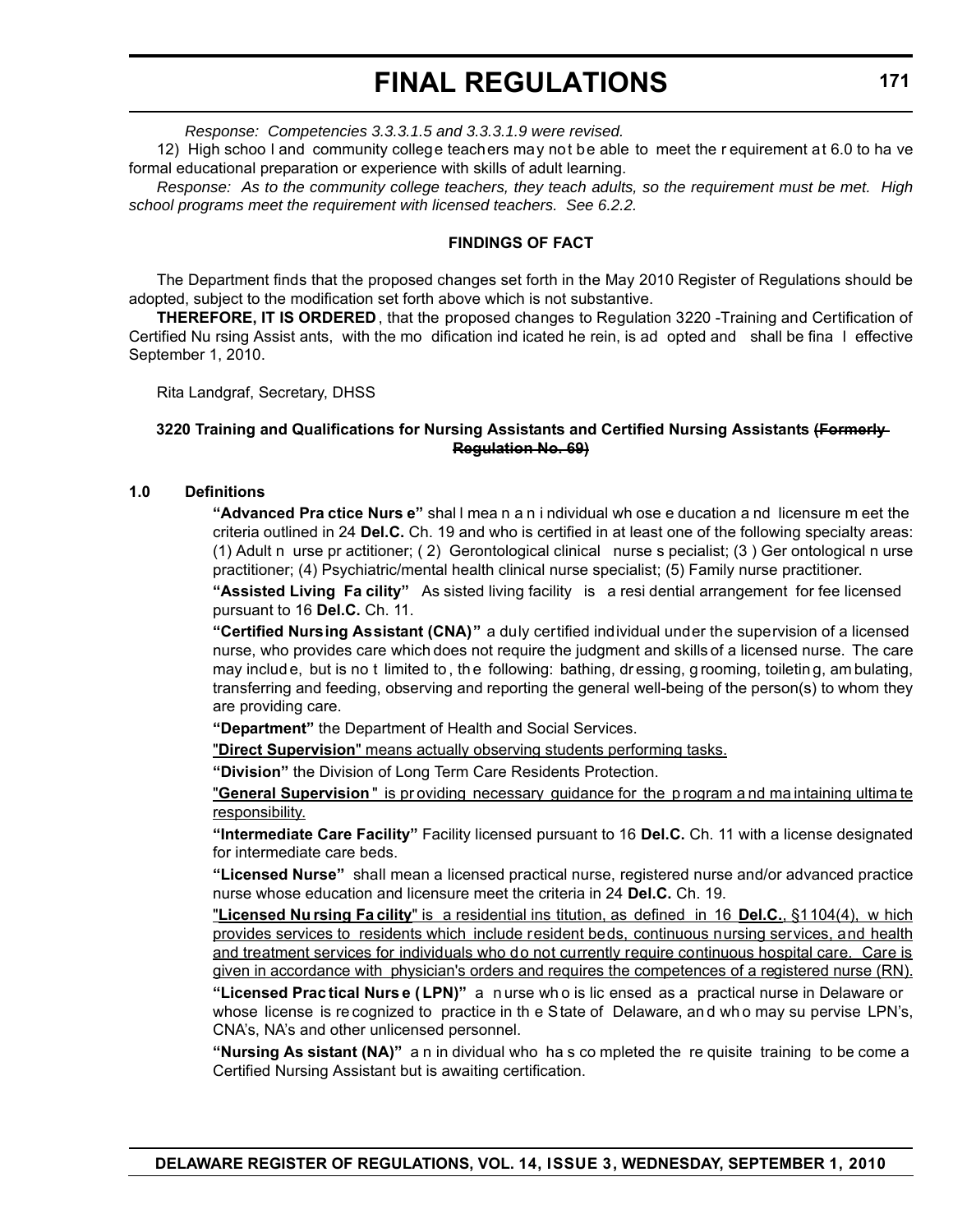*Response: Competencies 3.3.3.1.5 and 3.3.3.1.9 were revised.*

12) High school and community college teachers may not be able to meet the requirement at 6.0 to have formal educational preparation or experience with skills of adult learning.

*Response: As to the community college teachers, they teach adults, so the requirement must be met. High school programs meet the requirement with licensed teachers. See 6.2.2.*

**FINDINGS OF FACT**

The Department finds that the proposed changes set forth in the May 2010 Register of Regulations should be adopted, subject to the modification set forth above which is not substantive.

**THEREFORE, IT IS ORDERED**, that the proposed changes to Regulation 3220 -Training and Certification of Certified Nursing Assistants, with the modification indicated herein, is adopted and shall be final effective September 1, 2010.

Rita Landgraf, Secretary, DHSS

**3220 Training and Qualifications for Nursing Assistants and Certified Nursing Assistants ~~(Formerly Regulation No. 69)~~**

**1.0 Definitions**

**"Advanced Practice Nurse"** shall mean an individual whose education and licensure meet the criteria outlined in 24 **Del.C.** Ch. 19 and who is certified in at least one of the following specialty areas: (1) Adult nurse practitioner; (2) Gerontological clinical nurse specialist; (3) Gerontological nurse practitioner; (4) Psychiatric/mental health clinical nurse specialist; (5) Family nurse practitioner.

**"Assisted Living Facility"** Assisted living facility is a residential arrangement for fee licensed pursuant to 16 **Del.C.** Ch. 11.

**"Certified Nursing Assistant (CNA)"** a duly certified individual under the supervision of a licensed nurse, who provides care which does not require the judgment and skills of a licensed nurse. The care may include, but is not limited to, the following: bathing, dressing, grooming, toileting, ambulating, transferring and feeding, observing and reporting the general well-being of the person(s) to whom they are providing care.

**"Department"** the Department of Health and Social Services.

<u>"**Direct Supervision**" means actually observing students performing tasks.</u>

**"Division"** the Division of Long Term Care Residents Protection.

<u>"**General Supervision**" is providing necessary guidance for the program and maintaining ultimate responsibility.</u>

**"Intermediate Care Facility"** Facility licensed pursuant to 16 **Del.C.** Ch. 11 with a license designated for intermediate care beds.

**"Licensed Nurse"** shall mean a licensed practical nurse, registered nurse and/or advanced practice nurse whose education and licensure meet the criteria in 24 **Del.C.** Ch. 19.

<u>"**Licensed Nursing Facility**" is a residential institution, as defined in 16 **Del.C.**, §1104(4), which provides services to residents which include resident beds, continuous nursing services, and health and treatment services for individuals who do not currently require continuous hospital care. Care is given in accordance with physician's orders and requires the competences of a registered nurse (RN).</u>

**"Licensed Practical Nurse (LPN)"** a nurse who is licensed as a practical nurse in Delaware or whose license is recognized to practice in the State of Delaware, and who may supervise LPN's, CNA's, NA's and other unlicensed personnel.

**"Nursing Assistant (NA)"** an individual who has completed the requisite training to become a Certified Nursing Assistant but is awaiting certification.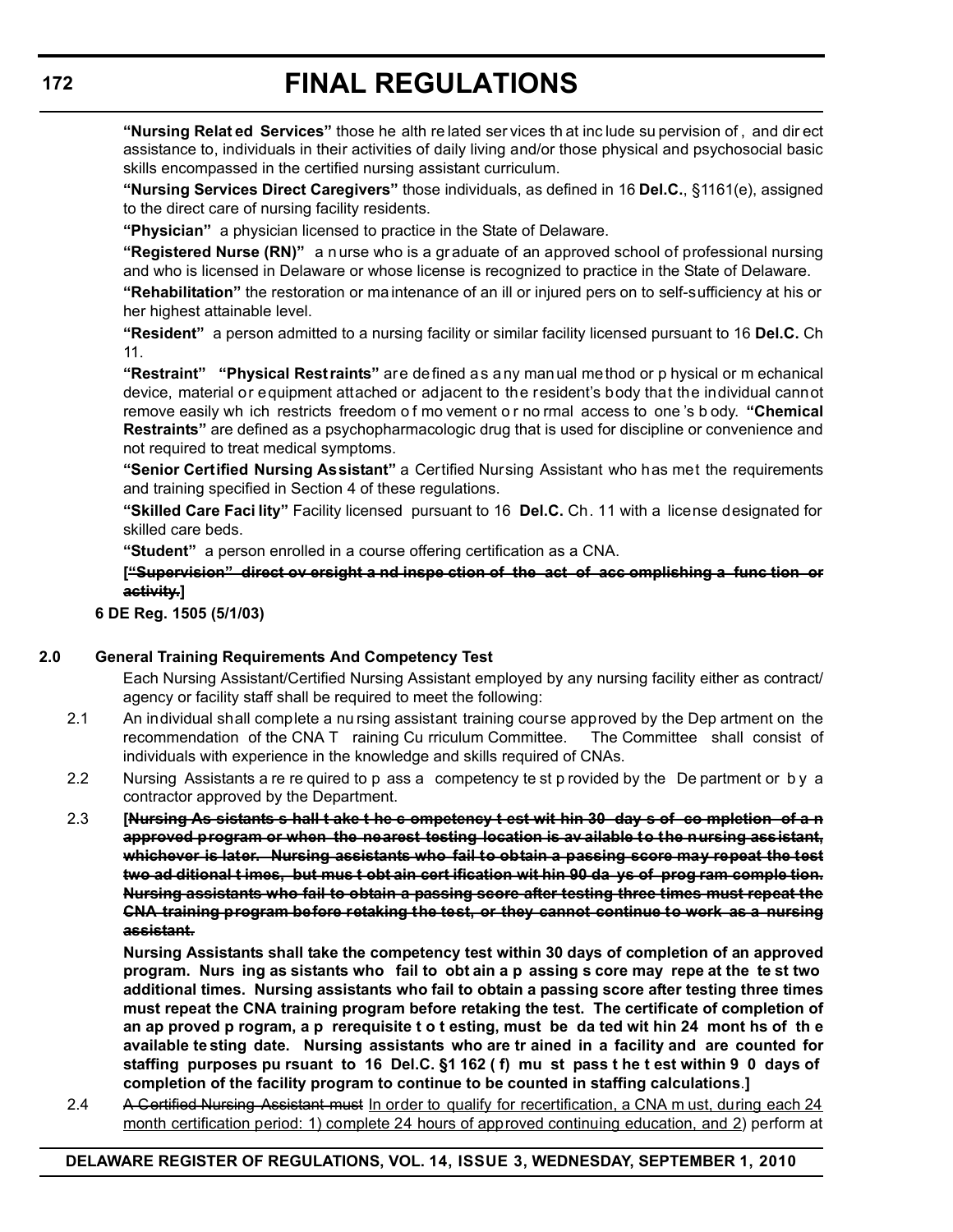**"Nursing Related Services"** those health related services that include supervision of, and direct assistance to, individuals in their activities of daily living and/or those physical and psychosocial basic skills encompassed in the certified nursing assistant curriculum.

**"Nursing Services Direct Caregivers"** those individuals, as defined in 16 **Del.C.**, §1161(e), assigned to the direct care of nursing facility residents.

**"Physician"** a physician licensed to practice in the State of Delaware.

**"Registered Nurse (RN)"** a nurse who is a graduate of an approved school of professional nursing and who is licensed in Delaware or whose license is recognized to practice in the State of Delaware.

**"Rehabilitation"** the restoration or maintenance of an ill or injured person to self-sufficiency at his or her highest attainable level.

**"Resident"** a person admitted to a nursing facility or similar facility licensed pursuant to 16 **Del.C.** Ch 11.

**"Restraint" "Physical Restraints"** are defined as any manual method or physical or mechanical device, material or equipment attached or adjacent to the resident's body that the individual cannot remove easily which restricts freedom of movement or normal access to one's body. **"Chemical Restraints"** are defined as a psychopharmacologic drug that is used for discipline or convenience and not required to treat medical symptoms.

**"Senior Certified Nursing Assistant"** a Certified Nursing Assistant who has met the requirements and training specified in Section 4 of these regulations.

**"Skilled Care Facility"** Facility licensed pursuant to 16 **Del.C.** Ch. 11 with a license designated for skilled care beds.

**"Student"** a person enrolled in a course offering certification as a CNA.

**[~~"Supervision" direct oversight and inspection of the act of accomplishing a function or activity.~~]**

**6 DE Reg. 1505 (5/1/03)**

**2.0 General Training Requirements And Competency Test**

Each Nursing Assistant/Certified Nursing Assistant employed by any nursing facility either as contract/agency or facility staff shall be required to meet the following:

2.1 An individual shall complete a nursing assistant training course approved by the Department on the recommendation of the CNA Training Curriculum Committee. The Committee shall consist of individuals with experience in the knowledge and skills required of CNAs.

2.2 Nursing Assistants are required to pass a competency test provided by the Department or by a contractor approved by the Department.

2.3 **[~~Nursing Assistants shall take the competency test within 30 days of completion of an approved program or when the nearest testing location is available to the nursing assistant, whichever is later. Nursing assistants who fail to obtain a passing score may repeat the test two additional times, but must obtain certification within 90 days of program completion. Nursing assistants who fail to obtain a passing score after testing three times must repeat the CNA training program before retaking the test, or they cannot continue to work as a nursing assistant.~~**

**Nursing Assistants shall take the competency test within 30 days of completion of an approved program. Nursing assistants who fail to obtain a passing score may repeat the test two additional times. Nursing assistants who fail to obtain a passing score after testing three times must repeat the CNA training program before retaking the test. The certificate of completion of an approved program, a prerequisite to testing, must be dated within 24 months of the available testing date. Nursing assistants who are trained in a facility and are counted for staffing purposes pursuant to 16 Del.C. §1162 (f) must pass the test within 90 days of completion of the facility program to continue to be counted in staffing calculations.]**

2.4 ~~A Certified Nursing Assistant must~~ <u>In order to qualify for recertification, a CNA must, during each 24 month certification period: 1) complete 24 hours of approved continuing education, and 2)</u> perform at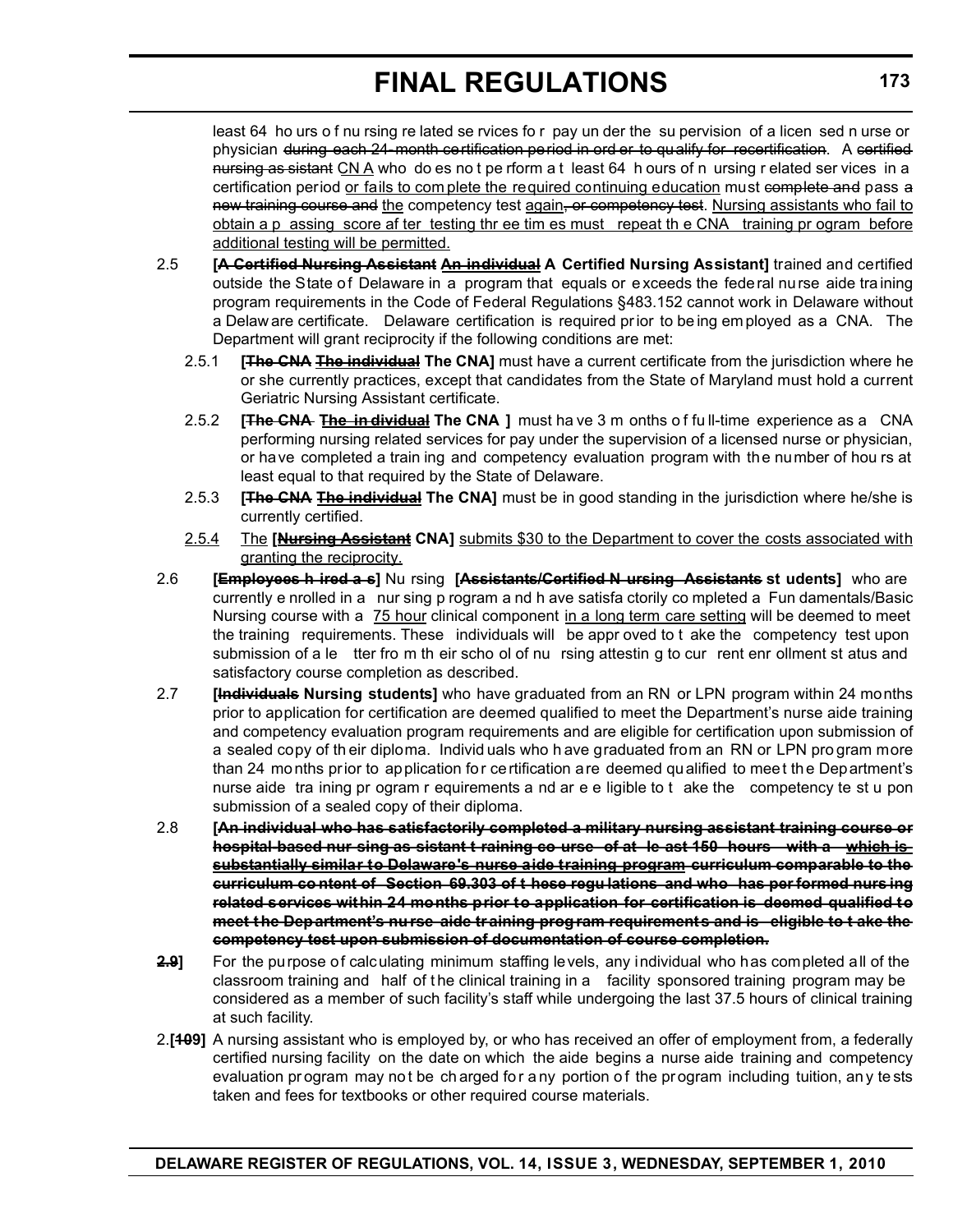least 64 hours of nursing related services for pay under the supervision of a licensed nurse or physician ~~during each 24-month certification period in order to qualify for recertification~~. A ~~certified nursing assistant~~ <u>CNA</u> who does not perform at least 64 hours of nursing related services in a certification period <u>or fails to complete the required continuing education</u> must ~~complete and~~ pass ~~a new training course and~~ <u>the</u> competency test <u>again</u>~~, or competency test~~. <u>Nursing assistants who fail to obtain a passing score after testing three times must repeat the CNA training program before additional testing will be permitted.</u>

2.5 **[~~A Certified Nursing Assistant~~ ~~<u>An individual</u>~~ A Certified Nursing Assistant]** trained and certified outside the State of Delaware in a program that equals or exceeds the federal nurse aide training program requirements in the Code of Federal Regulations §483.152 cannot work in Delaware without a Delaware certificate. Delaware certification is required prior to being employed as a CNA. The Department will grant reciprocity if the following conditions are met:

2.5.1 **[~~The CNA~~ ~~<u>The individual</u>~~ The CNA]** must have a current certificate from the jurisdiction where he or she currently practices, except that candidates from the State of Maryland must hold a current Geriatric Nursing Assistant certificate.

2.5.2 **[~~The CNA~~ ~~<u>The individual</u>~~ The CNA ]** must have 3 months of full-time experience as a CNA performing nursing related services for pay under the supervision of a licensed nurse or physician, or have completed a training and competency evaluation program with the number of hours at least equal to that required by the State of Delaware.

2.5.3 **[~~The CNA~~ ~~<u>The individual</u>~~ The CNA]** must be in good standing in the jurisdiction where he/she is currently certified.

<u>2.5.4</u> <u>The</u> **[~~<u>Nursing Assistant</u>~~ <u>CNA]</u>** <u>submits $30 to the Department to cover the costs associated with granting the reciprocity.</u>

2.6 **[~~Employees hired as~~]** Nursing **[~~Assistants/Certified Nursing Assistants~~ students]** who are currently enrolled in a nursing program and have satisfactorily completed a Fundamentals/Basic Nursing course with a <u>75 hour</u> clinical component <u>in a long term care setting</u> will be deemed to meet the training requirements. These individuals will be approved to take the competency test upon submission of a letter from their school of nursing attesting to current enrollment status and satisfactory course completion as described.

2.7 **[~~Individuals~~ Nursing students]** who have graduated from an RN or LPN program within 24 months prior to application for certification are deemed qualified to meet the Department's nurse aide training and competency evaluation program requirements and are eligible for certification upon submission of a sealed copy of their diploma. Individuals who have graduated from an RN or LPN program more than 24 months prior to application for certification are deemed qualified to meet the Department's nurse aide training program requirements and are eligible to take the competency test upon submission of a sealed copy of their diploma.

2.8 **[~~An individual who has satisfactorily completed a military nursing assistant training course or hospital-based nursing assistant training course of at least 150 hours with a~~ ~~<u>which is substantially similar to Delaware's nurse aide training program</u>~~ ~~curriculum comparable to the curriculum content of Section 69.303 of these regulations and who has performed nursing related services within 24 months prior to application for certification is deemed qualified to meet the Department's nurse aide training program requirements and is eligible to take the competency test upon submission of documentation of course completion.~~**

**~~2.9~~]** For the purpose of calculating minimum staffing levels, any individual who has completed all of the classroom training and half of the clinical training in a facility sponsored training program may be considered as a member of such facility's staff while undergoing the last 37.5 hours of clinical training at such facility.

2.**[~~10~~9]** A nursing assistant who is employed by, or who has received an offer of employment from, a federally certified nursing facility on the date on which the aide begins a nurse aide training and competency evaluation program may not be charged for any portion of the program including tuition, any tests taken and fees for textbooks or other required course materials.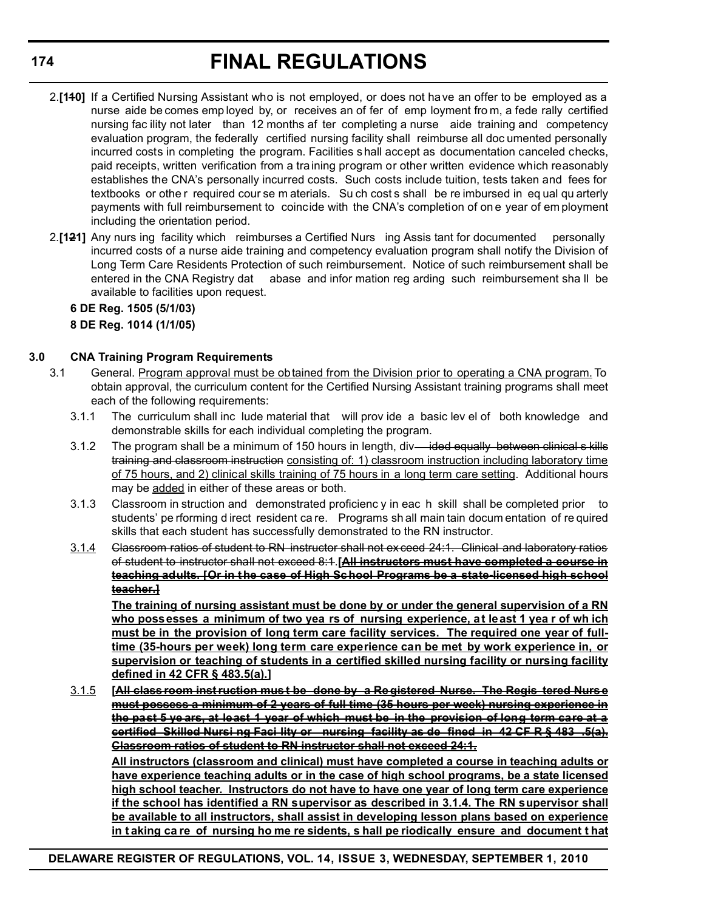# FINAL REGULATIONS

2.**[~~1~~10]** If a Certified Nursing Assistant who is not employed, or does not have an offer to be employed as a nurse aide becomes employed by, or receives an offer of employment from, a federally certified nursing facility not later than 12 months after completing a nurse aide training and competency evaluation program, the federally certified nursing facility shall reimburse all documented personally incurred costs in completing the program. Facilities shall accept as documentation canceled checks, paid receipts, written verification from a training program or other written evidence which reasonably establishes the CNA's personally incurred costs. Such costs include tuition, tests taken and fees for textbooks or other required course materials. Such costs shall be reimbursed in equal quarterly payments with full reimbursement to coincide with the CNA's completion of one year of employment including the orientation period.

2.**[~~1~~21]** Any nursing facility which reimburses a Certified Nursing Assistant for documented personally incurred costs of a nurse aide training and competency evaluation program shall notify the Division of Long Term Care Residents Protection of such reimbursement. Notice of such reimbursement shall be entered in the CNA Registry database and information regarding such reimbursement shall be available to facilities upon request.

**6 DE Reg. 1505 (5/1/03)**

**8 DE Reg. 1014 (1/1/05)**

**3.0 CNA Training Program Requirements**

3.1 General. <u>Program approval must be obtained from the Division prior to operating a CNA program.</u> To obtain approval, the curriculum content for the Certified Nursing Assistant training programs shall meet each of the following requirements:

3.1.1 The curriculum shall include material that will provide a basic level of both knowledge and demonstrable skills for each individual completing the program.

3.1.2 The program shall be a minimum of 150 hours in length, div~~ided equally between clinical skills training and classroom instruction~~ <u>consisting of: 1) classroom instruction including laboratory time of 75 hours, and 2) clinical skills training of 75 hours in a long term care setting</u>. Additional hours may be <u>added</u> in either of these areas or both.

3.1.3 Classroom instruction and demonstrated proficiency in each skill shall be completed prior to students' performing direct resident care. Programs shall maintain documentation of required skills that each student has successfully demonstrated to the RN instructor.

<u>3.1.4</u> ~~Classroom ratios of student to RN instructor shall not exceed 24:1. Clinical and laboratory ratios of student to instructor shall not exceed 8:1.~~**[~~All instructors must have completed a course in teaching adults. [Or in the case of High School Programs be a state-licensed high school teacher.]~~**

**<u>The training of nursing assistant must be done by or under the general supervision of a RN who possesses a minimum of two years of nursing experience, at least 1 year of which must be in the provision of long term care facility services. The required one year of full-time (35-hours per week) long term care experience can be met by work experience in, or supervision or teaching of students in a certified skilled nursing facility or nursing facility defined in 42 CFR § 483.5(a).]</u>**

<u>3.1.5</u> **[~~All classroom instruction must be done by a Registered Nurse. The Registered Nurse must possess a minimum of 2 years of full time (35 hours per week) nursing experience in the past 5 years, at least 1 year of which must be in the provision of long term care at a certified Skilled Nursing Facility or nursing facility as defined in 42 CFR § 483.5(a). Classroom ratios of student to RN instructor shall not exceed 24:1.~~**

**<u>All instructors (classroom and clinical) must have completed a course in teaching adults or have experience teaching adults or in the case of high school programs, be a state licensed high school teacher. Instructors do not have to have one year of long term care experience if the school has identified a RN supervisor as described in 3.1.4. The RN supervisor shall be available to all instructors, shall assist in developing lesson plans based on experience in taking care of nursing home residents, shall periodically ensure and document that</u>**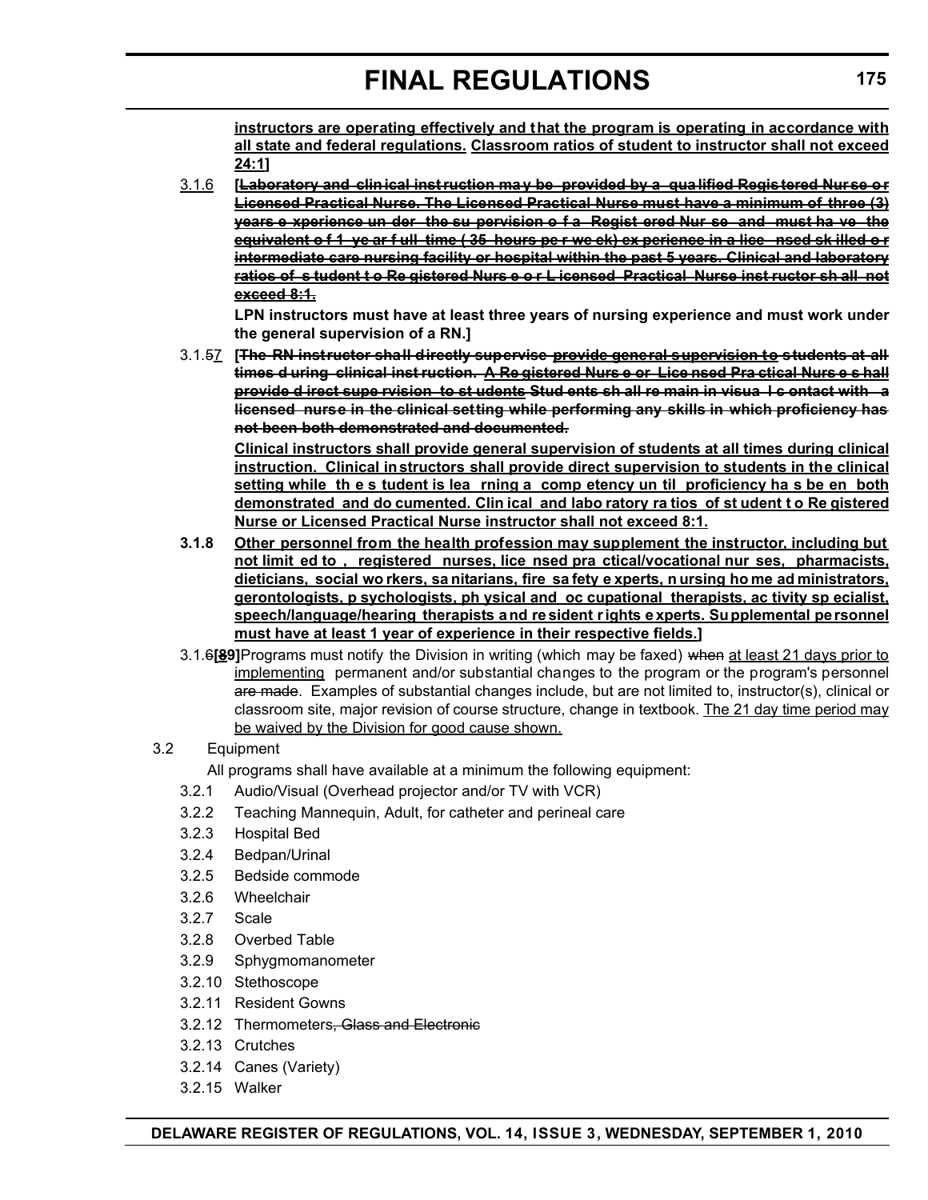**instructors are operating effectively and that the program is operating in accordance with all state and federal regulations.** <u>**Classroom ratios of student to instructor shall not exceed 24:1**</u>**]**

3.1.6 **[~~Laboratory and clinical instruction may be provided by a qualified Registered Nurse or Licensed Practical Nurse. The Licensed Practical Nurse must have a minimum of three (3) years experience under the supervision of a Registered Nurse and must have the equivalent of 1 year full time (35 hours per week) experience in a licensed skilled or intermediate care nursing facility or hospital within the past 5 years. Clinical and laboratory ratios of student to Registered Nurse or Licensed Practical Nurse instructor shall not exceed 8:1.~~**

**LPN instructors must have at least three years of nursing experience and must work under the general supervision of a RN.]**

3.1.~~5~~<u>7</u> **[~~The RN instructor shall directly supervise~~ ~~provide general supervision to~~ ~~students at all times during clinical instruction.~~ ~~A Registered Nurse or Licensed Practical Nurse shall provide direct supervision to students~~ ~~Students shall remain in visual contact with a licensed nurse in the clinical setting while performing any skills in which proficiency has not been both demonstrated and documented.~~**

<u>**Clinical instructors shall provide general supervision of students at all times during clinical instruction. Clinical instructors shall provide direct supervision to students in the clinical setting while the student is learning a competency until proficiency has been both demonstrated and documented. Clinical and laboratory ratios of student to Registered Nurse or Licensed Practical Nurse instructor shall not exceed 8:1.**</u>

**3.1.8** <u>**Other personnel from the health profession may supplement the instructor, including but not limited to, registered nurses, licensed practical/vocational nurses, pharmacists, dieticians, social workers, sanitarians, fire safety experts, nursing home administrators, gerontologists, psychologists, physical and occupational therapists, activity specialist, speech/language/hearing therapists and resident rights experts. Supplemental personnel must have at least 1 year of experience in their respective fields.**</u>**]**

3.1.~~6~~**[~~8~~9]**Programs must notify the Division in writing (which may be faxed) ~~when~~ <u>at least 21 days prior to implementing</u> permanent and/or substantial changes to the program or the program's personnel ~~are made~~. Examples of substantial changes include, but are not limited to, instructor(s), clinical or classroom site, major revision of course structure, change in textbook. <u>The 21 day time period may be waived by the Division for good cause shown.</u>

3.2 Equipment

All programs shall have available at a minimum the following equipment:

- 3.2.1 Audio/Visual (Overhead projector and/or TV with VCR)
- 3.2.2 Teaching Mannequin, Adult, for catheter and perineal care
- 3.2.3 Hospital Bed
- 3.2.4 Bedpan/Urinal
- 3.2.5 Bedside commode
- 3.2.6 Wheelchair
- 3.2.7 Scale
- 3.2.8 Overbed Table
- 3.2.9 Sphygmomanometer
- 3.2.10 Stethoscope
- 3.2.11 Resident Gowns
- 3.2.12 Thermometers~~, Glass and Electronic~~
- 3.2.13 Crutches
- 3.2.14 Canes (Variety)
- 3.2.15 Walker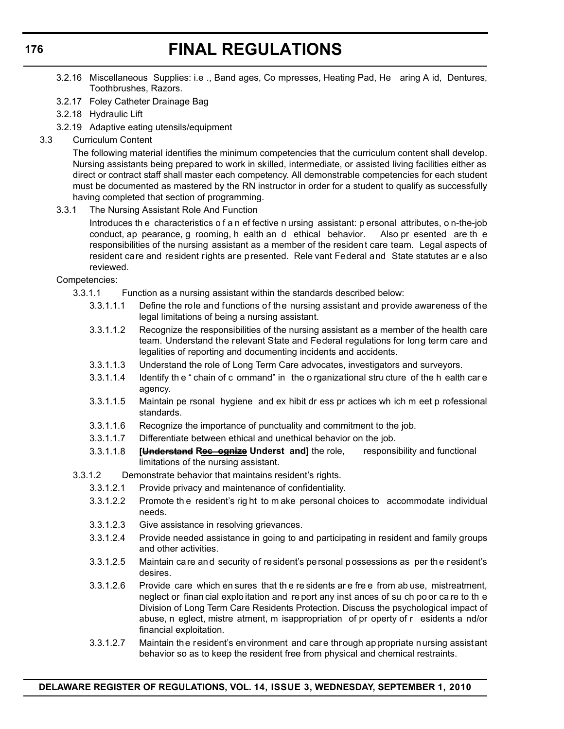3.2.16 Miscellaneous Supplies: i.e ., Bandages, Compresses, Heating Pad, Hearing Aid, Dentures, Toothbrushes, Razors.

3.2.17 Foley Catheter Drainage Bag

3.2.18 Hydraulic Lift

3.2.19 Adaptive eating utensils/equipment

3.3 Curriculum Content

The following material identifies the minimum competencies that the curriculum content shall develop. Nursing assistants being prepared to work in skilled, intermediate, or assisted living facilities either as direct or contract staff shall master each competency. All demonstrable competencies for each student must be documented as mastered by the RN instructor in order for a student to qualify as successfully having completed that section of programming.

3.3.1 The Nursing Assistant Role And Function

Introduces the characteristics of an effective nursing assistant: personal attributes, on-the-job conduct, appearance, grooming, health and ethical behavior. Also presented are the responsibilities of the nursing assistant as a member of the resident care team. Legal aspects of resident care and resident rights are presented. Relevant Federal and State statutes are also reviewed.

Competencies:

3.3.1.1 Function as a nursing assistant within the standards described below:

3.3.1.1.1 Define the role and functions of the nursing assistant and provide awareness of the legal limitations of being a nursing assistant.

3.3.1.1.2 Recognize the responsibilities of the nursing assistant as a member of the health care team. Understand the relevant State and Federal regulations for long term care and legalities of reporting and documenting incidents and accidents.

3.3.1.1.3 Understand the role of Long Term Care advocates, investigators and surveyors.

3.3.1.1.4 Identify the "chain of command" in the organizational structure of the health care agency.

3.3.1.1.5 Maintain personal hygiene and exhibit dress practices which meet professional standards.

3.3.1.1.6 Recognize the importance of punctuality and commitment to the job.

3.3.1.1.7 Differentiate between ethical and unethical behavior on the job.

3.3.1.1.8 **[~~Understand~~ R~~ecognize~~ Understand]** the role, responsibility and functional limitations of the nursing assistant.

3.3.1.2 Demonstrate behavior that maintains resident's rights.

3.3.1.2.1 Provide privacy and maintenance of confidentiality.

3.3.1.2.2 Promote the resident's right to make personal choices to accommodate individual needs.

3.3.1.2.3 Give assistance in resolving grievances.

3.3.1.2.4 Provide needed assistance in going to and participating in resident and family groups and other activities.

3.3.1.2.5 Maintain care and security of resident's personal possessions as per the resident's desires.

3.3.1.2.6 Provide care which ensures that the residents are free from abuse, mistreatment, neglect or financial exploitation and report any instances of such poor care to the Division of Long Term Care Residents Protection. Discuss the psychological impact of abuse, neglect, mistreatment, misappropriation of property of residents and/or financial exploitation.

3.3.1.2.7 Maintain the resident's environment and care through appropriate nursing assistant behavior so as to keep the resident free from physical and chemical restraints.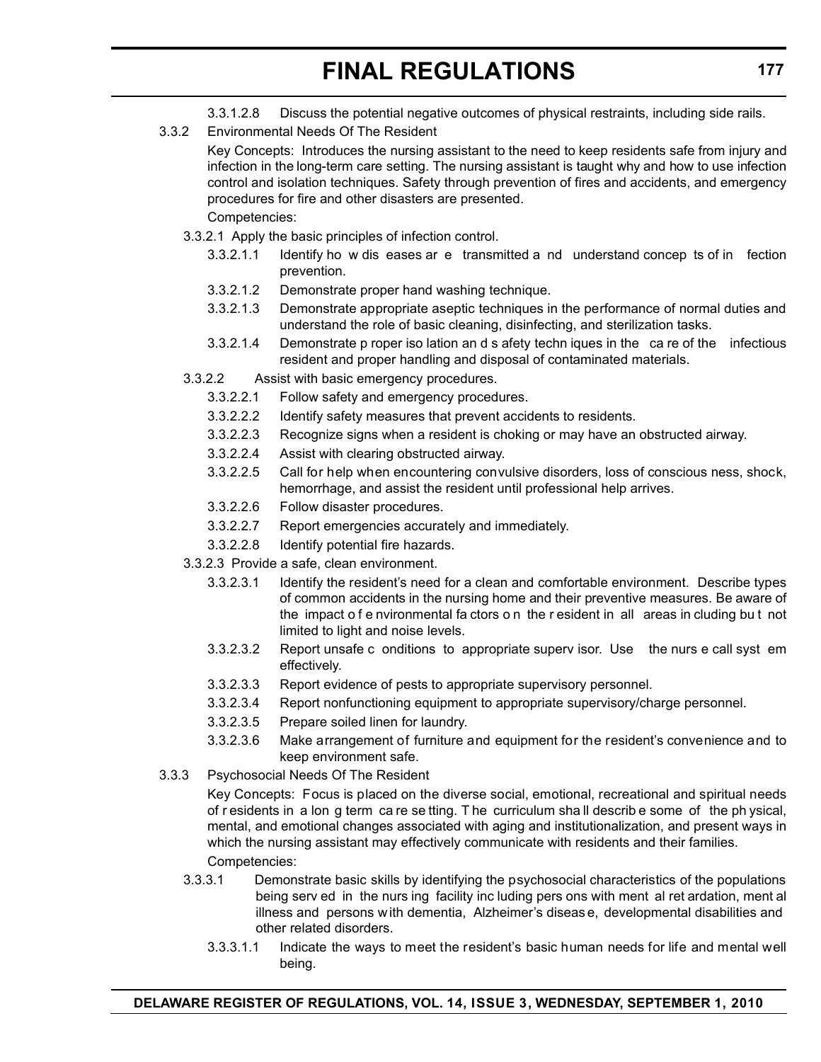3.3.1.2.8 Discuss the potential negative outcomes of physical restraints, including side rails.

3.3.2 Environmental Needs Of The Resident

Key Concepts: Introduces the nursing assistant to the need to keep residents safe from injury and infection in the long-term care setting. The nursing assistant is taught why and how to use infection control and isolation techniques. Safety through prevention of fires and accidents, and emergency procedures for fire and other disasters are presented.

Competencies:

3.3.2.1 Apply the basic principles of infection control.

3.3.2.1.1 Identify how diseases are transmitted and understand concepts of infection prevention.

3.3.2.1.2 Demonstrate proper hand washing technique.

3.3.2.1.3 Demonstrate appropriate aseptic techniques in the performance of normal duties and understand the role of basic cleaning, disinfecting, and sterilization tasks.

3.3.2.1.4 Demonstrate proper isolation and safety techniques in the care of the infectious resident and proper handling and disposal of contaminated materials.

3.3.2.2 Assist with basic emergency procedures.

3.3.2.2.1 Follow safety and emergency procedures.

3.3.2.2.2 Identify safety measures that prevent accidents to residents.

3.3.2.2.3 Recognize signs when a resident is choking or may have an obstructed airway.

3.3.2.2.4 Assist with clearing obstructed airway.

3.3.2.2.5 Call for help when encountering convulsive disorders, loss of consciousness, shock, hemorrhage, and assist the resident until professional help arrives.

3.3.2.2.6 Follow disaster procedures.

3.3.2.2.7 Report emergencies accurately and immediately.

3.3.2.2.8 Identify potential fire hazards.

3.3.2.3 Provide a safe, clean environment.

3.3.2.3.1 Identify the resident's need for a clean and comfortable environment. Describe types of common accidents in the nursing home and their preventive measures. Be aware of the impact of environmental factors on the resident in all areas including but not limited to light and noise levels.

3.3.2.3.2 Report unsafe conditions to appropriate supervisor. Use the nurse call system effectively.

3.3.2.3.3 Report evidence of pests to appropriate supervisory personnel.

3.3.2.3.4 Report nonfunctioning equipment to appropriate supervisory/charge personnel.

3.3.2.3.5 Prepare soiled linen for laundry.

3.3.2.3.6 Make arrangement of furniture and equipment for the resident's convenience and to keep environment safe.

3.3.3 Psychosocial Needs Of The Resident

Key Concepts: Focus is placed on the diverse social, emotional, recreational and spiritual needs of residents in a long term care setting. The curriculum shall describe some of the physical, mental, and emotional changes associated with aging and institutionalization, and present ways in which the nursing assistant may effectively communicate with residents and their families.

Competencies:

3.3.3.1 Demonstrate basic skills by identifying the psychosocial characteristics of the populations being served in the nursing facility including persons with mental retardation, mental illness and persons with dementia, Alzheimer's disease, developmental disabilities and other related disorders.

3.3.3.1.1 Indicate the ways to meet the resident's basic human needs for life and mental well being.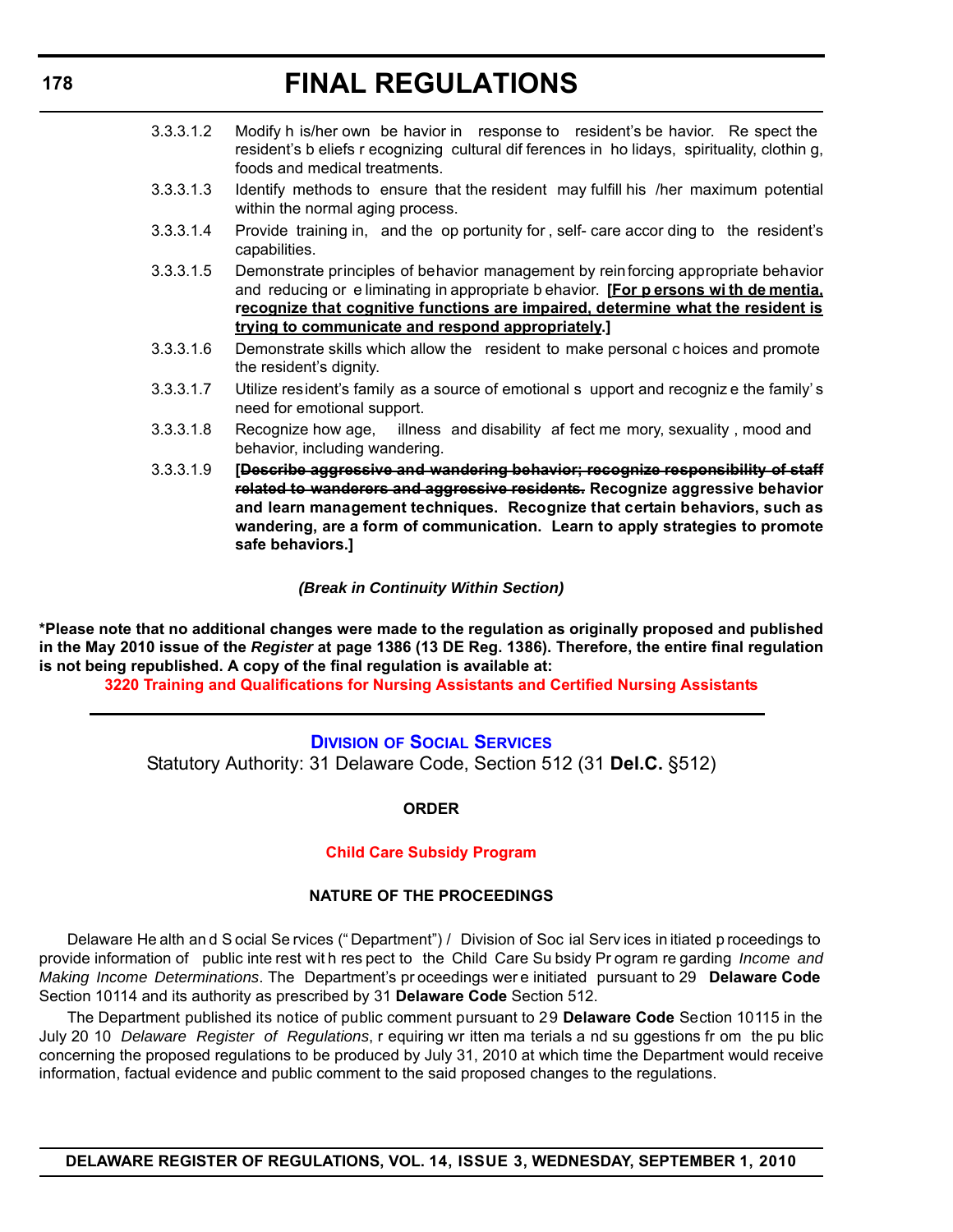3.3.3.1.2 Modify his/her own behavior in response to resident's behavior. Respect the resident's beliefs recognizing cultural differences in holidays, spirituality, clothing, foods and medical treatments.

3.3.3.1.3 Identify methods to ensure that the resident may fulfill his/her maximum potential within the normal aging process.

3.3.3.1.4 Provide training in, and the opportunity for, self-care according to the resident's capabilities.

3.3.3.1.5 Demonstrate principles of behavior management by reinforcing appropriate behavior and reducing or eliminating inappropriate behavior. **[<u>For persons with dementia, recognize that cognitive functions are impaired, determine what the resident is trying to communicate and respond appropriately</u>.]**

3.3.3.1.6 Demonstrate skills which allow the resident to make personal choices and promote the resident's dignity.

3.3.3.1.7 Utilize resident's family as a source of emotional support and recognize the family's need for emotional support.

3.3.3.1.8 Recognize how age, illness and disability affect memory, sexuality, mood and behavior, including wandering.

3.3.3.1.9 **[~~Describe aggressive and wandering behavior; recognize responsibility of staff related to wanderers and aggressive residents.~~ Recognize aggressive behavior and learn management techniques. Recognize that certain behaviors, such as wandering, are a form of communication. Learn to apply strategies to promote safe behaviors.]**

***(Break in Continuity Within Section)***

**\*Please note that no additional changes were made to the regulation as originally proposed and published in the May 2010 issue of the *Register* at page 1386 (13 DE Reg. 1386). Therefore, the entire final regulation is not being republished. A copy of the final regulation is available at:**

**3220 Training and Qualifications for Nursing Assistants and Certified Nursing Assistants**

---

## DIVISION OF SOCIAL SERVICES

Statutory Authority: 31 Delaware Code, Section 512 (31 **Del.C.** §512)

**ORDER**

**Child Care Subsidy Program**

**NATURE OF THE PROCEEDINGS**

Delaware Health and Social Services ("Department") / Division of Social Services initiated proceedings to provide information of public interest with respect to the Child Care Subsidy Program regarding *Income and Making Income Determinations*. The Department's proceedings were initiated pursuant to 29 **Delaware Code** Section 10114 and its authority as prescribed by 31 **Delaware Code** Section 512.

The Department published its notice of public comment pursuant to 29 **Delaware Code** Section 10115 in the July 2010 *Delaware Register of Regulations*, requiring written materials and suggestions from the public concerning the proposed regulations to be produced by July 31, 2010 at which time the Department would receive information, factual evidence and public comment to the said proposed changes to the regulations.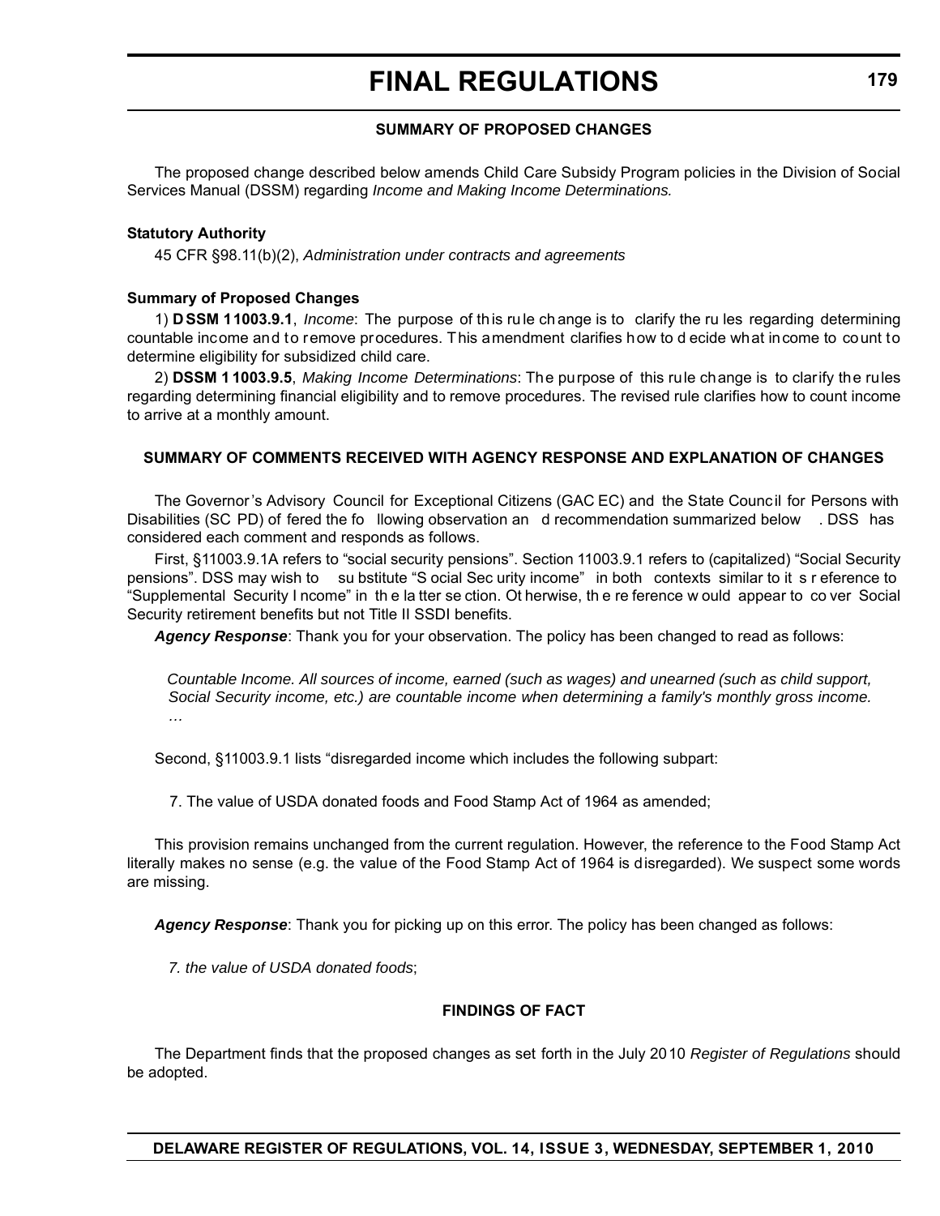**SUMMARY OF PROPOSED CHANGES**

The proposed change described below amends Child Care Subsidy Program policies in the Division of Social Services Manual (DSSM) regarding *Income and Making Income Determinations.*

**Statutory Authority**

45 CFR §98.11(b)(2), *Administration under contracts and agreements*

**Summary of Proposed Changes**

1) **DSSM 11003.9.1**, *Income*: The purpose of this rule change is to clarify the rules regarding determining countable income and to remove procedures. This amendment clarifies how to decide what income to count to determine eligibility for subsidized child care.

2) **DSSM 11003.9.5**, *Making Income Determinations*: The purpose of this rule change is to clarify the rules regarding determining financial eligibility and to remove procedures. The revised rule clarifies how to count income to arrive at a monthly amount.

**SUMMARY OF COMMENTS RECEIVED WITH AGENCY RESPONSE AND EXPLANATION OF CHANGES**

The Governor's Advisory Council for Exceptional Citizens (GACEC) and the State Council for Persons with Disabilities (SCPD) offered the following observation and recommendation summarized below. DSS has considered each comment and responds as follows.

First, §11003.9.1A refers to "social security pensions". Section 11003.9.1 refers to (capitalized) "Social Security pensions". DSS may wish to substitute "Social Security income" in both contexts similar to its reference to "Supplemental Security Income" in the latter section. Otherwise, the reference would appear to cover Social Security retirement benefits but not Title II SSDI benefits.

***Agency Response***: Thank you for your observation. The policy has been changed to read as follows:

*Countable Income. All sources of income, earned (such as wages) and unearned (such as child support, Social Security income, etc.) are countable income when determining a family's monthly gross income. …*

Second, §11003.9.1 lists "disregarded income which includes the following subpart:

7. The value of USDA donated foods and Food Stamp Act of 1964 as amended;

This provision remains unchanged from the current regulation. However, the reference to the Food Stamp Act literally makes no sense (e.g. the value of the Food Stamp Act of 1964 is disregarded). We suspect some words are missing.

***Agency Response***: Thank you for picking up on this error. The policy has been changed as follows:

*7. the value of USDA donated foods*;

**FINDINGS OF FACT**

The Department finds that the proposed changes as set forth in the July 2010 *Register of Regulations* should be adopted.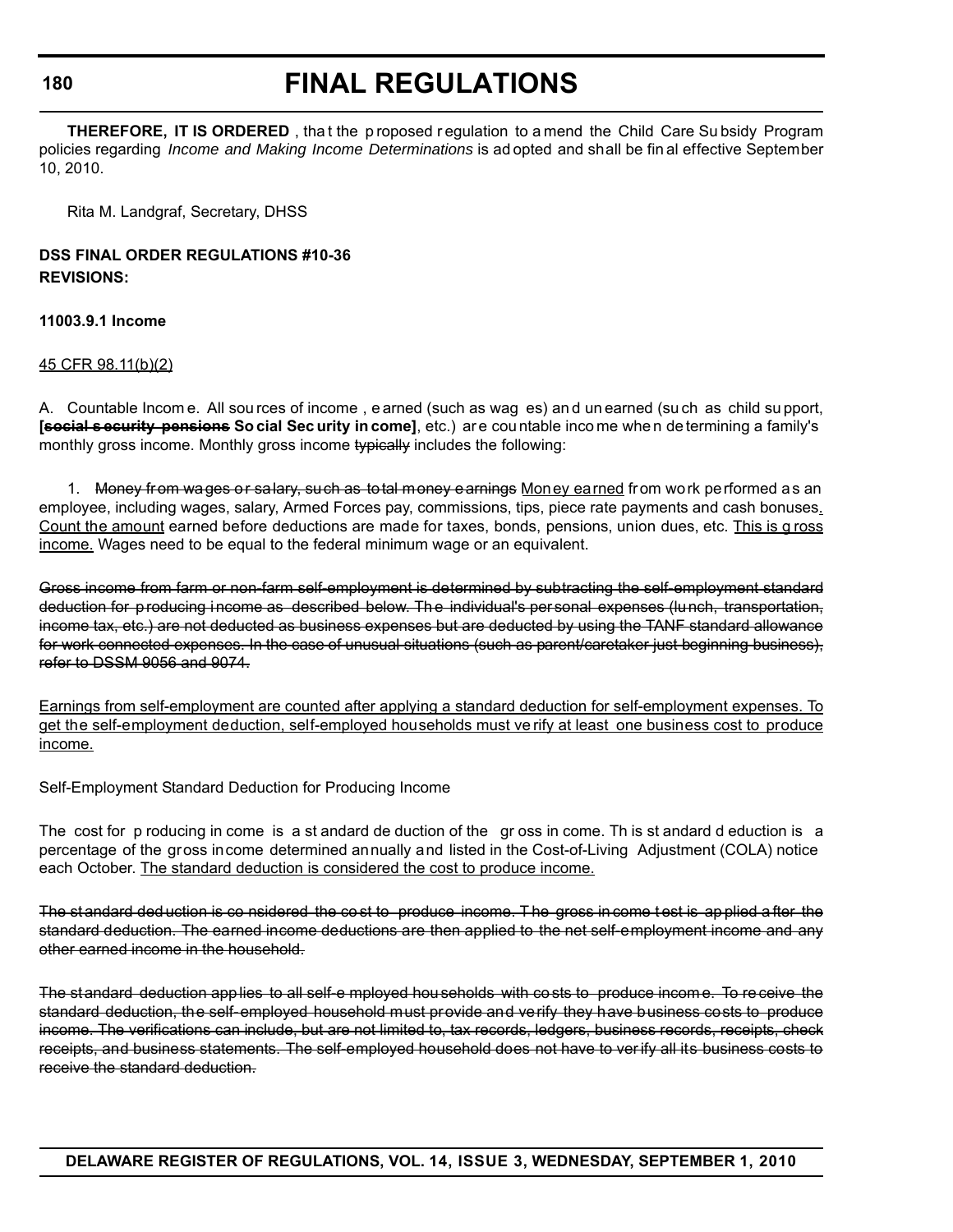# FINAL REGULATIONS

**THEREFORE, IT IS ORDERED**, that the proposed regulation to amend the Child Care Subsidy Program policies regarding *Income and Making Income Determinations* is adopted and shall be final effective September 10, 2010.

Rita M. Landgraf, Secretary, DHSS

**DSS FINAL ORDER REGULATIONS #10-36**
**REVISIONS:**

**11003.9.1 Income**

45 CFR 98.11(b)(2)

A. Countable Income. All sources of income, earned (such as wages) and unearned (such as child support, **[~~social security pensions~~ Social Security income]**, etc.) are countable income when determining a family's monthly gross income. Monthly gross income ~~typically~~ includes the following:

1. ~~Money from wages or salary, such as total money earnings~~ Money earned from work performed as an employee, including wages, salary, Armed Forces pay, commissions, tips, piece rate payments and cash bonuses. Count the amount earned before deductions are made for taxes, bonds, pensions, union dues, etc. This is gross income. Wages need to be equal to the federal minimum wage or an equivalent.

~~Gross income from farm or non-farm self-employment is determined by subtracting the self-employment standard deduction for producing income as described below. The individual's personal expenses (lunch, transportation, income tax, etc.) are not deducted as business expenses but are deducted by using the TANF standard allowance for work connected expenses. In the case of unusual situations (such as parent/caretaker just beginning business), refer to DSSM 9056 and 9074.~~

Earnings from self-employment are counted after applying a standard deduction for self-employment expenses. To get the self-employment deduction, self-employed households must verify at least one business cost to produce income.

Self-Employment Standard Deduction for Producing Income

The cost for producing income is a standard deduction of the gross income. This standard deduction is a percentage of the gross income determined annually and listed in the Cost-of-Living Adjustment (COLA) notice each October. The standard deduction is considered the cost to produce income.

~~The standard deduction is considered the cost to produce income. The gross income test is applied after the standard deduction. The earned income deductions are then applied to the net self-employment income and any other earned income in the household.~~

~~The standard deduction applies to all self-employed households with costs to produce income. To receive the standard deduction, the self-employed household must provide and verify they have business costs to produce income. The verifications can include, but are not limited to, tax records, ledgers, business records, receipts, check receipts, and business statements. The self-employed household does not have to verify all its business costs to receive the standard deduction.~~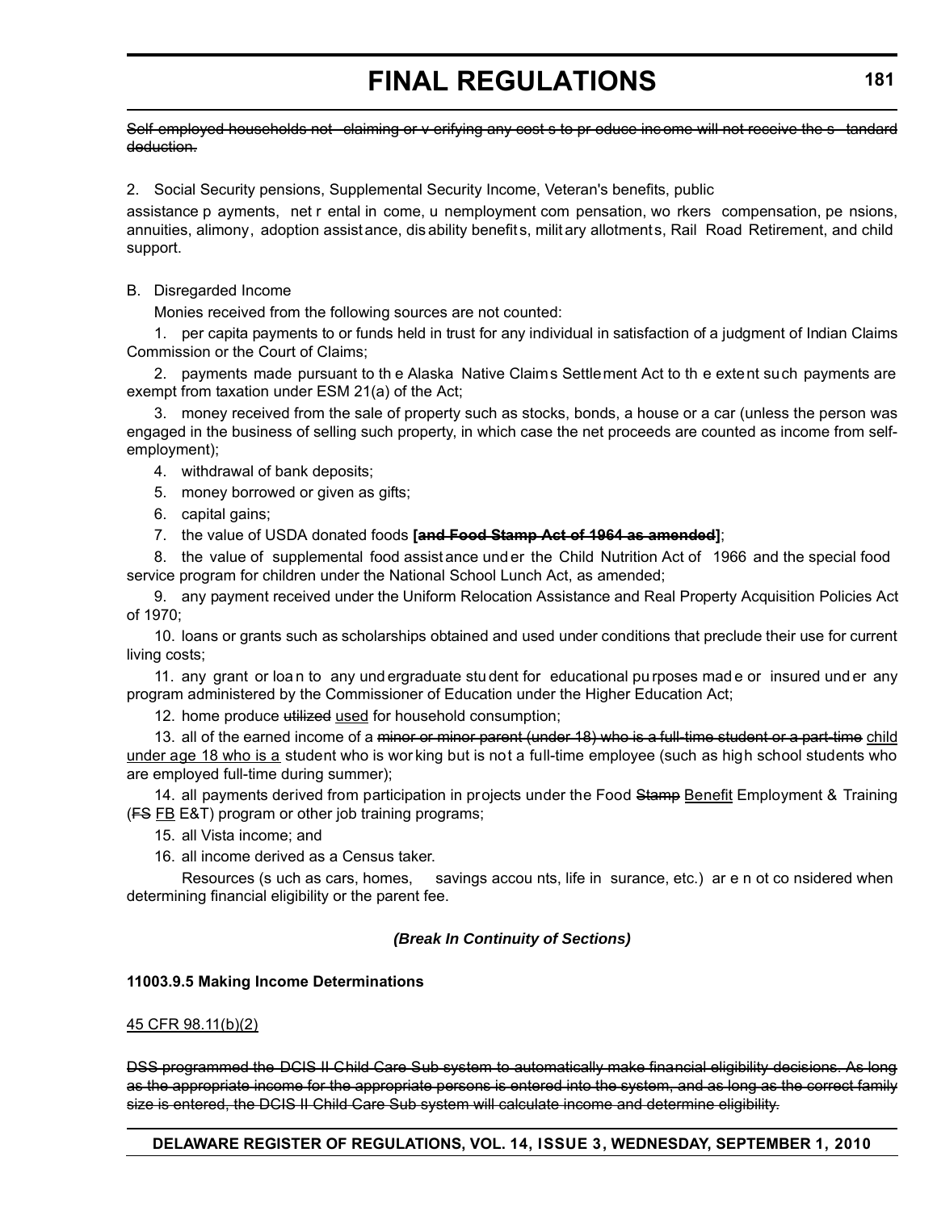~~Self-employed households not claiming or verifying any costs to produce income will not receive the standard deduction.~~

2. Social Security pensions, Supplemental Security Income, Veteran's benefits, public assistance payments, net rental income, unemployment compensation, workers compensation, pensions, annuities, alimony, adoption assistance, disability benefits, military allotments, Rail Road Retirement, and child support.

B. Disregarded Income

Monies received from the following sources are not counted:

1. per capita payments to or funds held in trust for any individual in satisfaction of a judgment of Indian Claims Commission or the Court of Claims;

2. payments made pursuant to the Alaska Native Claims Settlement Act to the extent such payments are exempt from taxation under ESM 21(a) of the Act;

3. money received from the sale of property such as stocks, bonds, a house or a car (unless the person was engaged in the business of selling such property, in which case the net proceeds are counted as income from self-employment);

4. withdrawal of bank deposits;

5. money borrowed or given as gifts;

6. capital gains;

7. the value of USDA donated foods **[~~and Food Stamp Act of 1964 as amended~~]**;

8. the value of supplemental food assistance under the Child Nutrition Act of 1966 and the special food service program for children under the National School Lunch Act, as amended;

9. any payment received under the Uniform Relocation Assistance and Real Property Acquisition Policies Act of 1970;

10. loans or grants such as scholarships obtained and used under conditions that preclude their use for current living costs;

11. any grant or loan to any undergraduate student for educational purposes made or insured under any program administered by the Commissioner of Education under the Higher Education Act;

12. home produce ~~utilized~~ <u>used</u> for household consumption;

13. all of the earned income of a ~~minor or minor parent (under 18) who is a full-time student or a part-time~~ <u>child under age 18 who is a</u> student who is working but is not a full-time employee (such as high school students who are employed full-time during summer);

14. all payments derived from participation in projects under the Food ~~Stamp~~ <u>Benefit</u> Employment & Training (~~FS~~ <u>FB</u> E&T) program or other job training programs;

15. all Vista income; and

16. all income derived as a Census taker.

Resources (such as cars, homes, savings accounts, life insurance, etc.) are not considered when determining financial eligibility or the parent fee.

***(Break In Continuity of Sections)***

**11003.9.5 Making Income Determinations**

<u>45 CFR 98.11(b)(2)</u>

~~DSS programmed the DCIS II Child Care Sub system to automatically make financial eligibility decisions. As long as the appropriate income for the appropriate persons is entered into the system, and as long as the correct family size is entered, the DCIS II Child Care Sub system will calculate income and determine eligibility.~~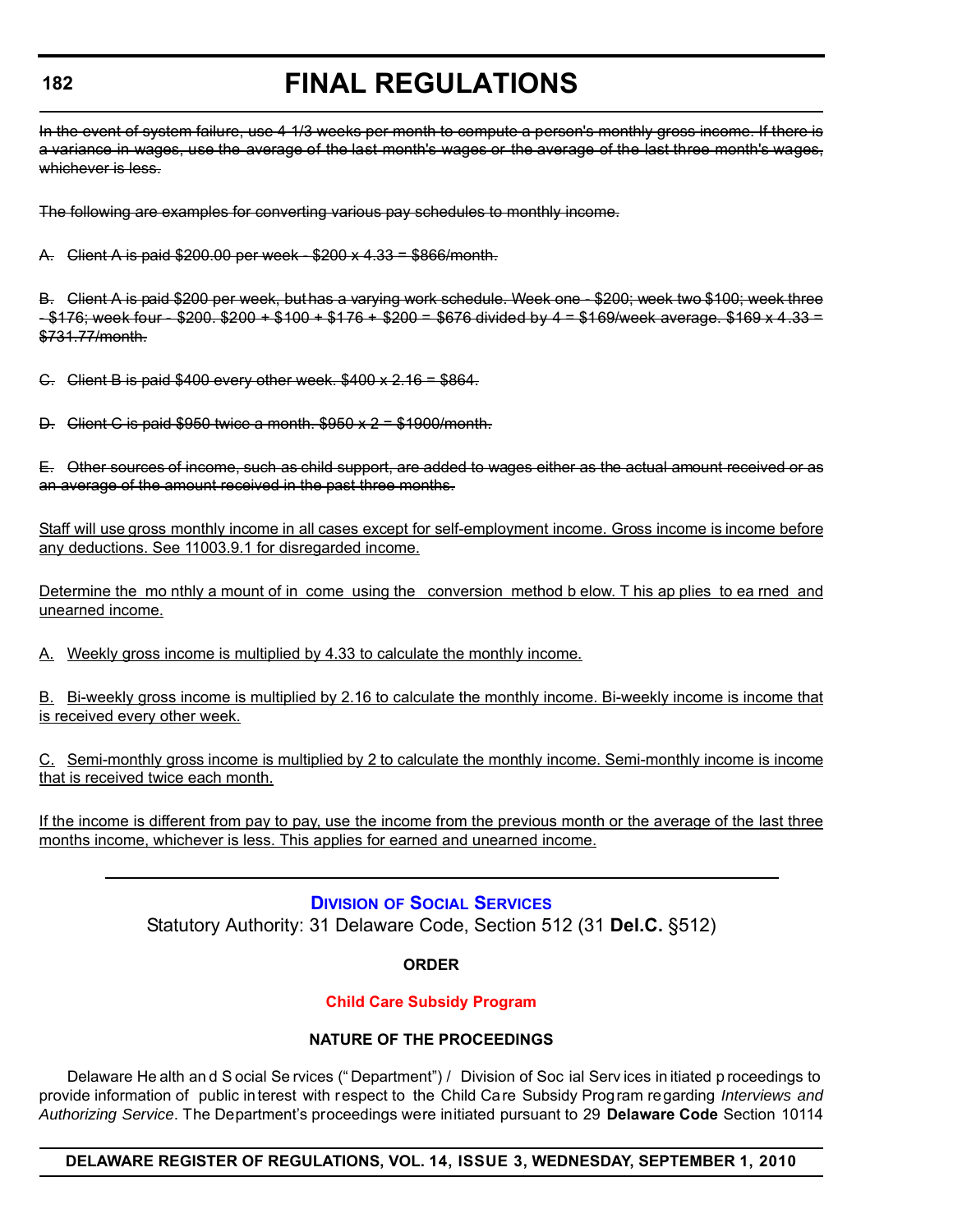~~In the event of system failure, use 4 1/3 weeks per month to compute a person's monthly gross income. If there is a variance in wages, use the average of the last month's wages or the average of the last three month's wages, whichever is less.~~

~~The following are examples for converting various pay schedules to monthly income.~~

~~A. Client A is paid $200.00 per week - $200 x 4.33 = $866/month.~~

~~B. Client A is paid $200 per week, but has a varying work schedule. Week one - $200; week two $100; week three - $176; week four - $200. $200 + $100 + $176 + $200 = $676 divided by 4 = $169/week average. $169 x 4.33 = $731.77/month.~~

~~C. Client B is paid $400 every other week. $400 x 2.16 = $864.~~

~~D. Client C is paid $950 twice a month. $950 x 2 = $1900/month.~~

~~E. Other sources of income, such as child support, are added to wages either as the actual amount received or as an average of the amount received in the past three months.~~

<u>Staff will use gross monthly income in all cases except for self-employment income. Gross income is income before any deductions. See 11003.9.1 for disregarded income.</u>

<u>Determine the monthly amount of income using the conversion method below. This applies to earned and unearned income.</u>

<u>A. Weekly gross income is multiplied by 4.33 to calculate the monthly income.</u>

<u>B. Bi-weekly gross income is multiplied by 2.16 to calculate the monthly income. Bi-weekly income is income that is received every other week.</u>

<u>C. Semi-monthly gross income is multiplied by 2 to calculate the monthly income. Semi-monthly income is income that is received twice each month.</u>

<u>If the income is different from pay to pay, use the income from the previous month or the average of the last three months income, whichever is less. This applies for earned and unearned income.</u>

---

## Division of Social Services

Statutory Authority: 31 Delaware Code, Section 512 (31 **Del.C.** §512)

**ORDER**

**Child Care Subsidy Program**

**NATURE OF THE PROCEEDINGS**

Delaware Health and Social Services ("Department") / Division of Social Services initiated proceedings to provide information of public interest with respect to the Child Care Subsidy Program regarding *Interviews and Authorizing Service*. The Department's proceedings were initiated pursuant to 29 **Delaware Code** Section 10114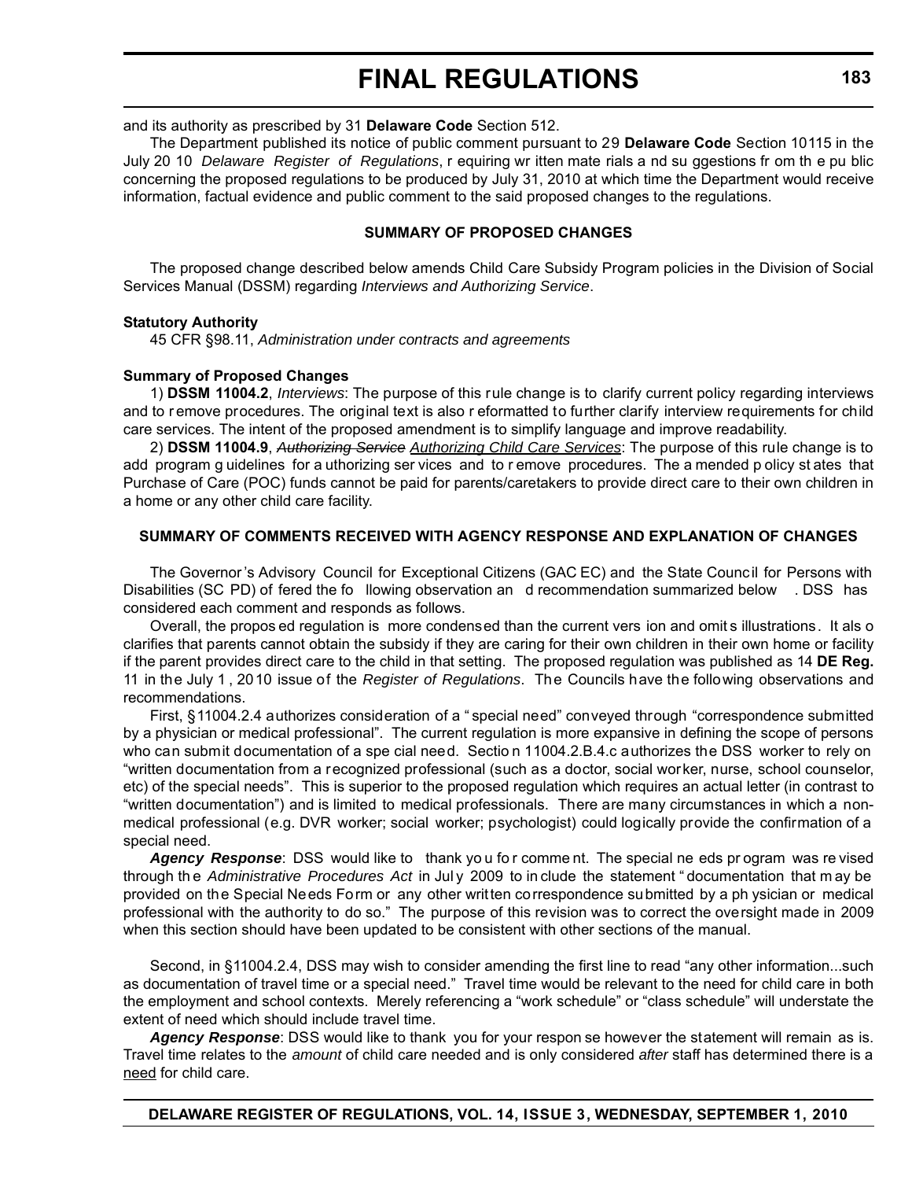and its authority as prescribed by 31 **Delaware Code** Section 512.

The Department published its notice of public comment pursuant to 29 **Delaware Code** Section 10115 in the July 2010 *Delaware Register of Regulations*, requiring written materials and suggestions from the public concerning the proposed regulations to be produced by July 31, 2010 at which time the Department would receive information, factual evidence and public comment to the said proposed changes to the regulations.

#### SUMMARY OF PROPOSED CHANGES

The proposed change described below amends Child Care Subsidy Program policies in the Division of Social Services Manual (DSSM) regarding *Interviews and Authorizing Service*.

**Statutory Authority**

45 CFR §98.11, *Administration under contracts and agreements*

**Summary of Proposed Changes**

1) **DSSM 11004.2**, *Interviews*: The purpose of this rule change is to clarify current policy regarding interviews and to remove procedures. The original text is also reformatted to further clarify interview requirements for child care services. The intent of the proposed amendment is to simplify language and improve readability.

2) **DSSM 11004.9**, ~~*Authorizing Service*~~ <u>*Authorizing Child Care Services*</u>: The purpose of this rule change is to add program guidelines for authorizing services and to remove procedures. The amended policy states that Purchase of Care (POC) funds cannot be paid for parents/caretakers to provide direct care to their own children in a home or any other child care facility.

#### SUMMARY OF COMMENTS RECEIVED WITH AGENCY RESPONSE AND EXPLANATION OF CHANGES

The Governor's Advisory Council for Exceptional Citizens (GACEC) and the State Council for Persons with Disabilities (SCPD) offered the following observation and recommendation summarized below. DSS has considered each comment and responds as follows.

Overall, the proposed regulation is more condensed than the current version and omits illustrations. It also clarifies that parents cannot obtain the subsidy if they are caring for their own children in their own home or facility if the parent provides direct care to the child in that setting. The proposed regulation was published as 14 **DE Reg.** 11 in the July 1, 2010 issue of the *Register of Regulations*. The Councils have the following observations and recommendations.

First, §11004.2.4 authorizes consideration of a "special need" conveyed through "correspondence submitted by a physician or medical professional". The current regulation is more expansive in defining the scope of persons who can submit documentation of a special need. Section 11004.2.B.4.c authorizes the DSS worker to rely on "written documentation from a recognized professional (such as a doctor, social worker, nurse, school counselor, etc) of the special needs". This is superior to the proposed regulation which requires an actual letter (in contrast to "written documentation") and is limited to medical professionals. There are many circumstances in which a non-medical professional (e.g. DVR worker; social worker; psychologist) could logically provide the confirmation of a special need.

***Agency Response***: DSS would like to thank you for comment. The special needs program was revised through the *Administrative Procedures Act* in July 2009 to include the statement "documentation that may be provided on the Special Needs Form or any other written correspondence submitted by a physician or medical professional with the authority to do so." The purpose of this revision was to correct the oversight made in 2009 when this section should have been updated to be consistent with other sections of the manual.

Second, in §11004.2.4, DSS may wish to consider amending the first line to read "any other information...such as documentation of travel time or a special need." Travel time would be relevant to the need for child care in both the employment and school contexts. Merely referencing a "work schedule" or "class schedule" will understate the extent of need which should include travel time.

***Agency Response***: DSS would like to thank you for your response however the statement will remain as is. Travel time relates to the *amount* of child care needed and is only considered *after* staff has determined there is a <u>need</u> for child care.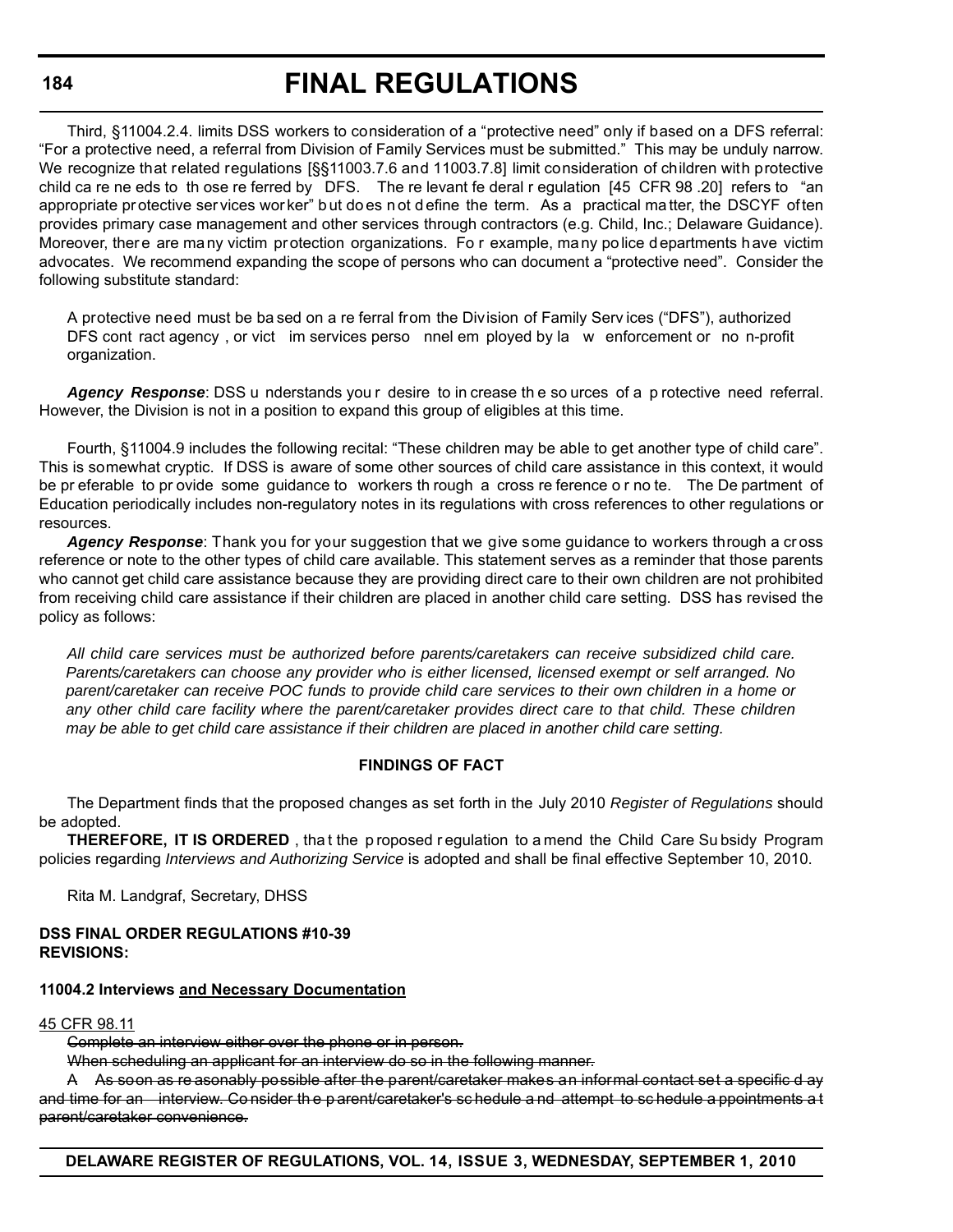Third, §11004.2.4. limits DSS workers to consideration of a "protective need" only if based on a DFS referral: "For a protective need, a referral from Division of Family Services must be submitted." This may be unduly narrow. We recognize that related regulations [§§11003.7.6 and 11003.7.8] limit consideration of children with protective child care needs to those referred by DFS. The relevant federal regulation [45 CFR 98.20] refers to "an appropriate protective services worker" but does not define the term. As a practical matter, the DSCYF often provides primary case management and other services through contractors (e.g. Child, Inc.; Delaware Guidance). Moreover, there are many victim protection organizations. For example, many police departments have victim advocates. We recommend expanding the scope of persons who can document a "protective need". Consider the following substitute standard:

> A protective need must be based on a referral from the Division of Family Services ("DFS"), authorized DFS contract agency, or victim services personnel employed by law enforcement or non-profit organization.

***Agency Response***: DSS understands your desire to increase the sources of a protective need referral. However, the Division is not in a position to expand this group of eligibles at this time.

Fourth, §11004.9 includes the following recital: "These children may be able to get another type of child care". This is somewhat cryptic. If DSS is aware of some other sources of child care assistance in this context, it would be preferable to provide some guidance to workers through a cross reference or note. The Department of Education periodically includes non-regulatory notes in its regulations with cross references to other regulations or resources.

***Agency Response***: Thank you for your suggestion that we give some guidance to workers through a cross reference or note to the other types of child care available. This statement serves as a reminder that those parents who cannot get child care assistance because they are providing direct care to their own children are not prohibited from receiving child care assistance if their children are placed in another child care setting. DSS has revised the policy as follows:

> *All child care services must be authorized before parents/caretakers can receive subsidized child care. Parents/caretakers can choose any provider who is either licensed, licensed exempt or self arranged. No parent/caretaker can receive POC funds to provide child care services to their own children in a home or any other child care facility where the parent/caretaker provides direct care to that child. These children may be able to get child care assistance if their children are placed in another child care setting.*

**FINDINGS OF FACT**

The Department finds that the proposed changes as set forth in the July 2010 *Register of Regulations* should be adopted.

**THEREFORE, IT IS ORDERED**, that the proposed regulation to amend the Child Care Subsidy Program policies regarding *Interviews and Authorizing Service* is adopted and shall be final effective September 10, 2010.

Rita M. Landgraf, Secretary, DHSS

**DSS FINAL ORDER REGULATIONS #10-39**
**REVISIONS:**

**11004.2 Interviews <u>and Necessary Documentation</u>**

<u>45 CFR 98.11</u>

~~Complete an interview either over the phone or in person.~~

~~When scheduling an applicant for an interview do so in the following manner.~~

~~A As soon as reasonably possible after the parent/caretaker makes an informal contact set a specific day and time for an interview. Consider the parent/caretaker's schedule and attempt to schedule appointments at parent/caretaker convenience.~~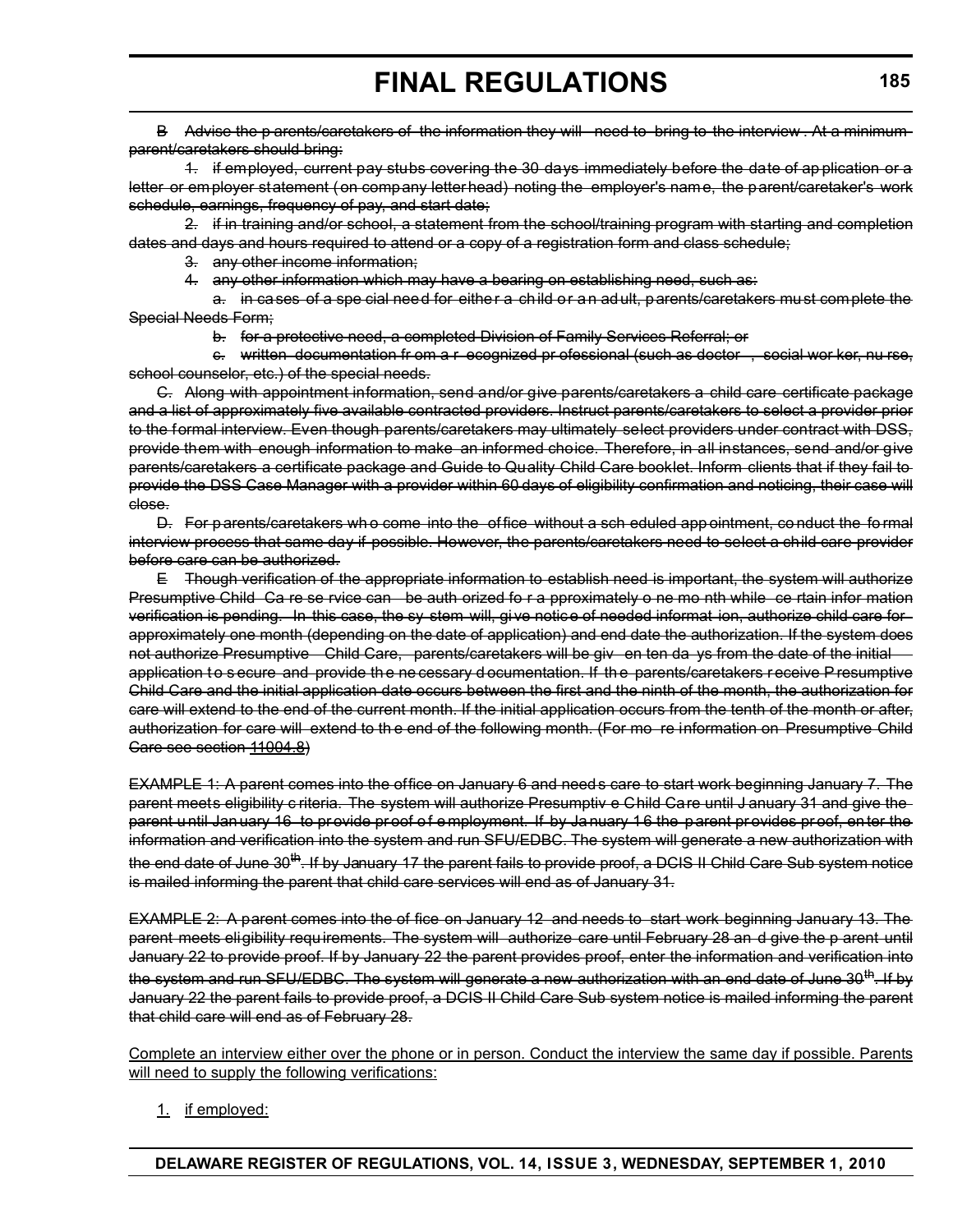~~B Advise the parents/caretakers of the information they will need to bring to the interview. At a minimum parent/caretakers should bring:~~

~~1. if employed, current pay stubs covering the 30 days immediately before the date of application or a letter or employer statement (on company letterhead) noting the employer's name, the parent/caretaker's work schedule, earnings, frequency of pay, and start date;~~

~~2. if in training and/or school, a statement from the school/training program with starting and completion dates and days and hours required to attend or a copy of a registration form and class schedule;~~

~~3. any other income information;~~

~~4. any other information which may have a bearing on establishing need, such as:~~

~~a. in cases of a special need for either a child or an adult, parents/caretakers must complete the Special Needs Form;~~

~~b. for a protective need, a completed Division of Family Services Referral; or~~

~~c. written documentation from a recognized professional (such as doctor, social worker, nurse, school counselor, etc.) of the special needs.~~

~~C. Along with appointment information, send and/or give parents/caretakers a child care certificate package and a list of approximately five available contracted providers. Instruct parents/caretakers to select a provider prior to the formal interview. Even though parents/caretakers may ultimately select providers under contract with DSS, provide them with enough information to make an informed choice. Therefore, in all instances, send and/or give parents/caretakers a certificate package and Guide to Quality Child Care booklet. Inform clients that if they fail to provide the DSS Case Manager with a provider within 60 days of eligibility confirmation and noticing, their case will close.~~

~~D. For parents/caretakers who come into the office without a scheduled appointment, conduct the formal interview process that same day if possible. However, the parents/caretakers need to select a child care provider before care can be authorized.~~

~~E Though verification of the appropriate information to establish need is important, the system will authorize Presumptive Child Care service can be authorized for approximately one month while certain information verification is pending. In this case, the system will, give notice of needed information, authorize child care for approximately one month (depending on the date of application) and end date the authorization. If the system does not authorize Presumptive Child Care, parents/caretakers will be given ten days from the date of the initial application to secure and provide the necessary documentation. If the parents/caretakers receive Presumptive Child Care and the initial application date occurs between the first and the ninth of the month, the authorization for care will extend to the end of the current month. If the initial application occurs from the tenth of the month or after, authorization for care will extend to the end of the following month. (For more information on Presumptive Child Care see section 11004.8)~~

~~EXAMPLE 1: A parent comes into the office on January 6 and needs care to start work beginning January 7. The parent meets eligibility criteria. The system will authorize Presumptive Child Care until January 31 and give the parent until January 16 to provide proof of employment. If by January 16 the parent provides proof, enter the information and verification into the system and run SFU/EDBC. The system will generate a new authorization with the end date of June 30th. If by January 17 the parent fails to provide proof, a DCIS II Child Care Sub system notice is mailed informing the parent that child care services will end as of January 31.~~

~~EXAMPLE 2: A parent comes into the office on January 12 and needs to start work beginning January 13. The parent meets eligibility requirements. The system will authorize care until February 28 and give the parent until January 22 to provide proof. If by January 22 the parent provides proof, enter the information and verification into the system and run SFU/EDBC. The system will generate a new authorization with an end date of June 30th. If by January 22 the parent fails to provide proof, a DCIS II Child Care Sub system notice is mailed informing the parent that child care will end as of February 28.~~

<u>Complete an interview either over the phone or in person. Conduct the interview the same day if possible. Parents will need to supply the following verifications:</u>

<u>1. if employed:</u>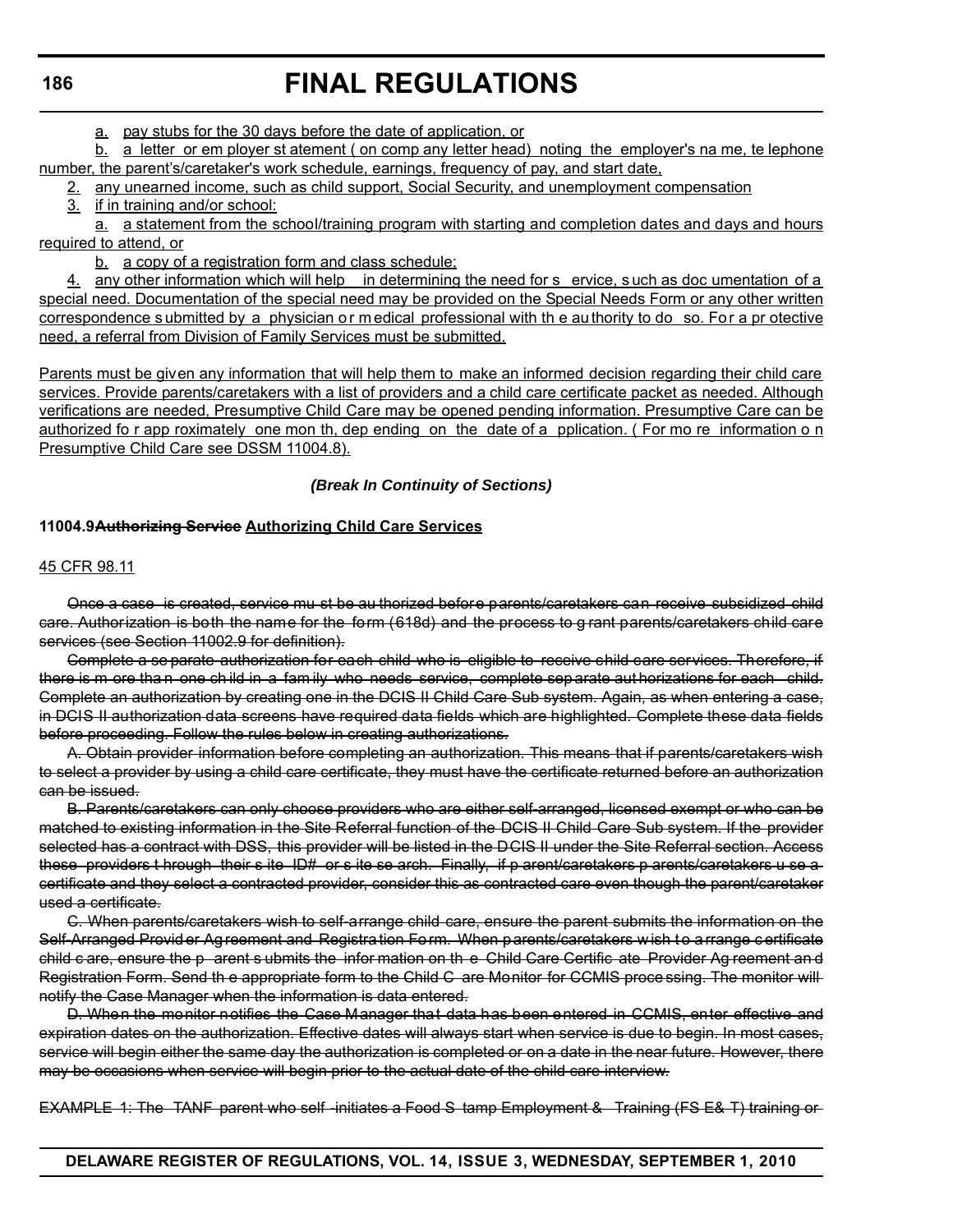a. pay stubs for the 30 days before the date of application, or

b. a letter or employer statement (on company letter head) noting the employer's name, telephone number, the parent's/caretaker's work schedule, earnings, frequency of pay, and start date,

2. any unearned income, such as child support, Social Security, and unemployment compensation

3. if in training and/or school:

a. a statement from the school/training program with starting and completion dates and days and hours required to attend, or

b. a copy of a registration form and class schedule;

4. any other information which will help in determining the need for service, such as documentation of a special need. Documentation of the special need may be provided on the Special Needs Form or any other written correspondence submitted by a physician or medical professional with the authority to do so. For a protective need, a referral from Division of Family Services must be submitted.

Parents must be given any information that will help them to make an informed decision regarding their child care services. Provide parents/caretakers with a list of providers and a child care certificate packet as needed. Although verifications are needed, Presumptive Child Care may be opened pending information. Presumptive Care can be authorized for approximately one month, depending on the date of application. (For more information on Presumptive Child Care see DSSM 11004.8).

***(Break In Continuity of Sections)***

**11004.9~~Authorizing Service~~ Authorizing Child Care Services**

45 CFR 98.11

~~Once a case is created, service must be authorized before parents/caretakers can receive subsidized child care. Authorization is both the name for the form (618d) and the process to grant parents/caretakers child care services (see Section 11002.9 for definition).~~

~~Complete a separate authorization for each child who is eligible to receive child care services. Therefore, if there is more than one child in a family who needs service, complete separate authorizations for each child. Complete an authorization by creating one in the DCIS II Child Care Sub system. Again, as when entering a case, in DCIS II authorization data screens have required data fields which are highlighted. Complete these data fields before proceeding. Follow the rules below in creating authorizations.~~

~~A. Obtain provider information before completing an authorization. This means that if parents/caretakers wish to select a provider by using a child care certificate, they must have the certificate returned before an authorization can be issued.~~

~~B. Parents/caretakers can only choose providers who are either self-arranged, licensed exempt or who can be matched to existing information in the Site Referral function of the DCIS II Child Care Sub system. If the provider selected has a contract with DSS, this provider will be listed in the DCIS II under the Site Referral section. Access these providers through their site ID# or site search. Finally, if parent/caretakers parents/caretakers use a certificate and they select a contracted provider, consider this as contracted care even though the parent/caretaker used a certificate.~~

~~C. When parents/caretakers wish to self-arrange child care, ensure the parent submits the information on the Self-Arranged Provider Agreement and Registration Form. When parents/caretakers wish to arrange certificate child care, ensure the parent submits the information on the Child Care Certificate Provider Agreement and Registration Form. Send the appropriate form to the Child Care Monitor for CCMIS processing. The monitor will notify the Case Manager when the information is data entered.~~

~~D. When the monitor notifies the Case Manager that data has been entered in CCMIS, enter effective and expiration dates on the authorization. Effective dates will always start when service is due to begin. In most cases, service will begin either the same day the authorization is completed or on a date in the near future. However, there may be occasions when service will begin prior to the actual date of the child care interview.~~

~~EXAMPLE 1: The TANF parent who self-initiates a Food Stamp Employment & Training (FS E& T) training or~~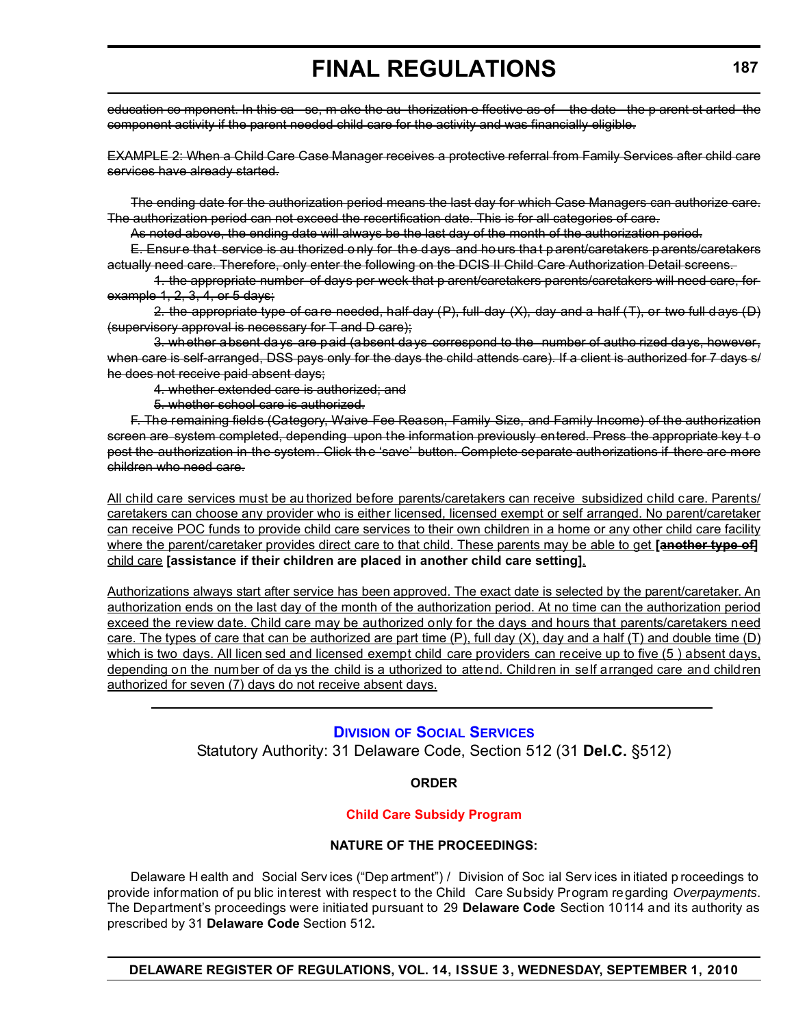~~education component. In this case, make the authorization effective as of the date the parent started the component activity if the parent needed child care for the activity and was financially eligible.~~

~~EXAMPLE 2: When a Child Care Case Manager receives a protective referral from Family Services after child care services have already started.~~

~~The ending date for the authorization period means the last day for which Case Managers can authorize care. The authorization period can not exceed the recertification date. This is for all categories of care.~~

~~As noted above, the ending date will always be the last day of the month of the authorization period.~~

~~E. Ensure that service is authorized only for the days and hours that parent/caretakers parents/caretakers actually need care. Therefore, only enter the following on the DCIS II Child Care Authorization Detail screens.~~

~~1. the appropriate number of days per week that parent/caretakers parents/caretakers will need care, for example 1, 2, 3, 4, or 5 days;~~

~~2. the appropriate type of care needed, half-day (P), full-day (X), day and a half (T), or two full days (D) (supervisory approval is necessary for T and D care);~~

~~3. whether absent days are paid (absent days correspond to the number of authorized days, however, when care is self-arranged, DSS pays only for the days the child attends care). If a client is authorized for 7 days s/he does not receive paid absent days;~~

~~4. whether extended care is authorized; and~~

~~5. whether school care is authorized.~~

~~F. The remaining fields (Category, Waive Fee Reason, Family Size, and Family Income) of the authorization screen are system completed, depending upon the information previously entered. Press the appropriate key to post the authorization in the system. Click the 'save' button. Complete separate authorizations if there are more children who need care.~~

<u>All child care services must be authorized before parents/caretakers can receive subsidized child care. Parents/caretakers can choose any provider who is either licensed, licensed exempt or self arranged. No parent/caretaker can receive POC funds to provide child care services to their own children in a home or any other child care facility where the parent/caretaker provides direct care to that child. These parents may be able to get</u> **[~~another type of~~]** <u>child care</u> **[assistance if their children are placed in another child care setting]**<u>.</u>

<u>Authorizations always start after service has been approved. The exact date is selected by the parent/caretaker. An authorization ends on the last day of the month of the authorization period. At no time can the authorization period exceed the review date. Child care may be authorized only for the days and hours that parents/caretakers need care. The types of care that can be authorized are part time (P), full day (X), day and a half (T) and double time (D) which is two days. All licensed and licensed exempt child care providers can receive up to five (5 ) absent days, depending on the number of days the child is authorized to attend. Children in self arranged care and children authorized for seven (7) days do not receive absent days.</u>

---

## Division of Social Services

Statutory Authority: 31 Delaware Code, Section 512 (31 **Del.C.** §512)

**ORDER**

**Child Care Subsidy Program**

**NATURE OF THE PROCEEDINGS:**

Delaware Health and Social Services ("Department") / Division of Social Services initiated proceedings to provide information of public interest with respect to the Child Care Subsidy Program regarding *Overpayments*. The Department's proceedings were initiated pursuant to 29 **Delaware Code** Section 10114 and its authority as prescribed by 31 **Delaware Code** Section 512**.**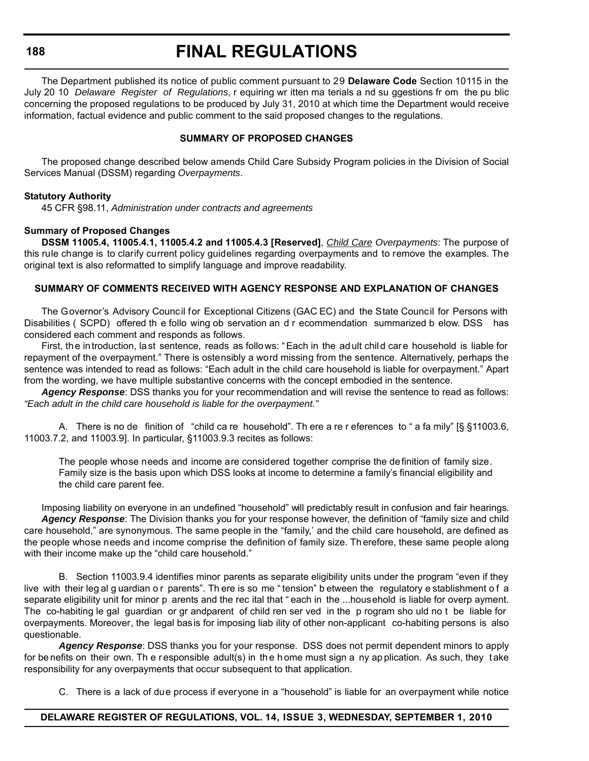The Department published its notice of public comment pursuant to 29 **Delaware Code** Section 10115 in the July 2010 *Delaware Register of Regulations*, requiring written materials and suggestions from the public concerning the proposed regulations to be produced by July 31, 2010 at which time the Department would receive information, factual evidence and public comment to the said proposed changes to the regulations.

**SUMMARY OF PROPOSED CHANGES**

The proposed change described below amends Child Care Subsidy Program policies in the Division of Social Services Manual (DSSM) regarding *Overpayments*.

**Statutory Authority**

45 CFR §98.11, *Administration under contracts and agreements*

**Summary of Proposed Changes**

**DSSM 11005.4, 11005.4.1, 11005.4.2 and 11005.4.3 [Reserved]**, *Child Care Overpayments*: The purpose of this rule change is to clarify current policy guidelines regarding overpayments and to remove the examples. The original text is also reformatted to simplify language and improve readability.

**SUMMARY OF COMMENTS RECEIVED WITH AGENCY RESPONSE AND EXPLANATION OF CHANGES**

The Governor's Advisory Council for Exceptional Citizens (GACEC) and the State Council for Persons with Disabilities (SCPD) offered the following observation and recommendation summarized below. DSS has considered each comment and responds as follows.

First, the introduction, last sentence, reads as follows: "Each in the adult child care household is liable for repayment of the overpayment." There is ostensibly a word missing from the sentence. Alternatively, perhaps the sentence was intended to read as follows: "Each adult in the child care household is liable for overpayment." Apart from the wording, we have multiple substantive concerns with the concept embodied in the sentence.

***Agency Response***: DSS thanks you for your recommendation and will revise the sentence to read as follows: *"Each adult in the child care household is liable for the overpayment."*

A. There is no definition of "child care household". There are references to "a family" [§ §11003.6, 11003.7.2, and 11003.9]. In particular, §11003.9.3 recites as follows:

> The people whose needs and income are considered together comprise the definition of family size. Family size is the basis upon which DSS looks at income to determine a family's financial eligibility and the child care parent fee.

Imposing liability on everyone in an undefined "household" will predictably result in confusion and fair hearings.

***Agency Response***: The Division thanks you for your response however, the definition of "family size and child care household," are synonymous. The same people in the "family,' and the child care household, are defined as the people whose needs and income comprise the definition of family size. Therefore, these same people along with their income make up the "child care household."

B. Section 11003.9.4 identifies minor parents as separate eligibility units under the program "even if they live with their legal guardian or parents". There is some "tension" between the regulatory establishment of a separate eligibility unit for minor parents and the recital that "each in the ...household is liable for overpayment." The co-habiting legal guardian or grandparent of children served in the program should not be liable for overpayments. Moreover, the legal basis for imposing liability of other non-applicant co-habiting persons is also questionable.

***Agency Response***: DSS thanks you for your response. DSS does not permit dependent minors to apply for benefits on their own. The responsible adult(s) in the home must sign any application. As such, they take responsibility for any overpayments that occur subsequent to that application.

C. There is a lack of due process if everyone in a "household" is liable for an overpayment while notice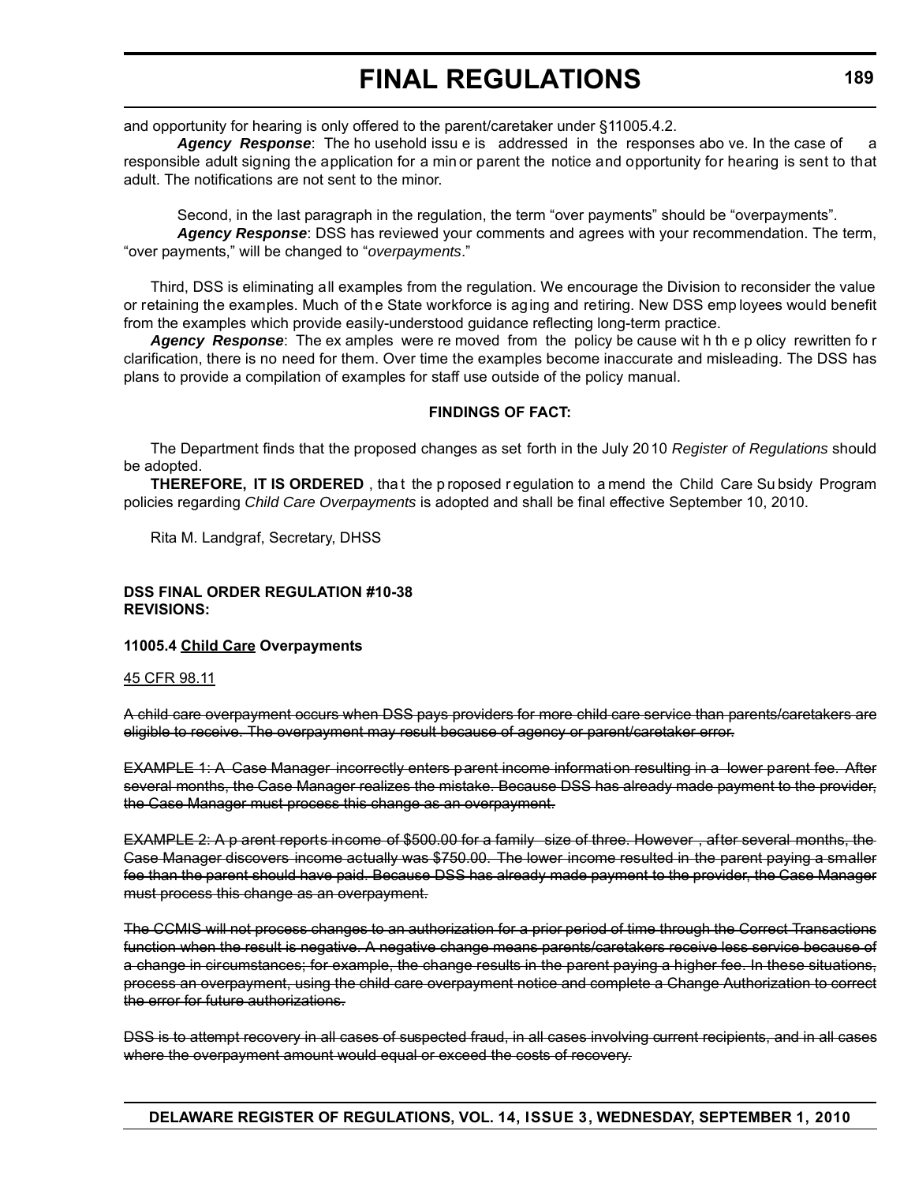and opportunity for hearing is only offered to the parent/caretaker under §11005.4.2.

***Agency Response***: The household issue is addressed in the responses above. In the case of a responsible adult signing the application for a minor parent the notice and opportunity for hearing is sent to that adult. The notifications are not sent to the minor.

Second, in the last paragraph in the regulation, the term "over payments" should be "overpayments".

***Agency Response***: DSS has reviewed your comments and agrees with your recommendation. The term, "over payments," will be changed to "*overpayments*."

Third, DSS is eliminating all examples from the regulation. We encourage the Division to reconsider the value or retaining the examples. Much of the State workforce is aging and retiring. New DSS employees would benefit from the examples which provide easily-understood guidance reflecting long-term practice.

***Agency Response***: The examples were removed from the policy because with the policy rewritten for clarification, there is no need for them. Over time the examples become inaccurate and misleading. The DSS has plans to provide a compilation of examples for staff use outside of the policy manual.

**FINDINGS OF FACT:**

The Department finds that the proposed changes as set forth in the July 2010 *Register of Regulations* should be adopted.

**THEREFORE, IT IS ORDERED**, that the proposed regulation to amend the Child Care Subsidy Program policies regarding *Child Care Overpayments* is adopted and shall be final effective September 10, 2010.

Rita M. Landgraf, Secretary, DHSS

**DSS FINAL ORDER REGULATION #10-38**
**REVISIONS:**

**11005.4 <u>Child Care</u> Overpayments**

<u>45 CFR 98.11</u>

~~A child care overpayment occurs when DSS pays providers for more child care service than parents/caretakers are eligible to receive. The overpayment may result because of agency or parent/caretaker error.~~

~~EXAMPLE 1: A Case Manager incorrectly enters parent income information resulting in a lower parent fee. After several months, the Case Manager realizes the mistake. Because DSS has already made payment to the provider, the Case Manager must process this change as an overpayment.~~

~~EXAMPLE 2: A parent reports income of $500.00 for a family size of three. However, after several months, the Case Manager discovers income actually was $750.00. The lower income resulted in the parent paying a smaller fee than the parent should have paid. Because DSS has already made payment to the provider, the Case Manager must process this change as an overpayment.~~

~~The CCMIS will not process changes to an authorization for a prior period of time through the Correct Transactions function when the result is negative. A negative change means parents/caretakers receive less service because of a change in circumstances; for example, the change results in the parent paying a higher fee. In these situations, process an overpayment, using the child care overpayment notice and complete a Change Authorization to correct the error for future authorizations.~~

~~DSS is to attempt recovery in all cases of suspected fraud, in all cases involving current recipients, and in all cases where the overpayment amount would equal or exceed the costs of recovery.~~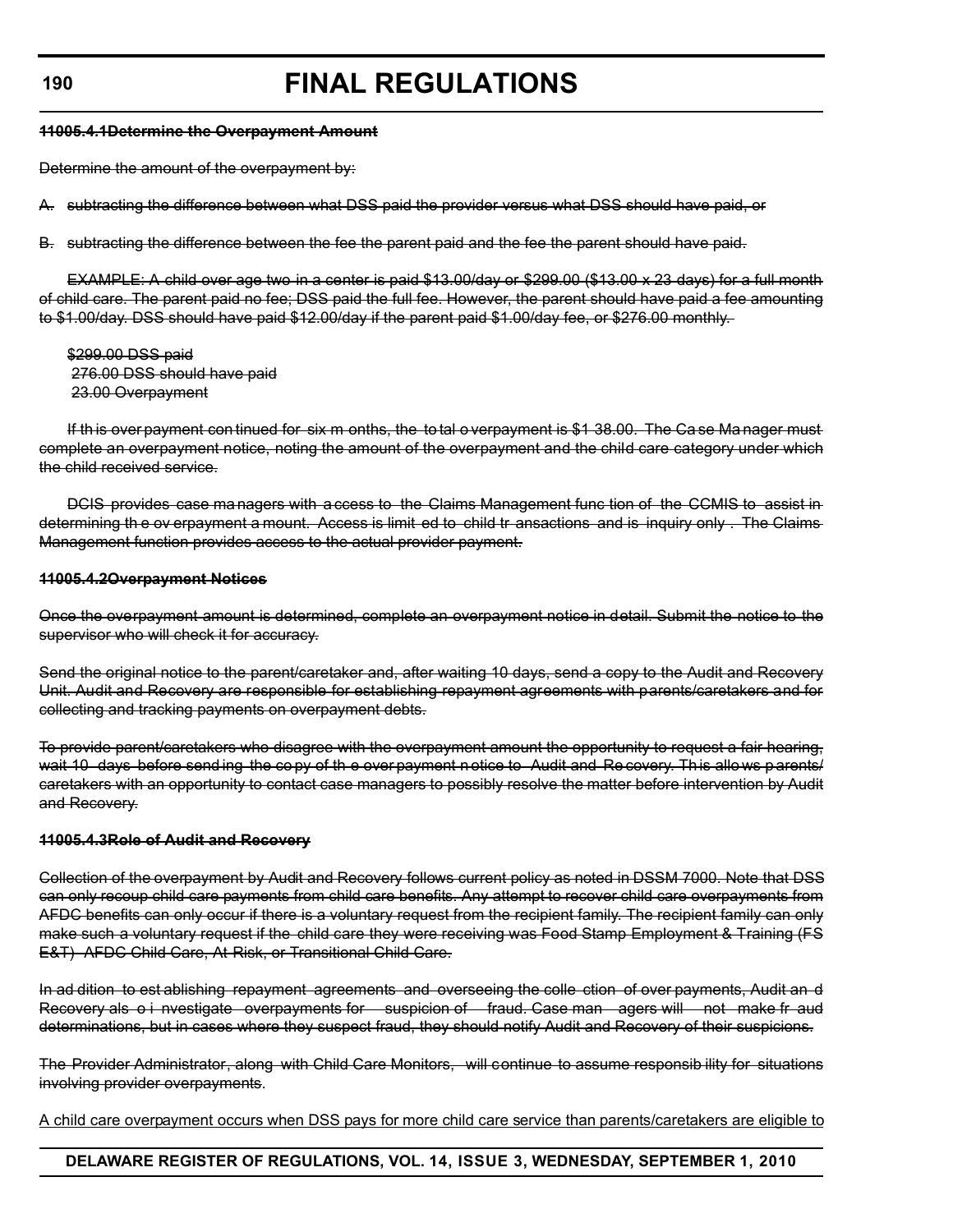**~~11005.4.1Determine the Overpayment Amount~~**

~~Determine the amount of the overpayment by:~~

~~A. subtracting the difference between what DSS paid the provider versus what DSS should have paid, or~~

~~B. subtracting the difference between the fee the parent paid and the fee the parent should have paid.~~

~~EXAMPLE: A child over age two in a center is paid $13.00/day or $299.00 ($13.00 x 23 days) for a full month of child care. The parent paid no fee; DSS paid the full fee. However, the parent should have paid a fee amounting to $1.00/day. DSS should have paid $12.00/day if the parent paid $1.00/day fee, or $276.00 monthly.~~

~~$299.00 DSS paid~~
~~276.00 DSS should have paid~~
~~23.00 Overpayment~~

~~If this overpayment continued for six months, the total overpayment is $138.00. The Case Manager must complete an overpayment notice, noting the amount of the overpayment and the child care category under which the child received service.~~

~~DCIS provides case managers with access to the Claims Management function of the CCMIS to assist in determining the overpayment amount. Access is limited to child transactions and is inquiry only. The Claims Management function provides access to the actual provider payment.~~

**~~11005.4.2Overpayment Notices~~**

~~Once the overpayment amount is determined, complete an overpayment notice in detail. Submit the notice to the supervisor who will check it for accuracy.~~

~~Send the original notice to the parent/caretaker and, after waiting 10 days, send a copy to the Audit and Recovery Unit. Audit and Recovery are responsible for establishing repayment agreements with parents/caretakers and for collecting and tracking payments on overpayment debts.~~

~~To provide parent/caretakers who disagree with the overpayment amount the opportunity to request a fair hearing, wait 10 days before sending the copy of the overpayment notice to Audit and Recovery. This allows parents/caretakers with an opportunity to contact case managers to possibly resolve the matter before intervention by Audit and Recovery.~~

**~~11005.4.3Role of Audit and Recovery~~**

~~Collection of the overpayment by Audit and Recovery follows current policy as noted in DSSM 7000. Note that DSS can only recoup child care payments from child care benefits. Any attempt to recover child care overpayments from AFDC benefits can only occur if there is a voluntary request from the recipient family. The recipient family can only make such a voluntary request if the child care they were receiving was Food Stamp Employment & Training (FS E&T) AFDC Child Care, At Risk, or Transitional Child Care.~~

~~In addition to establishing repayment agreements and overseeing the collection of overpayments, Audit and Recovery also investigate overpayments for suspicion of fraud. Case managers will not make fraud determinations, but in cases where they suspect fraud, they should notify Audit and Recovery of their suspicions.~~

~~The Provider Administrator, along with Child Care Monitors, will continue to assume responsibility for situations involving provider overpayments.~~

<u>A child care overpayment occurs when DSS pays for more child care service than parents/caretakers are eligible to</u>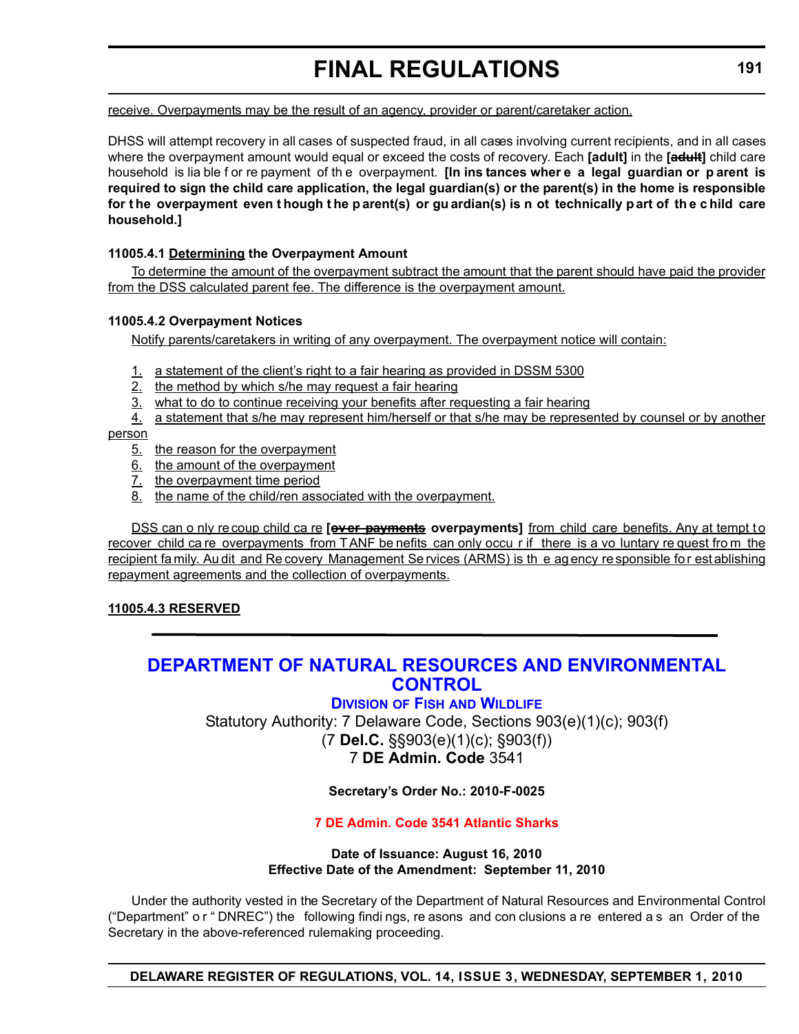receive. Overpayments may be the result of an agency, provider or parent/caretaker action.

DHSS will attempt recovery in all cases of suspected fraud, in all cases involving current recipients, and in all cases where the overpayment amount would equal or exceed the costs of recovery. Each **[adult]** in the **[~~adult~~]** child care household is liable for repayment of the overpayment. **[In instances where a legal guardian or parent is required to sign the child care application, the legal guardian(s) or the parent(s) in the home is responsible for the overpayment even though the parent(s) or guardian(s) is not technically part of the child care household.]**

**11005.4.1 Determining the Overpayment Amount**

To determine the amount of the overpayment subtract the amount that the parent should have paid the provider from the DSS calculated parent fee. The difference is the overpayment amount.

**11005.4.2 Overpayment Notices**

Notify parents/caretakers in writing of any overpayment. The overpayment notice will contain:

1. a statement of the client's right to a fair hearing as provided in DSSM 5300
2. the method by which s/he may request a fair hearing
3. what to do to continue receiving your benefits after requesting a fair hearing
4. a statement that s/he may represent him/herself or that s/he may be represented by counsel or by another person
5. the reason for the overpayment
6. the amount of the overpayment
7. the overpayment time period
8. the name of the child/ren associated with the overpayment.

DSS can only recoup child care **[~~over payments~~ overpayments]** from child care benefits. Any attempt to recover child care overpayments from TANF benefits can only occur if there is a voluntary request from the recipient family. Audit and Recovery Management Services (ARMS) is the agency responsible for establishing repayment agreements and the collection of overpayments.

**11005.4.3 RESERVED**

---

## DEPARTMENT OF NATURAL RESOURCES AND ENVIRONMENTAL CONTROL

### Division of Fish and Wildlife

Statutory Authority: 7 Delaware Code, Sections 903(e)(1)(c); 903(f)
(7 **Del.C.** §§903(e)(1)(c); §903(f))
7 **DE Admin. Code** 3541

**Secretary's Order No.: 2010-F-0025**

**7 DE Admin. Code 3541 Atlantic Sharks**

**Date of Issuance: August 16, 2010**
**Effective Date of the Amendment: September 11, 2010**

Under the authority vested in the Secretary of the Department of Natural Resources and Environmental Control ("Department" or "DNREC") the following findings, reasons and conclusions are entered as an Order of the Secretary in the above-referenced rulemaking proceeding.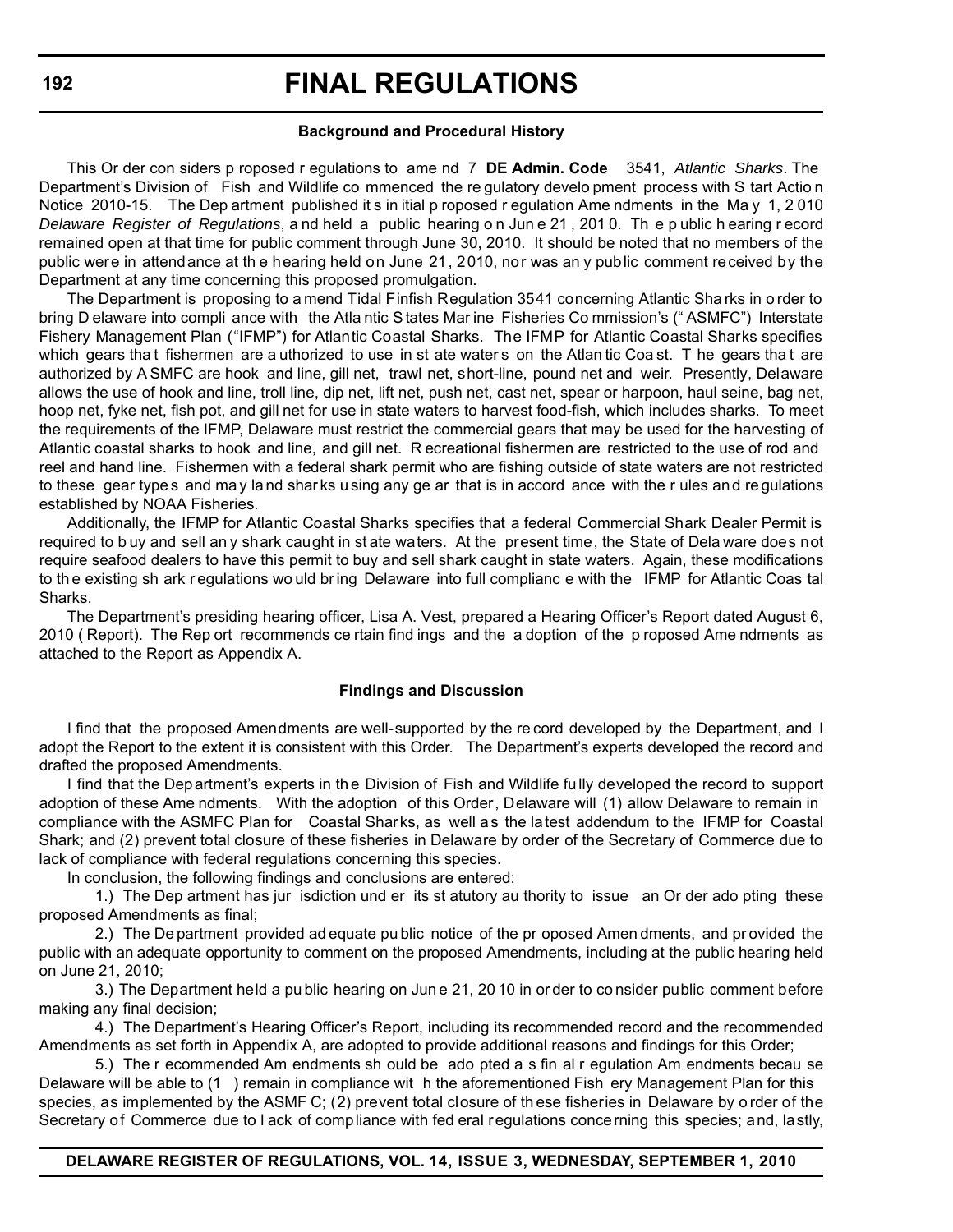### Background and Procedural History

This Order considers proposed regulations to amend 7 **DE Admin. Code** 3541, *Atlantic Sharks*. The Department's Division of Fish and Wildlife commenced the regulatory development process with Start Action Notice 2010-15. The Department published its initial proposed regulation Amendments in the May 1, 2010 *Delaware Register of Regulations*, and held a public hearing on June 21, 2010. The public hearing record remained open at that time for public comment through June 30, 2010. It should be noted that no members of the public were in attendance at the hearing held on June 21, 2010, nor was any public comment received by the Department at any time concerning this proposed promulgation.

The Department is proposing to amend Tidal Finfish Regulation 3541 concerning Atlantic Sharks in order to bring Delaware into compliance with the Atlantic States Marine Fisheries Commission's ("ASMFC") Interstate Fishery Management Plan ("IFMP") for Atlantic Coastal Sharks. The IFMP for Atlantic Coastal Sharks specifies which gears that fishermen are authorized to use in state waters on the Atlantic Coast. The gears that are authorized by ASMFC are hook and line, gill net, trawl net, short-line, pound net and weir. Presently, Delaware allows the use of hook and line, troll line, dip net, lift net, push net, cast net, spear or harpoon, haul seine, bag net, hoop net, fyke net, fish pot, and gill net for use in state waters to harvest food-fish, which includes sharks. To meet the requirements of the IFMP, Delaware must restrict the commercial gears that may be used for the harvesting of Atlantic coastal sharks to hook and line, and gill net. Recreational fishermen are restricted to the use of rod and reel and hand line. Fishermen with a federal shark permit who are fishing outside of state waters are not restricted to these gear types and may land sharks using any gear that is in accordance with the rules and regulations established by NOAA Fisheries.

Additionally, the IFMP for Atlantic Coastal Sharks specifies that a federal Commercial Shark Dealer Permit is required to buy and sell any shark caught in state waters. At the present time, the State of Delaware does not require seafood dealers to have this permit to buy and sell shark caught in state waters. Again, these modifications to the existing shark regulations would bring Delaware into full compliance with the IFMP for Atlantic Coastal Sharks.

The Department's presiding hearing officer, Lisa A. Vest, prepared a Hearing Officer's Report dated August 6, 2010 (Report). The Report recommends certain findings and the adoption of the proposed Amendments as attached to the Report as Appendix A.

### Findings and Discussion

I find that the proposed Amendments are well-supported by the record developed by the Department, and I adopt the Report to the extent it is consistent with this Order. The Department's experts developed the record and drafted the proposed Amendments.

I find that the Department's experts in the Division of Fish and Wildlife fully developed the record to support adoption of these Amendments. With the adoption of this Order, Delaware will (1) allow Delaware to remain in compliance with the ASMFC Plan for Coastal Sharks, as well as the latest addendum to the IFMP for Coastal Shark; and (2) prevent total closure of these fisheries in Delaware by order of the Secretary of Commerce due to lack of compliance with federal regulations concerning this species.

In conclusion, the following findings and conclusions are entered:

1.) The Department has jurisdiction under its statutory authority to issue an Order adopting these proposed Amendments as final;

2.) The Department provided adequate public notice of the proposed Amendments, and provided the public with an adequate opportunity to comment on the proposed Amendments, including at the public hearing held on June 21, 2010;

3.) The Department held a public hearing on June 21, 2010 in order to consider public comment before making any final decision;

4.) The Department's Hearing Officer's Report, including its recommended record and the recommended Amendments as set forth in Appendix A, are adopted to provide additional reasons and findings for this Order;

5.) The recommended Amendments should be adopted as final regulation Amendments because Delaware will be able to (1) remain in compliance with the aforementioned Fishery Management Plan for this species, as implemented by the ASMFC; (2) prevent total closure of these fisheries in Delaware by order of the Secretary of Commerce due to lack of compliance with federal regulations concerning this species; and, lastly,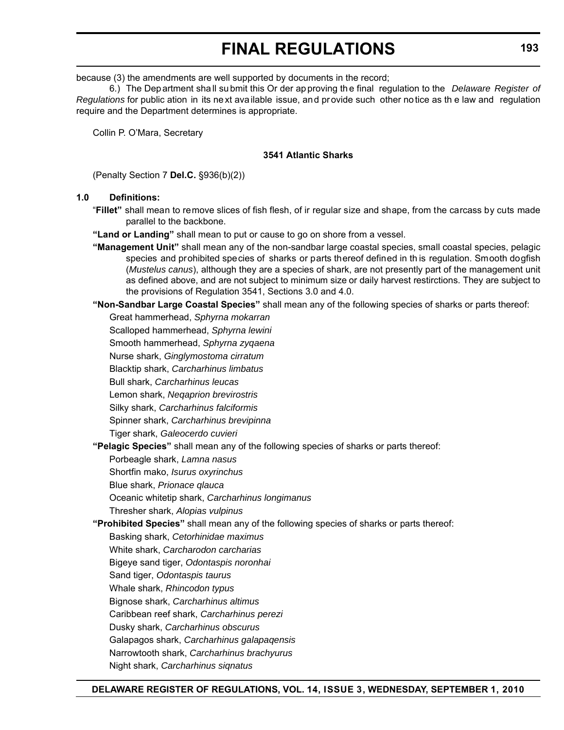because (3) the amendments are well supported by documents in the record;

6.) The Department shall submit this Order approving the final regulation to the *Delaware Register of Regulations* for publication in its next available issue, and provide such other notice as the law and regulation require and the Department determines is appropriate.

Collin P. O'Mara, Secretary

**3541 Atlantic Sharks**

(Penalty Section 7 **Del.C.** §936(b)(2))

**1.0 Definitions:**

"**Fillet"** shall mean to remove slices of fish flesh, of irregular size and shape, from the carcass by cuts made parallel to the backbone.

**"Land or Landing"** shall mean to put or cause to go on shore from a vessel.

**"Management Unit"** shall mean any of the non-sandbar large coastal species, small coastal species, pelagic species and prohibited species of sharks or parts thereof defined in this regulation. Smooth dogfish (*Mustelus canus*), although they are a species of shark, are not presently part of the management unit as defined above, and are not subject to minimum size or daily harvest restirctions. They are subject to the provisions of Regulation 3541, Sections 3.0 and 4.0.

**"Non-Sandbar Large Coastal Species"** shall mean any of the following species of sharks or parts thereof:

Great hammerhead, *Sphyrna mokarran*
Scalloped hammerhead, *Sphyrna lewini*
Smooth hammerhead, *Sphyrna zyqaena*
Nurse shark, *Ginglymostoma cirratum*
Blacktip shark, *Carcharhinus limbatus*
Bull shark, *Carcharhinus leucas*
Lemon shark, *Neqaprion brevirostris*
Silky shark, *Carcharhinus falciformis*
Spinner shark, *Carcharhinus brevipinna*
Tiger shark, *Galeocerdo cuvieri*

**"Pelagic Species"** shall mean any of the following species of sharks or parts thereof:

Porbeagle shark, *Lamna nasus*
Shortfin mako, *Isurus oxyrinchus*
Blue shark, *Prionace qlauca*
Oceanic whitetip shark, *Carcharhinus longimanus*
Thresher shark, *Alopias vulpinus*

**"Prohibited Species"** shall mean any of the following species of sharks or parts thereof:

Basking shark, *Cetorhinidae maximus*
White shark, *Carcharodon carcharias*
Bigeye sand tiger, *Odontaspis noronhai*
Sand tiger, *Odontaspis taurus*
Whale shark, *Rhincodon typus*
Bignose shark, *Carcharhinus altimus*
Caribbean reef shark, *Carcharhinus perezi*
Dusky shark, *Carcharhinus obscurus*
Galapagos shark, *Carcharhinus galapaqensis*
Narrowtooth shark, *Carcharhinus brachyurus*
Night shark, *Carcharhinus siqnatus*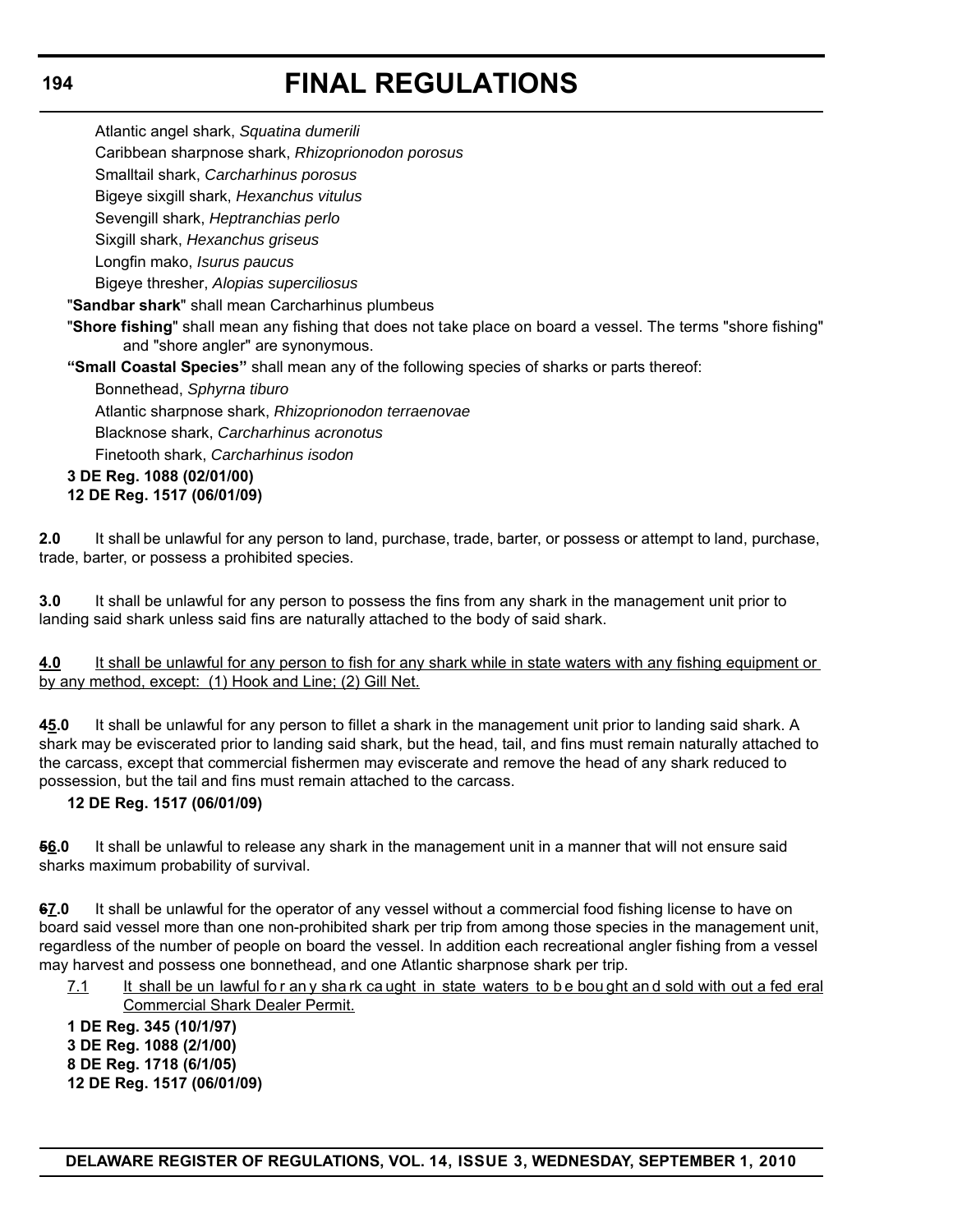Atlantic angel shark, *Squatina dumerili*

Caribbean sharpnose shark, *Rhizoprionodon porosus*

Smalltail shark, *Carcharhinus porosus*

Bigeye sixgill shark, *Hexanchus vitulus*

Sevengill shark, *Heptranchias perlo*

Sixgill shark, *Hexanchus griseus*

Longfin mako, *Isurus paucus*

Bigeye thresher, *Alopias superciliosus*

"**Sandbar shark**" shall mean Carcharhinus plumbeus

"**Shore fishing**" shall mean any fishing that does not take place on board a vessel. The terms "shore fishing" and "shore angler" are synonymous.

**"Small Coastal Species"** shall mean any of the following species of sharks or parts thereof:

Bonnethead, *Sphyrna tiburo*

Atlantic sharpnose shark, *Rhizoprionodon terraenovae*

Blacknose shark, *Carcharhinus acronotus*

Finetooth shark, *Carcharhinus isodon*

**3 DE Reg. 1088 (02/01/00)**
**12 DE Reg. 1517 (06/01/09)**

**2.0** It shall be unlawful for any person to land, purchase, trade, barter, or possess or attempt to land, purchase, trade, barter, or possess a prohibited species.

**3.0** It shall be unlawful for any person to possess the fins from any shark in the management unit prior to landing said shark unless said fins are naturally attached to the body of said shark.

<u>**4.0** It shall be unlawful for any person to fish for any shark while in state waters with any fishing equipment or by any method, except: (1) Hook and Line; (2) Gill Net.</u>

**4<u>5</u>.0** It shall be unlawful for any person to fillet a shark in the management unit prior to landing said shark. A shark may be eviscerated prior to landing said shark, but the head, tail, and fins must remain naturally attached to the carcass, except that commercial fishermen may eviscerate and remove the head of any shark reduced to possession, but the tail and fins must remain attached to the carcass.

**12 DE Reg. 1517 (06/01/09)**

**~~5~~<u>6</u>.0** It shall be unlawful to release any shark in the management unit in a manner that will not ensure said sharks maximum probability of survival.

**~~6~~<u>7</u>.0** It shall be unlawful for the operator of any vessel without a commercial food fishing license to have on board said vessel more than one non-prohibited shark per trip from among those species in the management unit, regardless of the number of people on board the vessel. In addition each recreational angler fishing from a vessel may harvest and possess one bonnethead, and one Atlantic sharpnose shark per trip.

<u>7.1 It shall be unlawful for any shark caught in state waters to be bought and sold without a federal Commercial Shark Dealer Permit.</u>

**1 DE Reg. 345 (10/1/97)**
**3 DE Reg. 1088 (2/1/00)**
**8 DE Reg. 1718 (6/1/05)**
**12 DE Reg. 1517 (06/01/09)**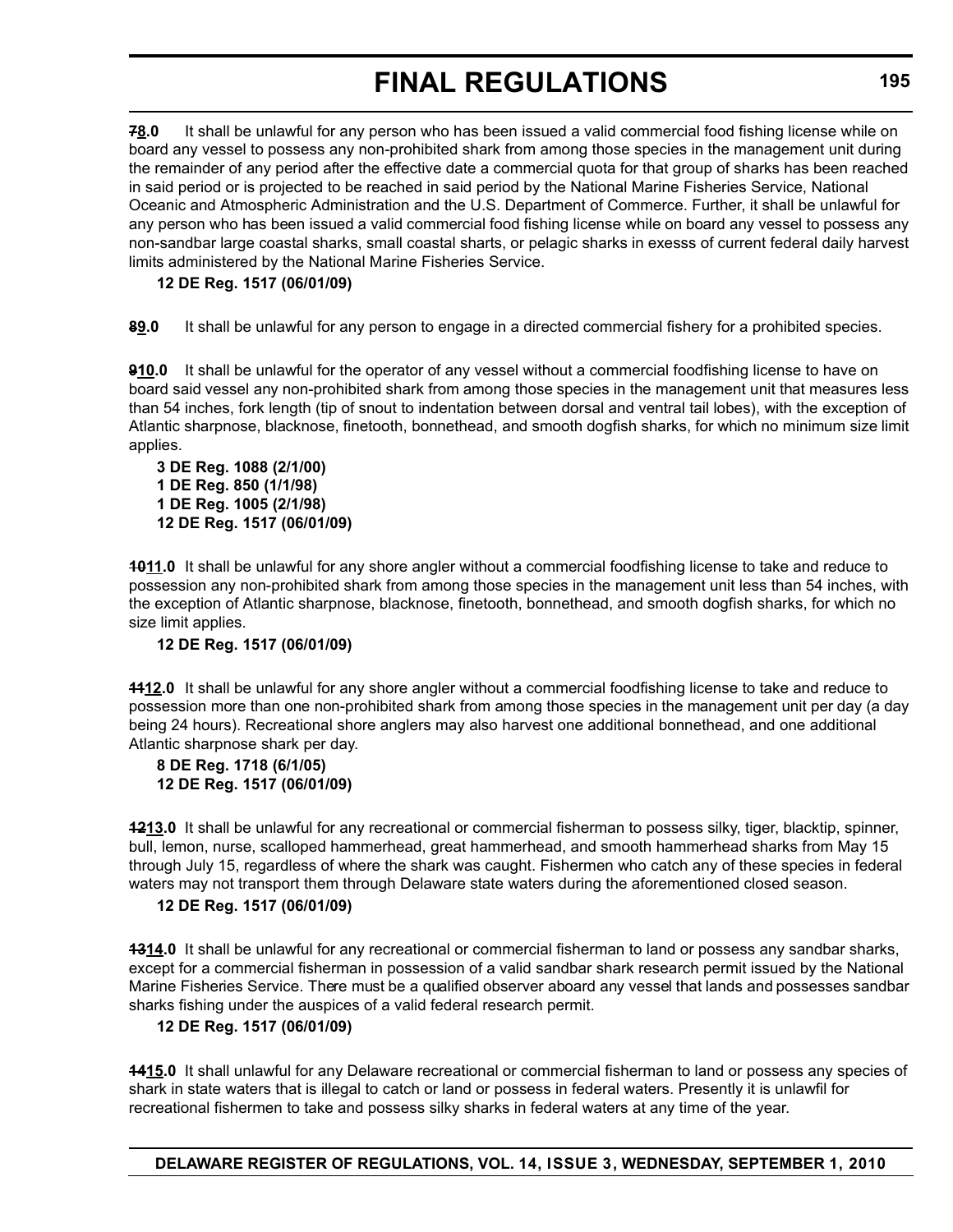~~7~~**8.0** It shall be unlawful for any person who has been issued a valid commercial food fishing license while on board any vessel to possess any non-prohibited shark from among those species in the management unit during the remainder of any period after the effective date a commercial quota for that group of sharks has been reached in said period or is projected to be reached in said period by the National Marine Fisheries Service, National Oceanic and Atmospheric Administration and the U.S. Department of Commerce. Further, it shall be unlawful for any person who has been issued a valid commercial food fishing license while on board any vessel to possess any non-sandbar large coastal sharks, small coastal sharts, or pelagic sharks in exesss of current federal daily harvest limits administered by the National Marine Fisheries Service.

**12 DE Reg. 1517 (06/01/09)**

~~8~~**9.0** It shall be unlawful for any person to engage in a directed commercial fishery for a prohibited species.

~~9~~**10.0** It shall be unlawful for the operator of any vessel without a commercial foodfishing license to have on board said vessel any non-prohibited shark from among those species in the management unit that measures less than 54 inches, fork length (tip of snout to indentation between dorsal and ventral tail lobes), with the exception of Atlantic sharpnose, blacknose, finetooth, bonnethead, and smooth dogfish sharks, for which no minimum size limit applies.

**3 DE Reg. 1088 (2/1/00)**
**1 DE Reg. 850 (1/1/98)**
**1 DE Reg. 1005 (2/1/98)**
**12 DE Reg. 1517 (06/01/09)**

~~10~~**11.0** It shall be unlawful for any shore angler without a commercial foodfishing license to take and reduce to possession any non-prohibited shark from among those species in the management unit less than 54 inches, with the exception of Atlantic sharpnose, blacknose, finetooth, bonnethead, and smooth dogfish sharks, for which no size limit applies.

**12 DE Reg. 1517 (06/01/09)**

~~11~~**12.0** It shall be unlawful for any shore angler without a commercial foodfishing license to take and reduce to possession more than one non-prohibited shark from among those species in the management unit per day (a day being 24 hours). Recreational shore anglers may also harvest one additional bonnethead, and one additional Atlantic sharpnose shark per day.

**8 DE Reg. 1718 (6/1/05)**
**12 DE Reg. 1517 (06/01/09)**

~~12~~**13.0** It shall be unlawful for any recreational or commercial fisherman to possess silky, tiger, blacktip, spinner, bull, lemon, nurse, scalloped hammerhead, great hammerhead, and smooth hammerhead sharks from May 15 through July 15, regardless of where the shark was caught. Fishermen who catch any of these species in federal waters may not transport them through Delaware state waters during the aforementioned closed season.

**12 DE Reg. 1517 (06/01/09)**

~~13~~**14.0** It shall be unlawful for any recreational or commercial fisherman to land or possess any sandbar sharks, except for a commercial fisherman in possession of a valid sandbar shark research permit issued by the National Marine Fisheries Service. There must be a qualified observer aboard any vessel that lands and possesses sandbar sharks fishing under the auspices of a valid federal research permit.

**12 DE Reg. 1517 (06/01/09)**

~~14~~**15.0** It shall unlawful for any Delaware recreational or commercial fisherman to land or possess any species of shark in state waters that is illegal to catch or land or possess in federal waters. Presently it is unlawfil for recreational fishermen to take and possess silky sharks in federal waters at any time of the year.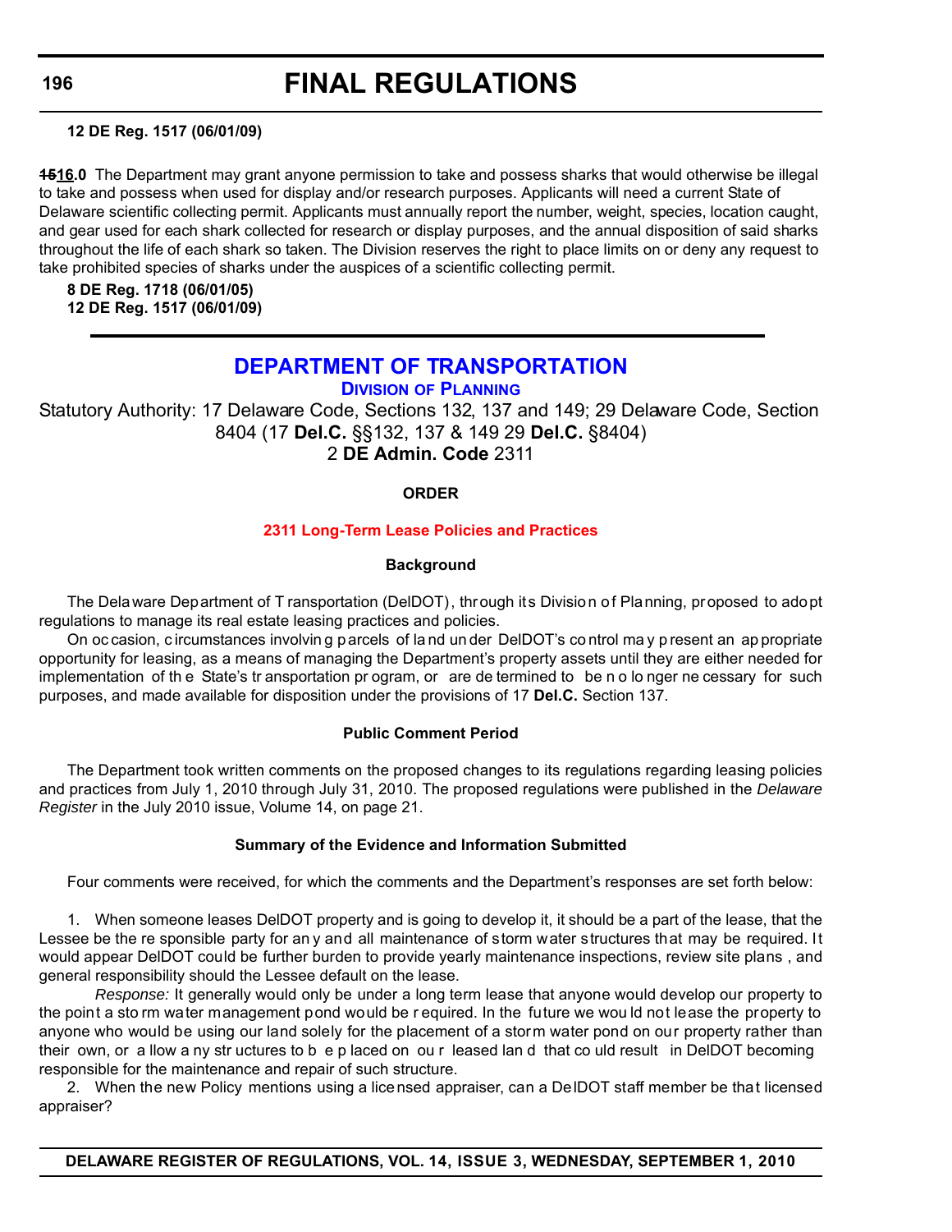**12 DE Reg. 1517 (06/01/09)**

~~15~~16.0 The Department may grant anyone permission to take and possess sharks that would otherwise be illegal to take and possess when used for display and/or research purposes. Applicants will need a current State of Delaware scientific collecting permit. Applicants must annually report the number, weight, species, location caught, and gear used for each shark collected for research or display purposes, and the annual disposition of said sharks throughout the life of each shark so taken. The Division reserves the right to place limits on or deny any request to take prohibited species of sharks under the auspices of a scientific collecting permit.

**8 DE Reg. 1718 (06/01/05)**
**12 DE Reg. 1517 (06/01/09)**

---

# DEPARTMENT OF TRANSPORTATION

## DIVISION OF PLANNING

Statutory Authority: 17 Delaware Code, Sections 132, 137 and 149; 29 Delaware Code, Section 8404 (17 **Del.C.** §§132, 137 & 149 29 **Del.C.** §8404)
2 **DE Admin. Code** 2311

### ORDER

### 2311 Long-Term Lease Policies and Practices

#### Background

The Delaware Department of Transportation (DelDOT), through its Division of Planning, proposed to adopt regulations to manage its real estate leasing practices and policies.

On occasion, circumstances involving parcels of land under DelDOT's control may present an appropriate opportunity for leasing, as a means of managing the Department's property assets until they are either needed for implementation of the State's transportation program, or are determined to be no longer necessary for such purposes, and made available for disposition under the provisions of 17 **Del.C.** Section 137.

#### Public Comment Period

The Department took written comments on the proposed changes to its regulations regarding leasing policies and practices from July 1, 2010 through July 31, 2010. The proposed regulations were published in the *Delaware Register* in the July 2010 issue, Volume 14, on page 21.

#### Summary of the Evidence and Information Submitted

Four comments were received, for which the comments and the Department's responses are set forth below:

1. When someone leases DelDOT property and is going to develop it, it should be a part of the lease, that the Lessee be the responsible party for any and all maintenance of storm water structures that may be required. It would appear DelDOT could be further burden to provide yearly maintenance inspections, review site plans , and general responsibility should the Lessee default on the lease.

   *Response:* It generally would only be under a long term lease that anyone would develop our property to the point a storm water management pond would be required. In the future we would not lease the property to anyone who would be using our land solely for the placement of a storm water pond on our property rather than their own, or allow any structures to be placed on our leased land that could result in DelDOT becoming responsible for the maintenance and repair of such structure.

2. When the new Policy mentions using a licensed appraiser, can a DelDOT staff member be that licensed appraiser?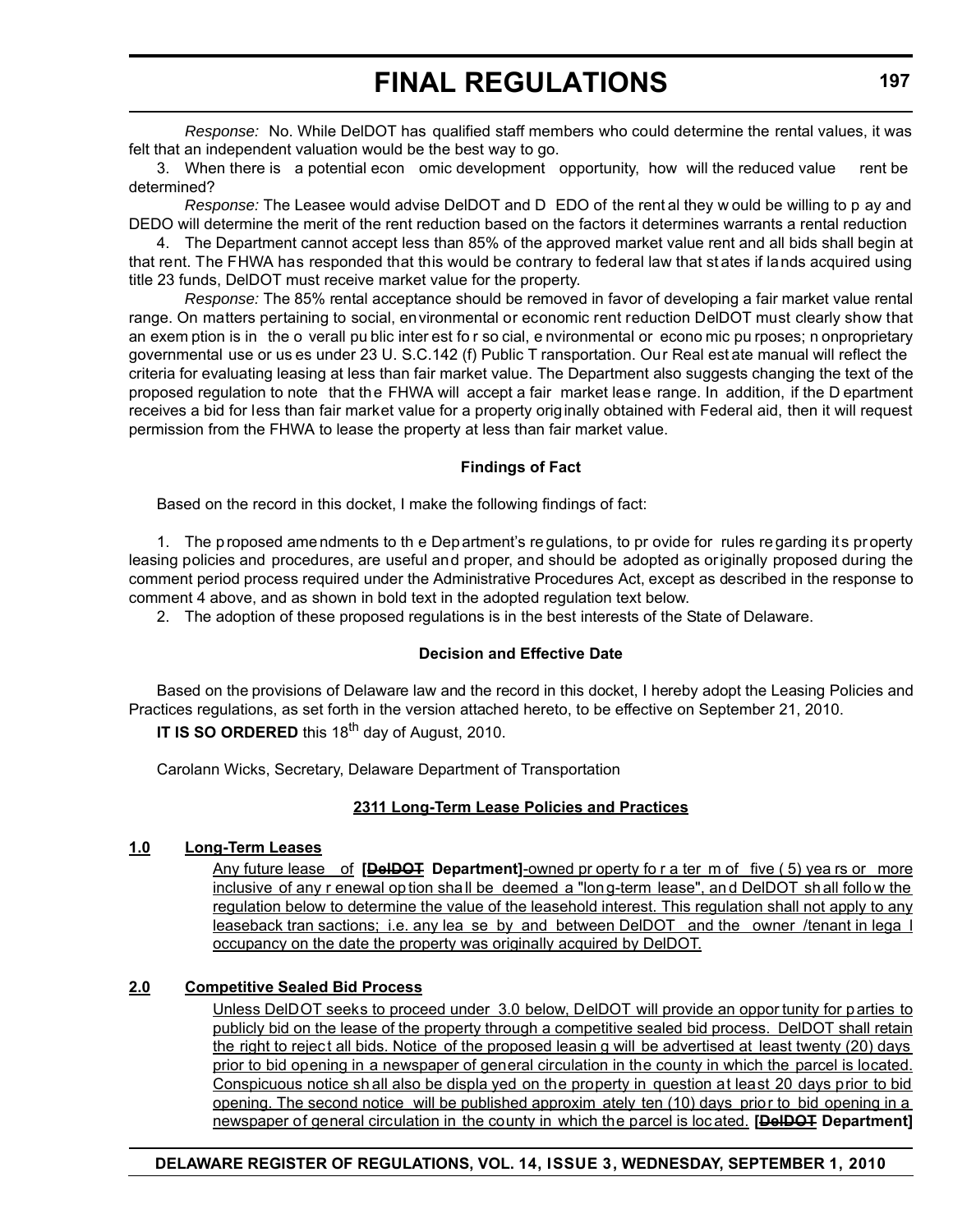*Response:* No. While DelDOT has qualified staff members who could determine the rental values, it was felt that an independent valuation would be the best way to go.

3. When there is a potential economic development opportunity, how will the reduced value rent be determined?

*Response:* The Leasee would advise DelDOT and DEDO of the rental they would be willing to pay and DEDO will determine the merit of the rent reduction based on the factors it determines warrants a rental reduction

4. The Department cannot accept less than 85% of the approved market value rent and all bids shall begin at that rent. The FHWA has responded that this would be contrary to federal law that states if lands acquired using title 23 funds, DelDOT must receive market value for the property.

*Response:* The 85% rental acceptance should be removed in favor of developing a fair market value rental range. On matters pertaining to social, environmental or economic rent reduction DelDOT must clearly show that an exemption is in the overall public interest for social, environmental or economic purposes; nonproprietary governmental use or uses under 23 U. S.C.142 (f) Public Transportation. Our Real estate manual will reflect the criteria for evaluating leasing at less than fair market value. The Department also suggests changing the text of the proposed regulation to note that the FHWA will accept a fair market lease range. In addition, if the Department receives a bid for less than fair market value for a property originally obtained with Federal aid, then it will request permission from the FHWA to lease the property at less than fair market value.

**Findings of Fact**

Based on the record in this docket, I make the following findings of fact:

1. The proposed amendments to the Department's regulations, to provide for rules regarding its property leasing policies and procedures, are useful and proper, and should be adopted as originally proposed during the comment period process required under the Administrative Procedures Act, except as described in the response to comment 4 above, and as shown in bold text in the adopted regulation text below.

2. The adoption of these proposed regulations is in the best interests of the State of Delaware.

**Decision and Effective Date**

Based on the provisions of Delaware law and the record in this docket, I hereby adopt the Leasing Policies and Practices regulations, as set forth in the version attached hereto, to be effective on September 21, 2010.

**IT IS SO ORDERED** this 18th day of August, 2010.

Carolann Wicks, Secretary, Delaware Department of Transportation

**2311 Long-Term Lease Policies and Practices**

**1.0 Long-Term Leases**

Any future lease of **[~~DelDOT~~ Department]**-owned property for a term of five (5) years or more inclusive of any renewal option shall be deemed a "long-term lease", and DelDOT shall follow the regulation below to determine the value of the leasehold interest. This regulation shall not apply to any leaseback transactions; i.e. any lease by and between DelDOT and the owner /tenant in legal occupancy on the date the property was originally acquired by DelDOT.

**2.0 Competitive Sealed Bid Process**

Unless DelDOT seeks to proceed under 3.0 below, DelDOT will provide an opportunity for parties to publicly bid on the lease of the property through a competitive sealed bid process. DelDOT shall retain the right to reject all bids. Notice of the proposed leasing will be advertised at least twenty (20) days prior to bid opening in a newspaper of general circulation in the county in which the parcel is located. Conspicuous notice shall also be displayed on the property in question at least 20 days prior to bid opening. The second notice will be published approximately ten (10) days prior to bid opening in a newspaper of general circulation in the county in which the parcel is located. **[~~DelDOT~~ Department]**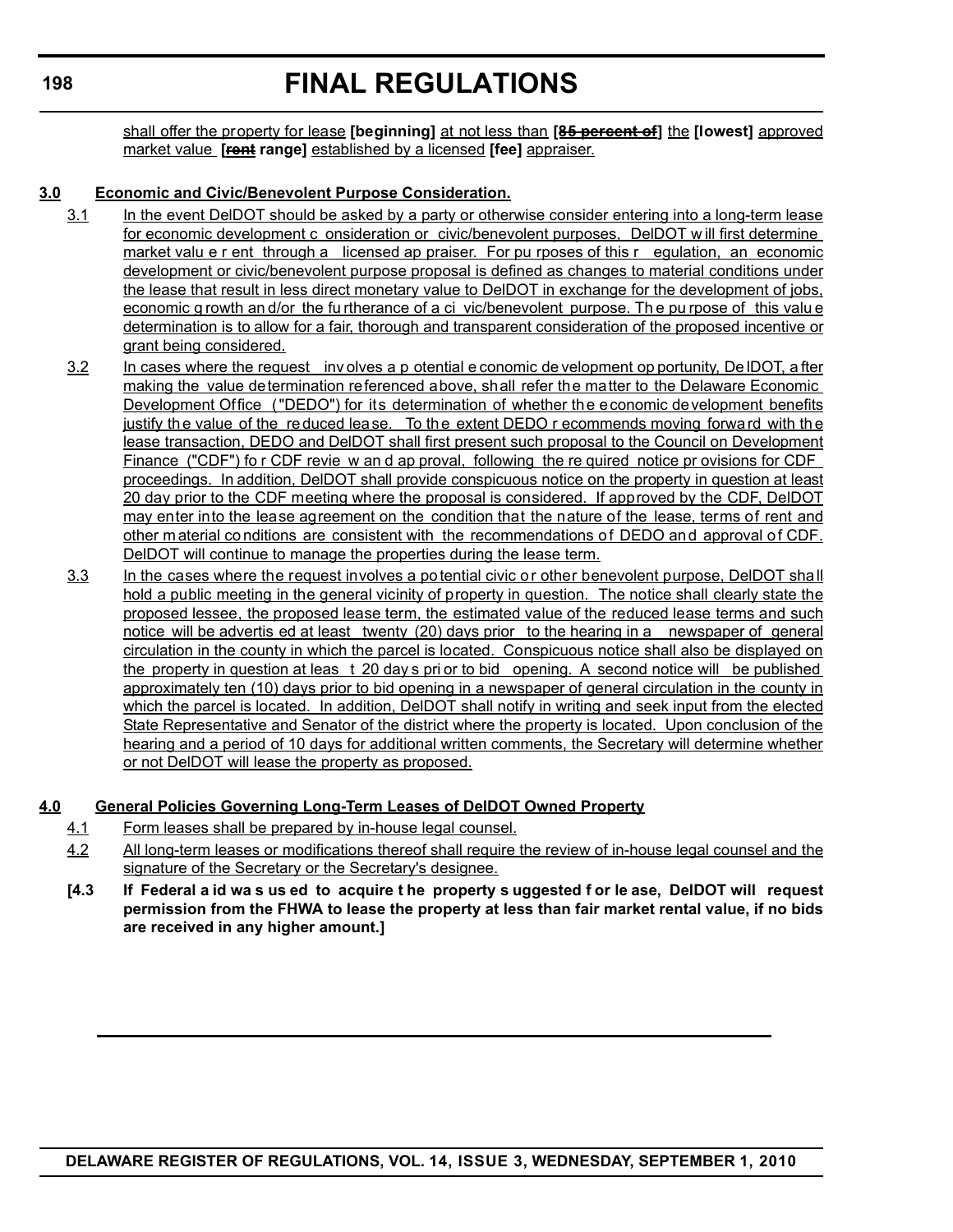shall offer the property for lease **[beginning]** at not less than **[~~85 percent of~~]** the **[lowest]** approved market value **[~~rent~~ range]** established by a licensed **[fee]** appraiser.

## 3.0 Economic and Civic/Benevolent Purpose Consideration.

3.1 In the event DelDOT should be asked by a party or otherwise consider entering into a long-term lease for economic development consideration or civic/benevolent purposes, DelDOT will first determine market value rent through a licensed appraiser. For purposes of this regulation, an economic development or civic/benevolent purpose proposal is defined as changes to material conditions under the lease that result in less direct monetary value to DelDOT in exchange for the development of jobs, economic growth and/or the furtherance of a civic/benevolent purpose. The purpose of this value determination is to allow for a fair, thorough and transparent consideration of the proposed incentive or grant being considered.

3.2 In cases where the request involves a potential economic development opportunity, DelDOT, after making the value determination referenced above, shall refer the matter to the Delaware Economic Development Office ("DEDO") for its determination of whether the economic development benefits justify the value of the reduced lease. To the extent DEDO recommends moving forward with the lease transaction, DEDO and DelDOT shall first present such proposal to the Council on Development Finance ("CDF") for CDF review and approval, following the required notice provisions for CDF proceedings. In addition, DelDOT shall provide conspicuous notice on the property in question at least 20 day prior to the CDF meeting where the proposal is considered. If approved by the CDF, DelDOT may enter into the lease agreement on the condition that the nature of the lease, terms of rent and other material conditions are consistent with the recommendations of DEDO and approval of CDF. DelDOT will continue to manage the properties during the lease term.

3.3 In the cases where the request involves a potential civic or other benevolent purpose, DelDOT shall hold a public meeting in the general vicinity of property in question. The notice shall clearly state the proposed lessee, the proposed lease term, the estimated value of the reduced lease terms and such notice will be advertised at least twenty (20) days prior to the hearing in a newspaper of general circulation in the county in which the parcel is located. Conspicuous notice shall also be displayed on the property in question at least 20 days prior to bid opening. A second notice will be published approximately ten (10) days prior to bid opening in a newspaper of general circulation in the county in which the parcel is located. In addition, DelDOT shall notify in writing and seek input from the elected State Representative and Senator of the district where the property is located. Upon conclusion of the hearing and a period of 10 days for additional written comments, the Secretary will determine whether or not DelDOT will lease the property as proposed.

## 4.0 General Policies Governing Long-Term Leases of DelDOT Owned Property

4.1 Form leases shall be prepared by in-house legal counsel.

4.2 All long-term leases or modifications thereof shall require the review of in-house legal counsel and the signature of the Secretary or the Secretary's designee.

**[4.3 If Federal aid was used to acquire the property suggested for lease, DelDOT will request permission from the FHWA to lease the property at less than fair market rental value, if no bids are received in any higher amount.]**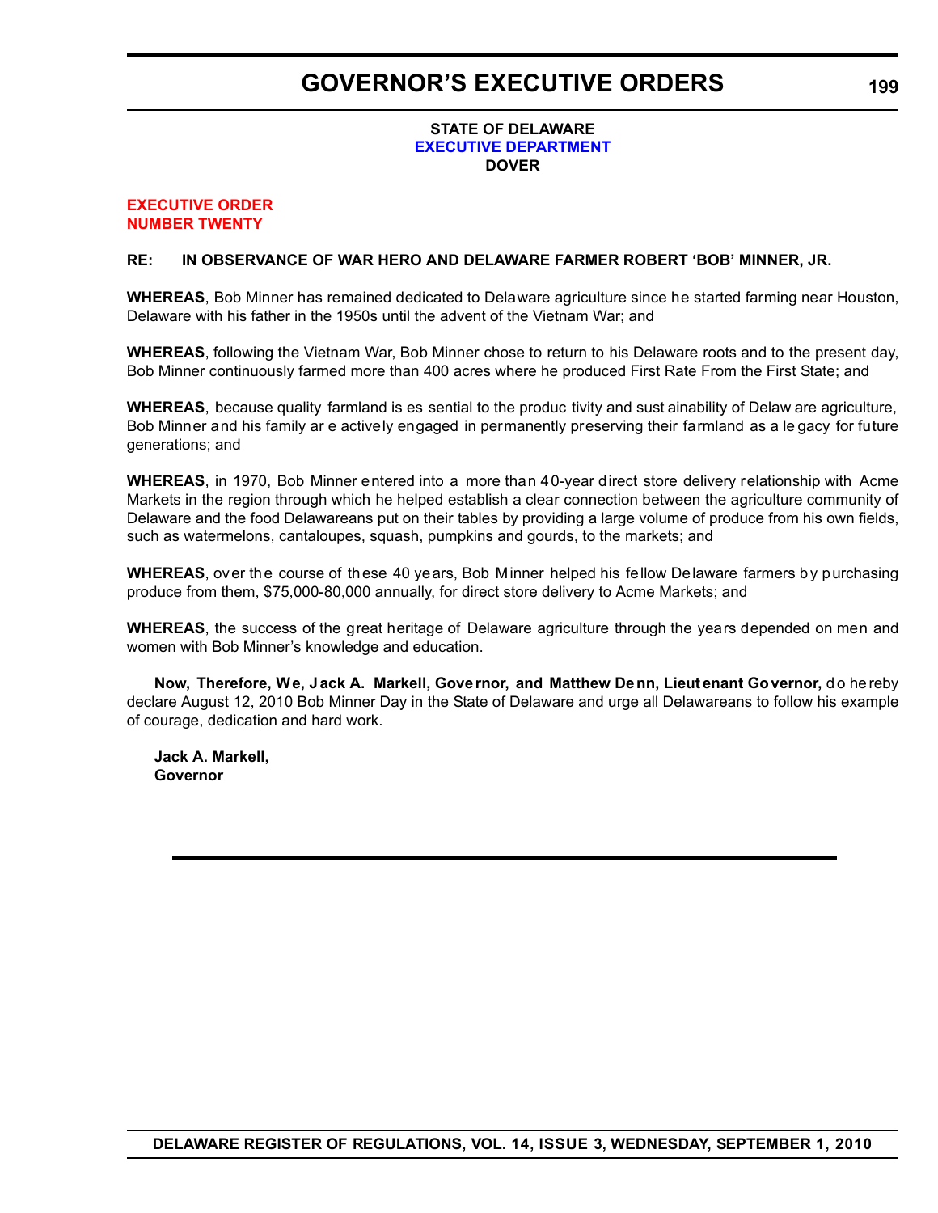# GOVERNOR'S EXECUTIVE ORDERS

**STATE OF DELAWARE**
**EXECUTIVE DEPARTMENT**
**DOVER**

**EXECUTIVE ORDER**
**NUMBER TWENTY**

**RE: IN OBSERVANCE OF WAR HERO AND DELAWARE FARMER ROBERT 'BOB' MINNER, JR.**

**WHEREAS**, Bob Minner has remained dedicated to Delaware agriculture since he started farming near Houston, Delaware with his father in the 1950s until the advent of the Vietnam War; and

**WHEREAS**, following the Vietnam War, Bob Minner chose to return to his Delaware roots and to the present day, Bob Minner continuously farmed more than 400 acres where he produced First Rate From the First State; and

**WHEREAS**, because quality farmland is essential to the productivity and sustainability of Delaware agriculture, Bob Minner and his family are actively engaged in permanently preserving their farmland as a legacy for future generations; and

**WHEREAS**, in 1970, Bob Minner entered into a more than 40-year direct store delivery relationship with Acme Markets in the region through which he helped establish a clear connection between the agriculture community of Delaware and the food Delawareans put on their tables by providing a large volume of produce from his own fields, such as watermelons, cantaloupes, squash, pumpkins and gourds, to the markets; and

**WHEREAS**, over the course of these 40 years, Bob Minner helped his fellow Delaware farmers by purchasing produce from them, $75,000-80,000 annually, for direct store delivery to Acme Markets; and

**WHEREAS**, the success of the great heritage of Delaware agriculture through the years depended on men and women with Bob Minner's knowledge and education.

**Now, Therefore, We, Jack A. Markell, Governor, and Matthew Denn, Lieutenant Governor,** do hereby declare August 12, 2010 Bob Minner Day in the State of Delaware and urge all Delawareans to follow his example of courage, dedication and hard work.

**Jack A. Markell,**
**Governor**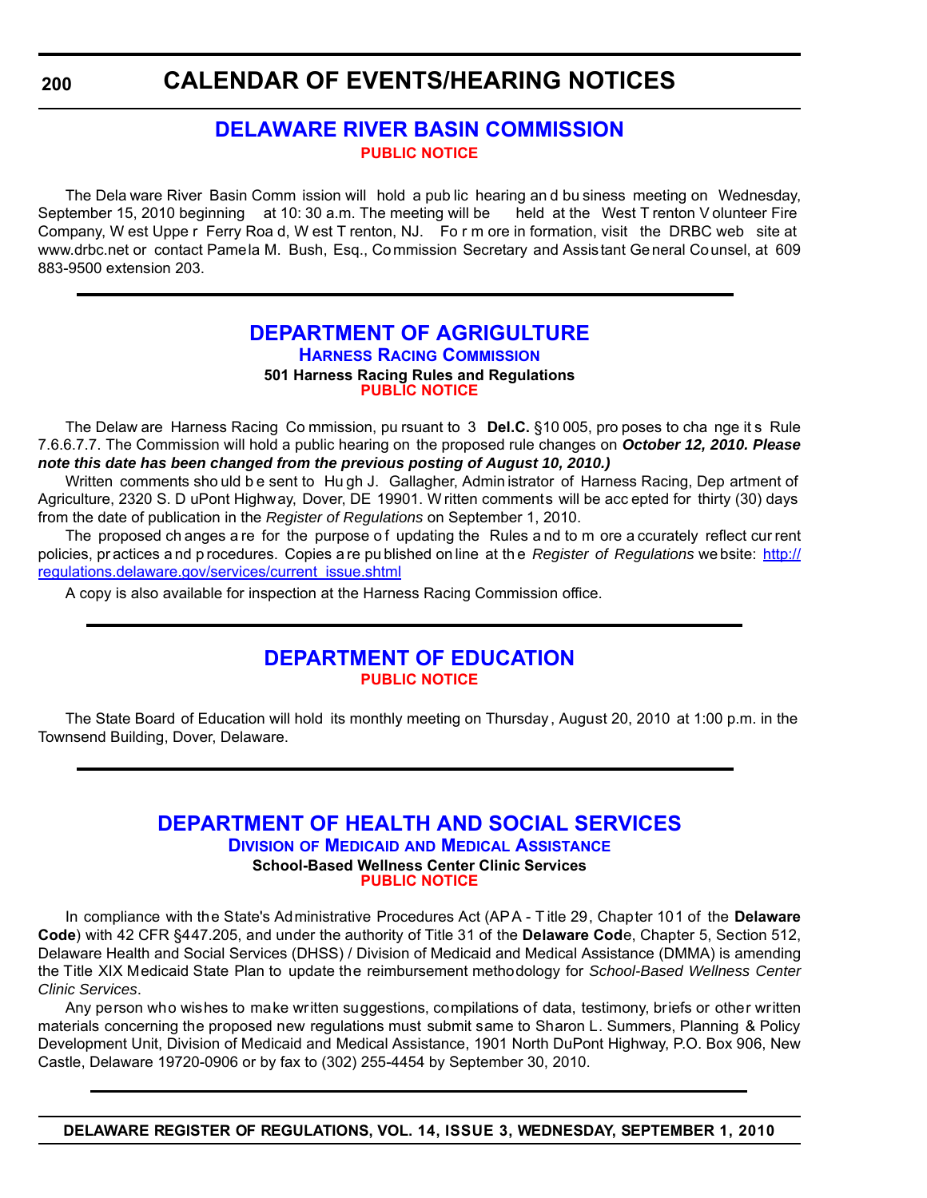# CALENDAR OF EVENTS/HEARING NOTICES

## DELAWARE RIVER BASIN COMMISSION

**PUBLIC NOTICE**

The Delaware River Basin Commission will hold a public hearing and business meeting on Wednesday, September 15, 2010 beginning at 10:30 a.m. The meeting will be held at the West Trenton Volunteer Fire Company, West Upper Ferry Road, West Trenton, NJ. For more information, visit the DRBC web site at www.drbc.net or contact Pamela M. Bush, Esq., Commission Secretary and Assistant General Counsel, at 609 883-9500 extension 203.

---

## DEPARTMENT OF AGRICULTURE

### HARNESS RACING COMMISSION

**501 Harness Racing Rules and Regulations**

**PUBLIC NOTICE**

The Delaware Harness Racing Commission, pursuant to 3 **Del.C.** §10005, proposes to change its Rule 7.6.6.7.7. The Commission will hold a public hearing on the proposed rule changes on ***October 12, 2010. Please note this date has been changed from the previous posting of August 10, 2010.)***

Written comments should be sent to Hugh J. Gallagher, Administrator of Harness Racing, Department of Agriculture, 2320 S. DuPont Highway, Dover, DE 19901. Written comments will be accepted for thirty (30) days from the date of publication in the *Register of Regulations* on September 1, 2010.

The proposed changes are for the purpose of updating the Rules and to more accurately reflect current policies, practices and procedures. Copies are published online at the *Register of Regulations* website: http://regulations.delaware.gov/services/current_issue.shtml

A copy is also available for inspection at the Harness Racing Commission office.

---

## DEPARTMENT OF EDUCATION

**PUBLIC NOTICE**

The State Board of Education will hold its monthly meeting on Thursday, August 20, 2010 at 1:00 p.m. in the Townsend Building, Dover, Delaware.

---

## DEPARTMENT OF HEALTH AND SOCIAL SERVICES

### DIVISION OF MEDICAID AND MEDICAL ASSISTANCE

**School-Based Wellness Center Clinic Services**

**PUBLIC NOTICE**

In compliance with the State's Administrative Procedures Act (APA - Title 29, Chapter 101 of the **Delaware Code**) with 42 CFR §447.205, and under the authority of Title 31 of the **Delaware Code**, Chapter 5, Section 512, Delaware Health and Social Services (DHSS) / Division of Medicaid and Medical Assistance (DMMA) is amending the Title XIX Medicaid State Plan to update the reimbursement methodology for *School-Based Wellness Center Clinic Services*.

Any person who wishes to make written suggestions, compilations of data, testimony, briefs or other written materials concerning the proposed new regulations must submit same to Sharon L. Summers, Planning & Policy Development Unit, Division of Medicaid and Medical Assistance, 1901 North DuPont Highway, P.O. Box 906, New Castle, Delaware 19720-0906 or by fax to (302) 255-4454 by September 30, 2010.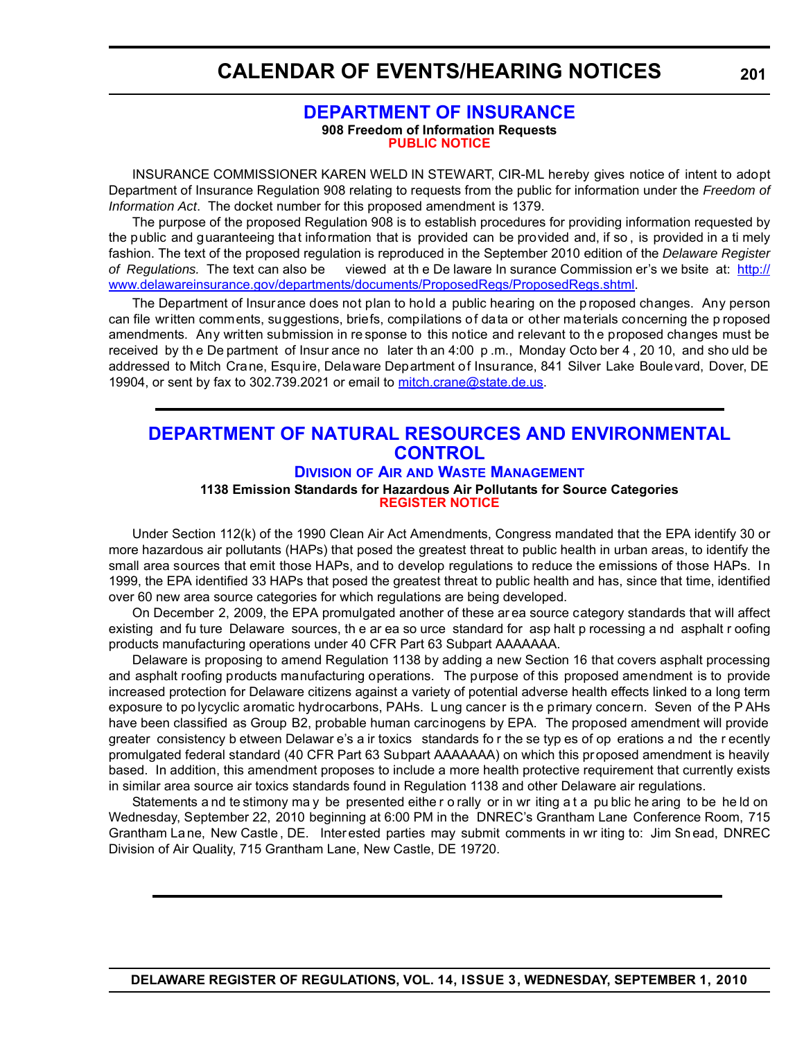# CALENDAR OF EVENTS/HEARING NOTICES

## DEPARTMENT OF INSURANCE

**908 Freedom of Information Requests**

**PUBLIC NOTICE**

INSURANCE COMMISSIONER KAREN WELD IN STEWART, CIR-ML hereby gives notice of intent to adopt Department of Insurance Regulation 908 relating to requests from the public for information under the *Freedom of Information Act*. The docket number for this proposed amendment is 1379.

The purpose of the proposed Regulation 908 is to establish procedures for providing information requested by the public and guaranteeing that information that is provided can be provided and, if so, is provided in a timely fashion. The text of the proposed regulation is reproduced in the September 2010 edition of the *Delaware Register of Regulations.* The text can also be viewed at the Delaware Insurance Commissioner's website at: http://www.delawareinsurance.gov/departments/documents/ProposedRegs/ProposedRegs.shtml.

The Department of Insurance does not plan to hold a public hearing on the proposed changes. Any person can file written comments, suggestions, briefs, compilations of data or other materials concerning the proposed amendments. Any written submission in response to this notice and relevant to the proposed changes must be received by the Department of Insurance no later than 4:00 p.m., Monday October 4, 2010, and should be addressed to Mitch Crane, Esquire, Delaware Department of Insurance, 841 Silver Lake Boulevard, Dover, DE 19904, or sent by fax to 302.739.2021 or email to mitch.crane@state.de.us.

---

## DEPARTMENT OF NATURAL RESOURCES AND ENVIRONMENTAL CONTROL

### Division of Air and Waste Management

**1138 Emission Standards for Hazardous Air Pollutants for Source Categories**

**REGISTER NOTICE**

Under Section 112(k) of the 1990 Clean Air Act Amendments, Congress mandated that the EPA identify 30 or more hazardous air pollutants (HAPs) that posed the greatest threat to public health in urban areas, to identify the small area sources that emit those HAPs, and to develop regulations to reduce the emissions of those HAPs. In 1999, the EPA identified 33 HAPs that posed the greatest threat to public health and has, since that time, identified over 60 new area source categories for which regulations are being developed.

On December 2, 2009, the EPA promulgated another of these area source category standards that will affect existing and future Delaware sources, the area source standard for asphalt processing and asphalt roofing products manufacturing operations under 40 CFR Part 63 Subpart AAAAAAA.

Delaware is proposing to amend Regulation 1138 by adding a new Section 16 that covers asphalt processing and asphalt roofing products manufacturing operations. The purpose of this proposed amendment is to provide increased protection for Delaware citizens against a variety of potential adverse health effects linked to a long term exposure to polycyclic aromatic hydrocarbons, PAHs. Lung cancer is the primary concern. Seven of the PAHs have been classified as Group B2, probable human carcinogens by EPA. The proposed amendment will provide greater consistency between Delaware's air toxics standards for these types of operations and the recently promulgated federal standard (40 CFR Part 63 Subpart AAAAAAA) on which this proposed amendment is heavily based. In addition, this amendment proposes to include a more health protective requirement that currently exists in similar area source air toxics standards found in Regulation 1138 and other Delaware air regulations.

Statements and testimony may be presented either orally or in writing at a public hearing to be held on Wednesday, September 22, 2010 beginning at 6:00 PM in the DNREC's Grantham Lane Conference Room, 715 Grantham Lane, New Castle, DE. Interested parties may submit comments in writing to: Jim Snead, DNREC Division of Air Quality, 715 Grantham Lane, New Castle, DE 19720.

---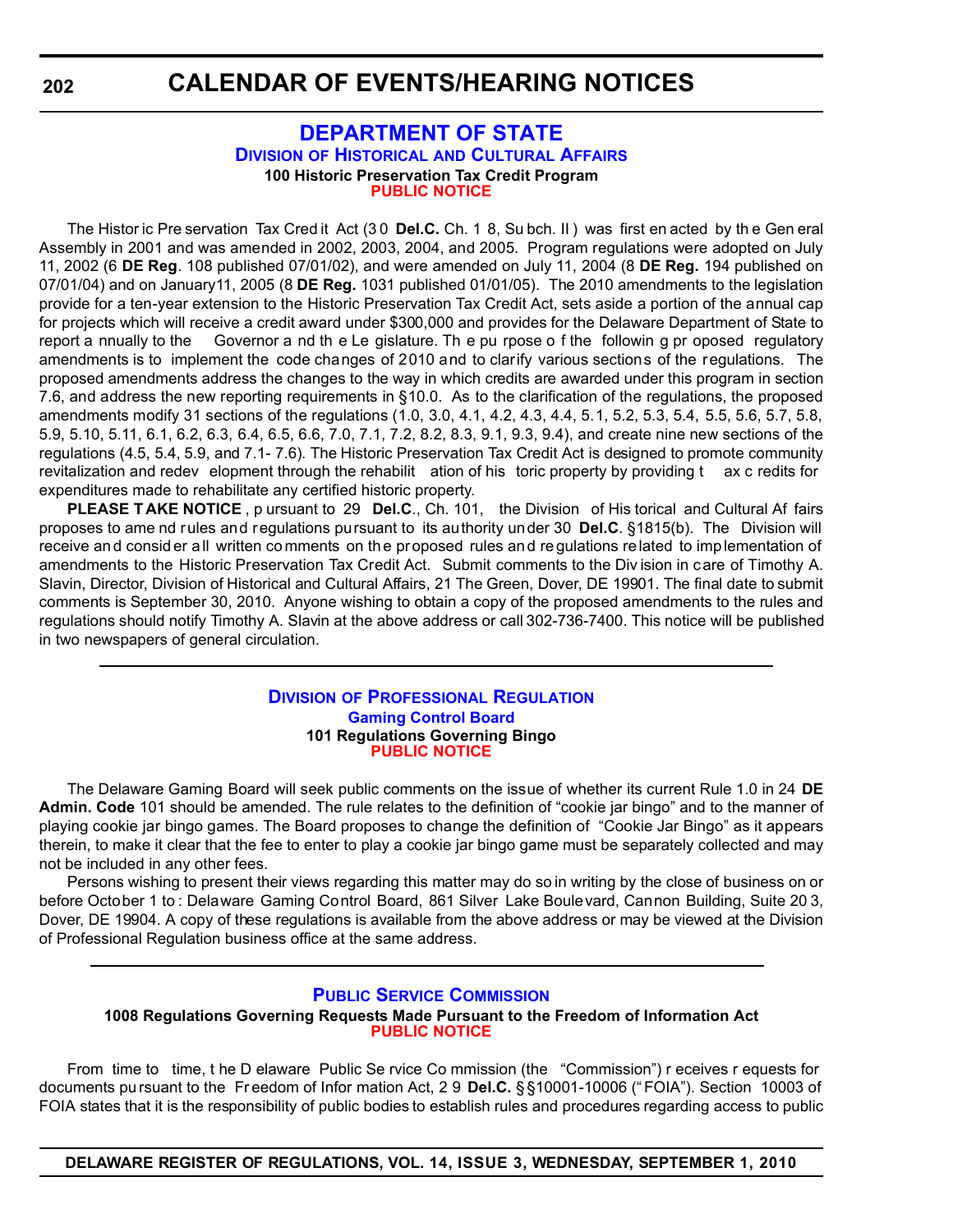# CALENDAR OF EVENTS/HEARING NOTICES

## DEPARTMENT OF STATE

### Division of Historical and Cultural Affairs

**100 Historic Preservation Tax Credit Program**

**PUBLIC NOTICE**

The Historic Preservation Tax Credit Act (30 **Del.C.** Ch. 18, Subch. II) was first enacted by the General Assembly in 2001 and was amended in 2002, 2003, 2004, and 2005. Program regulations were adopted on July 11, 2002 (6 **DE Reg**. 108 published 07/01/02), and were amended on July 11, 2004 (8 **DE Reg.** 194 published on 07/01/04) and on January11, 2005 (8 **DE Reg.** 1031 published 01/01/05). The 2010 amendments to the legislation provide for a ten-year extension to the Historic Preservation Tax Credit Act, sets aside a portion of the annual cap for projects which will receive a credit award under $300,000 and provides for the Delaware Department of State to report annually to the Governor and the Legislature. The purpose of the following proposed regulatory amendments is to implement the code changes of 2010 and to clarify various sections of the regulations. The proposed amendments address the changes to the way in which credits are awarded under this program in section 7.6, and address the new reporting requirements in §10.0. As to the clarification of the regulations, the proposed amendments modify 31 sections of the regulations (1.0, 3.0, 4.1, 4.2, 4.3, 4.4, 5.1, 5.2, 5.3, 5.4, 5.5, 5.6, 5.7, 5.8, 5.9, 5.10, 5.11, 6.1, 6.2, 6.3, 6.4, 6.5, 6.6, 7.0, 7.1, 7.2, 8.2, 8.3, 9.1, 9.3, 9.4), and create nine new sections of the regulations (4.5, 5.4, 5.9, and 7.1- 7.6). The Historic Preservation Tax Credit Act is designed to promote community revitalization and redevelopment through the rehabilitation of historic property by providing tax credits for expenditures made to rehabilitate any certified historic property.

**PLEASE TAKE NOTICE**, pursuant to 29 **Del.C**., Ch. 101, the Division of Historical and Cultural Affairs proposes to amend rules and regulations pursuant to its authority under 30 **Del.C**. §1815(b). The Division will receive and consider all written comments on the proposed rules and regulations related to implementation of amendments to the Historic Preservation Tax Credit Act. Submit comments to the Division in care of Timothy A. Slavin, Director, Division of Historical and Cultural Affairs, 21 The Green, Dover, DE 19901. The final date to submit comments is September 30, 2010. Anyone wishing to obtain a copy of the proposed amendments to the rules and regulations should notify Timothy A. Slavin at the above address or call 302-736-7400. This notice will be published in two newspapers of general circulation.

---

### Division of Professional Regulation

**Gaming Control Board**

**101 Regulations Governing Bingo**

**PUBLIC NOTICE**

The Delaware Gaming Board will seek public comments on the issue of whether its current Rule 1.0 in 24 **DE Admin. Code** 101 should be amended. The rule relates to the definition of "cookie jar bingo" and to the manner of playing cookie jar bingo games. The Board proposes to change the definition of "Cookie Jar Bingo" as it appears therein, to make it clear that the fee to enter to play a cookie jar bingo game must be separately collected and may not be included in any other fees.

Persons wishing to present their views regarding this matter may do so in writing by the close of business on or before October 1 to: Delaware Gaming Control Board, 861 Silver Lake Boulevard, Cannon Building, Suite 203, Dover, DE 19904. A copy of these regulations is available from the above address or may be viewed at the Division of Professional Regulation business office at the same address.

---

### Public Service Commission

**1008 Regulations Governing Requests Made Pursuant to the Freedom of Information Act**

**PUBLIC NOTICE**

From time to time, the Delaware Public Service Commission (the "Commission") receives requests for documents pursuant to the Freedom of Information Act, 29 **Del.C.** §§10001-10006 ("FOIA"). Section 10003 of FOIA states that it is the responsibility of public bodies to establish rules and procedures regarding access to public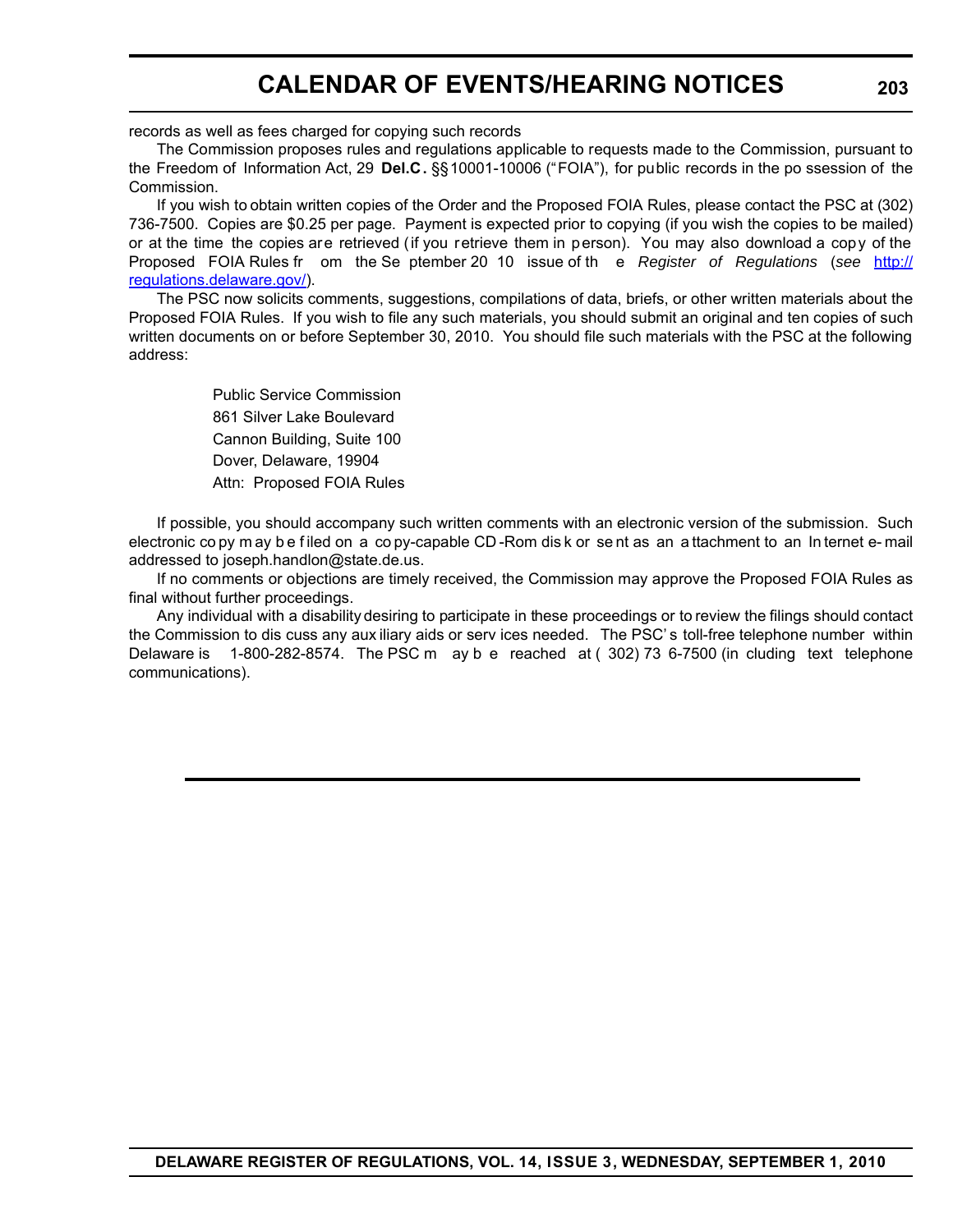records as well as fees charged for copying such records

The Commission proposes rules and regulations applicable to requests made to the Commission, pursuant to the Freedom of Information Act, 29 **Del.C.** §§10001-10006 ("FOIA"), for public records in the possession of the Commission.

If you wish to obtain written copies of the Order and the Proposed FOIA Rules, please contact the PSC at (302) 736-7500. Copies are $0.25 per page. Payment is expected prior to copying (if you wish the copies to be mailed) or at the time the copies are retrieved (if you retrieve them in person). You may also download a copy of the Proposed FOIA Rules from the September 2010 issue of the *Register of Regulations* (*see* http://regulations.delaware.gov/).

The PSC now solicits comments, suggestions, compilations of data, briefs, or other written materials about the Proposed FOIA Rules. If you wish to file any such materials, you should submit an original and ten copies of such written documents on or before September 30, 2010. You should file such materials with the PSC at the following address:

Public Service Commission
861 Silver Lake Boulevard
Cannon Building, Suite 100
Dover, Delaware, 19904
Attn: Proposed FOIA Rules

If possible, you should accompany such written comments with an electronic version of the submission. Such electronic copy may be filed on a copy-capable CD-Rom disk or sent as an attachment to an Internet e-mail addressed to joseph.handlon@state.de.us.

If no comments or objections are timely received, the Commission may approve the Proposed FOIA Rules as final without further proceedings.

Any individual with a disability desiring to participate in these proceedings or to review the filings should contact the Commission to discuss any auxiliary aids or services needed. The PSC's toll-free telephone number within Delaware is 1-800-282-8574. The PSC may be reached at (302) 736-7500 (including text telephone communications).